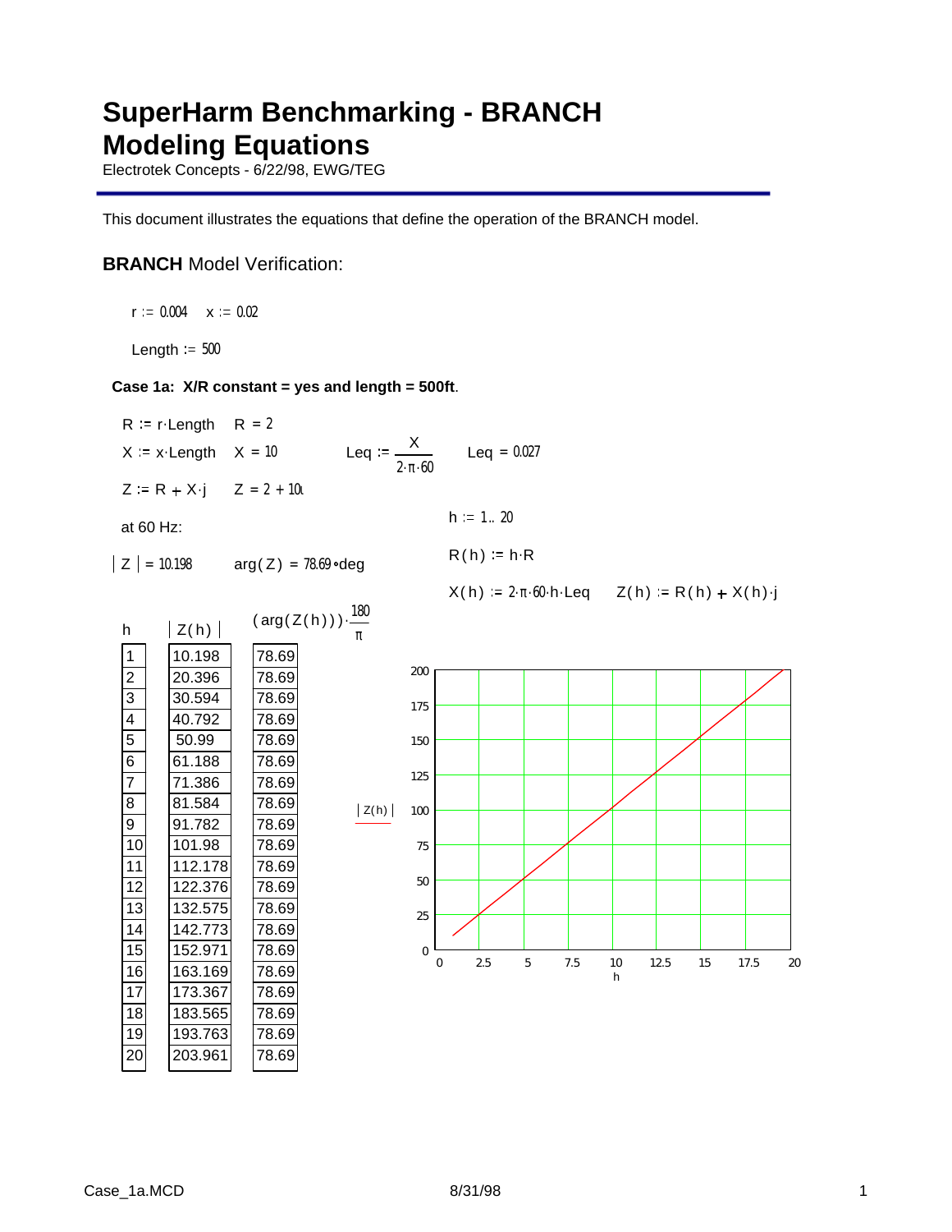# SuperHarm Benchmarking - BRANCH Modeling Equations

Electrotek Concepts - 6/22/98, EWG/TEG

This document illustrates the equations that define the operation of the BRANCH model.

## **BRANCH** Model Verification:

$r := 0.004 \quad x := 0.02$

$Length := 500$

### Case 1a: X/R constant = yes and length = 500ft.

$R := r \cdot Length \quad R = 2$

$X := x \cdot Length \quad X = 10 \qquad Leq := \dfrac{X}{2 \cdot \pi \cdot 60} \qquad Leq = 0.027$

$Z := R + X \cdot j \quad Z = 2 + 10i$

at 60 Hz:

$|Z| = 10.198 \qquad \arg(Z) = 78.69 \circ deg$

$h := 1 .. 20$

$R(h) := h \cdot R$

$X(h) := 2 \cdot \pi \cdot 60 \cdot h \cdot Leq \qquad Z(h) := R(h) + X(h) \cdot j$

| $h$ | $\lvert Z(h) \rvert$ | $(\arg(Z(h))) \cdot \frac{180}{\pi}$ |
|---|---|---|
| 1 | 10.198 | 78.69 |
| 2 | 20.396 | 78.69 |
| 3 | 30.594 | 78.69 |
| 4 | 40.792 | 78.69 |
| 5 | 50.99 | 78.69 |
| 6 | 61.188 | 78.69 |
| 7 | 71.386 | 78.69 |
| 8 | 81.584 | 78.69 |
| 9 | 91.782 | 78.69 |
| 10 | 101.98 | 78.69 |
| 11 | 112.178 | 78.69 |
| 12 | 122.376 | 78.69 |
| 13 | 132.575 | 78.69 |
| 14 | 142.773 | 78.69 |
| 15 | 152.971 | 78.69 |
| 16 | 163.169 | 78.69 |
| 17 | 173.367 | 78.69 |
| 18 | 183.565 | 78.69 |
| 19 | 193.763 | 78.69 |
| 20 | 203.961 | 78.69 |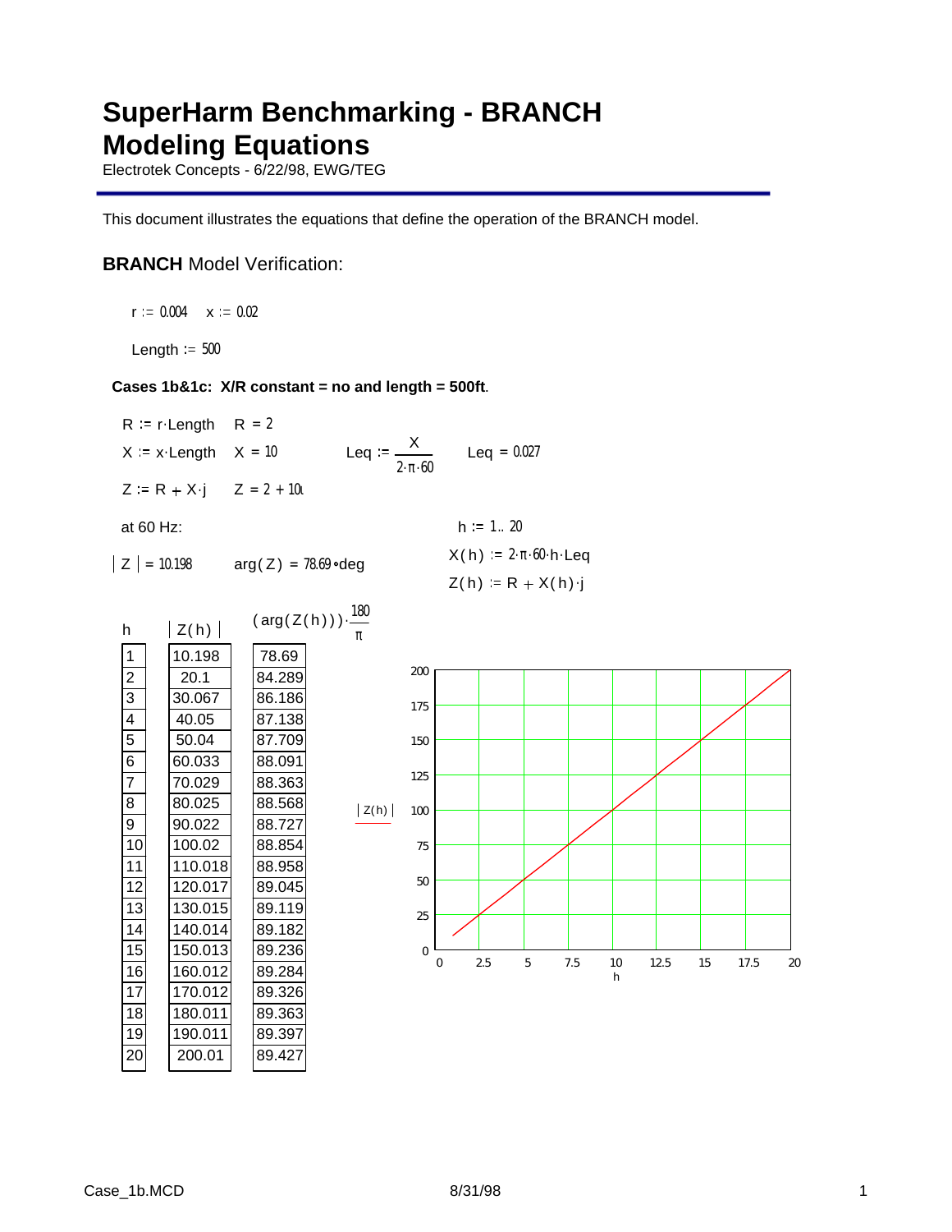# SuperHarm Benchmarking - BRANCH Modeling Equations

Electrotek Concepts - 6/22/98, EWG/TEG

This document illustrates the equations that define the operation of the BRANCH model.

## **BRANCH** Model Verification:

$r := 0.004 \quad x := 0.02$

$\text{Length} := 500$

**Cases 1b&1c: X/R constant = no and length = 500ft**.

$R := r \cdot \text{Length} \quad R = 2$

$X := x \cdot \text{Length} \quad X = 10 \qquad \text{Leq} := \dfrac{X}{2 \cdot \pi \cdot 60} \qquad \text{Leq} = 0.027$

$Z := R + X \cdot j \quad Z = 2 + 10i$

at 60 Hz:

$|Z| = 10.198 \qquad \arg(Z) = 78.69 \circ \text{deg}$

$h := 1..20$

$X(h) := 2 \cdot \pi \cdot 60 \cdot h \cdot \text{Leq}$

$Z(h) := R + X(h) \cdot j$

| $h$ | $\|Z(h)\|$ | $(\arg(Z(h))) \cdot \frac{180}{\pi}$ |
|---|---|---|
| 1 | 10.198 | 78.69 |
| 2 | 20.1 | 84.289 |
| 3 | 30.067 | 86.186 |
| 4 | 40.05 | 87.138 |
| 5 | 50.04 | 87.709 |
| 6 | 60.033 | 88.091 |
| 7 | 70.029 | 88.363 |
| 8 | 80.025 | 88.568 |
| 9 | 90.022 | 88.727 |
| 10 | 100.02 | 88.854 |
| 11 | 110.018 | 88.958 |
| 12 | 120.017 | 89.045 |
| 13 | 130.015 | 89.119 |
| 14 | 140.014 | 89.182 |
| 15 | 150.013 | 89.236 |
| 16 | 160.012 | 89.284 |
| 17 | 170.012 | 89.326 |
| 18 | 180.011 | 89.363 |
| 19 | 190.011 | 89.397 |
| 20 | 200.01 | 89.427 |

Plot: $|Z(h)|$ versus $h$ (x-axis 0 to 20, y-axis 0 to 200).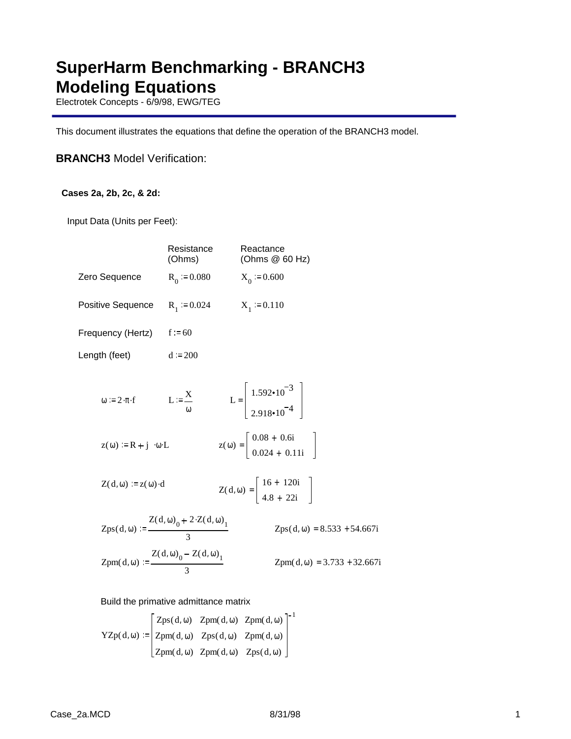# SuperHarm Benchmarking - BRANCH3 Modeling Equations

Electrotek Concepts - 6/9/98, EWG/TEG

This document illustrates the equations that define the operation of the BRANCH3 model.

## **BRANCH3** Model Verification:

### Cases 2a, 2b, 2c, & 2d:

Input Data (Units per Feet):

| | Resistance (Ohms) | Reactance (Ohms @ 60 Hz) |
|---|---|---|
| Zero Sequence | $R_0 := 0.080$ | $X_0 := 0.600$ |
| Positive Sequence | $R_1 := 0.024$ | $X_1 := 0.110$ |
| Frequency (Hertz) | $f := 60$ | |
| Length (feet) | $d := 200$ | |

$$\omega := 2 \cdot \pi \cdot f \qquad L := \frac{X}{\omega} \qquad L = \begin{bmatrix} 1.592 \cdot 10^{-3} \\ 2.918 \cdot 10^{-4} \end{bmatrix}$$

$$z(\omega) := R + j \cdot \omega \cdot L \qquad z(\omega) = \begin{bmatrix} 0.08 + 0.6i \\ 0.024 + 0.11i \end{bmatrix}$$

$$Z(d,\omega) := z(\omega) \cdot d \qquad Z(d,\omega) = \begin{bmatrix} 16 + 120i \\ 4.8 + 22i \end{bmatrix}$$

$$Zps(d,\omega) := \frac{Z(d,\omega)_0 + 2 \cdot Z(d,\omega)_1}{3} \qquad Zps(d,\omega) = 8.533 + 54.667i$$

$$Zpm(d,\omega) := \frac{Z(d,\omega)_0 - Z(d,\omega)_1}{3} \qquad Zpm(d,\omega) = 3.733 + 32.667i$$

Build the primative admittance matrix

$$YZp(d,\omega) := \begin{bmatrix} Zps(d,\omega) & Zpm(d,\omega) & Zpm(d,\omega) \\ Zpm(d,\omega) & Zps(d,\omega) & Zpm(d,\omega) \\ Zpm(d,\omega) & Zpm(d,\omega) & Zps(d,\omega) \end{bmatrix}^{-1}$$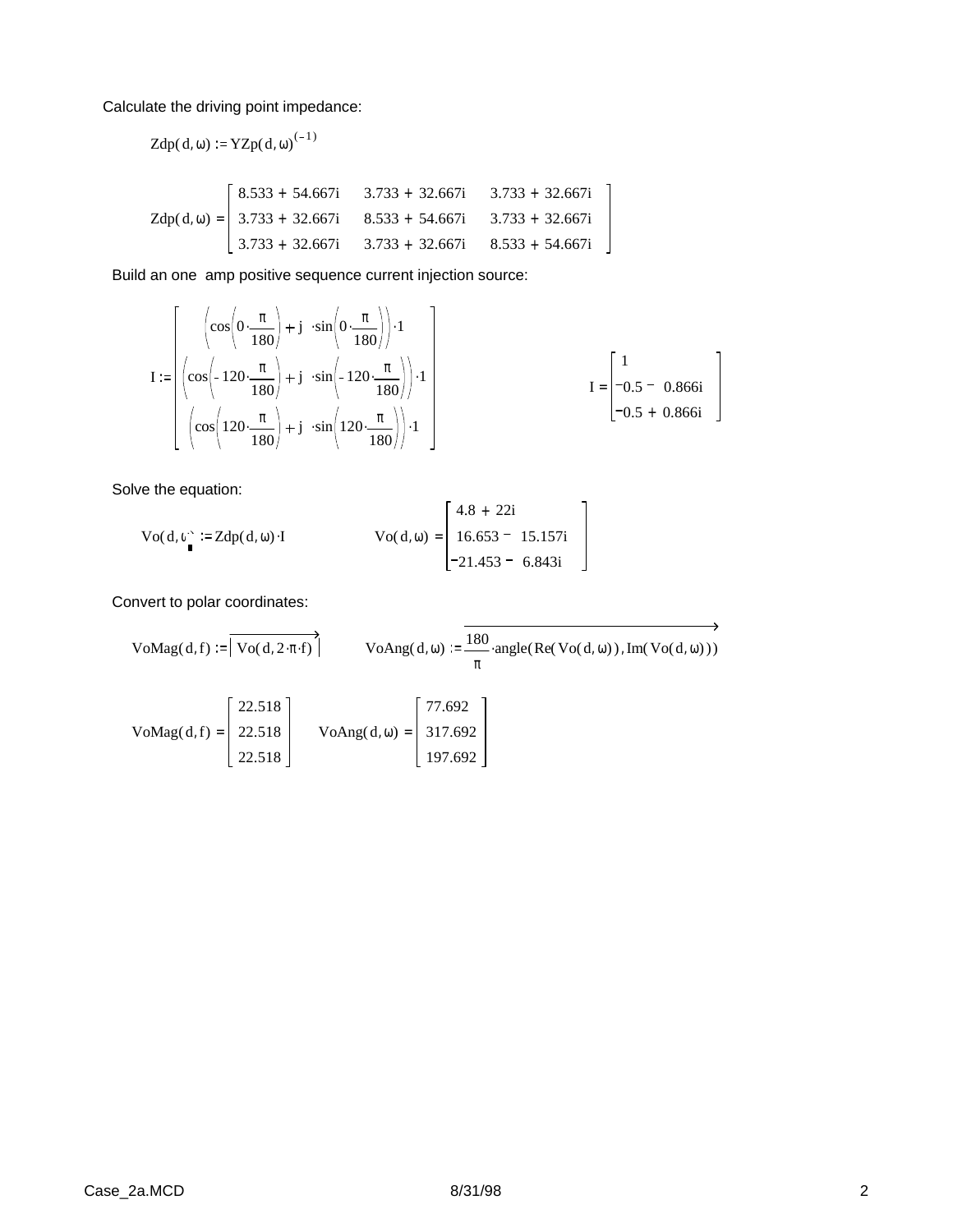Calculate the driving point impedance:

$$\text{Zdp}(d,\omega) := \text{YZp}(d,\omega)^{(-1)}$$

$$\text{Zdp}(d,\omega) = \begin{bmatrix} 8.533 + 54.667i & 3.733 + 32.667i & 3.733 + 32.667i \\ 3.733 + 32.667i & 8.533 + 54.667i & 3.733 + 32.667i \\ 3.733 + 32.667i & 3.733 + 32.667i & 8.533 + 54.667i \end{bmatrix}$$

Build an one amp positive sequence current injection source:

$$I := \begin{bmatrix} \left(\cos\left(0\cdot\frac{\pi}{180}\right) + j\cdot\sin\left(0\cdot\frac{\pi}{180}\right)\right)\cdot 1 \\ \left(\cos\left(-120\cdot\frac{\pi}{180}\right) + j\cdot\sin\left(-120\cdot\frac{\pi}{180}\right)\right)\cdot 1 \\ \left(\cos\left(120\cdot\frac{\pi}{180}\right) + j\cdot\sin\left(120\cdot\frac{\pi}{180}\right)\right)\cdot 1 \end{bmatrix} \qquad I = \begin{bmatrix} 1 \\ -0.5 - 0.866i \\ -0.5 + 0.866i \end{bmatrix}$$

Solve the equation:

$$\text{Vo}(d,\omega) := \text{Zdp}(d,\omega)\cdot I \qquad \text{Vo}(d,\omega) = \begin{bmatrix} 4.8 + 22i \\ 16.653 - 15.157i \\ -21.453 - 6.843i \end{bmatrix}$$

Convert to polar coordinates:

$$\text{VoMag}(d,f) := \overrightarrow{\left|\text{Vo}(d,2\cdot\pi\cdot f)\right|} \qquad \text{VoAng}(d,\omega) := \overrightarrow{\frac{180}{\pi}\cdot\text{angle}(\text{Re}(\text{Vo}(d,\omega)),\text{Im}(\text{Vo}(d,\omega)))}$$

$$\text{VoMag}(d,f) = \begin{bmatrix} 22.518 \\ 22.518 \\ 22.518 \end{bmatrix} \qquad \text{VoAng}(d,\omega) = \begin{bmatrix} 77.692 \\ 317.692 \\ 197.692 \end{bmatrix}$$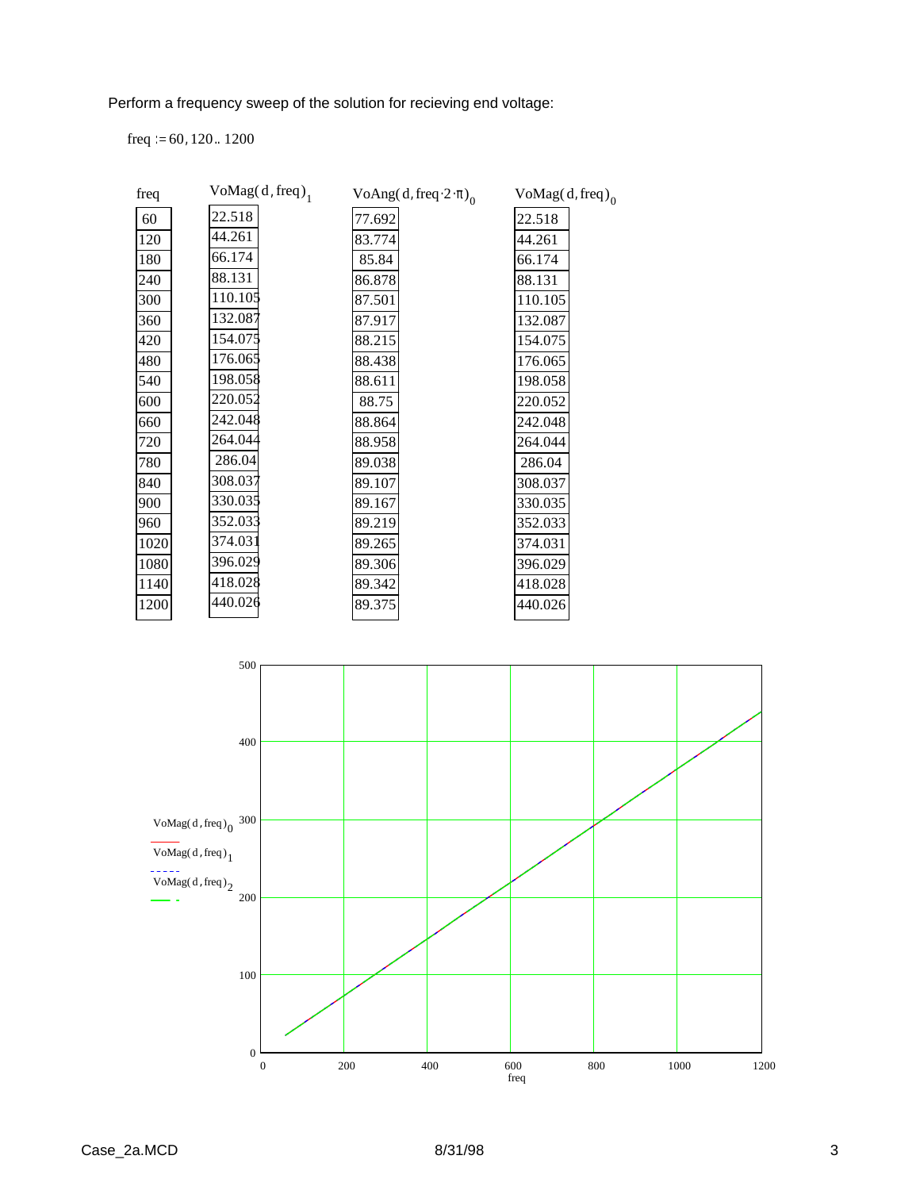Perform a frequency sweep of the solution for recieving end voltage:

$freq := 60, 120 .. 1200$

| freq | $VoMag(d, freq)_1$ | $VoAng(d, freq \cdot 2 \cdot \pi)_0$ | $VoMag(d, freq)_0$ |
|---|---|---|---|
| 60 | 22.518 | 77.692 | 22.518 |
| 120 | 44.261 | 83.774 | 44.261 |
| 180 | 66.174 | 85.84 | 66.174 |
| 240 | 88.131 | 86.878 | 88.131 |
| 300 | 110.105 | 87.501 | 110.105 |
| 360 | 132.087 | 87.917 | 132.087 |
| 420 | 154.075 | 88.215 | 154.075 |
| 480 | 176.065 | 88.438 | 176.065 |
| 540 | 198.058 | 88.611 | 198.058 |
| 600 | 220.052 | 88.75 | 220.052 |
| 660 | 242.048 | 88.864 | 242.048 |
| 720 | 264.044 | 88.958 | 264.044 |
| 780 | 286.04 | 89.038 | 286.04 |
| 840 | 308.037 | 89.107 | 308.037 |
| 900 | 330.035 | 89.167 | 330.035 |
| 960 | 352.033 | 89.219 | 352.033 |
| 1020 | 374.031 | 89.265 | 374.031 |
| 1080 | 396.029 | 89.306 | 396.029 |
| 1140 | 418.028 | 89.342 | 418.028 |
| 1200 | 440.026 | 89.375 | 440.026 |

Plot legend: $VoMag(d, freq)_0$ (solid), $VoMag(d, freq)_1$ (dashed), $VoMag(d, freq)_2$ (dash-dot); x-axis: freq (0 to 1200); y-axis: 0 to 500.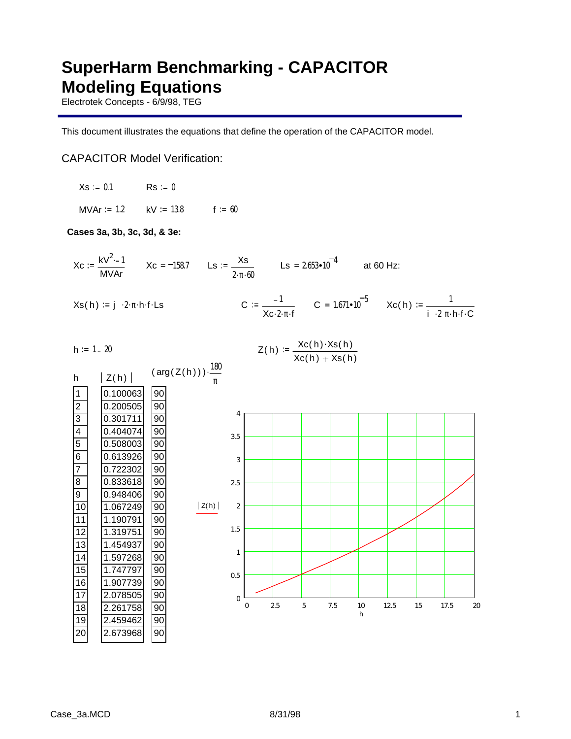# SuperHarm Benchmarking - CAPACITOR Modeling Equations

Electrotek Concepts - 6/9/98, TEG

This document illustrates the equations that define the operation of the CAPACITOR model.

## CAPACITOR Model Verification:

$Xs := 0.1 \qquad Rs := 0$

$MVAr := 1.2 \qquad kV := 13.8 \qquad f := 60$

**Cases 3a, 3b, 3c, 3d, & 3e:**

$Xc := \frac{kV^2 \cdot -1}{MVAr} \qquad Xc = -158.7 \qquad Ls := \frac{Xs}{2 \cdot \pi \cdot 60} \qquad Ls = 2.653 \cdot 10^{-4}$ at 60 Hz:

$Xs(h) := j \cdot 2 \cdot \pi \cdot h \cdot f \cdot Ls \qquad C := \frac{-1}{Xc \cdot 2 \cdot \pi \cdot f} \qquad C = 1.671 \cdot 10^{-5} \qquad Xc(h) := \frac{1}{i \cdot 2 \cdot \pi \cdot h \cdot f \cdot C}$

$h := 1..20 \qquad Z(h) := \frac{Xc(h) \cdot Xs(h)}{Xc(h) + Xs(h)}$

| $h$ | $\lvert Z(h) \rvert$ | $(\arg(Z(h))) \cdot \frac{180}{\pi}$ |
|---|---|---|
| 1 | 0.100063 | 90 |
| 2 | 0.200505 | 90 |
| 3 | 0.301711 | 90 |
| 4 | 0.404074 | 90 |
| 5 | 0.508003 | 90 |
| 6 | 0.613926 | 90 |
| 7 | 0.722302 | 90 |
| 8 | 0.833618 | 90 |
| 9 | 0.948406 | 90 |
| 10 | 1.067249 | 90 |
| 11 | 1.190791 | 90 |
| 12 | 1.319751 | 90 |
| 13 | 1.454937 | 90 |
| 14 | 1.597268 | 90 |
| 15 | 1.747797 | 90 |
| 16 | 1.907739 | 90 |
| 17 | 2.078505 | 90 |
| 18 | 2.261758 | 90 |
| 19 | 2.459462 | 90 |
| 20 | 2.673968 | 90 |

[Plot: $\lvert Z(h) \rvert$ vs. $h$, h axis 0 to 20, $\lvert Z(h) \rvert$ axis 0 to 4]

Case_3a.MCD 8/31/98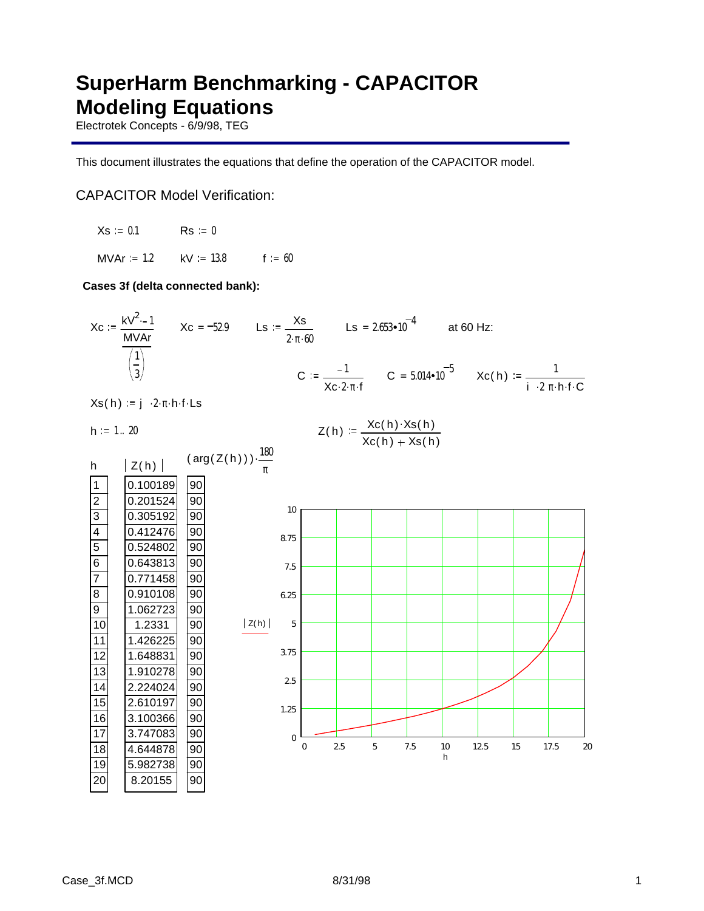# SuperHarm Benchmarking - CAPACITOR Modeling Equations

Electrotek Concepts - 6/9/98, TEG

This document illustrates the equations that define the operation of the CAPACITOR model.

## CAPACITOR Model Verification:

$Xs := 0.1$ $\quad Rs := 0$

$MVAr := 1.2$ $\quad kV := 13.8$ $\quad f := 60$

**Cases 3f (delta connected bank):**

$$Xc := \frac{kV^2 \cdot -1}{\frac{MVAr}{\left(\frac{1}{3}\right)}} \qquad Xc = -52.9 \qquad Ls := \frac{Xs}{2 \cdot \pi \cdot 60} \qquad Ls = 2.653 \cdot 10^{-4} \qquad \text{at 60 Hz:}$$

$$C := \frac{-1}{Xc \cdot 2 \cdot \pi \cdot f} \qquad C = 5.014 \cdot 10^{-5} \qquad Xc(h) := \frac{1}{i \cdot 2 \cdot \pi \cdot h \cdot f \cdot C}$$

$$Xs(h) := j \cdot 2 \cdot \pi \cdot h \cdot f \cdot Ls$$

$$h := 1 .. 20 \qquad Z(h) := \frac{Xc(h) \cdot Xs(h)}{Xc(h) + Xs(h)}$$

| $h$ | $\lvert Z(h) \rvert$ | $(\arg(Z(h))) \cdot \frac{180}{\pi}$ |
|---|---|---|
| 1 | 0.100189 | 90 |
| 2 | 0.201524 | 90 |
| 3 | 0.305192 | 90 |
| 4 | 0.412476 | 90 |
| 5 | 0.524802 | 90 |
| 6 | 0.643813 | 90 |
| 7 | 0.771458 | 90 |
| 8 | 0.910108 | 90 |
| 9 | 1.062723 | 90 |
| 10 | 1.2331 | 90 |
| 11 | 1.426225 | 90 |
| 12 | 1.648831 | 90 |
| 13 | 1.910278 | 90 |
| 14 | 2.224024 | 90 |
| 15 | 2.610197 | 90 |
| 16 | 3.100366 | 90 |
| 17 | 3.747083 | 90 |
| 18 | 4.644878 | 90 |
| 19 | 5.982738 | 90 |
| 20 | 8.20155 | 90 |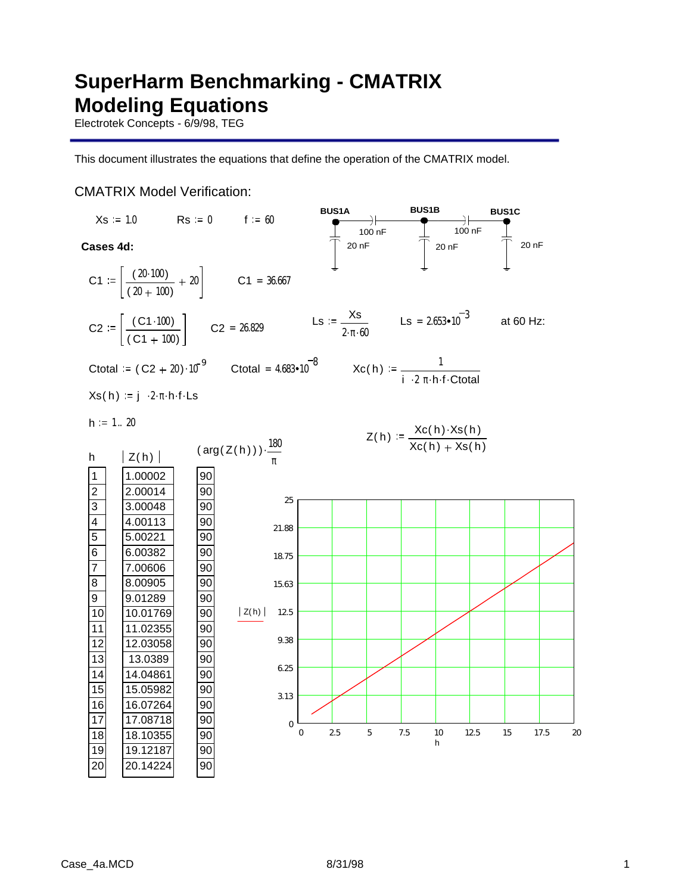# SuperHarm Benchmarking - CMATRIX Modeling Equations

Electrotek Concepts - 6/9/98, TEG

This document illustrates the equations that define the operation of the CMATRIX model.

## CMATRIX Model Verification:

$Xs := 1.0$ $\quad Rs := 0$ $\quad f := 60$

BUS1A — 100 nF — BUS1B — 100 nF — BUS1C; each bus has 20 nF to ground.

**Cases 4d:**

$$C1 := \left[\frac{(20 \cdot 100)}{(20 + 100)} + 20\right] \qquad C1 = 36.667$$

$$C2 := \left[\frac{(C1 \cdot 100)}{(C1 + 100)}\right] \qquad C2 = 26.829$$

$$Ls := \frac{Xs}{2 \cdot \pi \cdot 60} \qquad Ls = 2.653 \cdot 10^{-3} \quad \text{at 60 Hz:}$$

$$Ctotal := (C2 + 20) \cdot 10^{-9} \qquad Ctotal = 4.683 \cdot 10^{-8}$$

$$Xc(h) := \frac{1}{i \cdot 2 \pi \cdot h \cdot f \cdot Ctotal}$$

$$Xs(h) := j \cdot 2 \cdot \pi \cdot h \cdot f \cdot Ls$$

$$h := 1 .. 20$$

$$Z(h) := \frac{Xc(h) \cdot Xs(h)}{Xc(h) + Xs(h)}$$

| h | $\lvert Z(h) \rvert$ | $(\arg(Z(h))) \cdot \frac{180}{\pi}$ |
|---|---|---|
| 1 | 1.00002 | 90 |
| 2 | 2.00014 | 90 |
| 3 | 3.00048 | 90 |
| 4 | 4.00113 | 90 |
| 5 | 5.00221 | 90 |
| 6 | 6.00382 | 90 |
| 7 | 7.00606 | 90 |
| 8 | 8.00905 | 90 |
| 9 | 9.01289 | 90 |
| 10 | 10.01769 | 90 |
| 11 | 11.02355 | 90 |
| 12 | 12.03058 | 90 |
| 13 | 13.0389 | 90 |
| 14 | 14.04861 | 90 |
| 15 | 15.05982 | 90 |
| 16 | 16.07264 | 90 |
| 17 | 17.08718 | 90 |
| 18 | 18.10355 | 90 |
| 19 | 19.12187 | 90 |
| 20 | 20.14224 | 90 |

Plot: $\lvert Z(h) \rvert$ versus h (h axis 0 to 20; $\lvert Z(h) \rvert$ axis 0 to 25).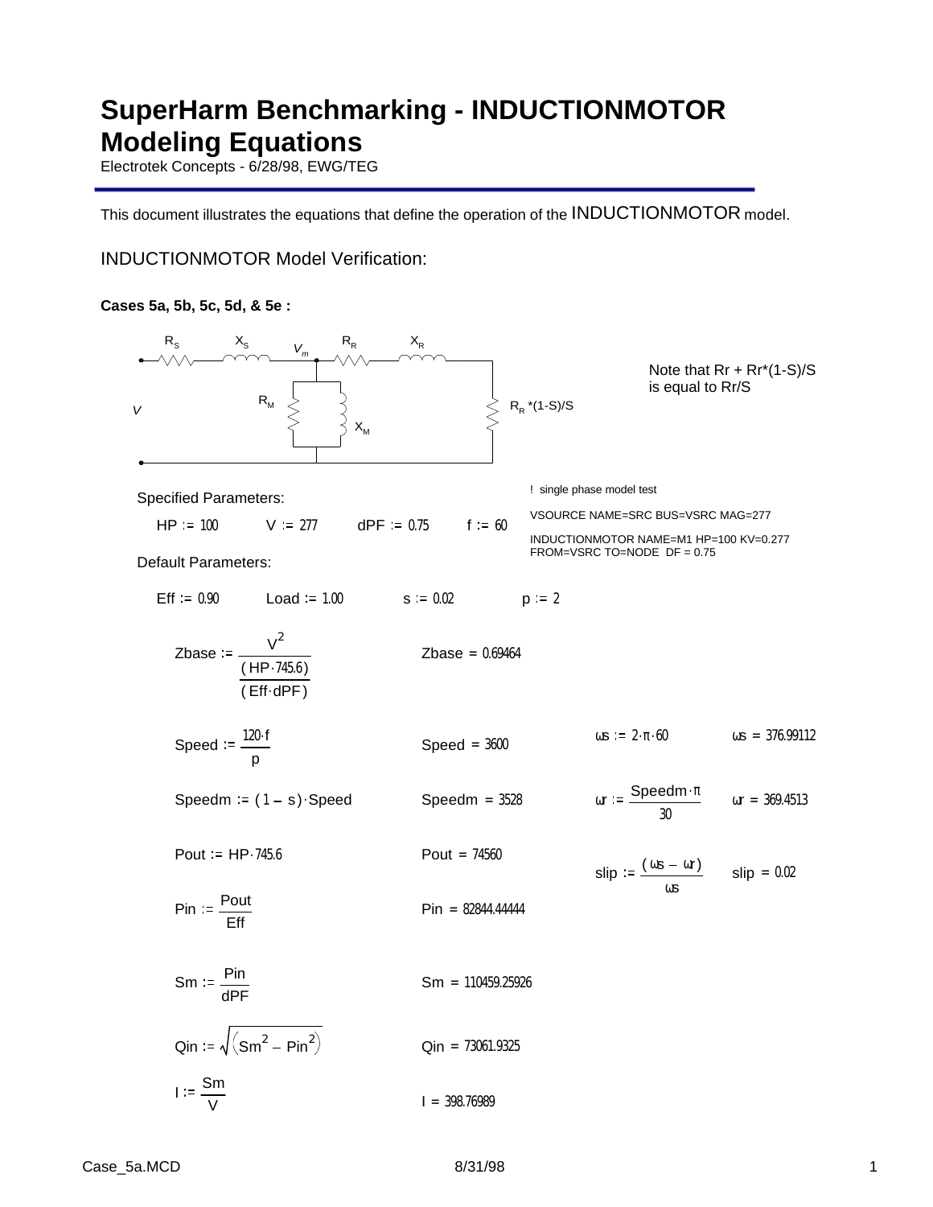# SuperHarm Benchmarking - INDUCTIONMOTOR Modeling Equations

Electrotek Concepts - 6/28/98, EWG/TEG

This document illustrates the equations that define the operation of the INDUCTIONMOTOR model.

## INDUCTIONMOTOR Model Verification:

**Cases 5a, 5b, 5c, 5d, & 5e :**

$R_S$ $X_S$ $V_m$ $R_R$ $X_R$

$V$ $R_M$ $X_M$ $R_R$ *(1-S)/S

Note that Rr + Rr*(1-S)/S is equal to Rr/S

```
! single phase model test

VSOURCE NAME=SRC BUS=VSRC MAG=277

INDUCTIONMOTOR NAME=M1 HP=100 KV=0.277
FROM=VSRC TO=NODE  DF = 0.75
```

Specified Parameters:

$HP := 100 \qquad V := 277 \qquad dPF := 0.75 \qquad f := 60$

Default Parameters:

$Eff := 0.90 \qquad Load := 1.00 \qquad s := 0.02 \qquad p := 2$

$$Zbase := \frac{V^2}{\frac{(HP \cdot 745.6)}{(Eff \cdot dPF)}} \qquad Zbase = 0.69464$$

$$Speed := \frac{120 \cdot f}{p} \qquad Speed = 3600 \qquad \omega s := 2 \cdot \pi \cdot 60 \qquad \omega s = 376.99112$$

$$Speedm := (1 - s) \cdot Speed \qquad Speedm = 3528 \qquad \omega r := \frac{Speedm \cdot \pi}{30} \qquad \omega r = 369.4513$$

$$Pout := HP \cdot 745.6 \qquad Pout = 74560 \qquad slip := \frac{(\omega s - \omega r)}{\omega s} \qquad slip = 0.02$$

$$Pin := \frac{Pout}{Eff} \qquad Pin = 82844.44444$$

$$Sm := \frac{Pin}{dPF} \qquad Sm = 110459.25926$$

$$Qin := \sqrt{\left(Sm^2 - Pin^2\right)} \qquad Qin = 73061.9325$$

$$I := \frac{Sm}{V} \qquad I = 398.76989$$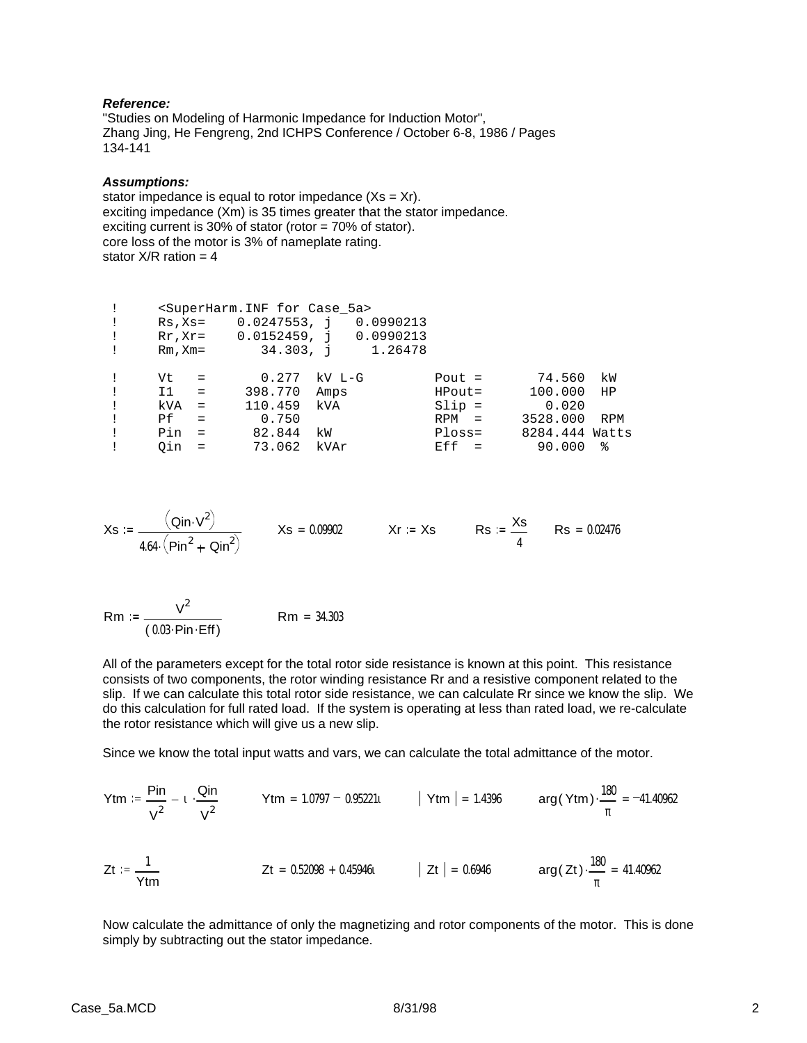***Reference:***
"Studies on Modeling of Harmonic Impedance for Induction Motor",
Zhang Jing, He Fengreng, 2nd ICHPS Conference / October 6-8, 1986 / Pages 134-141

***Assumptions:***
stator impedance is equal to rotor impedance (Xs = Xr).
exciting impedance (Xm) is 35 times greater that the stator impedance.
exciting current is 30% of stator (rotor = 70% of stator).
core loss of the motor is 3% of nameplate rating.
stator X/R ration = 4

```
!     <SuperHarm.INF for Case_5a>
!     Rs,Xs=    0.0247553, j   0.0990213
!     Rr,Xr=    0.0152459, j   0.0990213
!     Rm,Xm=       34.303, j     1.26478

!     Vt   =       0.277  kV L-G         Pout =       74.560  kW
!     I1   =     398.770  Amps           HPout=      100.000  HP
!     kVA  =     110.459  kVA            Slip =        0.020
!     Pf   =       0.750                 RPM  =     3528.000  RPM
!     Pin  =      82.844  kW             Ploss=     8284.444 Watts
!     Qin  =      73.062  kVAr           Eff  =       90.000  %
```

$$Xs := \frac{\left(Qin \cdot V^2\right)}{4.64 \cdot \left(Pin^2 + Qin^2\right)} \qquad Xs = 0.09902 \qquad Xr := Xs \qquad Rs := \frac{Xs}{4} \qquad Rs = 0.02476$$

$$Rm := \frac{V^2}{(0.03 \cdot Pin \cdot Eff)} \qquad Rm = 34.303$$

All of the parameters except for the total rotor side resistance is known at this point. This resistance consists of two components, the rotor winding resistance Rr and a resistive component related to the slip. If we can calculate this total rotor side resistance, we can calculate Rr since we know the slip. We do this calculation for full rated load. If the system is operating at less than rated load, we re-calculate the rotor resistance which will give us a new slip.

Since we know the total input watts and vars, we can calculate the total admittance of the motor.

$$Ytm := \frac{Pin}{V^2} - \iota \cdot \frac{Qin}{V^2} \qquad Ytm = 1.0797 - 0.95221\iota \qquad |Ytm| = 1.4396 \qquad \arg(Ytm) \cdot \frac{180}{\pi} = -41.40962$$

$$Zt := \frac{1}{Ytm} \qquad Zt = 0.52098 + 0.45946\iota \qquad |Zt| = 0.6946 \qquad \arg(Zt) \cdot \frac{180}{\pi} = 41.40962$$

Now calculate the admittance of only the magnetizing and rotor components of the motor. This is done simply by subtracting out the stator impedance.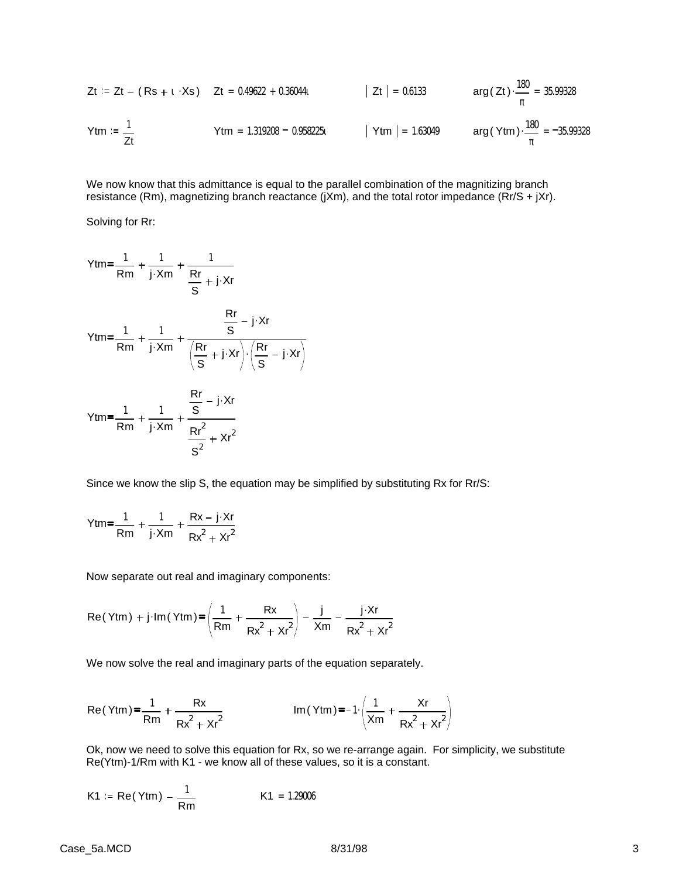$$Zt := Zt - (Rs + \iota \cdot Xs) \qquad Zt = 0.49622 + 0.36044\iota \qquad |Zt| = 0.6133 \qquad \arg(Zt)\cdot\frac{180}{\pi} = 35.99328$$

$$Ytm := \frac{1}{Zt} \qquad Ytm = 1.319208 - 0.958225\iota \qquad |Ytm| = 1.63049 \qquad \arg(Ytm)\cdot\frac{180}{\pi} = -35.99328$$

We now know that this admittance is equal to the parallel combination of the magnitizing branch resistance (Rm), magnetizing branch reactance (jXm), and the total rotor impedance (Rr/S + jXr).

Solving for Rr:

$$Ytm = \frac{1}{Rm} + \frac{1}{j\cdot Xm} + \frac{1}{\frac{Rr}{S} + j\cdot Xr}$$

$$Ytm = \frac{1}{Rm} + \frac{1}{j\cdot Xm} + \frac{\frac{Rr}{S} - j\cdot Xr}{\left(\frac{Rr}{S} + j\cdot Xr\right)\cdot\left(\frac{Rr}{S} - j\cdot Xr\right)}$$

$$Ytm = \frac{1}{Rm} + \frac{1}{j\cdot Xm} + \frac{\frac{Rr}{S} - j\cdot Xr}{\frac{Rr^2}{S^2} + Xr^2}$$

Since we know the slip S, the equation may be simplified by substituting Rx for Rr/S:

$$Ytm = \frac{1}{Rm} + \frac{1}{j\cdot Xm} + \frac{Rx - j\cdot Xr}{Rx^2 + Xr^2}$$

Now separate out real and imaginary components:

$$Re(Ytm) + j\cdot Im(Ytm) = \left(\frac{1}{Rm} + \frac{Rx}{Rx^2 + Xr^2}\right) - \frac{j}{Xm} - \frac{j\cdot Xr}{Rx^2 + Xr^2}$$

We now solve the real and imaginary parts of the equation separately.

$$Re(Ytm) = \frac{1}{Rm} + \frac{Rx}{Rx^2 + Xr^2} \qquad Im(Ytm) = -1\cdot\left(\frac{1}{Xm} + \frac{Xr}{Rx^2 + Xr^2}\right)$$

Ok, now we need to solve this equation for Rx, so we re-arrange again. For simplicity, we substitute Re(Ytm)-1/Rm with K1 - we know all of these values, so it is a constant.

$$K1 := Re(Ytm) - \frac{1}{Rm} \qquad K1 = 1.29006$$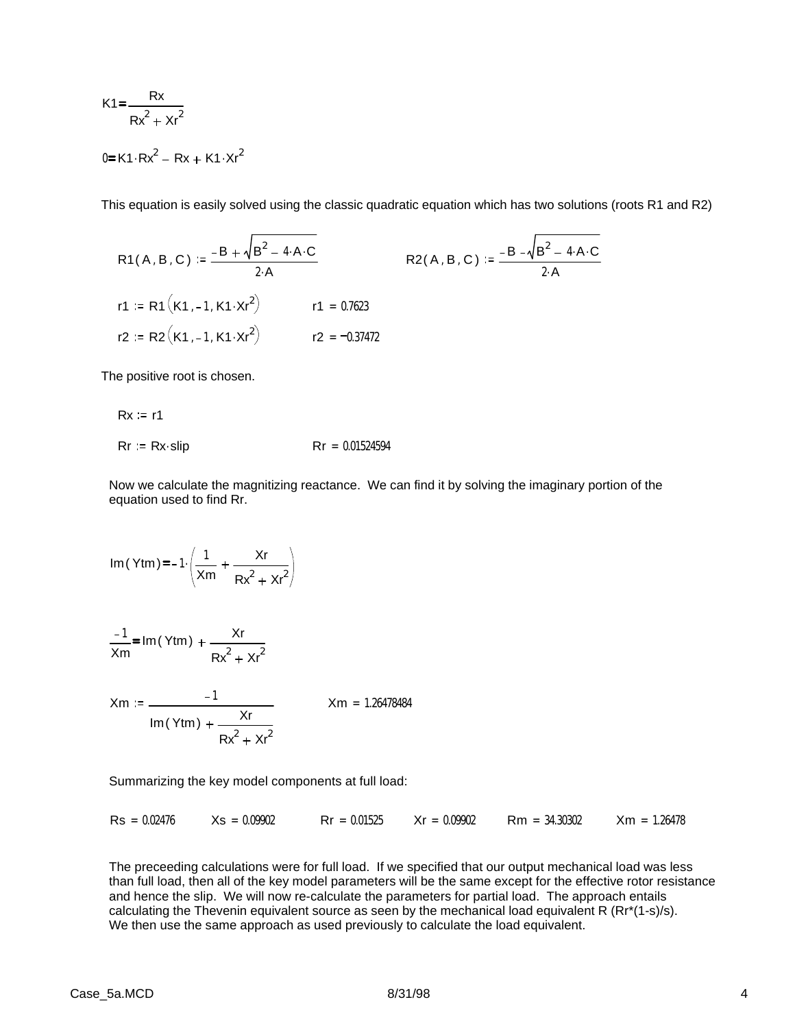$$K1 = \frac{Rx}{Rx^2 + Xr^2}$$

$$0 = K1 \cdot Rx^2 - Rx + K1 \cdot Xr^2$$

This equation is easily solved using the classic quadratic equation which has two solutions (roots R1 and R2)

$$R1(A, B, C) := \frac{-B + \sqrt{B^2 - 4 \cdot A \cdot C}}{2 \cdot A} \qquad R2(A, B, C) := \frac{-B - \sqrt{B^2 - 4 \cdot A \cdot C}}{2 \cdot A}$$

$$r1 := R1\left(K1, -1, K1 \cdot Xr^2\right) \qquad r1 = 0.7623$$

$$r2 := R2\left(K1, -1, K1 \cdot Xr^2\right) \qquad r2 = -0.37472$$

The positive root is chosen.

$$Rx := r1$$

$$Rr := Rx \cdot slip \qquad Rr = 0.01524594$$

Now we calculate the magnitizing reactance. We can find it by solving the imaginary portion of the equation used to find Rr.

$$Im(Ytm) = -1 \cdot \left(\frac{1}{Xm} + \frac{Xr}{Rx^2 + Xr^2}\right)$$

$$\frac{-1}{Xm} = Im(Ytm) + \frac{Xr}{Rx^2 + Xr^2}$$

$$Xm := \frac{-1}{Im(Ytm) + \frac{Xr}{Rx^2 + Xr^2}} \qquad Xm = 1.26478484$$

Summarizing the key model components at full load:

$Rs = 0.02476$ $\quad Xs = 0.09902$ $\quad Rr = 0.01525$ $\quad Xr = 0.09902$ $\quad Rm = 34.30302$ $\quad Xm = 1.26478$

The preceeding calculations were for full load. If we specified that our output mechanical load was less than full load, then all of the key model parameters will be the same except for the effective rotor resistance and hence the slip. We will now re-calculate the parameters for partial load. The approach entails calculating the Thevenin equivalent source as seen by the mechanical load equivalent R (Rr*(1-s)/s). We then use the same approach as used previously to calculate the load equivalent.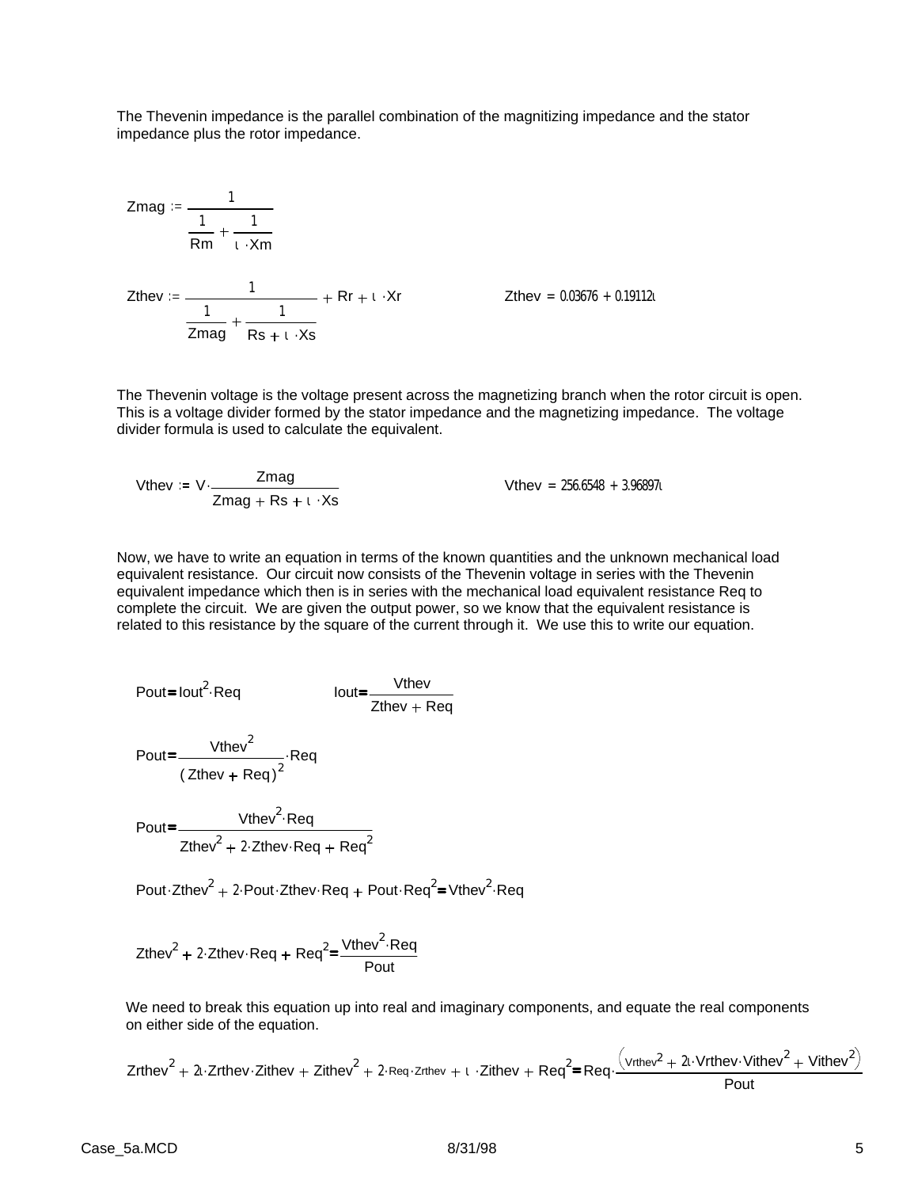The Thevenin impedance is the parallel combination of the magnitizing impedance and the stator impedance plus the rotor impedance.

$$Zmag := \frac{1}{\frac{1}{Rm} + \frac{1}{\iota \cdot Xm}}$$

$$Zthev := \frac{1}{\frac{1}{Zmag} + \frac{1}{Rs + \iota \cdot Xs}} + Rr + \iota \cdot Xr \qquad Zthev = 0.03676 + 0.19112\iota$$

The Thevenin voltage is the voltage present across the magnetizing branch when the rotor circuit is open. This is a voltage divider formed by the stator impedance and the magnetizing impedance. The voltage divider formula is used to calculate the equivalent.

$$Vthev := V \cdot \frac{Zmag}{Zmag + Rs + \iota \cdot Xs} \qquad Vthev = 256.6548 + 3.96897\iota$$

Now, we have to write an equation in terms of the known quantities and the unknown mechanical load equivalent resistance. Our circuit now consists of the Thevenin voltage in series with the Thevenin equivalent impedance which then is in series with the mechanical load equivalent resistance Req to complete the circuit. We are given the output power, so we know that the equivalent resistance is related to this resistance by the square of the current through it. We use this to write our equation.

$$Pout = Iout^2 \cdot Req \qquad Iout = \frac{Vthev}{Zthev + Req}$$

$$Pout = \frac{Vthev^2}{(Zthev + Req)^2} \cdot Req$$

$$Pout = \frac{Vthev^2 \cdot Req}{Zthev^2 + 2 \cdot Zthev \cdot Req + Req^2}$$

$$Pout \cdot Zthev^2 + 2 \cdot Pout \cdot Zthev \cdot Req + Pout \cdot Req^2 = Vthev^2 \cdot Req$$

$$Zthev^2 + 2 \cdot Zthev \cdot Req + Req^2 = \frac{Vthev^2 \cdot Req}{Pout}$$

We need to break this equation up into real and imaginary components, and equate the real components on either side of the equation.

$$Zrthev^2 + 2\iota \cdot Zrthev \cdot Zithev + Zithev^2 + 2 \cdot Req \cdot Zrthev + \iota \cdot Zithev + Req^2 = Req \cdot \frac{\left(Vrthev^2 + 2\iota \cdot Vrthev \cdot Vithev^2 + Vithev^2\right)}{Pout}$$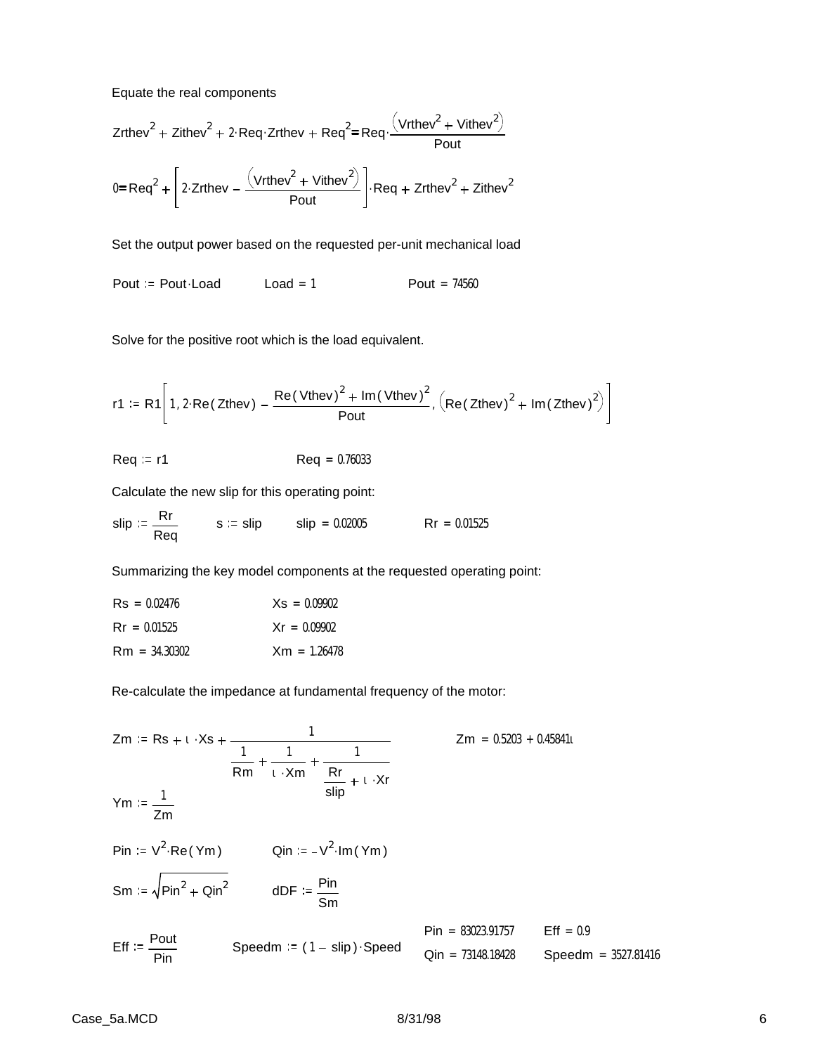Equate the real components

$$Zrthev^2 + Zithev^2 + 2 \cdot Req \cdot Zrthev + Req^2 = Req \cdot \frac{\left(Vrthev^2 + Vithev^2\right)}{Pout}$$

$$0 = Req^2 + \left[2 \cdot Zrthev - \frac{\left(Vrthev^2 + Vithev^2\right)}{Pout}\right] \cdot Req + Zrthev^2 + Zithev^2$$

Set the output power based on the requested per-unit mechanical load

$Pout := Pout \cdot Load$ $\quad$ $Load = 1$ $\quad$ $Pout = 74560$

Solve for the positive root which is the load equivalent.

$$r1 := R1\left[1, 2 \cdot Re(Zthev) - \frac{Re(Vthev)^2 + Im(Vthev)^2}{Pout}, \left(Re(Zthev)^2 + Im(Zthev)^2\right)\right]$$

$Req := r1$ $\quad$ $Req = 0.76033$

Calculate the new slip for this operating point:

$slip := \dfrac{Rr}{Req}$ $\quad$ $s := slip$ $\quad$ $slip = 0.02005$ $\quad$ $Rr = 0.01525$

Summarizing the key model components at the requested operating point:

$Rs = 0.02476$ $\quad$ $Xs = 0.09902$

$Rr = 0.01525$ $\quad$ $Xr = 0.09902$

$Rm = 34.30302$ $\quad$ $Xm = 1.26478$

Re-calculate the impedance at fundamental frequency of the motor:

$$Zm := Rs + \iota \cdot Xs + \frac{1}{\dfrac{1}{Rm} + \dfrac{1}{\iota \cdot Xm} + \dfrac{1}{\dfrac{Rr}{slip} + \iota \cdot Xr}} \qquad Zm = 0.5203 + 0.45841\iota$$

$Ym := \dfrac{1}{Zm}$

$Pin := V^2 \cdot Re(Ym)$ $\quad$ $Qin := -V^2 \cdot Im(Ym)$

$Sm := \sqrt{Pin^2 + Qin^2}$ $\quad$ $dDF := \dfrac{Pin}{Sm}$

$Eff := \dfrac{Pout}{Pin}$ $\quad$ $Speedm := (1 - slip) \cdot Speed$

$Pin = 83023.91757$ $\quad$ $Eff = 0.9$

$Qin = 73148.18428$ $\quad$ $Speedm = 3527.81416$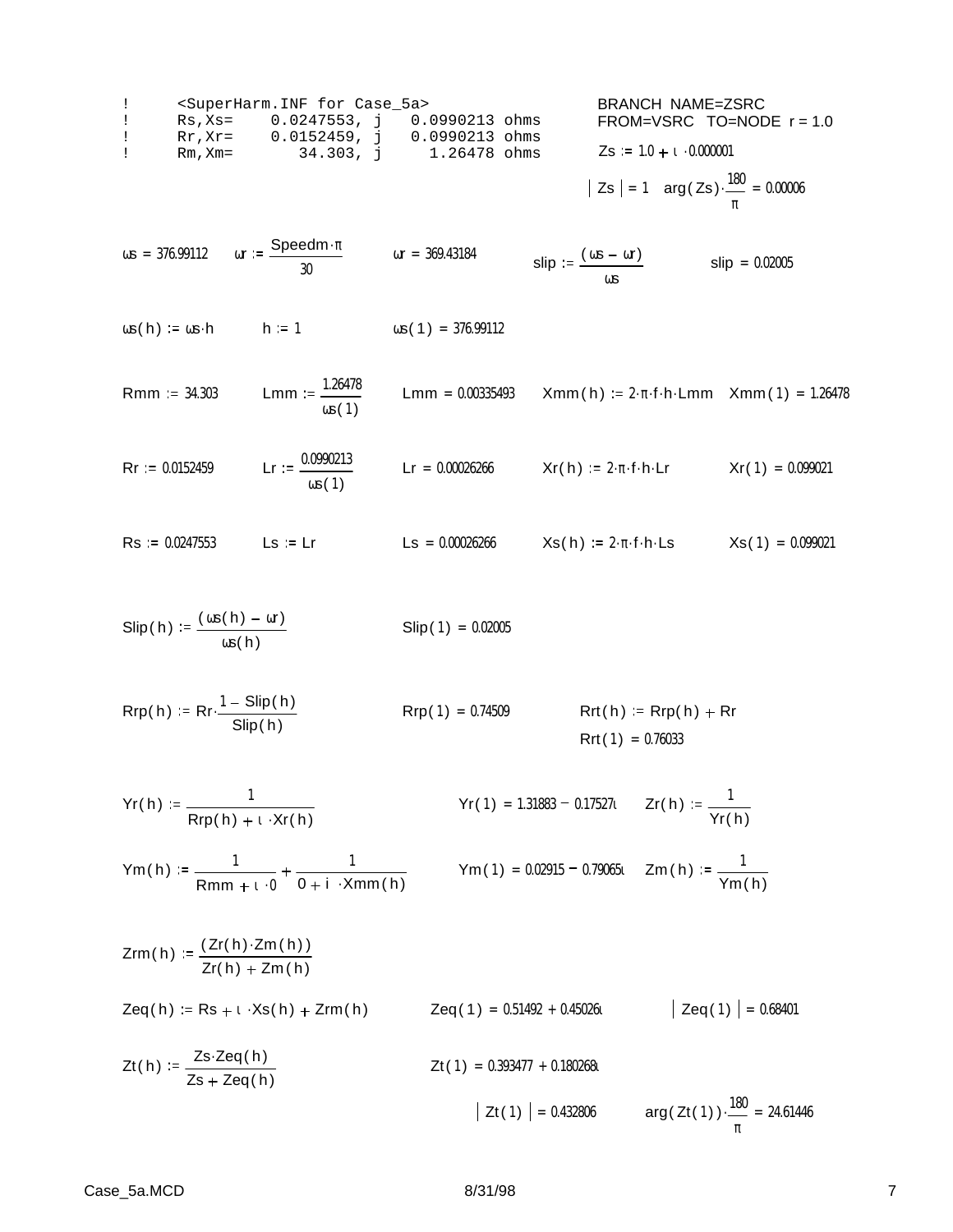```
!     <SuperHarm.INF for Case_5a>
!     Rs,Xs=    0.0247553, j   0.0990213 ohms
!     Rr,Xr=    0.0152459, j   0.0990213 ohms
!     Rm,Xm=       34.303, j     1.26478 ohms
```

BRANCH NAME=ZSRC
FROM=VSRC TO=NODE r = 1.0

$Zs := 1.0 + i \cdot 0.000001$

$|Zs| = 1 \quad \arg(Zs) \cdot \frac{180}{\pi} = 0.00006$

$\omega s = 376.99112 \qquad \omega r := \frac{Speedm \cdot \pi}{30} \qquad \omega r = 369.43184 \qquad slip := \frac{(\omega s - \omega r)}{\omega s} \qquad slip = 0.02005$

$\omega s(h) := \omega s \cdot h \qquad h := 1 \qquad \omega s(1) = 376.99112$

$Rmm := 34.303 \qquad Lmm := \frac{1.26478}{\omega s(1)} \qquad Lmm = 0.00335493 \qquad Xmm(h) := 2 \cdot \pi \cdot f \cdot h \cdot Lmm \quad Xmm(1) = 1.26478$

$Rr := 0.0152459 \qquad Lr := \frac{0.0990213}{\omega s(1)} \qquad Lr = 0.00026266 \qquad Xr(h) := 2 \cdot \pi \cdot f \cdot h \cdot Lr \qquad Xr(1) = 0.099021$

$Rs := 0.0247553 \qquad Ls := Lr \qquad Ls = 0.00026266 \qquad Xs(h) := 2 \cdot \pi \cdot f \cdot h \cdot Ls \qquad Xs(1) = 0.099021$

$Slip(h) := \frac{(\omega s(h) - \omega r)}{\omega s(h)} \qquad Slip(1) = 0.02005$

$Rrp(h) := Rr \cdot \frac{1 - Slip(h)}{Slip(h)} \qquad Rrp(1) = 0.74509 \qquad Rrt(h) := Rrp(h) + Rr$

$Rrt(1) = 0.76033$

$Yr(h) := \frac{1}{Rrp(h) + i \cdot Xr(h)} \qquad Yr(1) = 1.31883 - 0.17527i \qquad Zr(h) := \frac{1}{Yr(h)}$

$Ym(h) := \frac{1}{Rmm + i \cdot 0} + \frac{1}{0 + i \cdot Xmm(h)} \qquad Ym(1) = 0.02915 - 0.79065i \qquad Zm(h) := \frac{1}{Ym(h)}$

$Zrm(h) := \frac{(Zr(h) \cdot Zm(h))}{Zr(h) + Zm(h)}$

$Zeq(h) := Rs + i \cdot Xs(h) + Zrm(h) \qquad Zeq(1) = 0.51492 + 0.45026i \qquad |Zeq(1)| = 0.68401$

$Zt(h) := \frac{Zs \cdot Zeq(h)}{Zs + Zeq(h)} \qquad Zt(1) = 0.393477 + 0.180268i$

$|Zt(1)| = 0.432806 \qquad \arg(Zt(1)) \cdot \frac{180}{\pi} = 24.61446$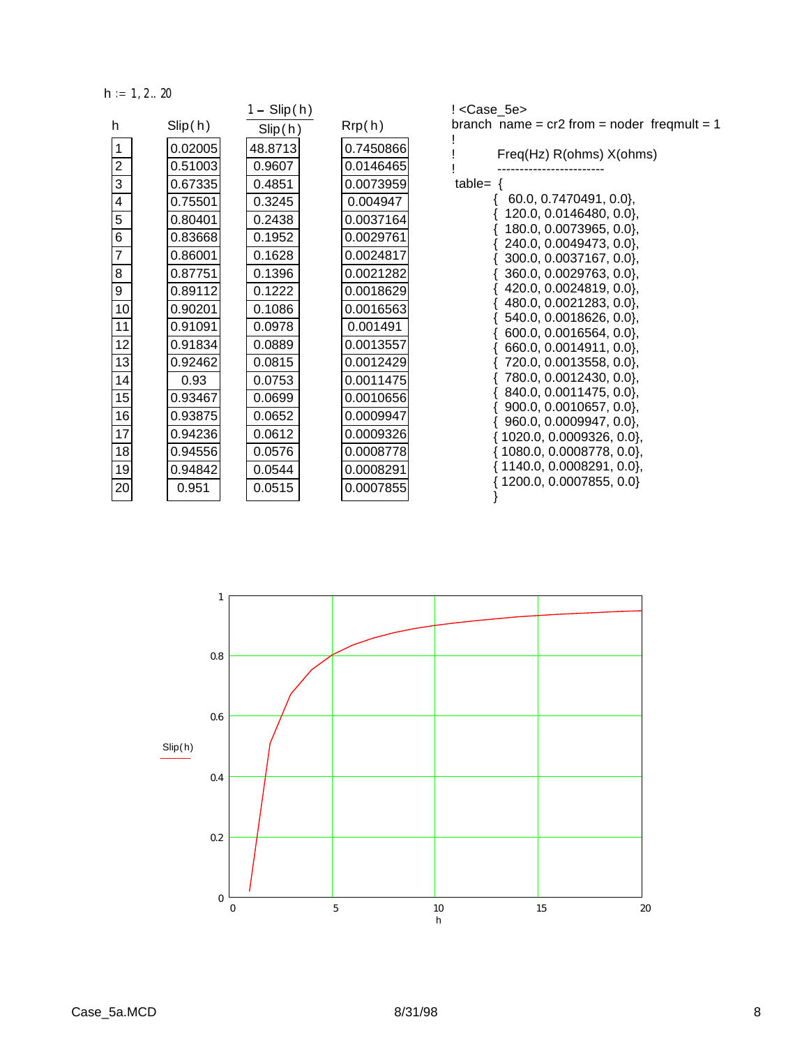$h := 1, 2 .. 20$

| h | Slip(h) | $\frac{1 - \text{Slip}(h)}{\text{Slip}(h)}$ | Rrp(h) |
|---|---|---|---|
| 1 | 0.02005 | 48.8713 | 0.7450866 |
| 2 | 0.51003 | 0.9607 | 0.0146465 |
| 3 | 0.67335 | 0.4851 | 0.0073959 |
| 4 | 0.75501 | 0.3245 | 0.004947 |
| 5 | 0.80401 | 0.2438 | 0.0037164 |
| 6 | 0.83668 | 0.1952 | 0.0029761 |
| 7 | 0.86001 | 0.1628 | 0.0024817 |
| 8 | 0.87751 | 0.1396 | 0.0021282 |
| 9 | 0.89112 | 0.1222 | 0.0018629 |
| 10 | 0.90201 | 0.1086 | 0.0016563 |
| 11 | 0.91091 | 0.0978 | 0.001491 |
| 12 | 0.91834 | 0.0889 | 0.0013557 |
| 13 | 0.92462 | 0.0815 | 0.0012429 |
| 14 | 0.93 | 0.0753 | 0.0011475 |
| 15 | 0.93467 | 0.0699 | 0.0010656 |
| 16 | 0.93875 | 0.0652 | 0.0009947 |
| 17 | 0.94236 | 0.0612 | 0.0009326 |
| 18 | 0.94556 | 0.0576 | 0.0008778 |
| 19 | 0.94842 | 0.0544 | 0.0008291 |
| 20 | 0.951 | 0.0515 | 0.0007855 |

```
! <Case_5e>
branch  name = cr2 from = noder  freqmult = 1
!
!         Freq(Hz) R(ohms) X(ohms)
!         -----------------------
table= {
        {   60.0, 0.7470491, 0.0},
        {  120.0, 0.0146480, 0.0},
        {  180.0, 0.0073965, 0.0},
        {  240.0, 0.0049473, 0.0},
        {  300.0, 0.0037167, 0.0},
        {  360.0, 0.0029763, 0.0},
        {  420.0, 0.0024819, 0.0},
        {  480.0, 0.0021283, 0.0},
        {  540.0, 0.0018626, 0.0},
        {  600.0, 0.0016564, 0.0},
        {  660.0, 0.0014911, 0.0},
        {  720.0, 0.0013558, 0.0},
        {  780.0, 0.0012430, 0.0},
        {  840.0, 0.0011475, 0.0},
        {  900.0, 0.0010657, 0.0},
        {  960.0, 0.0009947, 0.0},
        { 1020.0, 0.0009326, 0.0},
        { 1080.0, 0.0008778, 0.0},
        { 1140.0, 0.0008291, 0.0},
        { 1200.0, 0.0007855, 0.0}
        }
```

Slip(h) vs h (plot: y-axis 0 to 1, x-axis 0 to 20)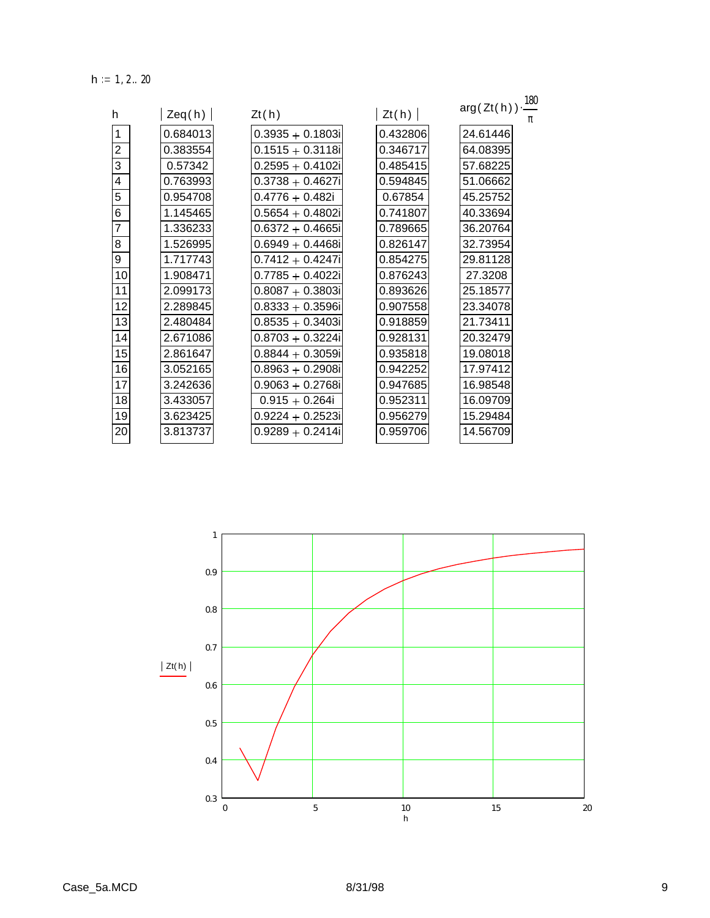$h := 1, 2..20$

| $h$ | $\lvert Zeq(h) \rvert$ | $Zt(h)$ | $\lvert Zt(h) \rvert$ | $\arg(Zt(h)) \cdot \frac{180}{\pi}$ |
|---|---|---|---|---|
| 1 | 0.684013 | 0.3935 + 0.1803i | 0.432806 | 24.61446 |
| 2 | 0.383554 | 0.1515 + 0.3118i | 0.346717 | 64.08395 |
| 3 | 0.57342 | 0.2595 + 0.4102i | 0.485415 | 57.68225 |
| 4 | 0.763993 | 0.3738 + 0.4627i | 0.594845 | 51.06662 |
| 5 | 0.954708 | 0.4776 + 0.482i | 0.67854 | 45.25752 |
| 6 | 1.145465 | 0.5654 + 0.4802i | 0.741807 | 40.33694 |
| 7 | 1.336233 | 0.6372 + 0.4665i | 0.789665 | 36.20764 |
| 8 | 1.526995 | 0.6949 + 0.4468i | 0.826147 | 32.73954 |
| 9 | 1.717743 | 0.7412 + 0.4247i | 0.854275 | 29.81128 |
| 10 | 1.908471 | 0.7785 + 0.4022i | 0.876243 | 27.3208 |
| 11 | 2.099173 | 0.8087 + 0.3803i | 0.893626 | 25.18577 |
| 12 | 2.289845 | 0.8333 + 0.3596i | 0.907558 | 23.34078 |
| 13 | 2.480484 | 0.8535 + 0.3403i | 0.918859 | 21.73411 |
| 14 | 2.671086 | 0.8703 + 0.3224i | 0.928131 | 20.32479 |
| 15 | 2.861647 | 0.8844 + 0.3059i | 0.935818 | 19.08018 |
| 16 | 3.052165 | 0.8963 + 0.2908i | 0.942252 | 17.97412 |
| 17 | 3.242636 | 0.9063 + 0.2768i | 0.947685 | 16.98548 |
| 18 | 3.433057 | 0.915 + 0.264i | 0.952311 | 16.09709 |
| 19 | 3.623425 | 0.9224 + 0.2523i | 0.956279 | 15.29484 |
| 20 | 3.813737 | 0.9289 + 0.2414i | 0.959706 | 14.56709 |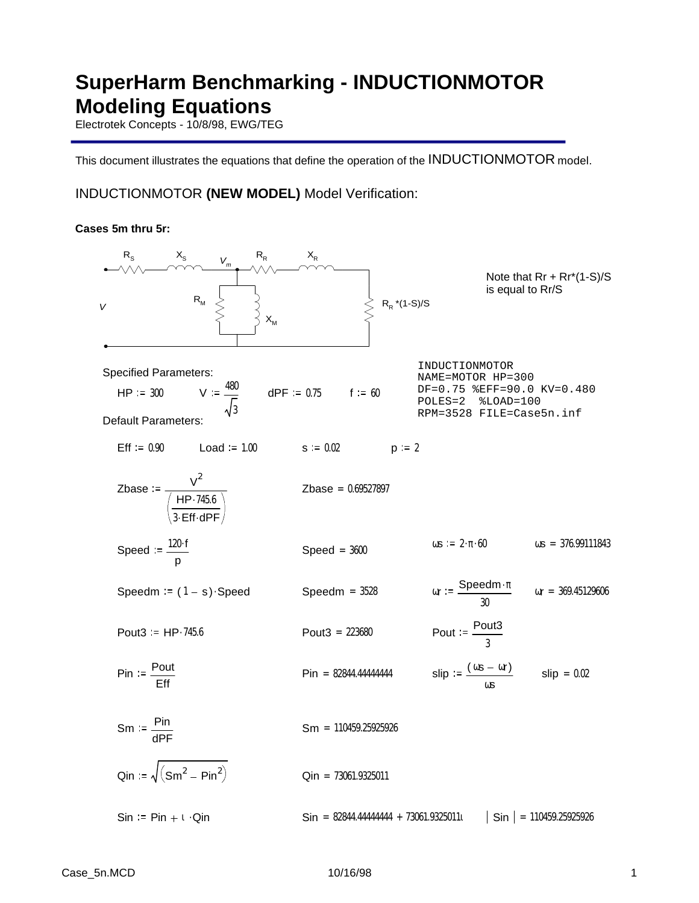# SuperHarm Benchmarking - INDUCTIONMOTOR Modeling Equations

Electrotek Concepts - 10/8/98, EWG/TEG

This document illustrates the equations that define the operation of the INDUCTIONMOTOR model.

## INDUCTIONMOTOR **(NEW MODEL)** Model Verification:

**Cases 5m thru 5r:**

$R_S$ $X_S$ $V_m$ $R_R$ $X_R$

$R_M$ $X_M$ $V$ $R_R$ *(1-S)/S

Note that Rr + Rr*(1-S)/S is equal to Rr/S

```
INDUCTIONMOTOR
NAME=MOTOR HP=300
DF=0.75 %EFF=90.0 KV=0.480
POLES=2  %LOAD=100
RPM=3528 FILE=Case5n.inf
```

Specified Parameters:

$HP := 300$ $\quad V := \frac{480}{\sqrt{3}}$ $\quad dPF := 0.75$ $\quad f := 60$

Default Parameters:

$Eff := 0.90$ $\quad Load := 1.00$ $\quad s := 0.02$ $\quad p := 2$

$Zbase := \frac{V^2}{\left(\frac{HP \cdot 745.6}{3 \cdot Eff \cdot dPF}\right)}$ $\quad Zbase = 0.69527897$

$Speed := \frac{120 \cdot f}{p}$ $\quad Speed = 3600$ $\quad \omega s := 2 \cdot \pi \cdot 60$ $\quad \omega s = 376.99111843$

$Speedm := (1 - s) \cdot Speed$ $\quad Speedm = 3528$ $\quad \omega r := \frac{Speedm \cdot \pi}{30}$ $\quad \omega r = 369.45129606$

$Pout3 := HP \cdot 745.6$ $\quad Pout3 = 223680$ $\quad Pout := \frac{Pout3}{3}$

$Pin := \frac{Pout}{Eff}$ $\quad Pin = 82844.44444444$ $\quad slip := \frac{(\omega s - \omega r)}{\omega s}$ $\quad slip = 0.02$

$Sm := \frac{Pin}{dPF}$ $\quad Sm = 110459.25925926$

$Qin := \sqrt{\left(Sm^2 - Pin^2\right)}$ $\quad Qin = 73061.9325011$

$Sin := Pin + \iota \cdot Qin$ $\quad Sin = 82844.44444444 + 73061.9325011\iota$ $\quad |Sin| = 110459.25925926$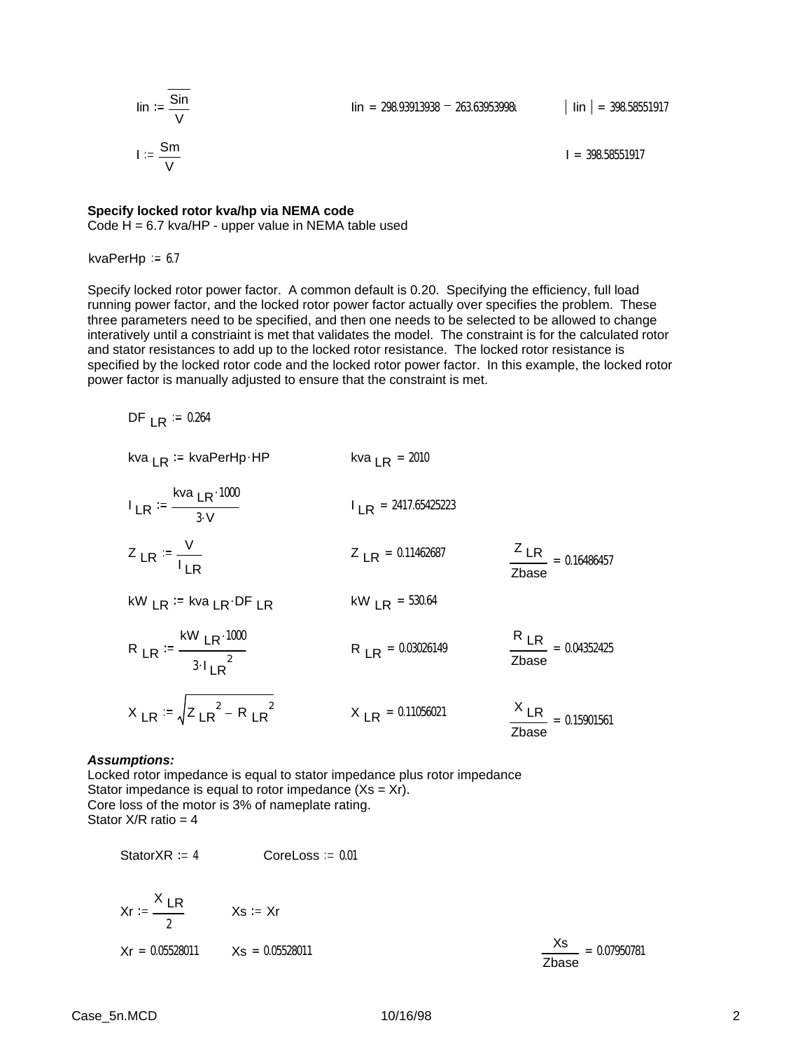$$Iin := \frac{\overline{Sin}}{V} \qquad Iin = 298.93913938 - 263.63953998i \qquad |Iin| = 398.58551917$$

$$I := \frac{Sm}{V} \qquad I = 398.58551917$$

**Specify locked rotor kva/hp via NEMA code**
Code H = 6.7 kva/HP - upper value in NEMA table used

$$kvaPerHp := 6.7$$

Specify locked rotor power factor. A common default is 0.20. Specifying the efficiency, full load running power factor, and the locked rotor power factor actually over specifies the problem. These three parameters need to be specified, and then one needs to be selected to be allowed to change interatively until a constriaint is met that validates the model. The constraint is for the calculated rotor and stator resistances to add up to the locked rotor resistance. The locked rotor resistance is specified by the locked rotor code and the locked rotor power factor. In this example, the locked rotor power factor is manually adjusted to ensure that the constraint is met.

$$DF_{LR} := 0.264$$

$$kva_{LR} := kvaPerHp \cdot HP \qquad kva_{LR} = 2010$$

$$I_{LR} := \frac{kva_{LR} \cdot 1000}{3 \cdot V} \qquad I_{LR} = 2417.65425223$$

$$Z_{LR} := \frac{V}{I_{LR}} \qquad Z_{LR} = 0.11462687 \qquad \frac{Z_{LR}}{Zbase} = 0.16486457$$

$$kW_{LR} := kva_{LR} \cdot DF_{LR} \qquad kW_{LR} = 530.64$$

$$R_{LR} := \frac{kW_{LR} \cdot 1000}{3 \cdot I_{LR}^{\,2}} \qquad R_{LR} = 0.03026149 \qquad \frac{R_{LR}}{Zbase} = 0.04352425$$

$$X_{LR} := \sqrt{Z_{LR}^{\,2} - R_{LR}^{\,2}} \qquad X_{LR} = 0.11056021 \qquad \frac{X_{LR}}{Zbase} = 0.15901561$$

***Assumptions:***
Locked rotor impedance is equal to stator impedance plus rotor impedance
Stator impedance is equal to rotor impedance (Xs = Xr).
Core loss of the motor is 3% of nameplate rating.
Stator X/R ratio = 4

$$StatorXR := 4 \qquad CoreLoss := 0.01$$

$$Xr := \frac{X_{LR}}{2} \qquad Xs := Xr$$

$$Xr = 0.05528011 \qquad Xs = 0.05528011 \qquad \frac{Xs}{Zbase} = 0.07950781$$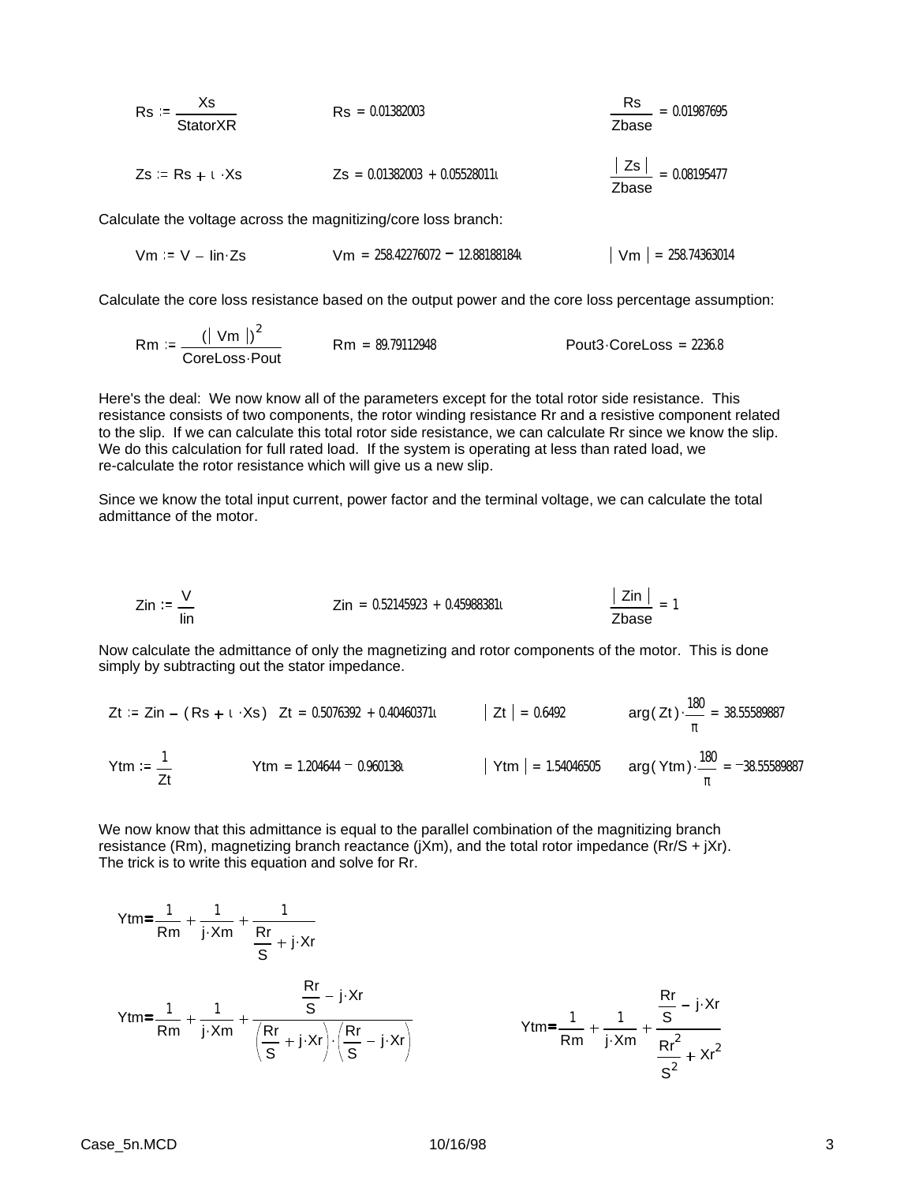$$Rs := \frac{Xs}{StatorXR} \qquad Rs = 0.01382003 \qquad \frac{Rs}{Zbase} = 0.01987695$$

$$Zs := Rs + i \cdot Xs \qquad Zs = 0.01382003 + 0.05528011i \qquad \frac{|Zs|}{Zbase} = 0.08195477$$

Calculate the voltage across the magnitizing/core loss branch:

$$Vm := V - Iin \cdot Zs \qquad Vm = 258.42276072 - 12.88188184i \qquad |Vm| = 258.74363014$$

Calculate the core loss resistance based on the output power and the core loss percentage assumption:

$$Rm := \frac{(|Vm|)^2}{CoreLoss \cdot Pout} \qquad Rm = 89.79112948 \qquad Pout3 \cdot CoreLoss = 2236.8$$

Here's the deal: We now know all of the parameters except for the total rotor side resistance. This resistance consists of two components, the rotor winding resistance Rr and a resistive component related to the slip. If we can calculate this total rotor side resistance, we can calculate Rr since we know the slip. We do this calculation for full rated load. If the system is operating at less than rated load, we re-calculate the rotor resistance which will give us a new slip.

Since we know the total input current, power factor and the terminal voltage, we can calculate the total admittance of the motor.

$$Zin := \frac{V}{Iin} \qquad Zin = 0.52145923 + 0.45988381i \qquad \frac{|Zin|}{Zbase} = 1$$

Now calculate the admittance of only the magnetizing and rotor components of the motor. This is done simply by subtracting out the stator impedance.

$$Zt := Zin - (Rs + i \cdot Xs) \quad Zt = 0.5076392 + 0.40460371i \qquad |Zt| = 0.6492 \qquad \arg(Zt) \cdot \frac{180}{\pi} = 38.55589887$$

$$Ytm := \frac{1}{Zt} \qquad Ytm = 1.204644 - 0.960138i \qquad |Ytm| = 1.54046505 \qquad \arg(Ytm) \cdot \frac{180}{\pi} = -38.55589887$$

We now know that this admittance is equal to the parallel combination of the magnitizing branch resistance (Rm), magnetizing branch reactance (jXm), and the total rotor impedance (Rr/S + jXr). The trick is to write this equation and solve for Rr.

$$Ytm = \frac{1}{Rm} + \frac{1}{j \cdot Xm} + \frac{1}{\frac{Rr}{S} + j \cdot Xr}$$

$$Ytm = \frac{1}{Rm} + \frac{1}{j \cdot Xm} + \frac{\frac{Rr}{S} - j \cdot Xr}{\left(\frac{Rr}{S} + j \cdot Xr\right) \cdot \left(\frac{Rr}{S} - j \cdot Xr\right)} \qquad Ytm = \frac{1}{Rm} + \frac{1}{j \cdot Xm} + \frac{\frac{Rr}{S} - j \cdot Xr}{\frac{Rr^2}{S^2} + Xr^2}$$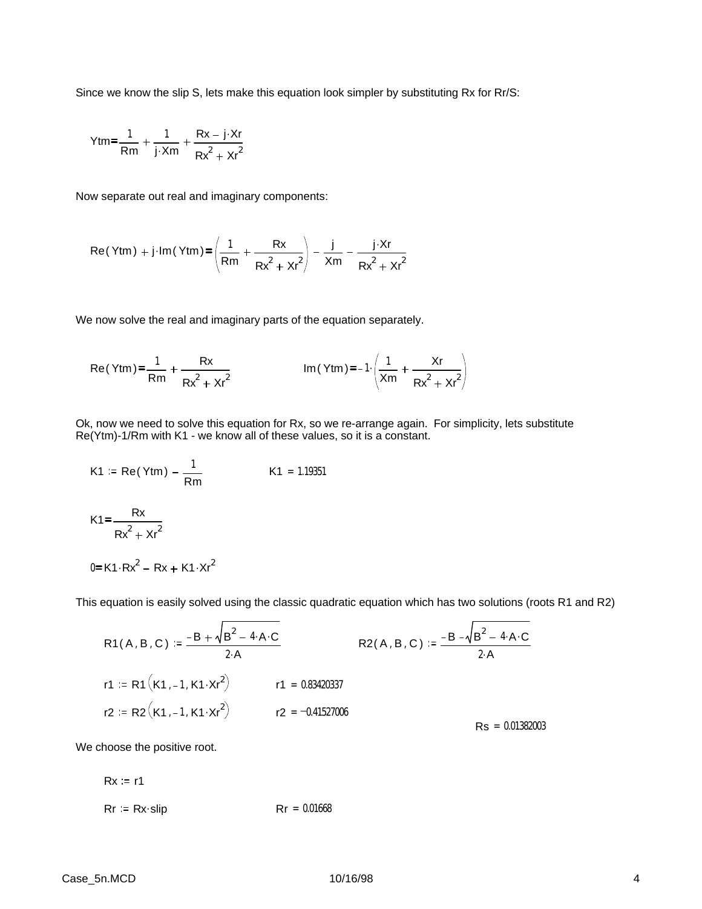Since we know the slip S, lets make this equation look simpler by substituting Rx for Rr/S:

$$Ytm = \frac{1}{Rm} + \frac{1}{j \cdot Xm} + \frac{Rx - j \cdot Xr}{Rx^2 + Xr^2}$$

Now separate out real and imaginary components:

$$Re(Ytm) + j \cdot Im(Ytm) = \left(\frac{1}{Rm} + \frac{Rx}{Rx^2 + Xr^2}\right) - \frac{j}{Xm} - \frac{j \cdot Xr}{Rx^2 + Xr^2}$$

We now solve the real and imaginary parts of the equation separately.

$$Re(Ytm) = \frac{1}{Rm} + \frac{Rx}{Rx^2 + Xr^2} \qquad\qquad Im(Ytm) = -1 \cdot \left(\frac{1}{Xm} + \frac{Xr}{Rx^2 + Xr^2}\right)$$

Ok, now we need to solve this equation for Rx, so we re-arrange again. For simplicity, lets substitute Re(Ytm)-1/Rm with K1 - we know all of these values, so it is a constant.

$$K1 := Re(Ytm) - \frac{1}{Rm} \qquad\qquad K1 = 1.19351$$

$$K1 = \frac{Rx}{Rx^2 + Xr^2}$$

$$0 = K1 \cdot Rx^2 - Rx + K1 \cdot Xr^2$$

This equation is easily solved using the classic quadratic equation which has two solutions (roots R1 and R2)

$$R1(A, B, C) := \frac{-B + \sqrt{B^2 - 4 \cdot A \cdot C}}{2 \cdot A} \qquad\qquad R2(A, B, C) := \frac{-B - \sqrt{B^2 - 4 \cdot A \cdot C}}{2 \cdot A}$$

$$r1 := R1\left(K1, -1, K1 \cdot Xr^2\right) \qquad\qquad r1 = 0.83420337$$

$$r2 := R2\left(K1, -1, K1 \cdot Xr^2\right) \qquad\qquad r2 = -0.41527006$$

$$Rs = 0.01382003$$

We choose the positive root.

$$Rx := r1$$

$$Rr := Rx \cdot slip \qquad\qquad Rr = 0.01668$$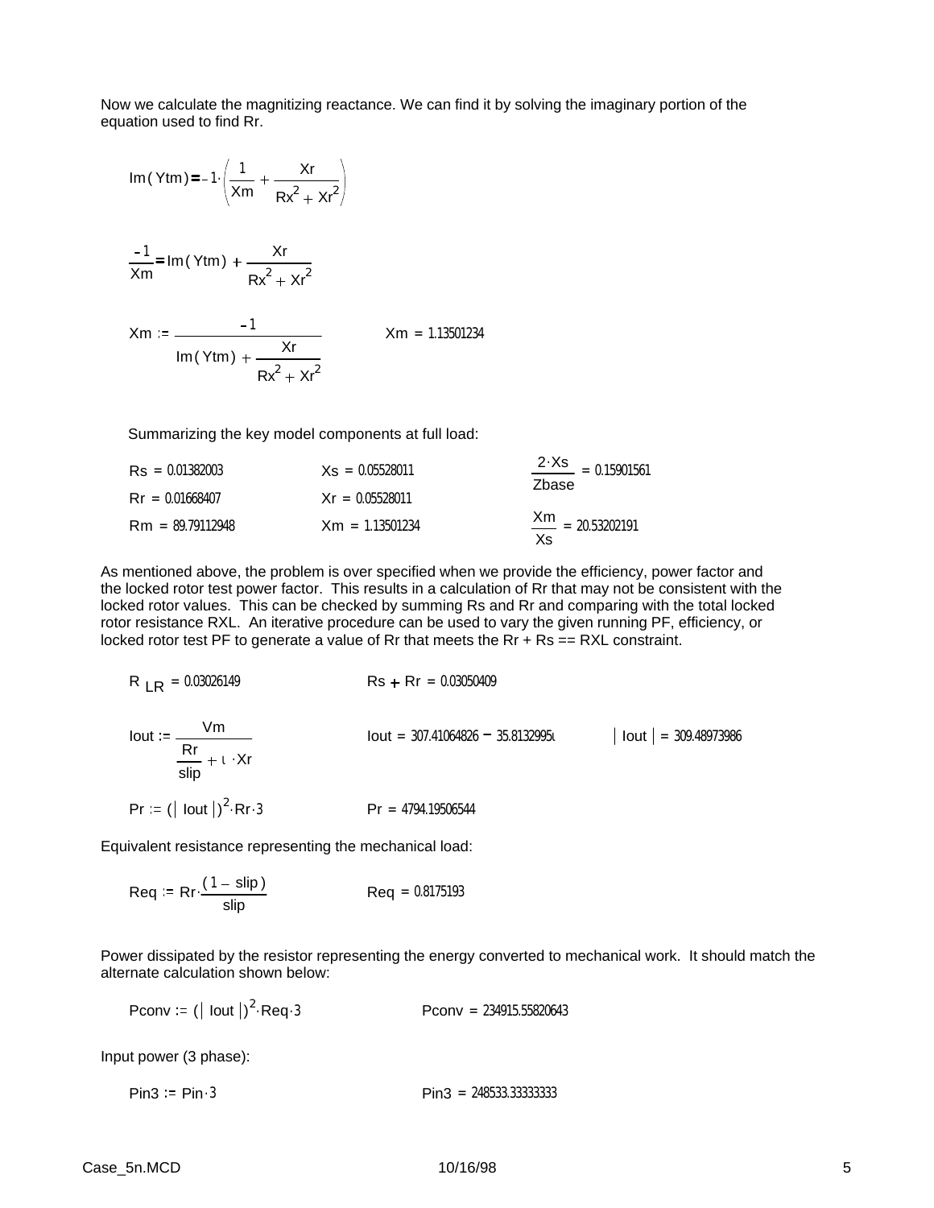Now we calculate the magnitizing reactance. We can find it by solving the imaginary portion of the equation used to find Rr.

$$\mathrm{Im}(Ytm) = -1 \cdot \left( \frac{1}{Xm} + \frac{Xr}{Rx^2 + Xr^2} \right)$$

$$\frac{-1}{Xm} = \mathrm{Im}(Ytm) + \frac{Xr}{Rx^2 + Xr^2}$$

$$Xm := \frac{-1}{\mathrm{Im}(Ytm) + \dfrac{Xr}{Rx^2 + Xr^2}} \qquad Xm = 1.13501234$$

Summarizing the key model components at full load:

| | | |
|---|---|---|
| $Rs = 0.01382003$ | $Xs = 0.05528011$ | $\dfrac{2 \cdot Xs}{Zbase} = 0.15901561$ |
| $Rr = 0.01668407$ | $Xr = 0.05528011$ | |
| $Rm = 89.79112948$ | $Xm = 1.13501234$ | $\dfrac{Xm}{Xs} = 20.53202191$ |

As mentioned above, the problem is over specified when we provide the efficiency, power factor and the locked rotor test power factor. This results in a calculation of Rr that may not be consistent with the locked rotor values. This can be checked by summing Rs and Rr and comparing with the total locked rotor resistance RXL. An iterative procedure can be used to vary the given running PF, efficiency, or locked rotor test PF to generate a value of Rr that meets the Rr + Rs == RXL constraint.

$$R_{LR} = 0.03026149 \qquad Rs + Rr = 0.03050409$$

$$Iout := \frac{Vm}{\dfrac{Rr}{slip} + i \cdot Xr} \qquad Iout = 307.41064826 - 35.8132995i \qquad |Iout| = 309.48973986$$

$$Pr := (|Iout|)^2 \cdot Rr \cdot 3 \qquad Pr = 4794.19506544$$

Equivalent resistance representing the mechanical load:

$$Req := Rr \cdot \frac{(1 - slip)}{slip} \qquad Req = 0.8175193$$

Power dissipated by the resistor representing the energy converted to mechanical work. It should match the alternate calculation shown below:

$$Pconv := (|Iout|)^2 \cdot Req \cdot 3 \qquad Pconv = 234915.55820643$$

Input power (3 phase):

$$Pin3 := Pin \cdot 3 \qquad Pin3 = 248533.33333333$$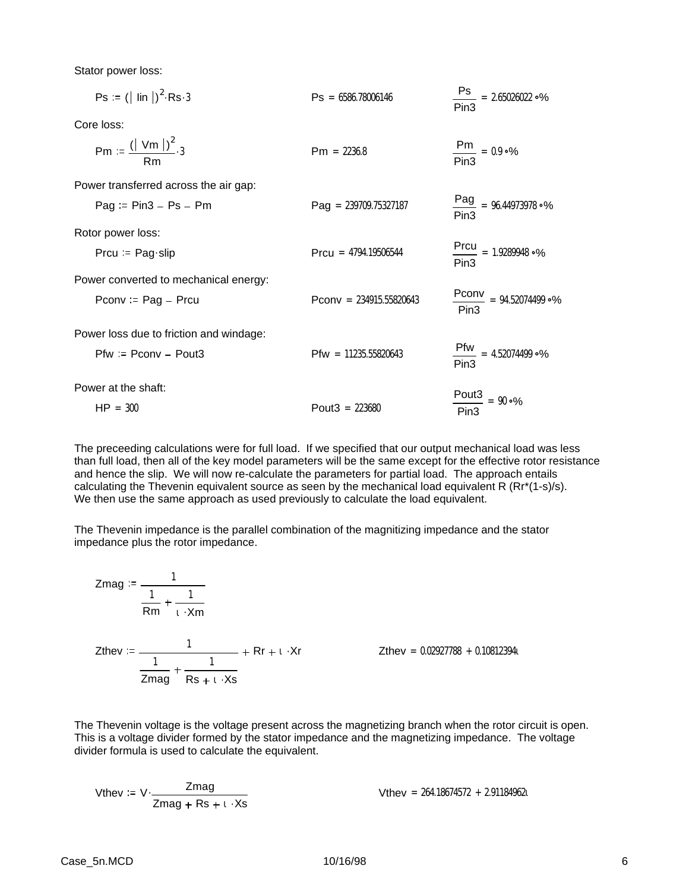Stator power loss:

$$Ps := (|Iin|)^2 \cdot Rs \cdot 3 \qquad Ps = 6586.78006146 \qquad \frac{Ps}{Pin3} = 2.65026022 \cdot \%$$

Core loss:

$$Pm := \frac{(|Vm|)^2}{Rm} \cdot 3 \qquad Pm = 2236.8 \qquad \frac{Pm}{Pin3} = 0.9 \cdot \%$$

Power transferred across the air gap:

$$Pag := Pin3 - Ps - Pm \qquad Pag = 239709.75327187 \qquad \frac{Pag}{Pin3} = 96.44973978 \cdot \%$$

Rotor power loss:

$$Prcu := Pag \cdot slip \qquad Prcu = 4794.19506544 \qquad \frac{Prcu}{Pin3} = 1.9289948 \cdot \%$$

Power converted to mechanical energy:

$$Pconv := Pag - Prcu \qquad Pconv = 234915.55820643 \qquad \frac{Pconv}{Pin3} = 94.52074499 \cdot \%$$

Power loss due to friction and windage:

$$Pfw := Pconv - Pout3 \qquad Pfw = 11235.55820643 \qquad \frac{Pfw}{Pin3} = 4.52074499 \cdot \%$$

Power at the shaft:

$$HP = 300 \qquad Pout3 = 223680 \qquad \frac{Pout3}{Pin3} = 90 \cdot \%$$

The preceeding calculations were for full load. If we specified that our output mechanical load was less than full load, then all of the key model parameters will be the same except for the effective rotor resistance and hence the slip. We will now re-calculate the parameters for partial load. The approach entails calculating the Thevenin equivalent source as seen by the mechanical load equivalent R (Rr*(1-s)/s). We then use the same approach as used previously to calculate the load equivalent.

The Thevenin impedance is the parallel combination of the magnitizing impedance and the stator impedance plus the rotor impedance.

$$Zmag := \frac{1}{\frac{1}{Rm} + \frac{1}{\iota \cdot Xm}}$$

$$Zthev := \frac{1}{\frac{1}{Zmag} + \frac{1}{Rs + \iota \cdot Xs}} + Rr + \iota \cdot Xr \qquad Zthev = 0.02927788 + 0.10812394\iota$$

The Thevenin voltage is the voltage present across the magnetizing branch when the rotor circuit is open. This is a voltage divider formed by the stator impedance and the magnetizing impedance. The voltage divider formula is used to calculate the equivalent.

$$Vthev := V \cdot \frac{Zmag}{Zmag + Rs + \iota \cdot Xs} \qquad Vthev = 264.18674572 + 2.91184962\iota$$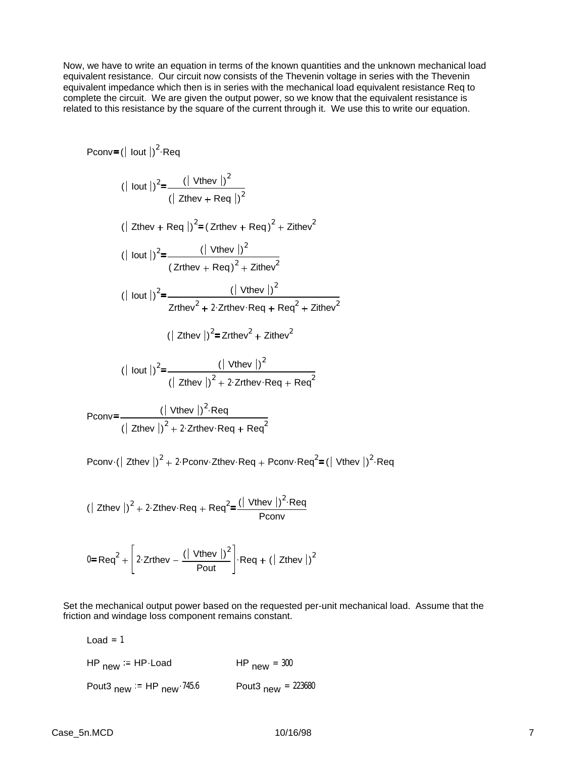Now, we have to write an equation in terms of the known quantities and the unknown mechanical load equivalent resistance. Our circuit now consists of the Thevenin voltage in series with the Thevenin equivalent impedance which then is in series with the mechanical load equivalent resistance Req to complete the circuit. We are given the output power, so we know that the equivalent resistance is related to this resistance by the square of the current through it. We use this to write our equation.

$$Pconv = (|Iout|)^2 \cdot Req$$

$$(|Iout|)^2 = \frac{(|Vthev|)^2}{(|Zthev + Req|)^2}$$

$$(|Zthev + Req|)^2 = (Zrthev + Req)^2 + Zithev^2$$

$$(|Iout|)^2 = \frac{(|Vthev|)^2}{(Zrthev + Req)^2 + Zithev^2}$$

$$(|Iout|)^2 = \frac{(|Vthev|)^2}{Zrthev^2 + 2 \cdot Zrthev \cdot Req + Req^2 + Zithev^2}$$

$$(|Zthev|)^2 = Zrthev^2 + Zithev^2$$

$$(|Iout|)^2 = \frac{(|Vthev|)^2}{(|Zthev|)^2 + 2 \cdot Zrthev \cdot Req + Req^2}$$

$$Pconv = \frac{(|Vthev|)^2 \cdot Req}{(|Zthev|)^2 + 2 \cdot Zrthev \cdot Req + Req^2}$$

$$Pconv \cdot (|Zthev|)^2 + 2 \cdot Pconv \cdot Zthev \cdot Req + Pconv \cdot Req^2 = (|Vthev|)^2 \cdot Req$$

$$(|Zthev|)^2 + 2 \cdot Zthev \cdot Req + Req^2 = \frac{(|Vthev|)^2 \cdot Req}{Pconv}$$

$$0 = Req^2 + \left[2 \cdot Zrthev - \frac{(|Vthev|)^2}{Pout}\right] \cdot Req + (|Zthev|)^2$$

Set the mechanical output power based on the requested per-unit mechanical load. Assume that the friction and windage loss component remains constant.

$Load = 1$

$HP_{new} := HP \cdot Load \qquad HP_{new} = 300$

$Pout3_{new} := HP_{new} \cdot 745.6 \qquad Pout3_{new} = 223680$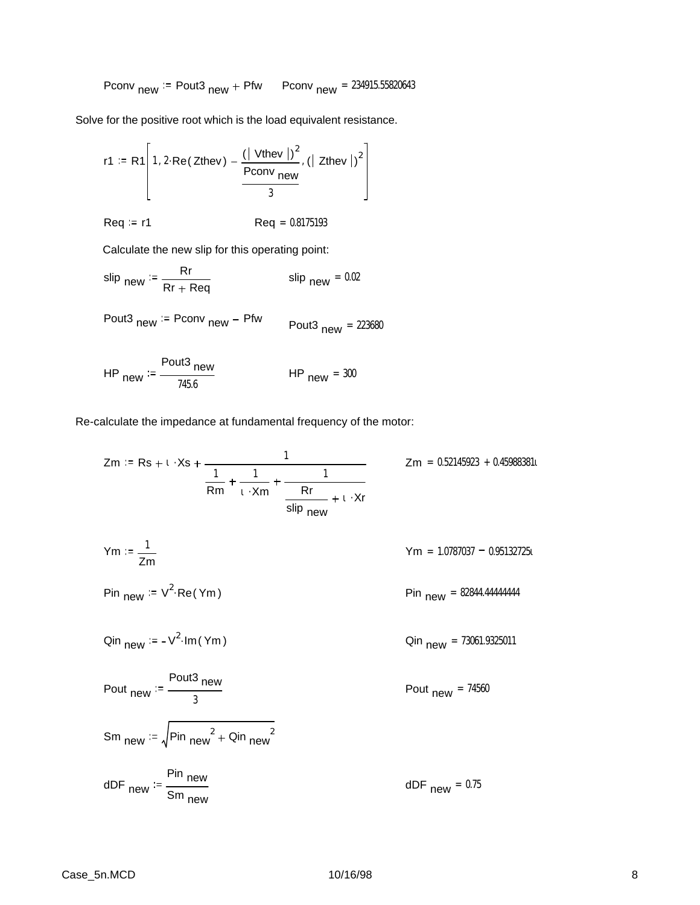$$Pconv_{new} := Pout3_{new} + Pfw \qquad Pconv_{new} = 234915.55820643$$

Solve for the positive root which is the load equivalent resistance.

$$r1 := R1\left[1,\ 2\cdot Re(Zthev) - \frac{(|Vthev|)^2}{\frac{Pconv_{new}}{3}},\ (|Zthev|)^2\right]$$

$$Req := r1 \qquad Req = 0.8175193$$

Calculate the new slip for this operating point:

$$slip_{new} := \frac{Rr}{Rr + Req} \qquad slip_{new} = 0.02$$

$$Pout3_{new} := Pconv_{new} - Pfw \qquad Pout3_{new} = 223680$$

$$HP_{new} := \frac{Pout3_{new}}{745.6} \qquad HP_{new} = 300$$

Re-calculate the impedance at fundamental frequency of the motor:

$$Zm := Rs + \iota\cdot Xs + \frac{1}{\frac{1}{Rm} + \frac{1}{\iota\cdot Xm} + \frac{1}{\frac{Rr}{slip_{new}} + \iota\cdot Xr}} \qquad Zm = 0.52145923 + 0.45988381\iota$$

$$Ym := \frac{1}{Zm} \qquad Ym = 1.0787037 - 0.95132725\iota$$

$$Pin_{new} := V^2\cdot Re(Ym) \qquad Pin_{new} = 82844.44444444$$

$$Qin_{new} := -V^2\cdot Im(Ym) \qquad Qin_{new} = 73061.9325011$$

$$Pout_{new} := \frac{Pout3_{new}}{3} \qquad Pout_{new} = 74560$$

$$Sm_{new} := \sqrt{Pin_{new}^{\ 2} + Qin_{new}^{\ 2}}$$

$$dDF_{new} := \frac{Pin_{new}}{Sm_{new}} \qquad dDF_{new} = 0.75$$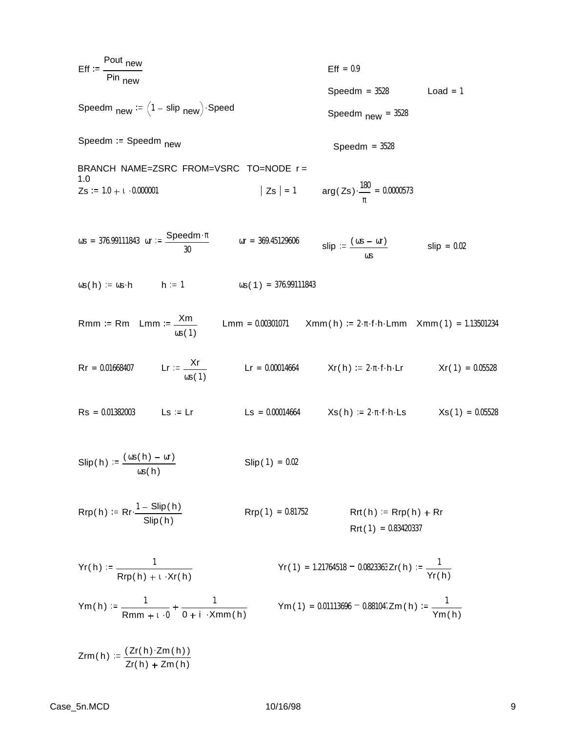$Eff := \frac{Pout_{new}}{Pin_{new}}$ $\quad$ $Eff = 0.9$

$Speedm = 3528$ $\quad$ $Load = 1$

$Speedm_{new} := (1 - slip_{new}) \cdot Speed$ $\quad$ $Speedm_{new} = 3528$

$Speedm := Speedm_{new}$ $\quad$ $Speedm = 3528$

BRANCH NAME=ZSRC FROM=VSRC TO=NODE r = 1.0

$Zs := 1.0 + i \cdot 0.000001$ $\quad$ $|Zs| = 1$ $\quad$ $arg(Zs) \cdot \frac{180}{\pi} = 0.0000573$

$\omega s = 376.99111843$ $\quad$ $\omega r := \frac{Speedm \cdot \pi}{30}$ $\quad$ $\omega r = 369.45129606$ $\quad$ $slip := \frac{(\omega s - \omega r)}{\omega s}$ $\quad$ $slip = 0.02$

$\omega s(h) := \omega s \cdot h$ $\quad$ $h := 1$ $\quad$ $\omega s(1) = 376.99111843$

$Rmm := Rm$ $\quad$ $Lmm := \frac{Xm}{\omega s(1)}$ $\quad$ $Lmm = 0.00301071$ $\quad$ $Xmm(h) := 2 \cdot \pi \cdot f \cdot h \cdot Lmm$ $\quad$ $Xmm(1) = 1.13501234$

$Rr = 0.01668407$ $\quad$ $Lr := \frac{Xr}{\omega s(1)}$ $\quad$ $Lr = 0.00014664$ $\quad$ $Xr(h) := 2 \cdot \pi \cdot f \cdot h \cdot Lr$ $\quad$ $Xr(1) = 0.05528$

$Rs = 0.01382003$ $\quad$ $Ls := Lr$ $\quad$ $Ls = 0.00014664$ $\quad$ $Xs(h) := 2 \cdot \pi \cdot f \cdot h \cdot Ls$ $\quad$ $Xs(1) = 0.05528$

$Slip(h) := \frac{(\omega s(h) - \omega r)}{\omega s(h)}$ $\quad$ $Slip(1) = 0.02$

$Rrp(h) := Rr \cdot \frac{1 - Slip(h)}{Slip(h)}$ $\quad$ $Rrp(1) = 0.81752$ $\quad$ $Rrt(h) := Rrp(h) + Rr$

$Rrt(1) = 0.83420337$

$Yr(h) := \frac{1}{Rrp(h) + i \cdot Xr(h)}$ $\quad$ $Yr(1) = 1.21764518 - 0.0823363$ $\quad$ $Zr(h) := \frac{1}{Yr(h)}$

$Ym(h) := \frac{1}{Rmm + i \cdot 0} + \frac{1}{0 + i \cdot Xmm(h)}$ $\quad$ $Ym(1) = 0.01113696 - 0.881047$ $\quad$ $Zm(h) := \frac{1}{Ym(h)}$

$Zrm(h) := \frac{(Zr(h) \cdot Zm(h))}{Zr(h) + Zm(h)}$

Case_5n.MCD $\quad$ 10/16/98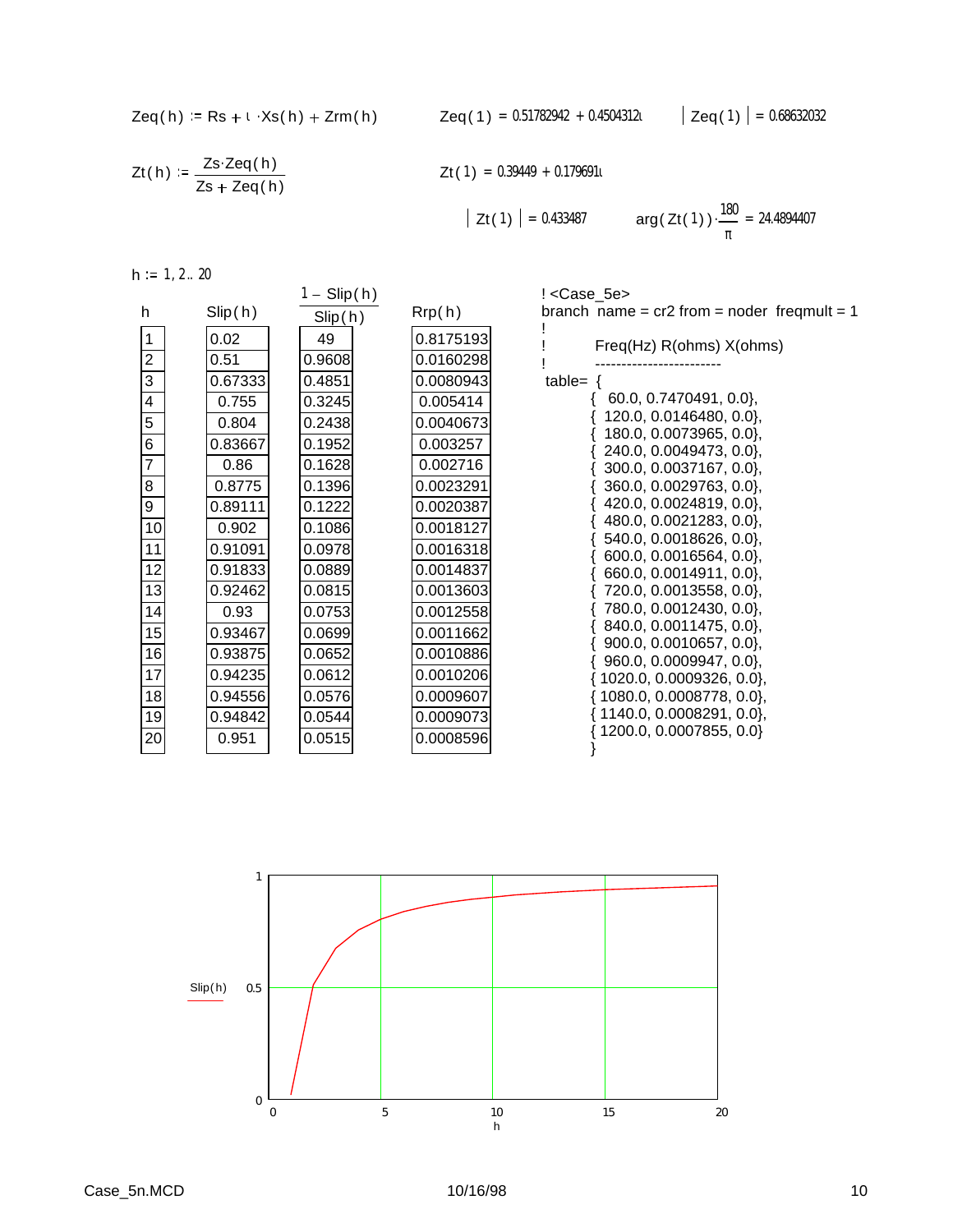$$Zeq(h) := Rs + \iota \cdot Xs(h) + Zrm(h)$$

$Zeq(1) = 0.51782942 + 0.4504312\iota$ $\qquad |Zeq(1)| = 0.68632032$

$$Zt(h) := \frac{Zs \cdot Zeq(h)}{Zs + Zeq(h)}$$

$Zt(1) = 0.39449 + 0.179691\iota$

$|Zt(1)| = 0.433487$ $\qquad \arg(Zt(1)) \cdot \frac{180}{\pi} = 24.4894407$

$h := 1, 2 .. 20$

| h | Slip(h) | $\frac{1 - Slip(h)}{Slip(h)}$ | Rrp(h) |
|---|---|---|---|
| 1 | 0.02 | 49 | 0.8175193 |
| 2 | 0.51 | 0.9608 | 0.0160298 |
| 3 | 0.67333 | 0.4851 | 0.0080943 |
| 4 | 0.755 | 0.3245 | 0.005414 |
| 5 | 0.804 | 0.2438 | 0.0040673 |
| 6 | 0.83667 | 0.1952 | 0.003257 |
| 7 | 0.86 | 0.1628 | 0.002716 |
| 8 | 0.8775 | 0.1396 | 0.0023291 |
| 9 | 0.89111 | 0.1222 | 0.0020387 |
| 10 | 0.902 | 0.1086 | 0.0018127 |
| 11 | 0.91091 | 0.0978 | 0.0016318 |
| 12 | 0.91833 | 0.0889 | 0.0014837 |
| 13 | 0.92462 | 0.0815 | 0.0013603 |
| 14 | 0.93 | 0.0753 | 0.0012558 |
| 15 | 0.93467 | 0.0699 | 0.0011662 |
| 16 | 0.93875 | 0.0652 | 0.0010886 |
| 17 | 0.94235 | 0.0612 | 0.0010206 |
| 18 | 0.94556 | 0.0576 | 0.0009607 |
| 19 | 0.94842 | 0.0544 | 0.0009073 |
| 20 | 0.951 | 0.0515 | 0.0008596 |

```
! <Case_5e>
branch  name = cr2 from = noder  freqmult = 1
!
!        Freq(Hz) R(ohms) X(ohms)
!        ------------------------
 table= {
        {   60.0, 0.7470491, 0.0},
        {  120.0, 0.0146480, 0.0},
        {  180.0, 0.0073965, 0.0},
        {  240.0, 0.0049473, 0.0},
        {  300.0, 0.0037167, 0.0},
        {  360.0, 0.0029763, 0.0},
        {  420.0, 0.0024819, 0.0},
        {  480.0, 0.0021283, 0.0},
        {  540.0, 0.0018626, 0.0},
        {  600.0, 0.0016564, 0.0},
        {  660.0, 0.0014911, 0.0},
        {  720.0, 0.0013558, 0.0},
        {  780.0, 0.0012430, 0.0},
        {  840.0, 0.0011475, 0.0},
        {  900.0, 0.0010657, 0.0},
        {  960.0, 0.0009947, 0.0},
        { 1020.0, 0.0009326, 0.0},
        { 1080.0, 0.0008778, 0.0},
        { 1140.0, 0.0008291, 0.0},
        { 1200.0, 0.0007855, 0.0}
        }
```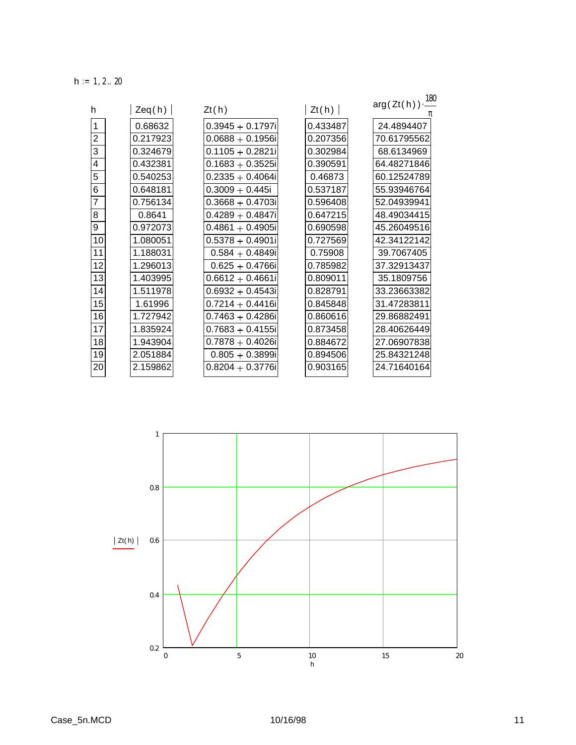$h := 1, 2 .. 20$

| $h$ | $\lvert Zeq(h) \rvert$ | $Zt(h)$ | $\lvert Zt(h) \rvert$ | $\arg(Zt(h)) \cdot \frac{180}{\pi}$ |
|---|---|---|---|---|
| 1 | 0.68632 | 0.3945 + 0.1797i | 0.433487 | 24.4894407 |
| 2 | 0.217923 | 0.0688 + 0.1956i | 0.207356 | 70.61795562 |
| 3 | 0.324679 | 0.1105 + 0.2821i | 0.302984 | 68.6134969 |
| 4 | 0.432381 | 0.1683 + 0.3525i | 0.390591 | 64.48271846 |
| 5 | 0.540253 | 0.2335 + 0.4064i | 0.46873 | 60.12524789 |
| 6 | 0.648181 | 0.3009 + 0.445i | 0.537187 | 55.93946764 |
| 7 | 0.756134 | 0.3668 + 0.4703i | 0.596408 | 52.04939941 |
| 8 | 0.8641 | 0.4289 + 0.4847i | 0.647215 | 48.49034415 |
| 9 | 0.972073 | 0.4861 + 0.4905i | 0.690598 | 45.26049516 |
| 10 | 1.080051 | 0.5378 + 0.4901i | 0.727569 | 42.34122142 |
| 11 | 1.188031 | 0.584 + 0.4849i | 0.75908 | 39.7067405 |
| 12 | 1.296013 | 0.625 + 0.4766i | 0.785982 | 37.32913437 |
| 13 | 1.403995 | 0.6612 + 0.4661i | 0.809011 | 35.1809756 |
| 14 | 1.511978 | 0.6932 + 0.4543i | 0.828791 | 33.23663382 |
| 15 | 1.61996 | 0.7214 + 0.4416i | 0.845848 | 31.47283811 |
| 16 | 1.727942 | 0.7463 + 0.4286i | 0.860616 | 29.86882491 |
| 17 | 1.835924 | 0.7683 + 0.4155i | 0.873458 | 28.40626449 |
| 18 | 1.943904 | 0.7878 + 0.4026i | 0.884672 | 27.06907838 |
| 19 | 2.051884 | 0.805 + 0.3899i | 0.894506 | 25.84321248 |
| 20 | 2.159862 | 0.8204 + 0.3776i | 0.903165 | 24.71640164 |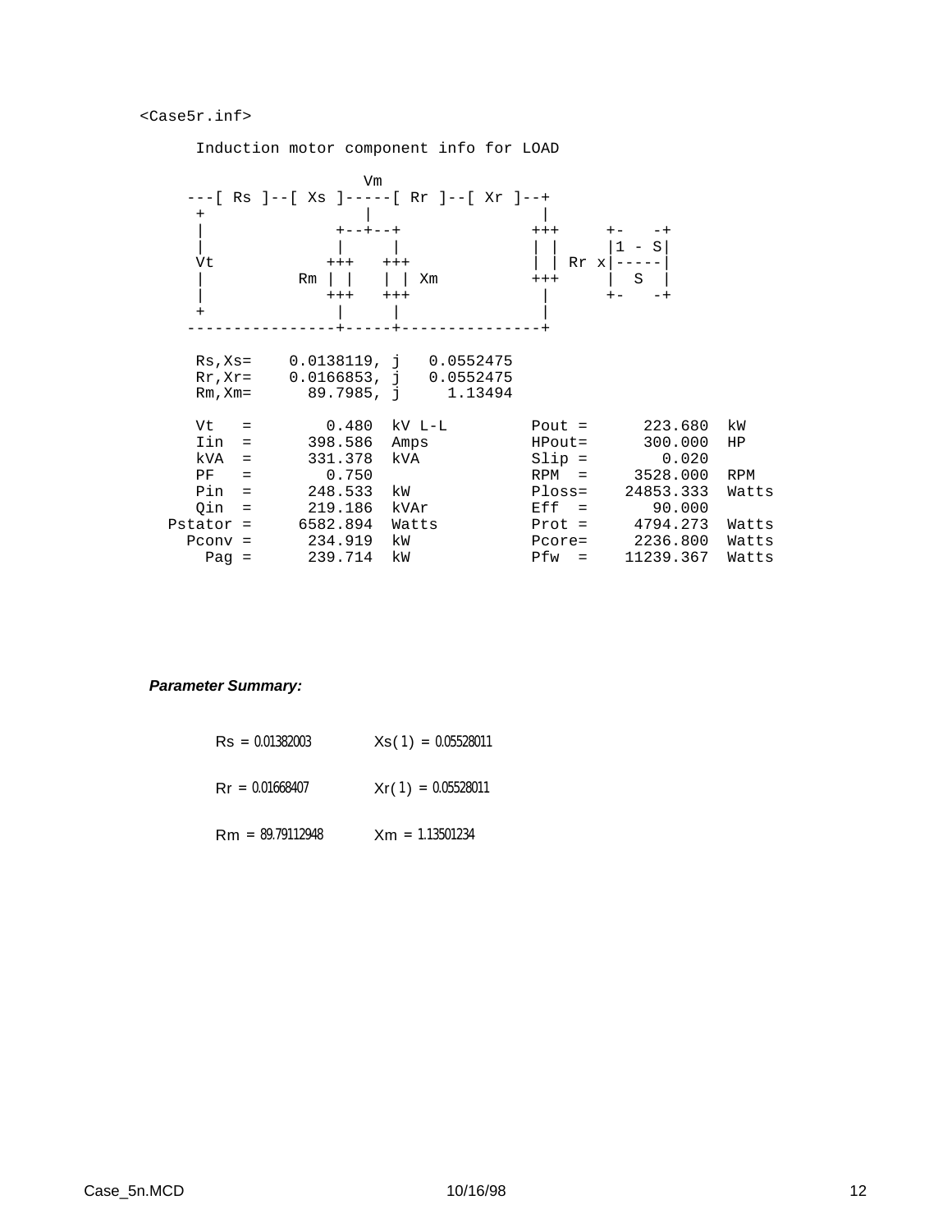<Case5r.inf>

```
     Induction motor component info for LOAD

                       Vm
   ---[ Rs ]--[ Xs ]-----[ Rr ]--[ Xr ]--+
    +                |                   |
    |             +--+--+               +++     +-   -+
    |             |     |               | |     |1 - S|
    Vt           +++   +++              | | Rr x|-----|
    |         Rm | |   | | Xm           +++     |  S  |
    |            +++   +++               |      +-   -+
    +             |     |                |
   ----------------+-----+---------------+

    Rs,Xs=    0.0138119, j   0.0552475
    Rr,Xr=    0.0166853, j   0.0552475
    Rm,Xm=      89.7985, j     1.13494

    Vt   =        0.480  kV L-L         Pout =      223.680  kW
    Iin  =      398.586  Amps           HPout=      300.000  HP
    kVA  =      331.378  kVA            Slip =        0.020
    PF   =        0.750                 RPM  =     3528.000  RPM
    Pin  =      248.533  kW             Ploss=    24853.333  Watts
    Qin  =      219.186  kVAr           Eff  =       90.000
 Pstator =     6582.894  Watts          Prot =     4794.273  Watts
   Pconv =      234.919  kW             Pcore=     2236.800  Watts
     Pag =      239.714  kW             Pfw  =    11239.367  Watts
```

***Parameter Summary:***

$Rs = 0.01382003$ $\qquad Xs(1) = 0.05528011$

$Rr = 0.01668407$ $\qquad Xr(1) = 0.05528011$

$Rm = 89.79112948$ $\qquad Xm = 1.13501234$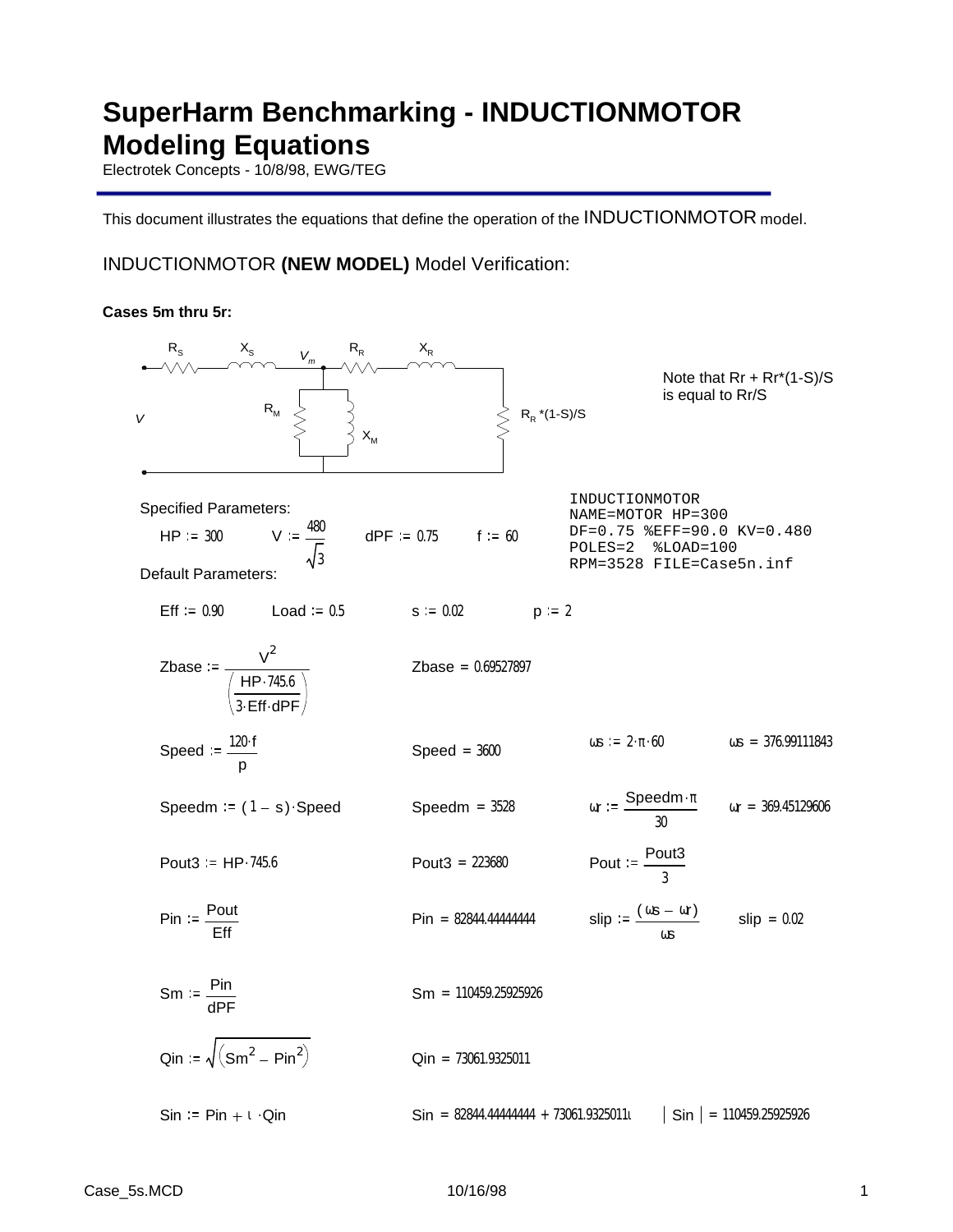# SuperHarm Benchmarking - INDUCTIONMOTOR Modeling Equations

Electrotek Concepts - 10/8/98, EWG/TEG

This document illustrates the equations that define the operation of the INDUCTIONMOTOR model.

## INDUCTIONMOTOR **(NEW MODEL)** Model Verification:

**Cases 5m thru 5r:**

Circuit labels: $R_S$, $X_S$, $V_m$, $R_R$, $X_R$, $R_M$, $X_M$, $V$, $R_R$ *(1-S)/S

Note that Rr + Rr*(1-S)/S is equal to Rr/S

```
INDUCTIONMOTOR
NAME=MOTOR HP=300
DF=0.75 %EFF=90.0 KV=0.480
POLES=2  %LOAD=100
RPM=3528 FILE=Case5n.inf
```

Specified Parameters:

$HP := 300 \qquad V := \frac{480}{\sqrt{3}} \qquad dPF := 0.75 \qquad f := 60$

Default Parameters:

$Eff := 0.90 \qquad Load := 0.5 \qquad s := 0.02 \qquad p := 2$

$$Zbase := \frac{V^2}{\left(\frac{HP \cdot 745.6}{3 \cdot Eff \cdot dPF}\right)} \qquad Zbase = 0.69527897$$

$$Speed := \frac{120 \cdot f}{p} \qquad Speed = 3600 \qquad \omega s := 2 \cdot \pi \cdot 60 \qquad \omega s = 376.99111843$$

$$Speedm := (1 - s) \cdot Speed \qquad Speedm = 3528 \qquad \omega r := \frac{Speedm \cdot \pi}{30} \qquad \omega r = 369.45129606$$

$$Pout3 := HP \cdot 745.6 \qquad Pout3 = 223680 \qquad Pout := \frac{Pout3}{3}$$

$$Pin := \frac{Pout}{Eff} \qquad Pin = 82844.44444444 \qquad slip := \frac{(\omega s - \omega r)}{\omega s} \qquad slip = 0.02$$

$$Sm := \frac{Pin}{dPF} \qquad Sm = 110459.25925926$$

$$Qin := \sqrt{\left(Sm^2 - Pin^2\right)} \qquad Qin = 73061.9325011$$

$$Sin := Pin + i \cdot Qin \qquad Sin = 82844.44444444 + 73061.9325011i \qquad |Sin| = 110459.25925926$$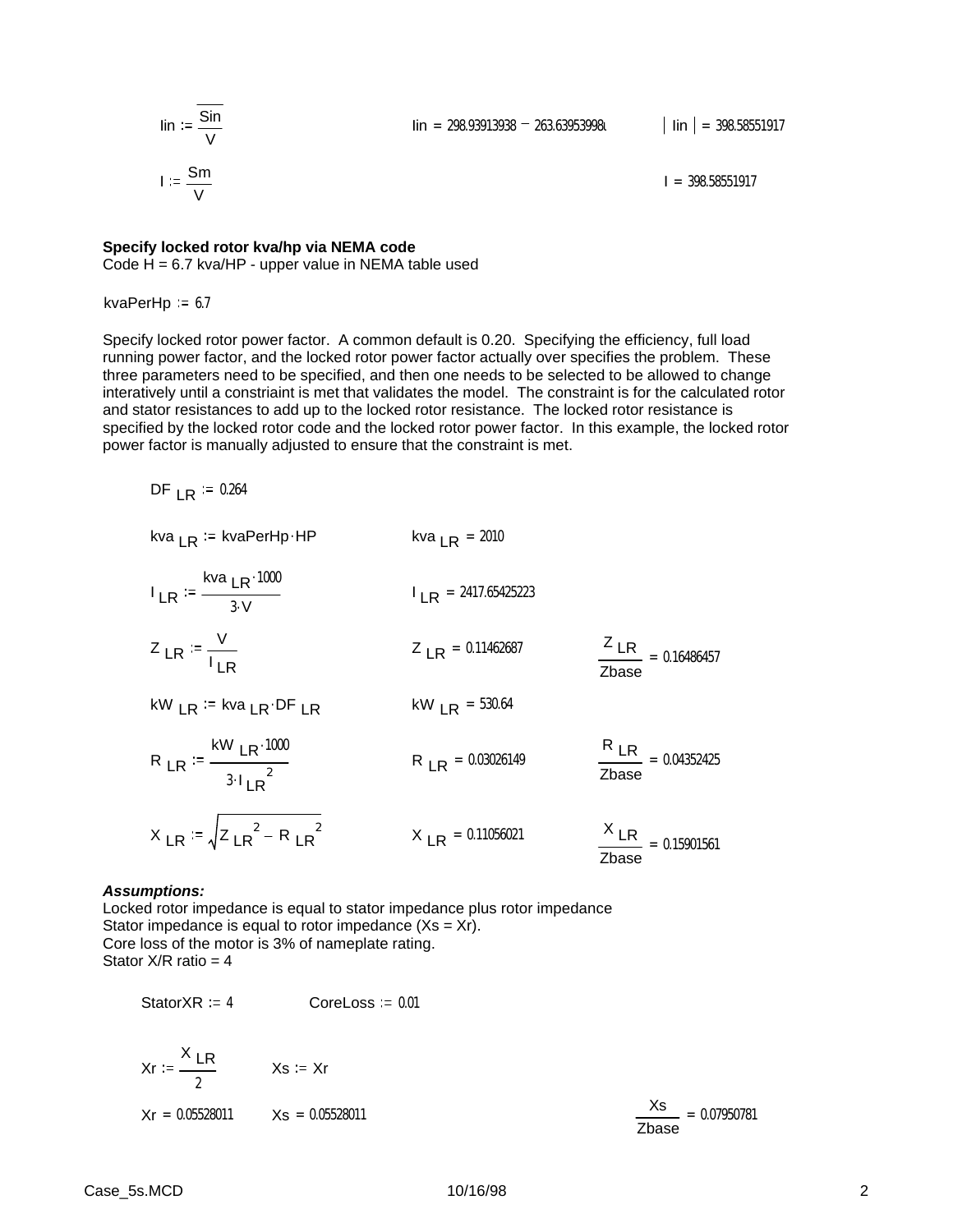$$Iin := \frac{\overline{Sin}}{V} \qquad Iin = 298.93913938 - 263.63953998i \qquad |Iin| = 398.58551917$$

$$I := \frac{Sm}{V} \qquad I = 398.58551917$$

**Specify locked rotor kva/hp via NEMA code**
Code H = 6.7 kva/HP - upper value in NEMA table used

$$kvaPerHp := 6.7$$

Specify locked rotor power factor. A common default is 0.20. Specifying the efficiency, full load running power factor, and the locked rotor power factor actually over specifies the problem. These three parameters need to be specified, and then one needs to be selected to be allowed to change interatively until a constriaint is met that validates the model. The constraint is for the calculated rotor and stator resistances to add up to the locked rotor resistance. The locked rotor resistance is specified by the locked rotor code and the locked rotor power factor. In this example, the locked rotor power factor is manually adjusted to ensure that the constraint is met.

$$DF_{LR} := 0.264$$

$$kva_{LR} := kvaPerHp \cdot HP \qquad kva_{LR} = 2010$$

$$I_{LR} := \frac{kva_{LR} \cdot 1000}{3 \cdot V} \qquad I_{LR} = 2417.65425223$$

$$Z_{LR} := \frac{V}{I_{LR}} \qquad Z_{LR} = 0.11462687 \qquad \frac{Z_{LR}}{Zbase} = 0.16486457$$

$$kW_{LR} := kva_{LR} \cdot DF_{LR} \qquad kW_{LR} = 530.64$$

$$R_{LR} := \frac{kW_{LR} \cdot 1000}{3 \cdot I_{LR}^{2}} \qquad R_{LR} = 0.03026149 \qquad \frac{R_{LR}}{Zbase} = 0.04352425$$

$$X_{LR} := \sqrt{Z_{LR}^{2} - R_{LR}^{2}} \qquad X_{LR} = 0.11056021 \qquad \frac{X_{LR}}{Zbase} = 0.15901561$$

***Assumptions:***
Locked rotor impedance is equal to stator impedance plus rotor impedance
Stator impedance is equal to rotor impedance (Xs = Xr).
Core loss of the motor is 3% of nameplate rating.
Stator X/R ratio = 4

$$StatorXR := 4 \qquad CoreLoss := 0.01$$

$$Xr := \frac{X_{LR}}{2} \qquad Xs := Xr$$

$$Xr = 0.05528011 \qquad Xs = 0.05528011 \qquad \frac{Xs}{Zbase} = 0.07950781$$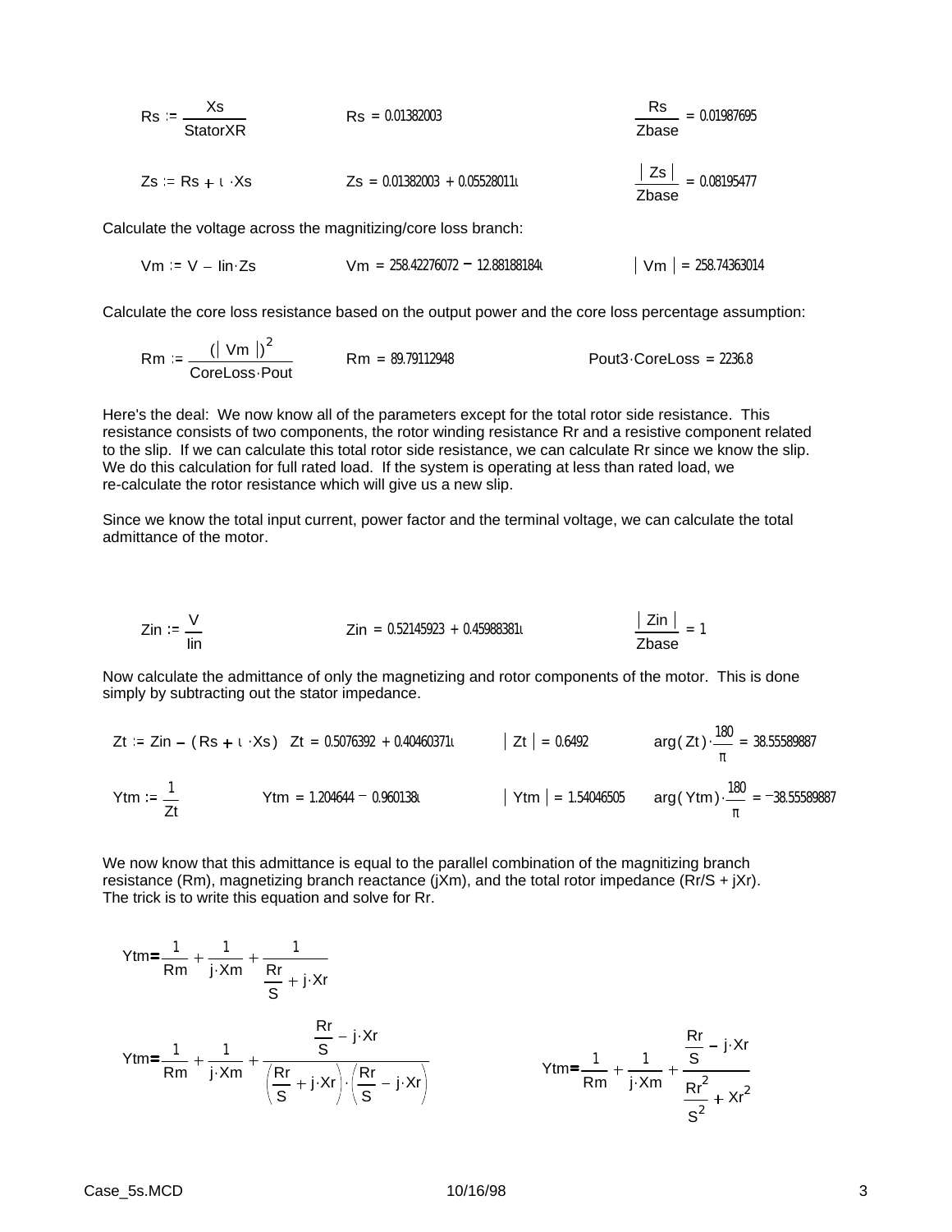$$Rs := \frac{Xs}{StatorXR} \qquad Rs = 0.01382003 \qquad \frac{Rs}{Zbase} = 0.01987695$$

$$Zs := Rs + \iota \cdot Xs \qquad Zs = 0.01382003 + 0.05528011\iota \qquad \frac{|Zs|}{Zbase} = 0.08195477$$

Calculate the voltage across the magnitizing/core loss branch:

$$Vm := V - Iin \cdot Zs \qquad Vm = 258.42276072 - 12.88188184\iota \qquad |Vm| = 258.74363014$$

Calculate the core loss resistance based on the output power and the core loss percentage assumption:

$$Rm := \frac{(|Vm|)^2}{CoreLoss \cdot Pout} \qquad Rm = 89.79112948 \qquad Pout3 \cdot CoreLoss = 2236.8$$

Here's the deal: We now know all of the parameters except for the total rotor side resistance. This resistance consists of two components, the rotor winding resistance Rr and a resistive component related to the slip. If we can calculate this total rotor side resistance, we can calculate Rr since we know the slip. We do this calculation for full rated load. If the system is operating at less than rated load, we re-calculate the rotor resistance which will give us a new slip.

Since we know the total input current, power factor and the terminal voltage, we can calculate the total admittance of the motor.

$$Zin := \frac{V}{Iin} \qquad Zin = 0.52145923 + 0.45988381\iota \qquad \frac{|Zin|}{Zbase} = 1$$

Now calculate the admittance of only the magnetizing and rotor components of the motor. This is done simply by subtracting out the stator impedance.

$$Zt := Zin - (Rs + \iota \cdot Xs) \quad Zt = 0.5076392 + 0.40460371\iota \qquad |Zt| = 0.6492 \qquad arg(Zt) \cdot \frac{180}{\pi} = 38.55589887$$

$$Ytm := \frac{1}{Zt} \qquad Ytm = 1.204644 - 0.960138\iota \qquad |Ytm| = 1.54046505 \qquad arg(Ytm) \cdot \frac{180}{\pi} = -38.55589887$$

We now know that this admittance is equal to the parallel combination of the magnitizing branch resistance (Rm), magnetizing branch reactance (jXm), and the total rotor impedance (Rr/S + jXr). The trick is to write this equation and solve for Rr.

$$Ytm = \frac{1}{Rm} + \frac{1}{j \cdot Xm} + \frac{1}{\frac{Rr}{S} + j \cdot Xr}$$

$$Ytm = \frac{1}{Rm} + \frac{1}{j \cdot Xm} + \frac{\frac{Rr}{S} - j \cdot Xr}{\left(\frac{Rr}{S} + j \cdot Xr\right) \cdot \left(\frac{Rr}{S} - j \cdot Xr\right)} \qquad Ytm = \frac{1}{Rm} + \frac{1}{j \cdot Xm} + \frac{\frac{Rr}{S} - j \cdot Xr}{\frac{Rr^2}{S^2} + Xr^2}$$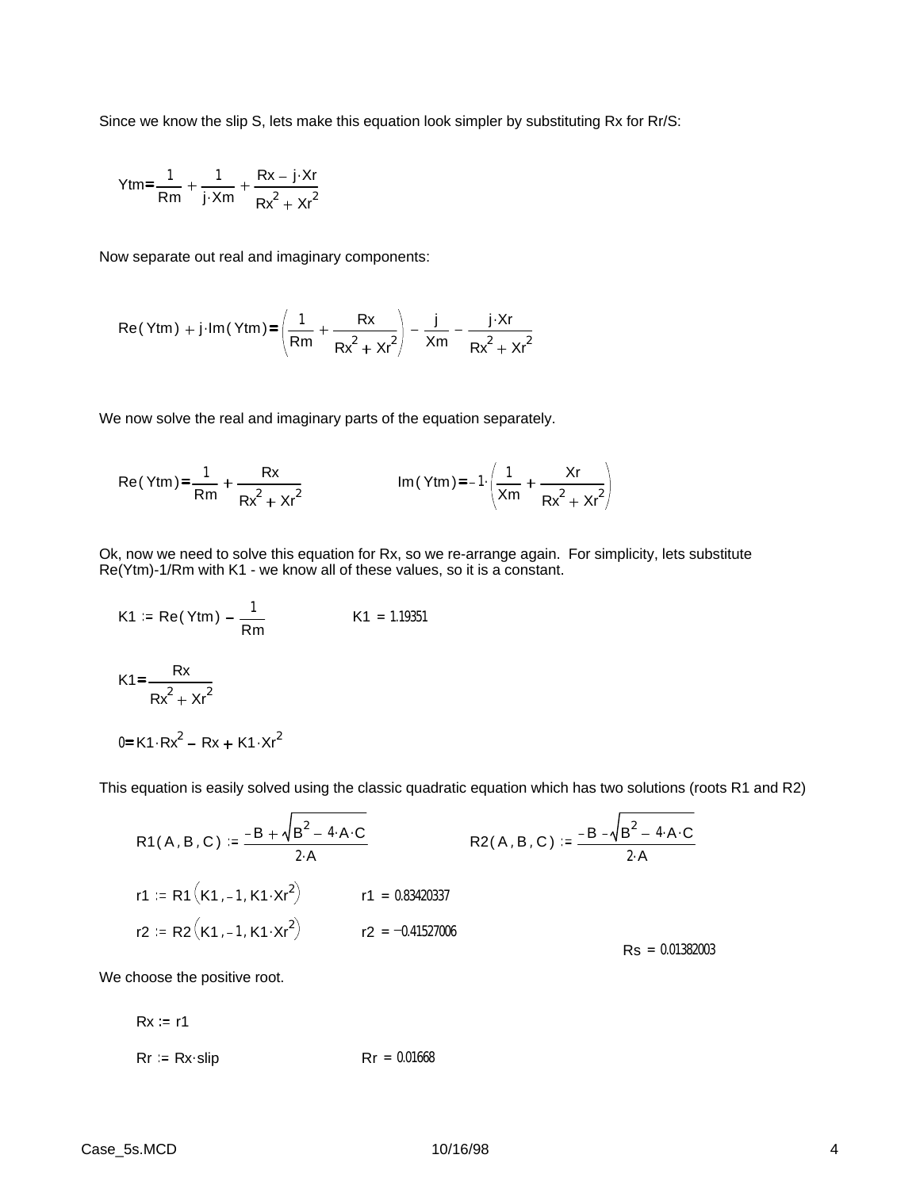Since we know the slip S, lets make this equation look simpler by substituting Rx for Rr/S:

$$Ytm = \frac{1}{Rm} + \frac{1}{j \cdot Xm} + \frac{Rx - j \cdot Xr}{Rx^2 + Xr^2}$$

Now separate out real and imaginary components:

$$Re(Ytm) + j \cdot Im(Ytm) = \left( \frac{1}{Rm} + \frac{Rx}{Rx^2 + Xr^2} \right) - \frac{j}{Xm} - \frac{j \cdot Xr}{Rx^2 + Xr^2}$$

We now solve the real and imaginary parts of the equation separately.

$$Re(Ytm) = \frac{1}{Rm} + \frac{Rx}{Rx^2 + Xr^2} \qquad \qquad Im(Ytm) = -1 \cdot \left( \frac{1}{Xm} + \frac{Xr}{Rx^2 + Xr^2} \right)$$

Ok, now we need to solve this equation for Rx, so we re-arrange again. For simplicity, lets substitute Re(Ytm)-1/Rm with K1 - we know all of these values, so it is a constant.

$$K1 := Re(Ytm) - \frac{1}{Rm} \qquad \qquad K1 = 1.19351$$

$$K1 = \frac{Rx}{Rx^2 + Xr^2}$$

$$0 = K1 \cdot Rx^2 - Rx + K1 \cdot Xr^2$$

This equation is easily solved using the classic quadratic equation which has two solutions (roots R1 and R2)

$$R1(A, B, C) := \frac{-B + \sqrt{B^2 - 4 \cdot A \cdot C}}{2 \cdot A} \qquad \qquad R2(A, B, C) := \frac{-B - \sqrt{B^2 - 4 \cdot A \cdot C}}{2 \cdot A}$$

$$r1 := R1\left(K1, -1, K1 \cdot Xr^2\right) \qquad r1 = 0.83420337$$

$$r2 := R2\left(K1, -1, K1 \cdot Xr^2\right) \qquad r2 = -0.41527006$$

$$Rs = 0.01382003$$

We choose the positive root.

$$Rx := r1$$

$$Rr := Rx \cdot slip \qquad \qquad Rr = 0.01668$$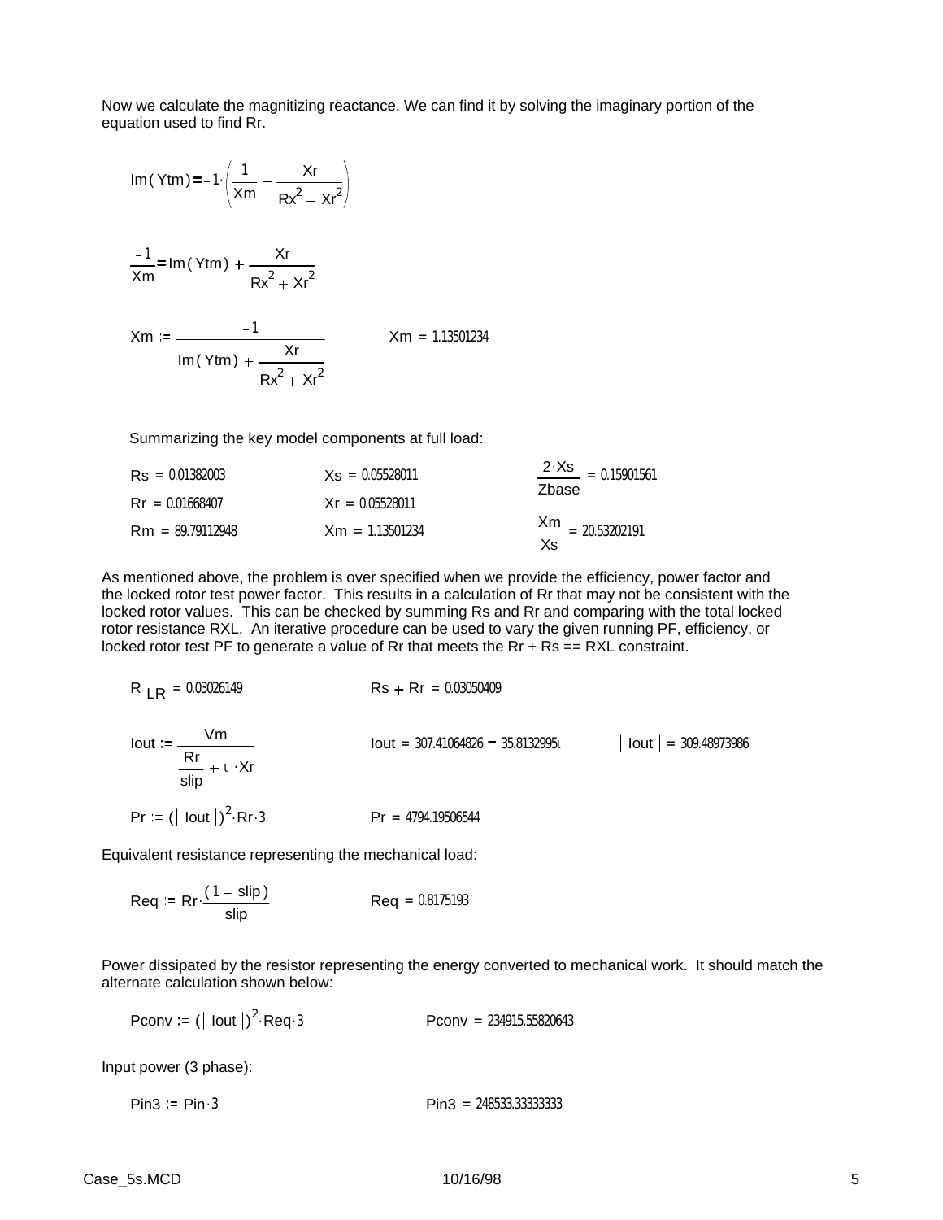Now we calculate the magnitizing reactance. We can find it by solving the imaginary portion of the equation used to find Rr.

$$\mathrm{Im}(Ytm) = -1 \cdot \left( \frac{1}{Xm} + \frac{Xr}{Rx^2 + Xr^2} \right)$$

$$\frac{-1}{Xm} = \mathrm{Im}(Ytm) + \frac{Xr}{Rx^2 + Xr^2}$$

$$Xm := \frac{-1}{\mathrm{Im}(Ytm) + \frac{Xr}{Rx^2 + Xr^2}} \qquad Xm = 1.13501234$$

Summarizing the key model components at full load:

| | | |
|---|---|---|
| $Rs = 0.01382003$ | $Xs = 0.05528011$ | $\frac{2 \cdot Xs}{Zbase} = 0.15901561$ |
| $Rr = 0.01668407$ | $Xr = 0.05528011$ | |
| $Rm = 89.79112948$ | $Xm = 1.13501234$ | $\frac{Xm}{Xs} = 20.53202191$ |

As mentioned above, the problem is over specified when we provide the efficiency, power factor and the locked rotor test power factor. This results in a calculation of Rr that may not be consistent with the locked rotor values. This can be checked by summing Rs and Rr and comparing with the total locked rotor resistance RXL. An iterative procedure can be used to vary the given running PF, efficiency, or locked rotor test PF to generate a value of Rr that meets the Rr + Rs == RXL constraint.

$$R_{LR} = 0.03026149 \qquad Rs + Rr = 0.03050409$$

$$Iout := \frac{Vm}{\frac{Rr}{slip} + i \cdot Xr} \qquad Iout = 307.41064826 - 35.8132995i \qquad |Iout| = 309.48973986$$

$$Pr := (|Iout|)^2 \cdot Rr \cdot 3 \qquad Pr = 4794.19506544$$

Equivalent resistance representing the mechanical load:

$$Req := Rr \cdot \frac{(1 - slip)}{slip} \qquad Req = 0.8175193$$

Power dissipated by the resistor representing the energy converted to mechanical work. It should match the alternate calculation shown below:

$$Pconv := (|Iout|)^2 \cdot Req \cdot 3 \qquad Pconv = 234915.55820643$$

Input power (3 phase):

$$Pin3 := Pin \cdot 3 \qquad Pin3 = 248533.33333333$$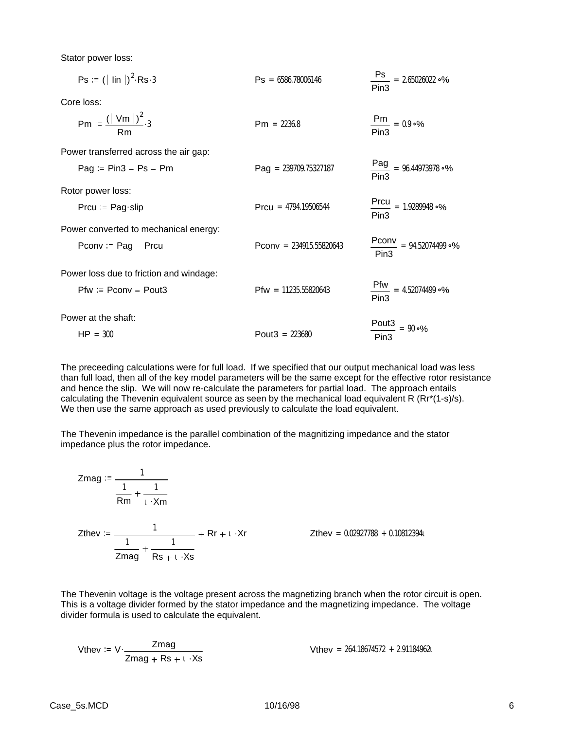Stator power loss:

$$Ps := (|Iin|)^2 \cdot Rs \cdot 3 \qquad Ps = 6586.78006146 \qquad \frac{Ps}{Pin3} = 2.65026022 \cdot \%$$

Core loss:

$$Pm := \frac{(|Vm|)^2}{Rm} \cdot 3 \qquad Pm = 2236.8 \qquad \frac{Pm}{Pin3} = 0.9 \cdot \%$$

Power transferred across the air gap:

$$Pag := Pin3 - Ps - Pm \qquad Pag = 239709.75327187 \qquad \frac{Pag}{Pin3} = 96.44973978 \cdot \%$$

Rotor power loss:

$$Prcu := Pag \cdot slip \qquad Prcu = 4794.19506544 \qquad \frac{Prcu}{Pin3} = 1.9289948 \cdot \%$$

Power converted to mechanical energy:

$$Pconv := Pag - Prcu \qquad Pconv = 234915.55820643 \qquad \frac{Pconv}{Pin3} = 94.52074499 \cdot \%$$

Power loss due to friction and windage:

$$Pfw := Pconv - Pout3 \qquad Pfw = 11235.55820643 \qquad \frac{Pfw}{Pin3} = 4.52074499 \cdot \%$$

Power at the shaft:

$$HP = 300 \qquad Pout3 = 223680 \qquad \frac{Pout3}{Pin3} = 90 \cdot \%$$

The preceeding calculations were for full load. If we specified that our output mechanical load was less than full load, then all of the key model parameters will be the same except for the effective rotor resistance and hence the slip. We will now re-calculate the parameters for partial load. The approach entails calculating the Thevenin equivalent source as seen by the mechanical load equivalent R (Rr*(1-s)/s). We then use the same approach as used previously to calculate the load equivalent.

The Thevenin impedance is the parallel combination of the magnitizing impedance and the stator impedance plus the rotor impedance.

$$Zmag := \frac{1}{\frac{1}{Rm} + \frac{1}{\iota \cdot Xm}}$$

$$Zthev := \frac{1}{\frac{1}{Zmag} + \frac{1}{Rs + \iota \cdot Xs}} + Rr + \iota \cdot Xr \qquad Zthev = 0.02927788 + 0.10812394\iota$$

The Thevenin voltage is the voltage present across the magnetizing branch when the rotor circuit is open. This is a voltage divider formed by the stator impedance and the magnetizing impedance. The voltage divider formula is used to calculate the equivalent.

$$Vthev := V \cdot \frac{Zmag}{Zmag + Rs + \iota \cdot Xs} \qquad Vthev = 264.18674572 + 2.91184962\iota$$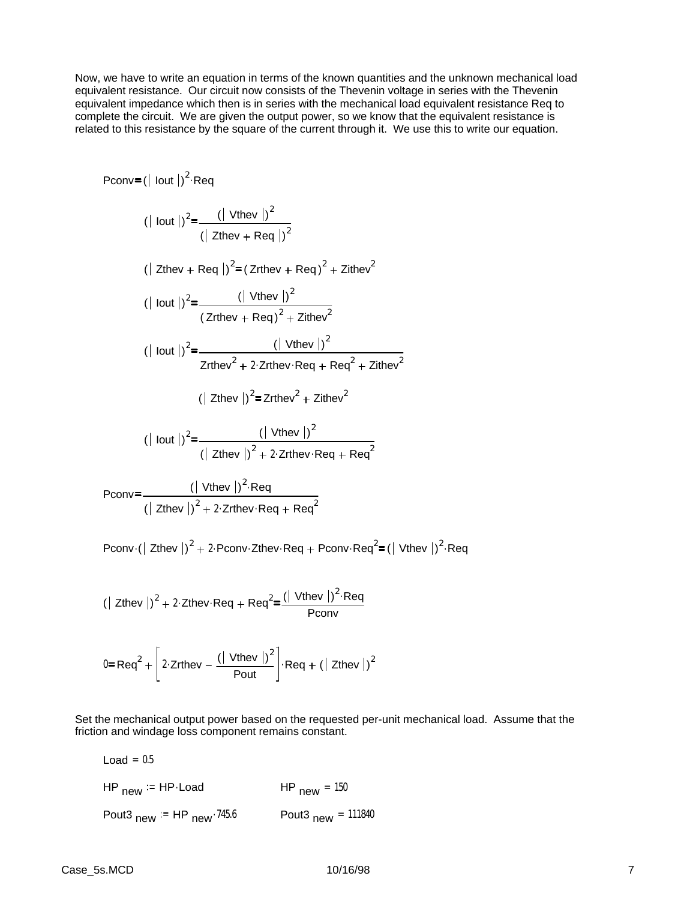Now, we have to write an equation in terms of the known quantities and the unknown mechanical load equivalent resistance. Our circuit now consists of the Thevenin voltage in series with the Thevenin equivalent impedance which then is in series with the mechanical load equivalent resistance Req to complete the circuit. We are given the output power, so we know that the equivalent resistance is related to this resistance by the square of the current through it. We use this to write our equation.

$$\text{Pconv} = (|\text{Iout}|)^2 \cdot \text{Req}$$

$$(|\text{Iout}|)^2 = \frac{(|\text{Vthev}|)^2}{(|\text{Zthev} + \text{Req}|)^2}$$

$$(|\text{Zthev} + \text{Req}|)^2 = (\text{Zrthev} + \text{Req})^2 + \text{Zithev}^2$$

$$(|\text{Iout}|)^2 = \frac{(|\text{Vthev}|)^2}{(\text{Zrthev} + \text{Req})^2 + \text{Zithev}^2}$$

$$(|\text{Iout}|)^2 = \frac{(|\text{Vthev}|)^2}{\text{Zrthev}^2 + 2 \cdot \text{Zrthev} \cdot \text{Req} + \text{Req}^2 + \text{Zithev}^2}$$

$$(|\text{Zthev}|)^2 = \text{Zrthev}^2 + \text{Zithev}^2$$

$$(|\text{Iout}|)^2 = \frac{(|\text{Vthev}|)^2}{(|\text{Zthev}|)^2 + 2 \cdot \text{Zrthev} \cdot \text{Req} + \text{Req}^2}$$

$$\text{Pconv} = \frac{(|\text{Vthev}|)^2 \cdot \text{Req}}{(|\text{Zthev}|)^2 + 2 \cdot \text{Zrthev} \cdot \text{Req} + \text{Req}^2}$$

$$\text{Pconv} \cdot (|\text{Zthev}|)^2 + 2 \cdot \text{Pconv} \cdot \text{Zthev} \cdot \text{Req} + \text{Pconv} \cdot \text{Req}^2 = (|\text{Vthev}|)^2 \cdot \text{Req}$$

$$(|\text{Zthev}|)^2 + 2 \cdot \text{Zthev} \cdot \text{Req} + \text{Req}^2 = \frac{(|\text{Vthev}|)^2 \cdot \text{Req}}{\text{Pconv}}$$

$$0 = \text{Req}^2 + \left[ 2 \cdot \text{Zrthev} - \frac{(|\text{Vthev}|)^2}{\text{Pout}} \right] \cdot \text{Req} + (|\text{Zthev}|)^2$$

Set the mechanical output power based on the requested per-unit mechanical load. Assume that the friction and windage loss component remains constant.

$\text{Load} = 0.5$

$\text{HP}_{\text{new}} := \text{HP} \cdot \text{Load}$ $\quad\quad$ $\text{HP}_{\text{new}} = 150$

$\text{Pout3}_{\text{new}} := \text{HP}_{\text{new}} \cdot 745.6$ $\quad\quad$ $\text{Pout3}_{\text{new}} = 111840$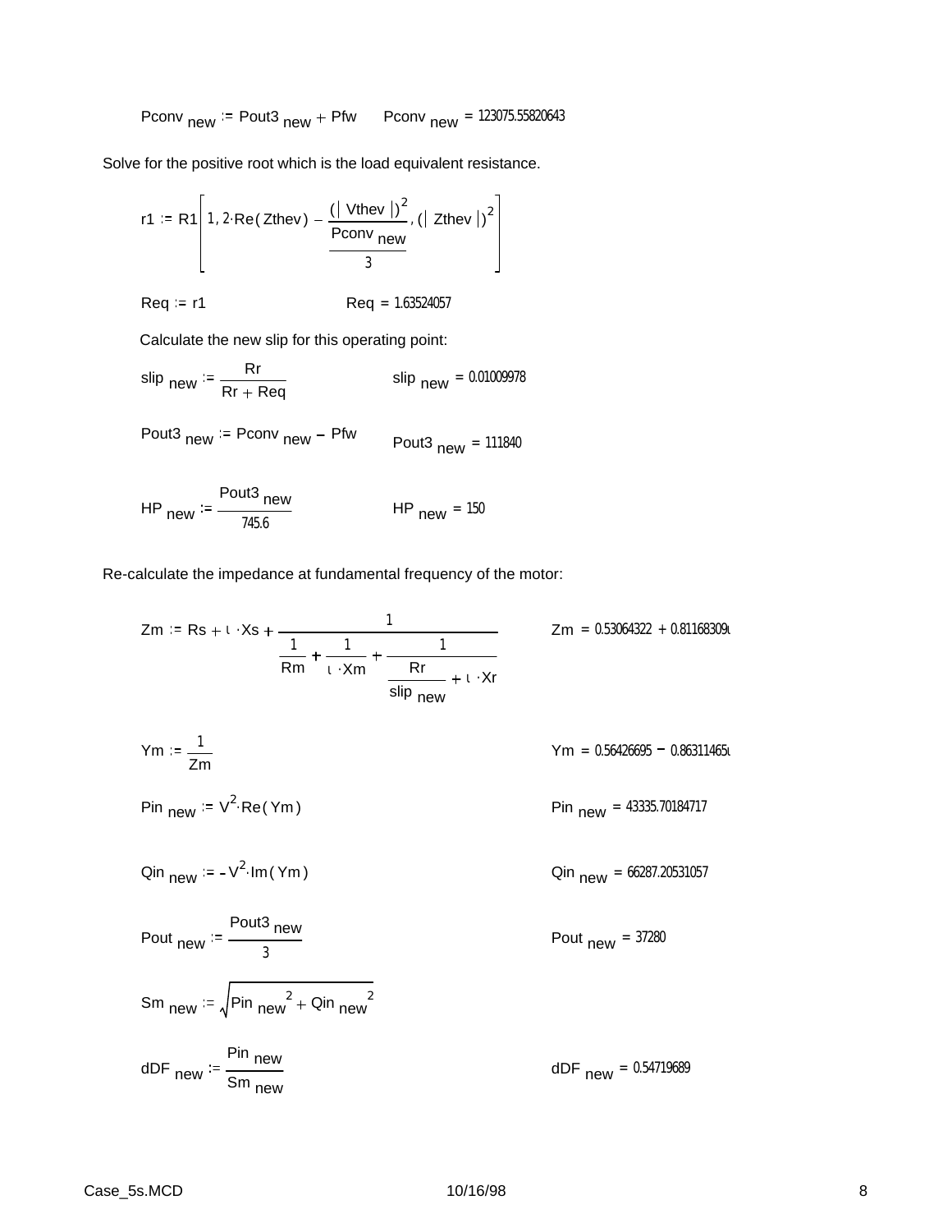$$Pconv_{new} := Pout3_{new} + Pfw \qquad Pconv_{new} = 123075.55820643$$

Solve for the positive root which is the load equivalent resistance.

$$r1 := R1\left[1, 2\cdot Re(Zthev) - \frac{(|Vthev|)^2}{\frac{Pconv_{new}}{3}}, (|Zthev|)^2\right]$$

$$Req := r1 \qquad Req = 1.63524057$$

Calculate the new slip for this operating point:

$$slip_{new} := \frac{Rr}{Rr + Req} \qquad slip_{new} = 0.01009978$$

$$Pout3_{new} := Pconv_{new} - Pfw \qquad Pout3_{new} = 111840$$

$$HP_{new} := \frac{Pout3_{new}}{745.6} \qquad HP_{new} = 150$$

Re-calculate the impedance at fundamental frequency of the motor:

$$Zm := Rs + \iota\cdot Xs + \frac{1}{\frac{1}{Rm} + \frac{1}{\iota\cdot Xm} + \frac{1}{\frac{Rr}{slip_{new}} + \iota\cdot Xr}} \qquad Zm = 0.53064322 + 0.81168309\iota$$

$$Ym := \frac{1}{Zm} \qquad Ym = 0.56426695 - 0.86311465\iota$$

$$Pin_{new} := V^2\cdot Re(Ym) \qquad Pin_{new} = 43335.70184717$$

$$Qin_{new} := -V^2\cdot Im(Ym) \qquad Qin_{new} = 66287.20531057$$

$$Pout_{new} := \frac{Pout3_{new}}{3} \qquad Pout_{new} = 37280$$

$$Sm_{new} := \sqrt{Pin_{new}^2 + Qin_{new}^2}$$

$$dDF_{new} := \frac{Pin_{new}}{Sm_{new}} \qquad dDF_{new} = 0.54719689$$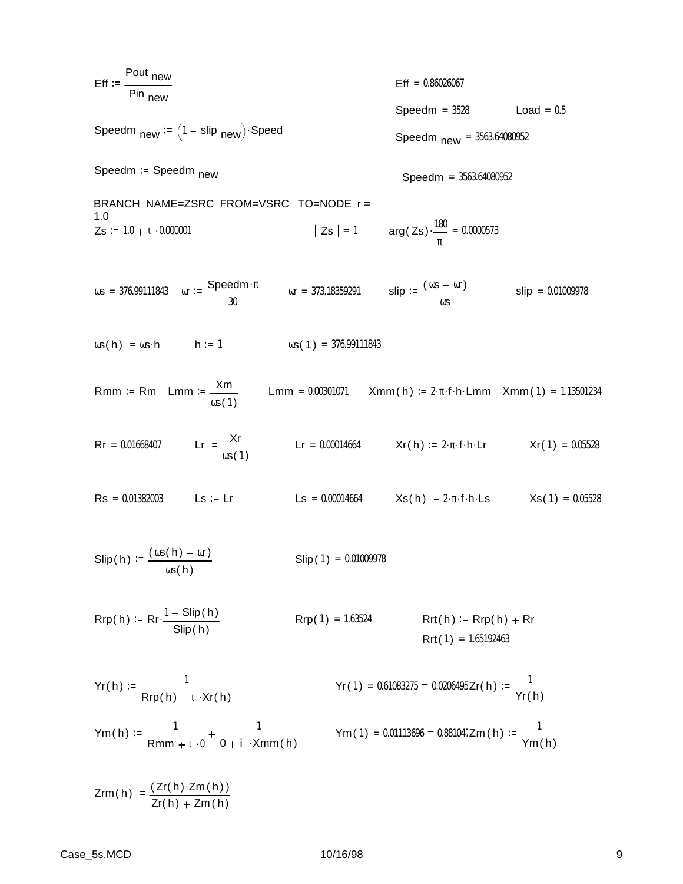$$Eff := \frac{Pout_{new}}{Pin_{new}}$$ $Eff = 0.86026067$

$Speedm = 3528$ $Load = 0.5$

$Speedm_{new} := \left(1 - slip_{new}\right) \cdot Speed$ $Speedm_{new} = 3563.64080952$

$Speedm := Speedm_{new}$ $Speedm = 3563.64080952$

BRANCH NAME=ZSRC FROM=VSRC TO=NODE r = 1.0

$Zs := 1.0 + \iota \cdot 0.000001$ $|Zs| = 1$ $arg(Zs) \cdot \frac{180}{\pi} = 0.0000573$

$\omega s = 376.99111843$ $\omega r := \frac{Speedm \cdot \pi}{30}$ $\omega r = 373.18359291$ $slip := \frac{(\omega s - \omega r)}{\omega s}$ $slip = 0.01009978$

$\omega s(h) := \omega s \cdot h$ $h := 1$ $\omega s(1) = 376.99111843$

$Rmm := Rm$ $Lmm := \frac{Xm}{\omega s(1)}$ $Lmm = 0.00301071$ $Xmm(h) := 2 \cdot \pi \cdot f \cdot h \cdot Lmm$ $Xmm(1) = 1.13501234$

$Rr = 0.01668407$ $Lr := \frac{Xr}{\omega s(1)}$ $Lr = 0.00014664$ $Xr(h) := 2 \cdot \pi \cdot f \cdot h \cdot Lr$ $Xr(1) = 0.05528$

$Rs = 0.01382003$ $Ls := Lr$ $Ls = 0.00014664$ $Xs(h) := 2 \cdot \pi \cdot f \cdot h \cdot Ls$ $Xs(1) = 0.05528$

$$Slip(h) := \frac{(\omega s(h) - \omega r)}{\omega s(h)}$$ $Slip(1) = 0.01009978$

$$Rrp(h) := Rr \cdot \frac{1 - Slip(h)}{Slip(h)}$$ $Rrp(1) = 1.63524$

$Rrt(h) := Rrp(h) + Rr$

$Rrt(1) = 1.65192463$

$$Yr(h) := \frac{1}{Rrp(h) + \iota \cdot Xr(h)}$$ $Yr(1) = 0.61083275 - 0.0206495$ $Zr(h) := \frac{1}{Yr(h)}$

$$Ym(h) := \frac{1}{Rmm + \iota \cdot 0} + \frac{1}{0 + i \cdot Xmm(h)}$$ $Ym(1) = 0.01113696 - 0.881047$ $Zm(h) := \frac{1}{Ym(h)}$

$$Zrm(h) := \frac{(Zr(h) \cdot Zm(h))}{Zr(h) + Zm(h)}$$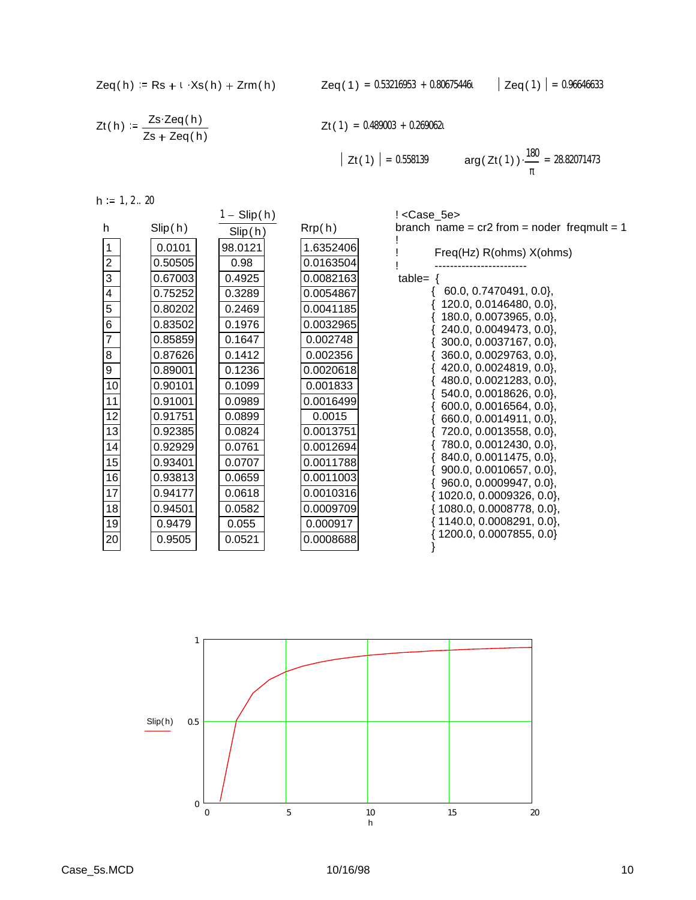$$Zeq(h) := Rs + \iota \cdot Xs(h) + Zrm(h)$$

$Zeq(1) = 0.53216953 + 0.80675446\iota$  $|Zeq(1)| = 0.96646633$

$$Zt(h) := \frac{Zs \cdot Zeq(h)}{Zs + Zeq(h)}$$

$Zt(1) = 0.489003 + 0.269062\iota$

$|Zt(1)| = 0.558139$  $\arg(Zt(1)) \cdot \frac{180}{\pi} = 28.82071473$

$h := 1, 2 .. 20$

| h | Slip(h) | $\frac{1 - Slip(h)}{Slip(h)}$ | Rrp(h) |
|---|---|---|---|
| 1 | 0.0101 | 98.0121 | 1.6352406 |
| 2 | 0.50505 | 0.98 | 0.0163504 |
| 3 | 0.67003 | 0.4925 | 0.0082163 |
| 4 | 0.75252 | 0.3289 | 0.0054867 |
| 5 | 0.80202 | 0.2469 | 0.0041185 |
| 6 | 0.83502 | 0.1976 | 0.0032965 |
| 7 | 0.85859 | 0.1647 | 0.002748 |
| 8 | 0.87626 | 0.1412 | 0.002356 |
| 9 | 0.89001 | 0.1236 | 0.0020618 |
| 10 | 0.90101 | 0.1099 | 0.001833 |
| 11 | 0.91001 | 0.0989 | 0.0016499 |
| 12 | 0.91751 | 0.0899 | 0.0015 |
| 13 | 0.92385 | 0.0824 | 0.0013751 |
| 14 | 0.92929 | 0.0761 | 0.0012694 |
| 15 | 0.93401 | 0.0707 | 0.0011788 |
| 16 | 0.93813 | 0.0659 | 0.0011003 |
| 17 | 0.94177 | 0.0618 | 0.0010316 |
| 18 | 0.94501 | 0.0582 | 0.0009709 |
| 19 | 0.9479 | 0.055 | 0.000917 |
| 20 | 0.9505 | 0.0521 | 0.0008688 |

```
! <Case_5e>
branch  name = cr2 from = noder  freqmult = 1
!
!         Freq(Hz) R(ohms) X(ohms)
!         ------------------------
 table= {
        {   60.0, 0.7470491, 0.0},
        {  120.0, 0.0146480, 0.0},
        {  180.0, 0.0073965, 0.0},
        {  240.0, 0.0049473, 0.0},
        {  300.0, 0.0037167, 0.0},
        {  360.0, 0.0029763, 0.0},
        {  420.0, 0.0024819, 0.0},
        {  480.0, 0.0021283, 0.0},
        {  540.0, 0.0018626, 0.0},
        {  600.0, 0.0016564, 0.0},
        {  660.0, 0.0014911, 0.0},
        {  720.0, 0.0013558, 0.0},
        {  780.0, 0.0012430, 0.0},
        {  840.0, 0.0011475, 0.0},
        {  900.0, 0.0010657, 0.0},
        {  960.0, 0.0009947, 0.0},
        { 1020.0, 0.0009326, 0.0},
        { 1080.0, 0.0008778, 0.0},
        { 1140.0, 0.0008291, 0.0},
        { 1200.0, 0.0007855, 0.0}
        }
```

Slip(h) vs. h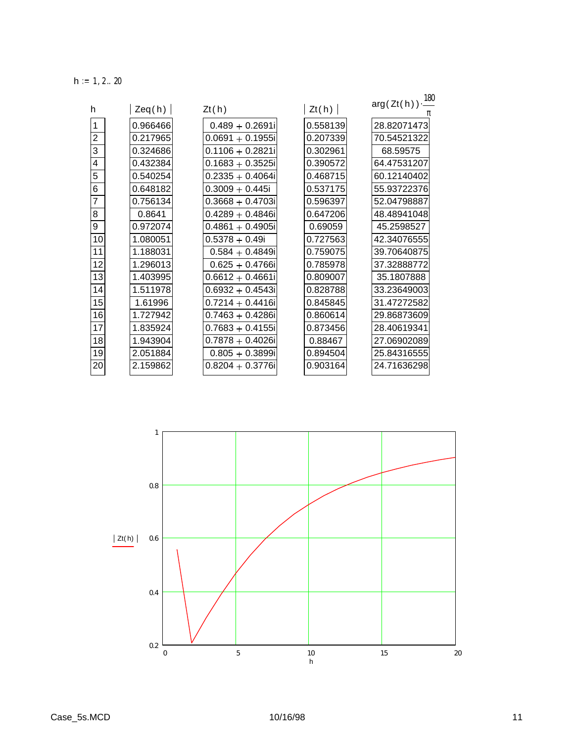$h := 1, 2 .. 20$

| $h$ | $\lvert Zeq(h) \rvert$ | $Zt(h)$ | $\lvert Zt(h) \rvert$ | $\arg(Zt(h)) \cdot \frac{180}{\pi}$ |
|---|---|---|---|---|
| 1 | 0.966466 | 0.489 + 0.2691i | 0.558139 | 28.82071473 |
| 2 | 0.217965 | 0.0691 + 0.1955i | 0.207339 | 70.54521322 |
| 3 | 0.324686 | 0.1106 + 0.2821i | 0.302961 | 68.59575 |
| 4 | 0.432384 | 0.1683 + 0.3525i | 0.390572 | 64.47531207 |
| 5 | 0.540254 | 0.2335 + 0.4064i | 0.468715 | 60.12140402 |
| 6 | 0.648182 | 0.3009 + 0.445i | 0.537175 | 55.93722376 |
| 7 | 0.756134 | 0.3668 + 0.4703i | 0.596397 | 52.04798887 |
| 8 | 0.8641 | 0.4289 + 0.4846i | 0.647206 | 48.48941048 |
| 9 | 0.972074 | 0.4861 + 0.4905i | 0.69059 | 45.2598527 |
| 10 | 1.080051 | 0.5378 + 0.49i | 0.727563 | 42.34076555 |
| 11 | 1.188031 | 0.584 + 0.4849i | 0.759075 | 39.70640875 |
| 12 | 1.296013 | 0.625 + 0.4766i | 0.785978 | 37.32888772 |
| 13 | 1.403995 | 0.6612 + 0.4661i | 0.809007 | 35.1807888 |
| 14 | 1.511978 | 0.6932 + 0.4543i | 0.828788 | 33.23649003 |
| 15 | 1.61996 | 0.7214 + 0.4416i | 0.845845 | 31.47272582 |
| 16 | 1.727942 | 0.7463 + 0.4286i | 0.860614 | 29.86873609 |
| 17 | 1.835924 | 0.7683 + 0.4155i | 0.873456 | 28.40619341 |
| 18 | 1.943904 | 0.7878 + 0.4026i | 0.88467 | 27.06902089 |
| 19 | 2.051884 | 0.805 + 0.3899i | 0.894504 | 25.84316555 |
| 20 | 2.159862 | 0.8204 + 0.3776i | 0.903164 | 24.71636298 |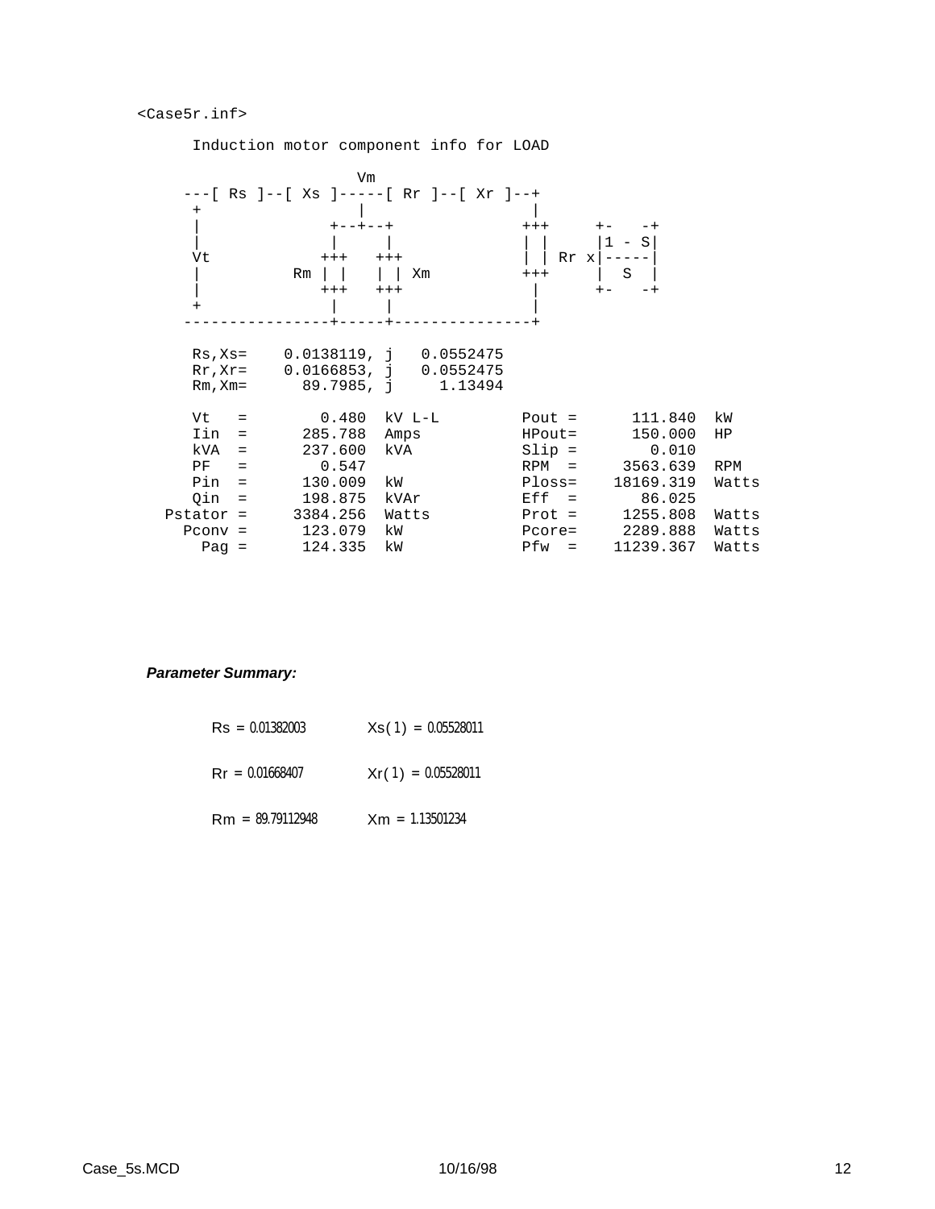<Case5r.inf>

```
 Induction motor component info for LOAD

                    Vm
  ---[ Rs ]--[ Xs ]-----[ Rs ]--[ Xr ]--+
   +                |                    |
   |             +--+--+               +++      +-    -+
   |             |     |               | |      |1 - S|
   Vt           +++   +++              | | Rr x|-----|
   |         Rm | |   | | Xm           +++      |  S  |
   |            +++   +++               |       +-    -+
   +             |     |                |
  ---------------+-----+----------------+

   Rs,Xs=    0.0138119, j   0.0552475
   Rr,Xr=    0.0166853, j   0.0552475
   Rm,Xm=      89.7985, j     1.13494

   Vt   =        0.480  kV L-L         Pout =      111.840  kW
   Iin  =      285.788  Amps           HPout=      150.000  HP
   kVA  =      237.600  kVA            Slip =        0.010
   PF   =        0.547                 RPM  =     3563.639  RPM
   Pin  =      130.009  kW             Ploss=    18169.319  Watts
   Qin  =      198.875  kVAr           Eff  =       86.025
Pstator =     3384.256  Watts          Prot =     1255.808  Watts
  Pconv =      123.079  kW             Pcore=     2289.888  Watts
    Pag =      124.335  kW             Pfw  =    11239.367  Watts
```

***Parameter Summary:***

$Rs = 0.01382003$ $\qquad$ $Xs(1) = 0.05528011$

$Rr = 0.01668407$ $\qquad$ $Xr(1) = 0.05528011$

$Rm = 89.79112948$ $\qquad$ $Xm = 1.13501234$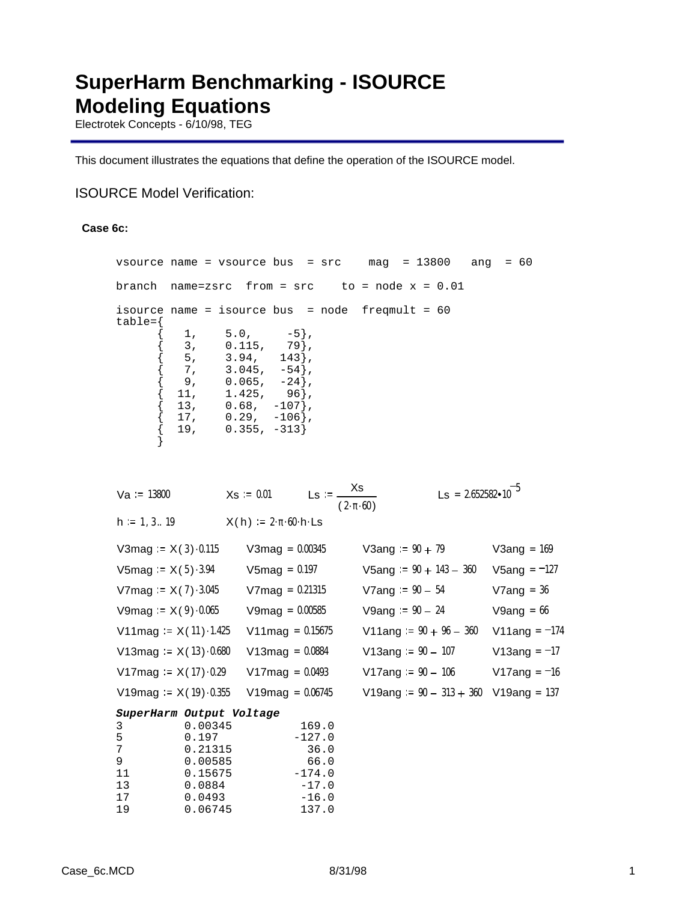# SuperHarm Benchmarking - ISOURCE Modeling Equations

Electrotek Concepts - 6/10/98, TEG

This document illustrates the equations that define the operation of the ISOURCE model.

## ISOURCE Model Verification:

**Case 6c:**

```
vsource name = vsource bus  = src    mag  = 13800   ang  = 60

branch  name=zsrc  from = src    to = node x = 0.01

isource name = isource bus  = node  freqmult = 60
table={
      {   1,    5.0,     -5},
      {   3,    0.115,   79},
      {   5,    3.94,   143},
      {   7,    3.045,  -54},
      {   9,    0.065,  -24},
      {  11,    1.425,   96},
      {  13,    0.68,  -107},
      {  17,    0.29,  -106},
      {  19,    0.355, -313}
      }
```

$Va := 13800 \qquad Xs := 0.01 \qquad Ls := \frac{Xs}{(2\cdot\pi\cdot 60)} \qquad Ls = 2.652582\cdot 10^{-5}$

$h := 1, 3 .. 19 \qquad X(h) := 2\cdot\pi\cdot 60\cdot h\cdot Ls$

| | | | |
|---|---|---|---|
| $V3mag := X(3)\cdot 0.115$ | $V3mag = 0.00345$ | $V3ang := 90 + 79$ | $V3ang = 169$ |
| $V5mag := X(5)\cdot 3.94$ | $V5mag = 0.197$ | $V5ang := 90 + 143 - 360$ | $V5ang = -127$ |
| $V7mag := X(7)\cdot 3.045$ | $V7mag = 0.21315$ | $V7ang := 90 - 54$ | $V7ang = 36$ |
| $V9mag := X(9)\cdot 0.065$ | $V9mag = 0.00585$ | $V9ang := 90 - 24$ | $V9ang = 66$ |
| $V11mag := X(11)\cdot 1.425$ | $V11mag = 0.15675$ | $V11ang := 90 + 96 - 360$ | $V11ang = -174$ |
| $V13mag := X(13)\cdot 0.680$ | $V13mag = 0.0884$ | $V13ang := 90 - 107$ | $V13ang = -17$ |
| $V17mag := X(17)\cdot 0.29$ | $V17mag = 0.0493$ | $V17ang := 90 - 106$ | $V17ang = -16$ |
| $V19mag := X(19)\cdot 0.355$ | $V19mag = 0.06745$ | $V19ang := 90 - 313 + 360$ | $V19ang = 137$ |

```
SuperHarm Output Voltage
3         0.00345          169.0
5         0.197           -127.0
7         0.21315           36.0
9         0.00585           66.0
11        0.15675         -174.0
13        0.0884           -17.0
17        0.0493           -16.0
19        0.06745          137.0
```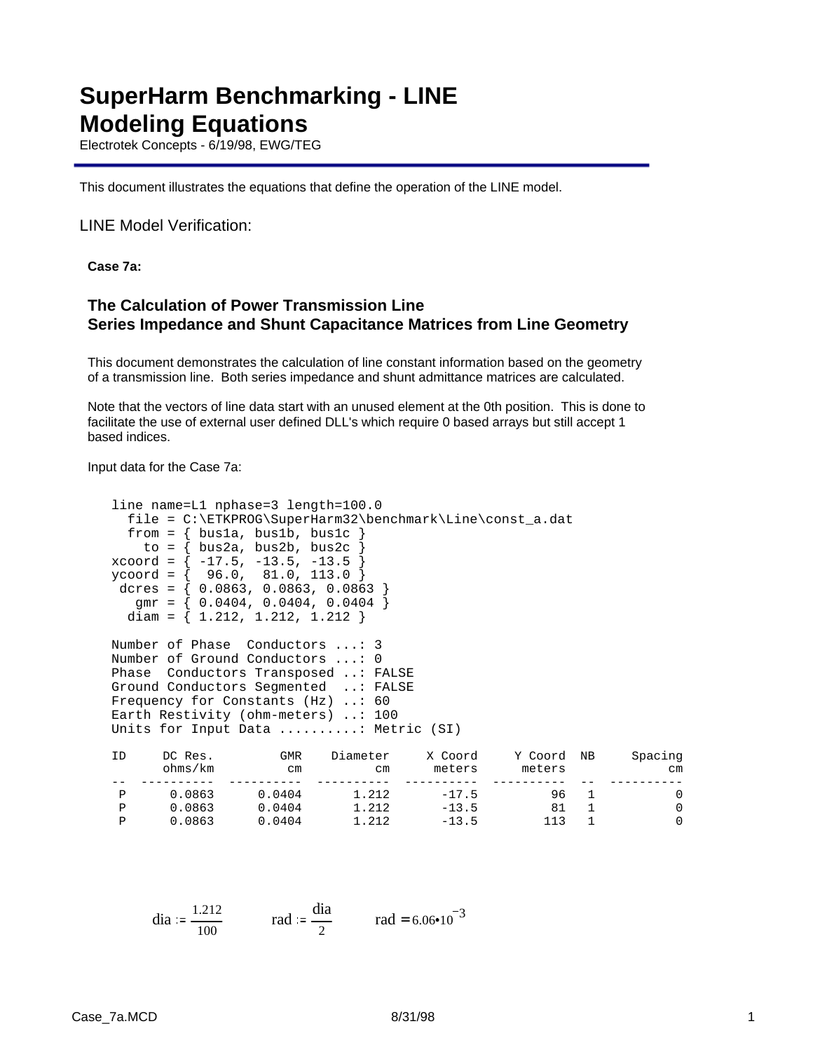# SuperHarm Benchmarking - LINE Modeling Equations

Electrotek Concepts - 6/19/98, EWG/TEG

This document illustrates the equations that define the operation of the LINE model.

## LINE Model Verification:

**Case 7a:**

### The Calculation of Power Transmission Line Series Impedance and Shunt Capacitance Matrices from Line Geometry

This document demonstrates the calculation of line constant information based on the geometry of a transmission line. Both series impedance and shunt admittance matrices are calculated.

Note that the vectors of line data start with an unused element at the 0th position. This is done to facilitate the use of external user defined DLL's which require 0 based arrays but still accept 1 based indices.

Input data for the Case 7a:

```
line name=L1 nphase=3 length=100.0
  file = C:\ETKPROG\SuperHarm32\benchmark\Line\const_a.dat
  from = { bus1a, bus1b, bus1c }
    to = { bus2a, bus2b, bus2c }
xcoord = { -17.5, -13.5, -13.5 }
ycoord = {  96.0,  81.0, 113.0 }
 dcres = { 0.0863, 0.0863, 0.0863 }
   gmr = { 0.0404, 0.0404, 0.0404 }
  diam = { 1.212, 1.212, 1.212 }

Number of Phase  Conductors ...: 3
Number of Ground Conductors ...: 0
Phase  Conductors Transposed ..: FALSE
Ground Conductors Segmented  ..: FALSE
Frequency for Constants (Hz) ..: 60
Earth Restivity (ohm-meters) ..: 100
Units for Input Data .........: Metric (SI)

ID     DC Res.         GMR    Diameter     X Coord     Y Coord  NB     Spacing
       ohms/km          cm          cm      meters      meters             cm
--  ----------  ----------  ----------  ----------  ----------  --  ----------
 P      0.0863      0.0404       1.212       -17.5          96   1           0
 P      0.0863      0.0404       1.212       -13.5          81   1           0
 P      0.0863      0.0404       1.212       -13.5         113   1           0
```

$$\text{dia} := \frac{1.212}{100} \qquad \text{rad} := \frac{\text{dia}}{2} \qquad \text{rad} = 6.06 \cdot 10^{-3}$$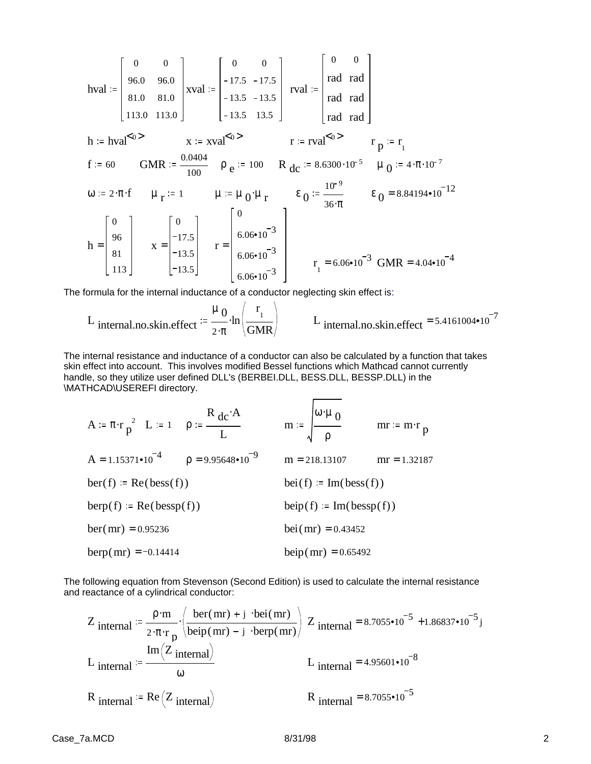$$hval := \begin{bmatrix} 0 & 0 \\ 96.0 & 96.0 \\ 81.0 & 81.0 \\ 113.0 & 113.0 \end{bmatrix} \quad xval := \begin{bmatrix} 0 & 0 \\ -17.5 & -17.5 \\ -13.5 & -13.5 \\ -13.5 & 13.5 \end{bmatrix} \quad rval := \begin{bmatrix} 0 & 0 \\ rad & rad \\ rad & rad \\ rad & rad \end{bmatrix}$$

$$h := hval^{\langle 0 \rangle} \qquad x := xval^{\langle 0 \rangle} \qquad r := rval^{\langle 0 \rangle} \qquad r_p := r_1$$

$$f := 60 \qquad GMR := \frac{0.0404}{100} \qquad \rho_e := 100 \qquad R_{dc} := 8.6300 \cdot 10^{-5} \qquad \mu_0 := 4 \cdot \pi \cdot 10^{-7}$$

$$\omega := 2 \cdot \pi \cdot f \qquad \mu_r := 1 \qquad \mu := \mu_0 \cdot \mu_r \qquad \varepsilon_0 := \frac{10^{-9}}{36 \cdot \pi} \qquad \varepsilon_0 = 8.84194 \cdot 10^{-12}$$

$$h = \begin{bmatrix} 0 \\ 96 \\ 81 \\ 113 \end{bmatrix} \qquad x = \begin{bmatrix} 0 \\ -17.5 \\ -13.5 \\ -13.5 \end{bmatrix} \qquad r = \begin{bmatrix} 0 \\ 6.06 \cdot 10^{-3} \\ 6.06 \cdot 10^{-3} \\ 6.06 \cdot 10^{-3} \end{bmatrix} \qquad r_1 = 6.06 \cdot 10^{-3} \quad GMR = 4.04 \cdot 10^{-4}$$

The formula for the internal inductance of a conductor neglecting skin effect is:

$$L_{internal.no.skin.effect} := \frac{\mu_0}{2 \cdot \pi} \cdot \ln\left(\frac{r_1}{GMR}\right) \qquad L_{internal.no.skin.effect} = 5.4161004 \cdot 10^{-7}$$

The internal resistance and inductance of a conductor can also be calculated by a function that takes skin effect into account. This involves modified Bessel functions which Mathcad cannot currently handle, so they utilize user defined DLL's (BERBEI.DLL, BESS.DLL, BESSP.DLL) in the \MATHCAD\USEREFI directory.

$$A := \pi \cdot r_p^{\,2} \quad L := 1 \quad \rho := \frac{R_{dc} \cdot A}{L} \qquad m := \sqrt{\frac{\omega \cdot \mu_0}{\rho}} \qquad mr := m \cdot r_p$$

$$A = 1.15371 \cdot 10^{-4} \qquad \rho = 9.95648 \cdot 10^{-9} \qquad m = 218.13107 \qquad mr = 1.32187$$

$$ber(f) := Re(bess(f)) \qquad bei(f) := Im(bess(f))$$

$$berp(f) := Re(bessp(f)) \qquad beip(f) := Im(bessp(f))$$

$$ber(mr) = 0.95236 \qquad bei(mr) = 0.43452$$

$$berp(mr) = -0.14414 \qquad beip(mr) = 0.65492$$

The following equation from Stevenson (Second Edition) is used to calculate the internal resistance and reactance of a cylindrical conductor:

$$Z_{internal} := \frac{\rho \cdot m}{2 \cdot \pi \cdot r_p} \cdot \left(\frac{ber(mr) + j \cdot bei(mr)}{beip(mr) - j \cdot berp(mr)}\right) \quad Z_{internal} = 8.7055 \cdot 10^{-5} + 1.86837 \cdot 10^{-5} j$$

$$L_{internal} := \frac{Im\left(Z_{internal}\right)}{\omega} \qquad L_{internal} = 4.95601 \cdot 10^{-8}$$

$$R_{internal} := Re\left(Z_{internal}\right) \qquad R_{internal} = 8.7055 \cdot 10^{-5}$$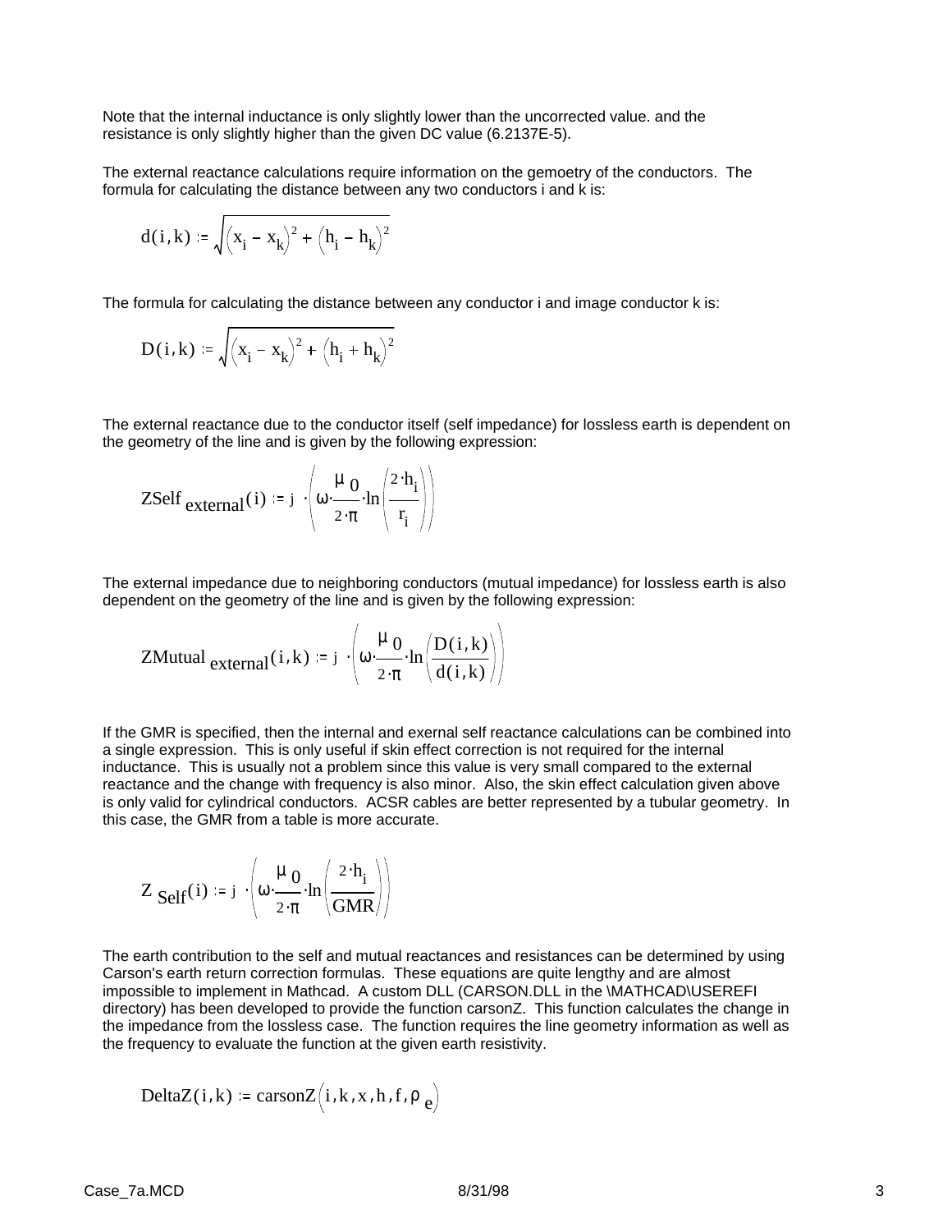Note that the internal inductance is only slightly lower than the uncorrected value. and the resistance is only slightly higher than the given DC value (6.2137E-5).

The external reactance calculations require information on the gemoetry of the conductors. The formula for calculating the distance between any two conductors i and k is:

$$d(i,k) := \sqrt{\left(x_i - x_k\right)^2 + \left(h_i - h_k\right)^2}$$

The formula for calculating the distance between any conductor i and image conductor k is:

$$D(i,k) := \sqrt{\left(x_i - x_k\right)^2 + \left(h_i + h_k\right)^2}$$

The external reactance due to the conductor itself (self impedance) for lossless earth is dependent on the geometry of the line and is given by the following expression:

$$\text{ZSelf}_{\text{external}}(i) := j \cdot \left(\omega \cdot \frac{\mu_0}{2 \cdot \pi} \cdot \ln\left(\frac{2 \cdot h_i}{r_i}\right)\right)$$

The external impedance due to neighboring conductors (mutual impedance) for lossless earth is also dependent on the geometry of the line and is given by the following expression:

$$\text{ZMutual}_{\text{external}}(i,k) := j \cdot \left(\omega \cdot \frac{\mu_0}{2 \cdot \pi} \cdot \ln\left(\frac{D(i,k)}{d(i,k)}\right)\right)$$

If the GMR is specified, then the internal and exernal self reactance calculations can be combined into a single expression. This is only useful if skin effect correction is not required for the internal inductance. This is usually not a problem since this value is very small compared to the external reactance and the change with frequency is also minor. Also, the skin effect calculation given above is only valid for cylindrical conductors. ACSR cables are better represented by a tubular geometry. In this case, the GMR from a table is more accurate.

$$Z_{\text{Self}}(i) := j \cdot \left(\omega \cdot \frac{\mu_0}{2 \cdot \pi} \cdot \ln\left(\frac{2 \cdot h_i}{\text{GMR}}\right)\right)$$

The earth contribution to the self and mutual reactances and resistances can be determined by using Carson's earth return correction formulas. These equations are quite lengthy and are almost impossible to implement in Mathcad. A custom DLL (CARSON.DLL in the \MATHCAD\USEREFI directory) has been developed to provide the function carsonZ. This function calculates the change in the impedance from the lossless case. The function requires the line geometry information as well as the frequency to evaluate the function at the given earth resistivity.

$$\text{DeltaZ}(i,k) := \text{carsonZ}\left(i, k, x, h, f, \rho_e\right)$$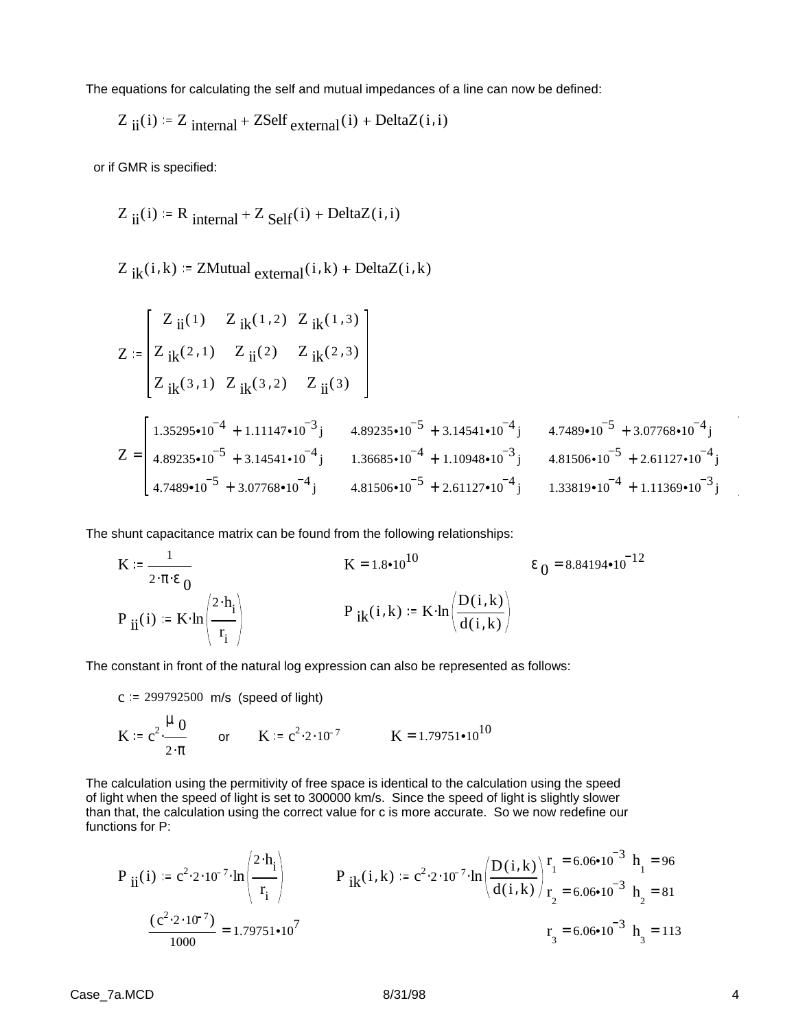The equations for calculating the self and mutual impedances of a line can now be defined:

$$Z_{ii}(i) := Z_{internal} + ZSelf_{external}(i) + DeltaZ(i,i)$$

or if GMR is specified:

$$Z_{ii}(i) := R_{internal} + Z_{Self}(i) + DeltaZ(i,i)$$

$$Z_{ik}(i,k) := ZMutual_{external}(i,k) + DeltaZ(i,k)$$

$$Z := \begin{bmatrix} Z_{ii}(1) & Z_{ik}(1,2) & Z_{ik}(1,3) \\ Z_{ik}(2,1) & Z_{ii}(2) & Z_{ik}(2,3) \\ Z_{ik}(3,1) & Z_{ik}(3,2) & Z_{ii}(3) \end{bmatrix}$$

$$Z = \begin{bmatrix} 1.35295\cdot10^{-4} + 1.11147\cdot10^{-3}j & 4.89235\cdot10^{-5} + 3.14541\cdot10^{-4}j & 4.7489\cdot10^{-5} + 3.07768\cdot10^{-4}j \\ 4.89235\cdot10^{-5} + 3.14541\cdot10^{-4}j & 1.36685\cdot10^{-4} + 1.10948\cdot10^{-3}j & 4.81506\cdot10^{-5} + 2.61127\cdot10^{-4}j \\ 4.7489\cdot10^{-5} + 3.07768\cdot10^{-4}j & 4.81506\cdot10^{-5} + 2.61127\cdot10^{-4}j & 1.33819\cdot10^{-4} + 1.11369\cdot10^{-3}j \end{bmatrix}$$

The shunt capacitance matrix can be found from the following relationships:

$$K := \frac{1}{2\cdot\pi\cdot\varepsilon_0} \qquad K = 1.8\cdot10^{10} \qquad \varepsilon_0 = 8.84194\cdot10^{-12}$$

$$P_{ii}(i) := K\cdot\ln\left(\frac{2\cdot h_i}{r_i}\right) \qquad P_{ik}(i,k) := K\cdot\ln\left(\frac{D(i,k)}{d(i,k)}\right)$$

The constant in front of the natural log expression can also be represented as follows:

$c := 299792500$ m/s (speed of light)

$$K := c^2\cdot\frac{\mu_0}{2\cdot\pi} \quad \text{or} \quad K := c^2\cdot 2\cdot 10^{-7} \qquad K = 1.79751\cdot10^{10}$$

The calculation using the permitivity of free space is identical to the calculation using the speed of light when the speed of light is set to 300000 km/s. Since the speed of light is slightly slower than that, the calculation using the correct value for c is more accurate. So we now redefine our functions for P:

$$P_{ii}(i) := c^2\cdot 2\cdot 10^{-7}\cdot\ln\left(\frac{2\cdot h_i}{r_i}\right) \qquad P_{ik}(i,k) := c^2\cdot 2\cdot 10^{-7}\cdot\ln\left(\frac{D(i,k)}{d(i,k)}\right)$$

$$\frac{(c^2\cdot 2\cdot 10^{-7})}{1000} = 1.79751\cdot10^{7}$$

$r_1 = 6.06\cdot10^{-3}$ $h_1 = 96$

$r_2 = 6.06\cdot10^{-3}$ $h_2 = 81$

$r_3 = 6.06\cdot10^{-3}$ $h_3 = 113$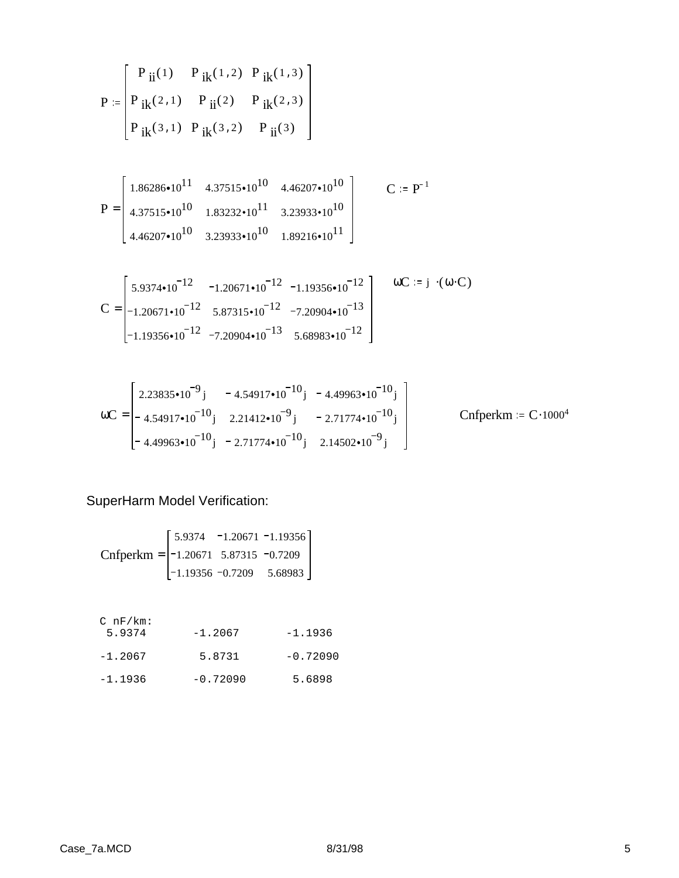$$P := \begin{bmatrix} P_{ii}(1) & P_{ik}(1,2) & P_{ik}(1,3) \\ P_{ik}(2,1) & P_{ii}(2) & P_{ik}(2,3) \\ P_{ik}(3,1) & P_{ik}(3,2) & P_{ii}(3) \end{bmatrix}$$

$$P = \begin{bmatrix} 1.86286 \cdot 10^{11} & 4.37515 \cdot 10^{10} & 4.46207 \cdot 10^{10} \\ 4.37515 \cdot 10^{10} & 1.83232 \cdot 10^{11} & 3.23933 \cdot 10^{10} \\ 4.46207 \cdot 10^{10} & 3.23933 \cdot 10^{10} & 1.89216 \cdot 10^{11} \end{bmatrix} \qquad C := P^{-1}$$

$$C = \begin{bmatrix} 5.9374 \cdot 10^{-12} & -1.20671 \cdot 10^{-12} & -1.19356 \cdot 10^{-12} \\ -1.20671 \cdot 10^{-12} & 5.87315 \cdot 10^{-12} & -7.20904 \cdot 10^{-13} \\ -1.19356 \cdot 10^{-12} & -7.20904 \cdot 10^{-13} & 5.68983 \cdot 10^{-12} \end{bmatrix} \qquad \omega C := j \cdot (\omega \cdot C)$$

$$\omega C = \begin{bmatrix} 2.23835 \cdot 10^{-9} j & -4.54917 \cdot 10^{-10} j & -4.49963 \cdot 10^{-10} j \\ -4.54917 \cdot 10^{-10} j & 2.21412 \cdot 10^{-9} j & -2.71774 \cdot 10^{-10} j \\ -4.49963 \cdot 10^{-10} j & -2.71774 \cdot 10^{-10} j & 2.14502 \cdot 10^{-9} j \end{bmatrix} \qquad Cnfperkm := C \cdot 1000^{4}$$

SuperHarm Model Verification:

$$Cnfperkm = \begin{bmatrix} 5.9374 & -1.20671 & -1.19356 \\ -1.20671 & 5.87315 & -0.7209 \\ -1.19356 & -0.7209 & 5.68983 \end{bmatrix}$$

```
C nF/km:
 5.9374       -1.2067       -1.1936

-1.2067        5.8731       -0.72090

-1.1936       -0.72090       5.6898
```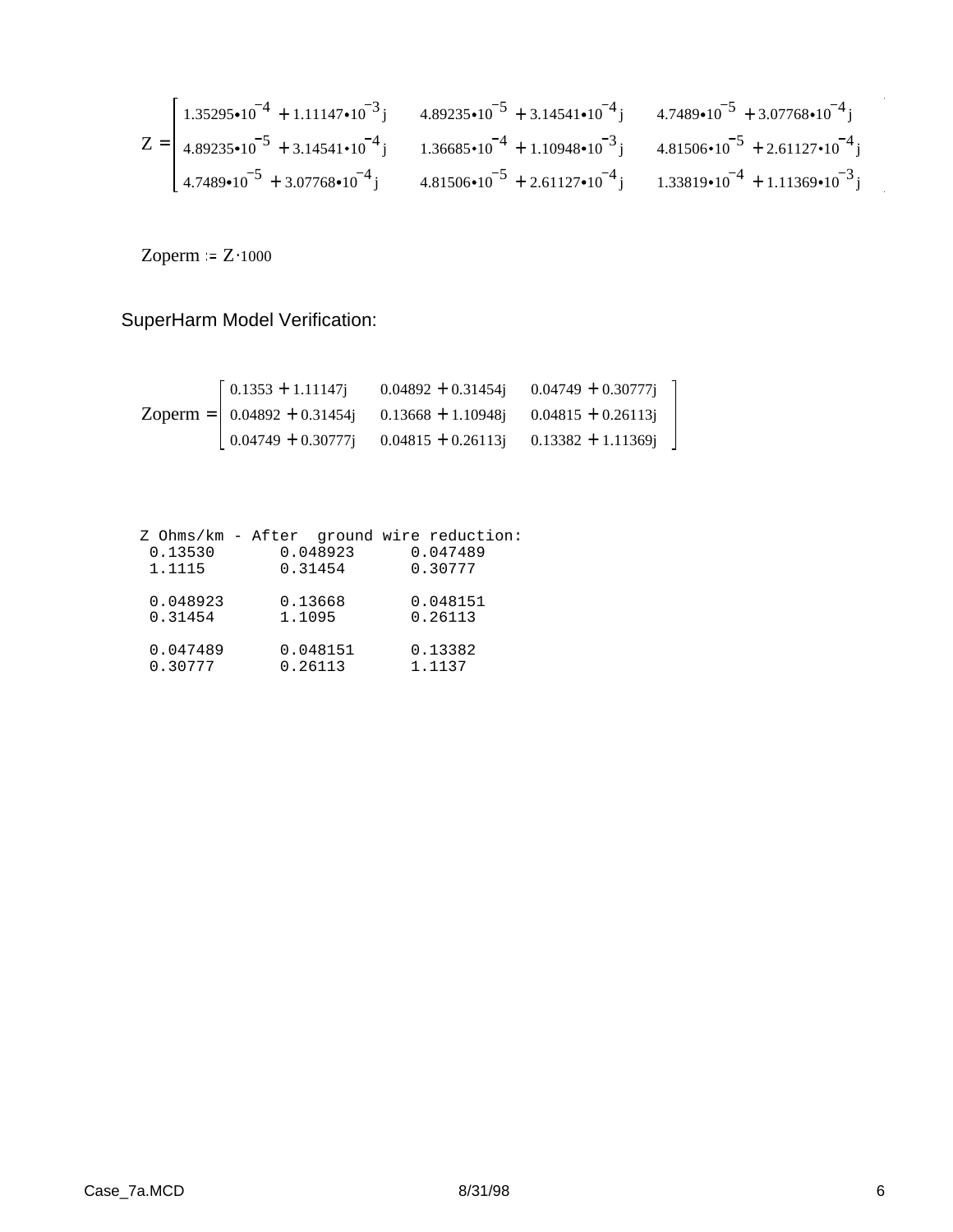$$Z = \begin{bmatrix} 1.35295\cdot10^{-4} + 1.11147\cdot10^{-3}j & 4.89235\cdot10^{-5} + 3.14541\cdot10^{-4}j & 4.7489\cdot10^{-5} + 3.07768\cdot10^{-4}j \\ 4.89235\cdot10^{-5} + 3.14541\cdot10^{-4}j & 1.36685\cdot10^{-4} + 1.10948\cdot10^{-3}j & 4.81506\cdot10^{-5} + 2.61127\cdot10^{-4}j \\ 4.7489\cdot10^{-5} + 3.07768\cdot10^{-4}j & 4.81506\cdot10^{-5} + 2.61127\cdot10^{-4}j & 1.33819\cdot10^{-4} + 1.11369\cdot10^{-3}j \end{bmatrix}$$

$$Zoperm := Z\cdot1000$$

SuperHarm Model Verification:

$$Zoperm = \begin{bmatrix} 0.1353 + 1.11147j & 0.04892 + 0.31454j & 0.04749 + 0.30777j \\ 0.04892 + 0.31454j & 0.13668 + 1.10948j & 0.04815 + 0.26113j \\ 0.04749 + 0.30777j & 0.04815 + 0.26113j & 0.13382 + 1.11369j \end{bmatrix}$$

```
Z Ohms/km - After  ground wire reduction:
 0.13530       0.048923      0.047489
 1.1115        0.31454       0.30777

 0.048923      0.13668       0.048151
 0.31454       1.1095        0.26113

 0.047489      0.048151      0.13382
 0.30777       0.26113       1.1137
```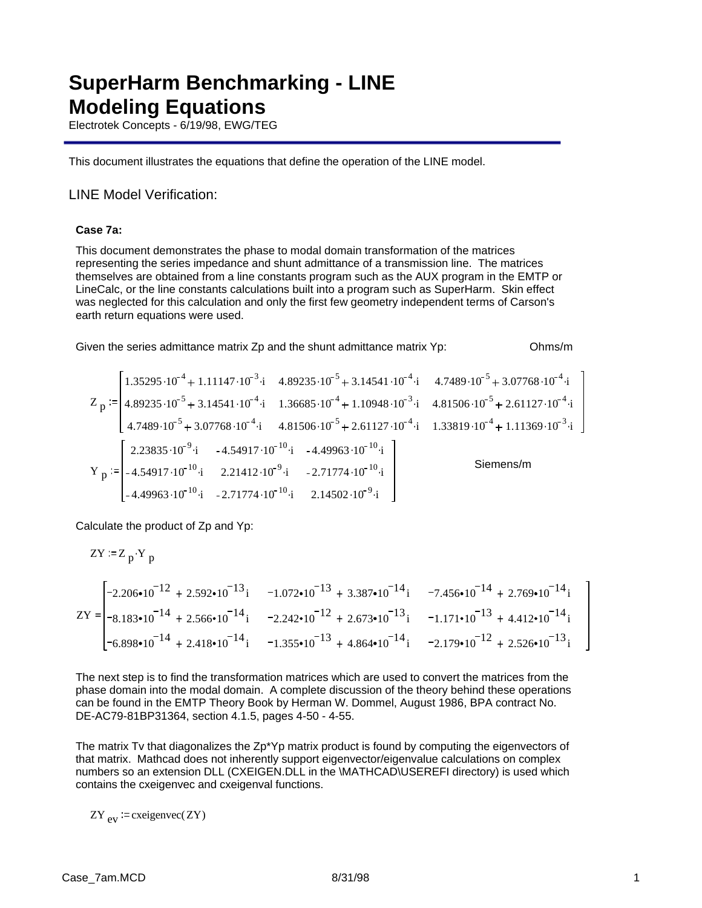# SuperHarm Benchmarking - LINE Modeling Equations

Electrotek Concepts - 6/19/98, EWG/TEG

This document illustrates the equations that define the operation of the LINE model.

## LINE Model Verification:

**Case 7a:**

This document demonstrates the phase to modal domain transformation of the matrices representing the series impedance and shunt admittance of a transmission line. The matrices themselves are obtained from a line constants program such as the AUX program in the EMTP or LineCalc, or the line constants calculations built into a program such as SuperHarm. Skin effect was neglected for this calculation and only the first few geometry independent terms of Carson's earth return equations were used.

Given the series admittance matrix Zp and the shunt admittance matrix Yp: Ohms/m

$$Z_p := \begin{bmatrix} 1.35295\cdot10^{-4} + 1.11147\cdot10^{-3}\cdot i & 4.89235\cdot10^{-5} + 3.14541\cdot10^{-4}\cdot i & 4.7489\cdot10^{-5} + 3.07768\cdot10^{-4}\cdot i \\ 4.89235\cdot10^{-5} + 3.14541\cdot10^{-4}\cdot i & 1.36685\cdot10^{-4} + 1.10948\cdot10^{-3}\cdot i & 4.81506\cdot10^{-5} + 2.61127\cdot10^{-4}\cdot i \\ 4.7489\cdot10^{-5} + 3.07768\cdot10^{-4}\cdot i & 4.81506\cdot10^{-5} + 2.61127\cdot10^{-4}\cdot i & 1.33819\cdot10^{-4} + 1.11369\cdot10^{-3}\cdot i \end{bmatrix}$$

$$Y_p := \begin{bmatrix} 2.23835\cdot10^{-9}\cdot i & -4.54917\cdot10^{-10}\cdot i & -4.49963\cdot10^{-10}\cdot i \\ -4.54917\cdot10^{-10}\cdot i & 2.21412\cdot10^{-9}\cdot i & -2.71774\cdot10^{-10}\cdot i \\ -4.49963\cdot10^{-10}\cdot i & -2.71774\cdot10^{-10}\cdot i & 2.14502\cdot10^{-9}\cdot i \end{bmatrix}$$ Siemens/m

Calculate the product of Zp and Yp:

$$ZY := Z_p \cdot Y_p$$

$$ZY = \begin{bmatrix} -2.206\cdot10^{-12} + 2.592\cdot10^{-13}i & -1.072\cdot10^{-13} + 3.387\cdot10^{-14}i & -7.456\cdot10^{-14} + 2.769\cdot10^{-14}i \\ -8.183\cdot10^{-14} + 2.566\cdot10^{-14}i & -2.242\cdot10^{-12} + 2.673\cdot10^{-13}i & -1.171\cdot10^{-13} + 4.412\cdot10^{-14}i \\ -6.898\cdot10^{-14} + 2.418\cdot10^{-14}i & -1.355\cdot10^{-13} + 4.864\cdot10^{-14}i & -2.179\cdot10^{-12} + 2.526\cdot10^{-13}i \end{bmatrix}$$

The next step is to find the transformation matrices which are used to convert the matrices from the phase domain into the modal domain. A complete discussion of the theory behind these operations can be found in the EMTP Theory Book by Herman W. Dommel, August 1986, BPA contract No. DE-AC79-81BP31364, section 4.1.5, pages 4-50 - 4-55.

The matrix Tv that diagonalizes the Zp*Yp matrix product is found by computing the eigenvectors of that matrix. Mathcad does not inherently support eigenvector/eigenvalue calculations on complex numbers so an extension DLL (CXEIGEN.DLL in the \MATHCAD\USEREFI directory) is used which contains the cxeigenvec and cxeigenval functions.

$$ZY_{ev} := \text{cxeigenvec}(ZY)$$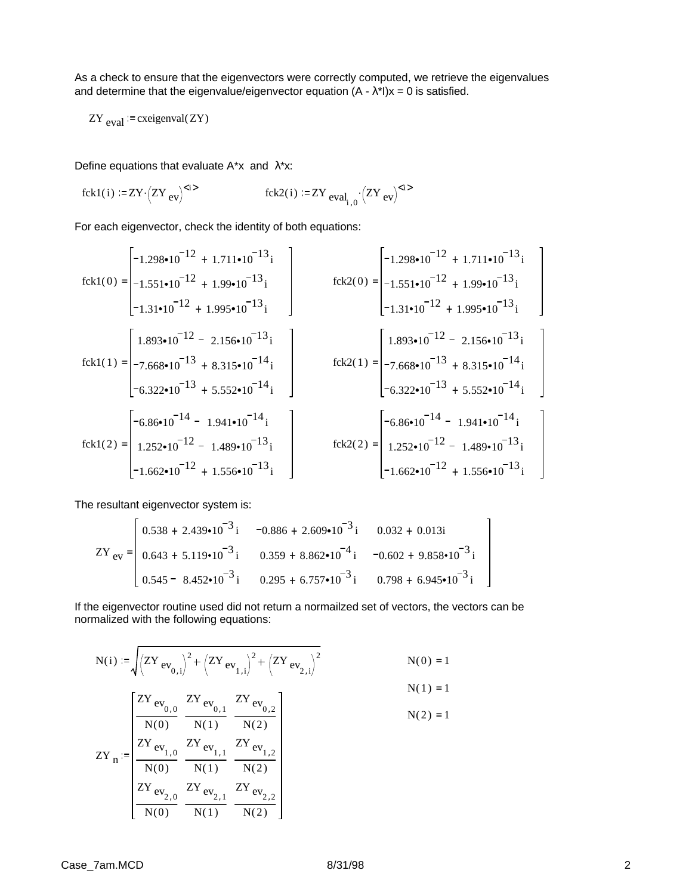As a check to ensure that the eigenvectors were correctly computed, we retrieve the eigenvalues and determine that the eigenvalue/eigenvector equation (A - λ*I)x = 0 is satisfied.

$$ZY_{eval} := \text{cxeigenval}(ZY)$$

Define equations that evaluate A*x and λ*x:

$$\text{fck1}(i) := ZY \cdot \left(ZY_{ev}\right)^{\langle i \rangle} \qquad \text{fck2}(i) := ZY_{eval_{i,0}} \cdot \left(ZY_{ev}\right)^{\langle i \rangle}$$

For each eigenvector, check the identity of both equations:

$$\text{fck1}(0) = \begin{bmatrix} -1.298 \cdot 10^{-12} + 1.711 \cdot 10^{-13} i \\ -1.551 \cdot 10^{-12} + 1.99 \cdot 10^{-13} i \\ -1.31 \cdot 10^{-12} + 1.995 \cdot 10^{-13} i \end{bmatrix} \qquad \text{fck2}(0) = \begin{bmatrix} -1.298 \cdot 10^{-12} + 1.711 \cdot 10^{-13} i \\ -1.551 \cdot 10^{-12} + 1.99 \cdot 10^{-13} i \\ -1.31 \cdot 10^{-12} + 1.995 \cdot 10^{-13} i \end{bmatrix}$$

$$\text{fck1}(1) = \begin{bmatrix} 1.893 \cdot 10^{-12} - 2.156 \cdot 10^{-13} i \\ -7.668 \cdot 10^{-13} + 8.315 \cdot 10^{-14} i \\ -6.322 \cdot 10^{-13} + 5.552 \cdot 10^{-14} i \end{bmatrix} \qquad \text{fck2}(1) = \begin{bmatrix} 1.893 \cdot 10^{-12} - 2.156 \cdot 10^{-13} i \\ -7.668 \cdot 10^{-13} + 8.315 \cdot 10^{-14} i \\ -6.322 \cdot 10^{-13} + 5.552 \cdot 10^{-14} i \end{bmatrix}$$

$$\text{fck1}(2) = \begin{bmatrix} -6.86 \cdot 10^{-14} - 1.941 \cdot 10^{-14} i \\ 1.252 \cdot 10^{-12} - 1.489 \cdot 10^{-13} i \\ -1.662 \cdot 10^{-12} + 1.556 \cdot 10^{-13} i \end{bmatrix} \qquad \text{fck2}(2) = \begin{bmatrix} -6.86 \cdot 10^{-14} - 1.941 \cdot 10^{-14} i \\ 1.252 \cdot 10^{-12} - 1.489 \cdot 10^{-13} i \\ -1.662 \cdot 10^{-12} + 1.556 \cdot 10^{-13} i \end{bmatrix}$$

The resultant eigenvector system is:

$$ZY_{ev} = \begin{bmatrix} 0.538 + 2.439 \cdot 10^{-3} i & -0.886 + 2.609 \cdot 10^{-3} i & 0.032 + 0.013i \\ 0.643 + 5.119 \cdot 10^{-3} i & 0.359 + 8.862 \cdot 10^{-4} i & -0.602 + 9.858 \cdot 10^{-3} i \\ 0.545 - 8.452 \cdot 10^{-3} i & 0.295 + 6.757 \cdot 10^{-3} i & 0.798 + 6.945 \cdot 10^{-3} i \end{bmatrix}$$

If the eigenvector routine used did not return a normailzed set of vectors, the vectors can be normalized with the following equations:

$$N(i) := \sqrt{\left(ZY_{ev_{0,i}}\right)^2 + \left(ZY_{ev_{1,i}}\right)^2 + \left(ZY_{ev_{2,i}}\right)^2} \qquad N(0) = 1$$

$$N(1) = 1$$

$$N(2) = 1$$

$$ZY_n := \begin{bmatrix} \dfrac{ZY_{ev_{0,0}}}{N(0)} & \dfrac{ZY_{ev_{0,1}}}{N(1)} & \dfrac{ZY_{ev_{0,2}}}{N(2)} \\ \dfrac{ZY_{ev_{1,0}}}{N(0)} & \dfrac{ZY_{ev_{1,1}}}{N(1)} & \dfrac{ZY_{ev_{1,2}}}{N(2)} \\ \dfrac{ZY_{ev_{2,0}}}{N(0)} & \dfrac{ZY_{ev_{2,1}}}{N(1)} & \dfrac{ZY_{ev_{2,2}}}{N(2)} \end{bmatrix}$$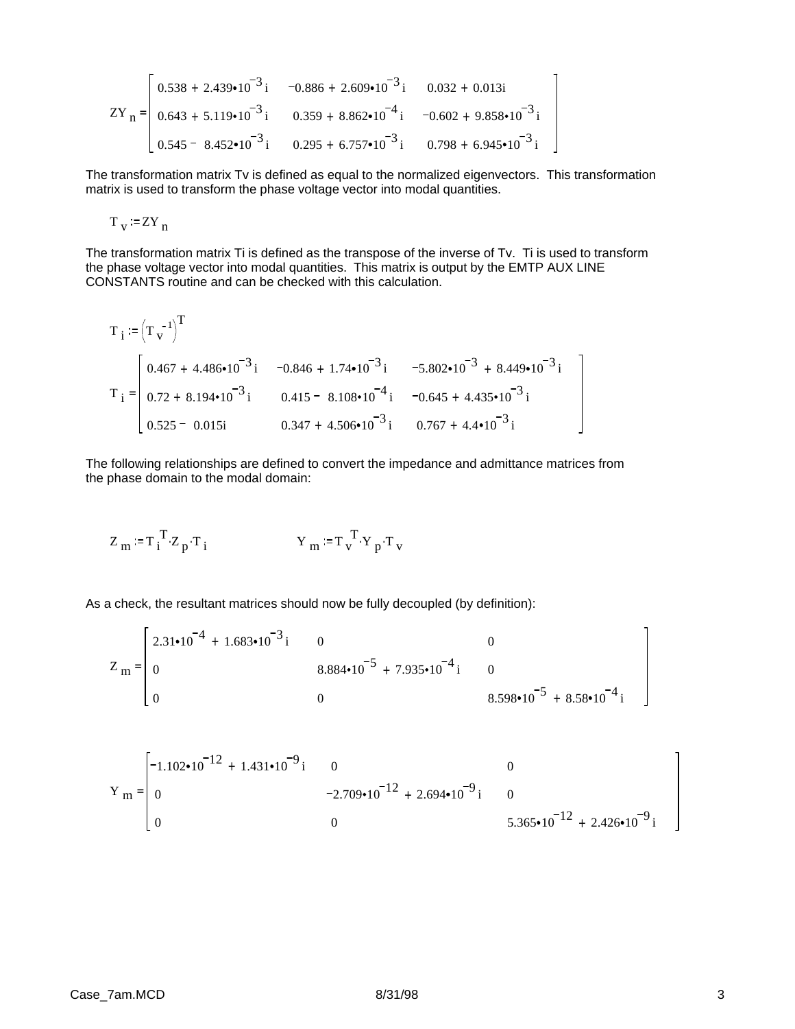$$ZY_n = \begin{bmatrix} 0.538 + 2.439\cdot10^{-3}i & -0.886 + 2.609\cdot10^{-3}i & 0.032 + 0.013i \\ 0.643 + 5.119\cdot10^{-3}i & 0.359 + 8.862\cdot10^{-4}i & -0.602 + 9.858\cdot10^{-3}i \\ 0.545 - 8.452\cdot10^{-3}i & 0.295 + 6.757\cdot10^{-3}i & 0.798 + 6.945\cdot10^{-3}i \end{bmatrix}$$

The transformation matrix Tv is defined as equal to the normalized eigenvectors. This transformation matrix is used to transform the phase voltage vector into modal quantities.

$$T_v := ZY_n$$

The transformation matrix Ti is defined as the transpose of the inverse of Tv. Ti is used to transform the phase voltage vector into modal quantities. This matrix is output by the EMTP AUX LINE CONSTANTS routine and can be checked with this calculation.

$$T_i := \left(T_v^{-1}\right)^T$$

$$T_i = \begin{bmatrix} 0.467 + 4.486\cdot10^{-3}i & -0.846 + 1.74\cdot10^{-3}i & -5.802\cdot10^{-3} + 8.449\cdot10^{-3}i \\ 0.72 + 8.194\cdot10^{-3}i & 0.415 - 8.108\cdot10^{-4}i & -0.645 + 4.435\cdot10^{-3}i \\ 0.525 - 0.015i & 0.347 + 4.506\cdot10^{-3}i & 0.767 + 4.4\cdot10^{-3}i \end{bmatrix}$$

The following relationships are defined to convert the impedance and admittance matrices from the phase domain to the modal domain:

$$Z_m := T_i^T \cdot Z_p \cdot T_i \qquad\qquad Y_m := T_v^T \cdot Y_p \cdot T_v$$

As a check, the resultant matrices should now be fully decoupled (by definition):

$$Z_m = \begin{bmatrix} 2.31\cdot10^{-4} + 1.683\cdot10^{-3}i & 0 & 0 \\ 0 & 8.884\cdot10^{-5} + 7.935\cdot10^{-4}i & 0 \\ 0 & 0 & 8.598\cdot10^{-5} + 8.58\cdot10^{-4}i \end{bmatrix}$$

$$Y_m = \begin{bmatrix} -1.102\cdot10^{-12} + 1.431\cdot10^{-9}i & 0 & 0 \\ 0 & -2.709\cdot10^{-12} + 2.694\cdot10^{-9}i & 0 \\ 0 & 0 & 5.365\cdot10^{-12} + 2.426\cdot10^{-9}i \end{bmatrix}$$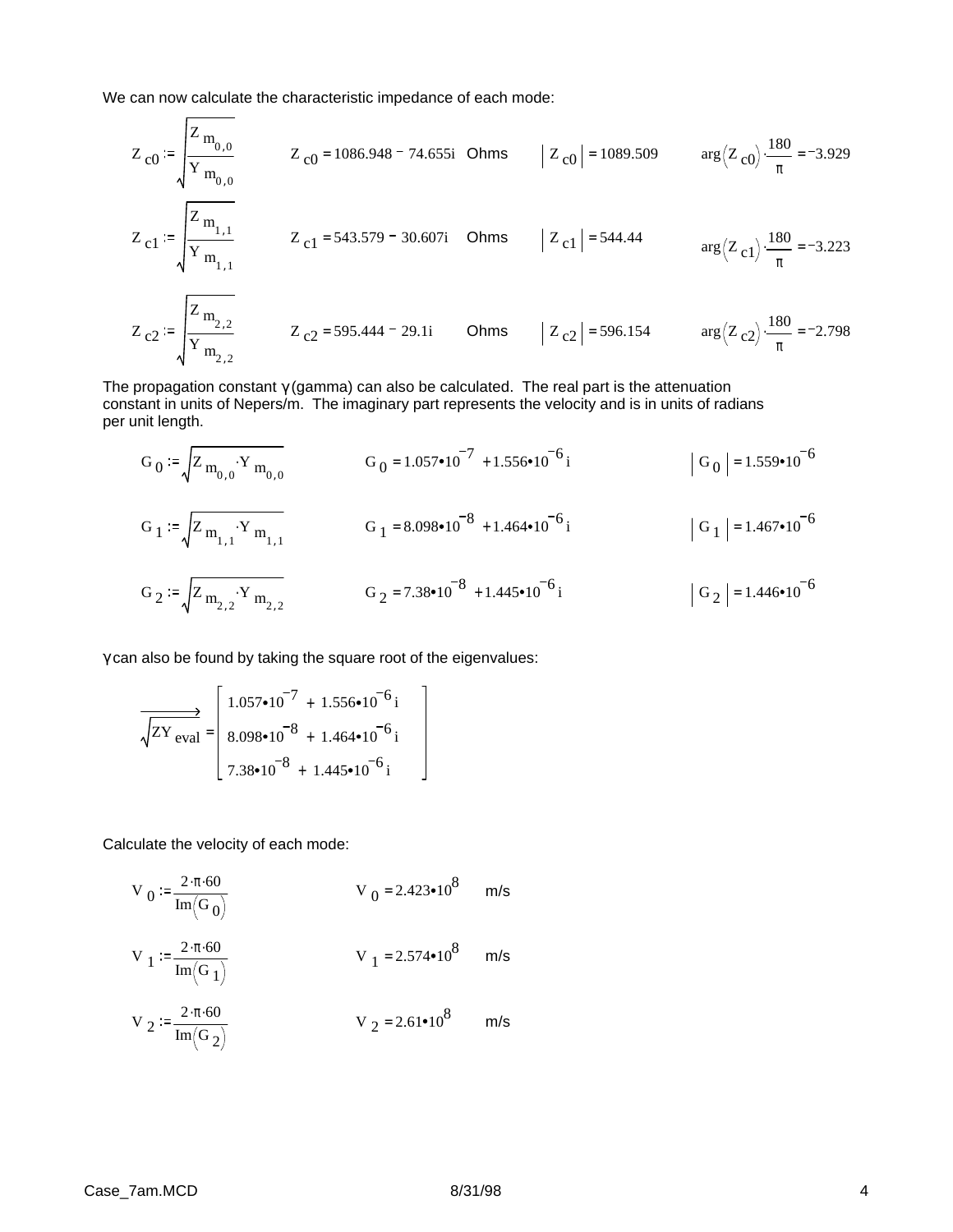We can now calculate the characteristic impedance of each mode:

$$Z_{c0} := \sqrt{\frac{Z_{m_{0,0}}}{Y_{m_{0,0}}}} \qquad Z_{c0} = 1086.948 - 74.655i \text{ Ohms} \qquad |Z_{c0}| = 1089.509 \qquad \arg(Z_{c0})\cdot\frac{180}{\pi} = -3.929$$

$$Z_{c1} := \sqrt{\frac{Z_{m_{1,1}}}{Y_{m_{1,1}}}} \qquad Z_{c1} = 543.579 - 30.607i \text{ Ohms} \qquad |Z_{c1}| = 544.44 \qquad \arg(Z_{c1})\cdot\frac{180}{\pi} = -3.223$$

$$Z_{c2} := \sqrt{\frac{Z_{m_{2,2}}}{Y_{m_{2,2}}}} \qquad Z_{c2} = 595.444 - 29.1i \text{ Ohms} \qquad |Z_{c2}| = 596.154 \qquad \arg(Z_{c2})\cdot\frac{180}{\pi} = -2.798$$

The propagation constant γ (gamma) can also be calculated. The real part is the attenuation constant in units of Nepers/m. The imaginary part represents the velocity and is in units of radians per unit length.

$$G_0 := \sqrt{Z_{m_{0,0}} \cdot Y_{m_{0,0}}} \qquad G_0 = 1.057\cdot10^{-7} + 1.556\cdot10^{-6}i \qquad |G_0| = 1.559\cdot10^{-6}$$

$$G_1 := \sqrt{Z_{m_{1,1}} \cdot Y_{m_{1,1}}} \qquad G_1 = 8.098\cdot10^{-8} + 1.464\cdot10^{-6}i \qquad |G_1| = 1.467\cdot10^{-6}$$

$$G_2 := \sqrt{Z_{m_{2,2}} \cdot Y_{m_{2,2}}} \qquad G_2 = 7.38\cdot10^{-8} + 1.445\cdot10^{-6}i \qquad |G_2| = 1.446\cdot10^{-6}$$

γ can also be found by taking the square root of the eigenvalues:

$$\overrightarrow{\sqrt{ZY_{eval}}} = \begin{bmatrix} 1.057\cdot10^{-7} + 1.556\cdot10^{-6}i \\ 8.098\cdot10^{-8} + 1.464\cdot10^{-6}i \\ 7.38\cdot10^{-8} + 1.445\cdot10^{-6}i \end{bmatrix}$$

Calculate the velocity of each mode:

$$V_0 := \frac{2\cdot\pi\cdot60}{\mathrm{Im}(G_0)} \qquad V_0 = 2.423\cdot10^{8} \text{ m/s}$$

$$V_1 := \frac{2\cdot\pi\cdot60}{\mathrm{Im}(G_1)} \qquad V_1 = 2.574\cdot10^{8} \text{ m/s}$$

$$V_2 := \frac{2\cdot\pi\cdot60}{\mathrm{Im}(G_2)} \qquad V_2 = 2.61\cdot10^{8} \text{ m/s}$$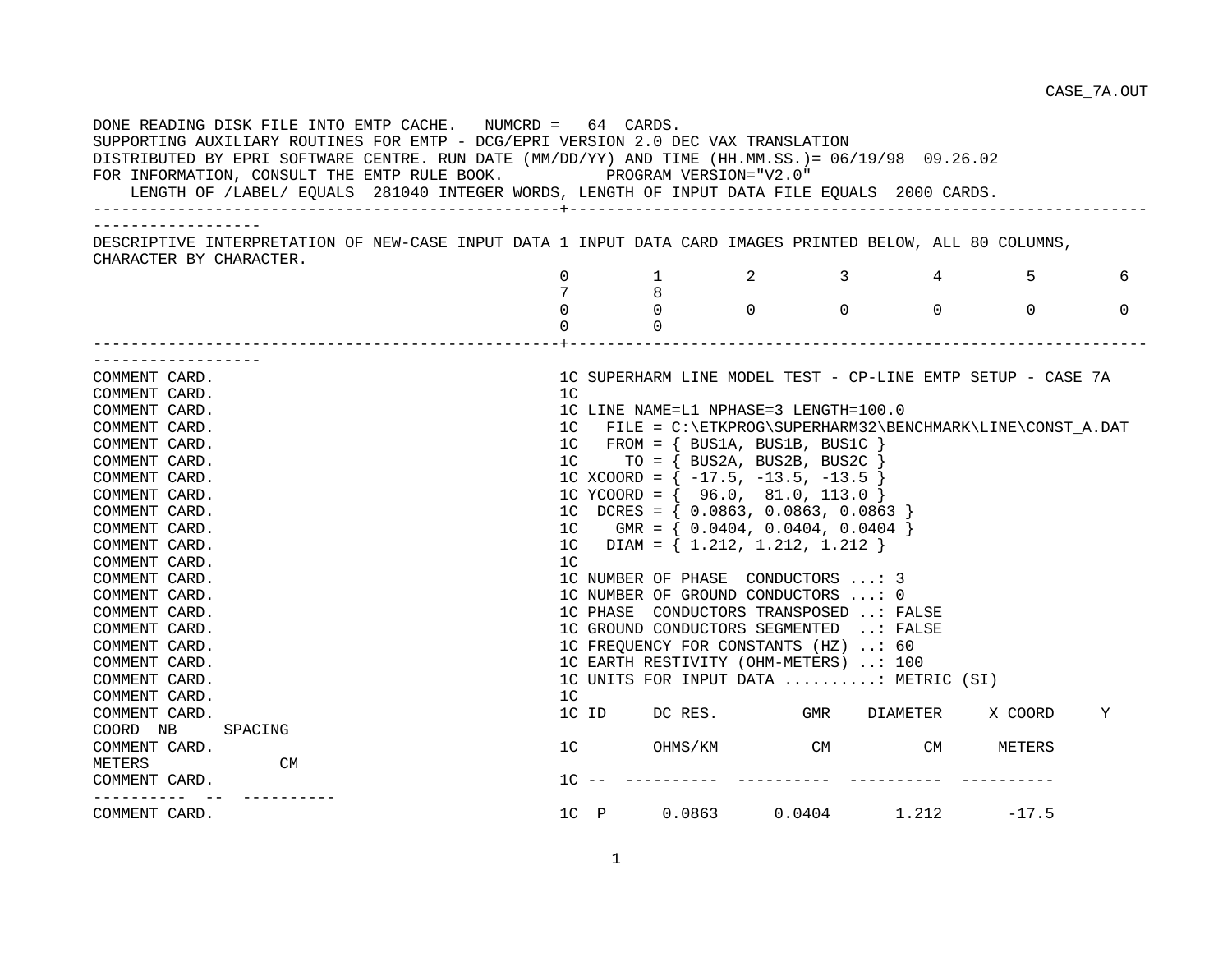```
DONE READING DISK FILE INTO EMTP CACHE.   NUMCRD =   64  CARDS.
SUPPORTING AUXILIARY ROUTINES FOR EMTP - DCG/EPRI VERSION 2.0 DEC VAX TRANSLATION
DISTRIBUTED BY EPRI SOFTWARE CENTRE. RUN DATE (MM/DD/YY) AND TIME (HH.MM.SS.)= 06/19/98  09.26.02
FOR INFORMATION, CONSULT THE EMTP RULE BOOK.          PROGRAM VERSION="V2.0"
    LENGTH OF /LABEL/ EQUALS  281040 INTEGER WORDS, LENGTH OF INPUT DATA FILE EQUALS  2000 CARDS.
-------------------------------------------------+------------------------------------------------------------
------------------
DESCRIPTIVE INTERPRETATION OF NEW-CASE INPUT DATA 1 INPUT DATA CARD IMAGES PRINTED BELOW, ALL 80 COLUMNS,
CHARACTER BY CHARACTER.
                                                 0         1         2         3         4         5         6
                                                 7         8
                                                 0         0         0         0         0         0         0
                                                 0         0
-------------------------------------------------+------------------------------------------------------------
------------------
COMMENT CARD.                                    1C SUPERHARM LINE MODEL TEST - CP-LINE EMTP SETUP - CASE 7A
COMMENT CARD.                                    1C
COMMENT CARD.                                    1C LINE NAME=L1 NPHASE=3 LENGTH=100.0
COMMENT CARD.                                    1C   FILE = C:\ETKPROG\SUPERHARM32\BENCHMARK\LINE\CONST_A.DAT
COMMENT CARD.                                    1C   FROM = { BUS1A, BUS1B, BUS1C }
COMMENT CARD.                                    1C     TO = { BUS2A, BUS2B, BUS2C }
COMMENT CARD.                                    1C XCOORD = { -17.5, -13.5, -13.5 }
COMMENT CARD.                                    1C YCOORD = {  96.0,  81.0, 113.0 }
COMMENT CARD.                                    1C  DCRES = { 0.0863, 0.0863, 0.0863 }
COMMENT CARD.                                    1C    GMR = { 0.0404, 0.0404, 0.0404 }
COMMENT CARD.                                    1C   DIAM = { 1.212, 1.212, 1.212 }
COMMENT CARD.                                    1C
COMMENT CARD.                                    1C NUMBER OF PHASE  CONDUCTORS ...: 3
COMMENT CARD.                                    1C NUMBER OF GROUND CONDUCTORS ...: 0
COMMENT CARD.                                    1C PHASE  CONDUCTORS TRANSPOSED ..: FALSE
COMMENT CARD.                                    1C GROUND CONDUCTORS SEGMENTED  ..: FALSE
COMMENT CARD.                                    1C FREQUENCY FOR CONSTANTS (HZ) ..: 60
COMMENT CARD.                                    1C EARTH RESTIVITY (OHM-METERS) ..: 100
COMMENT CARD.                                    1C UNITS FOR INPUT DATA .........: METRIC (SI)
COMMENT CARD.                                    1C
COMMENT CARD.                                    1C ID     DC RES.         GMR    DIAMETER     X COORD     Y
COORD  NB     SPACING
COMMENT CARD.                                    1C        OHMS/KM          CM          CM      METERS
METERS              CM
COMMENT CARD.                                    1C --  ----------  ----------  ----------  ----------
----------  --  ----------
COMMENT CARD.                                    1C  P      0.0863      0.0404       1.212       -17.5
```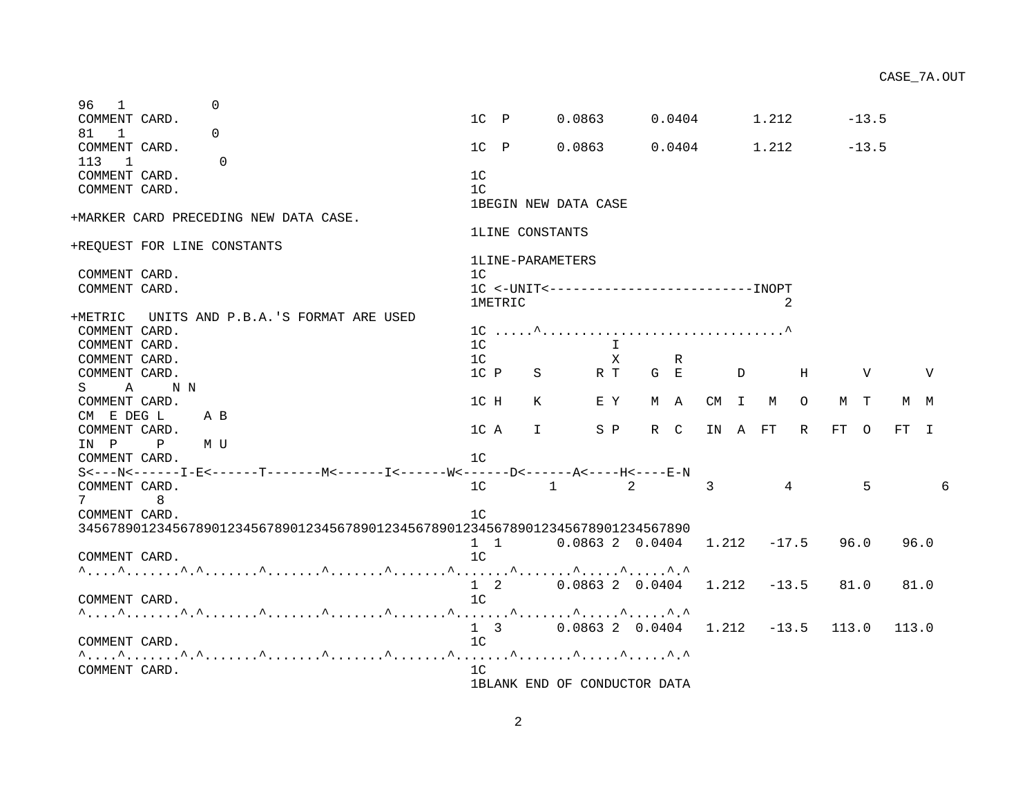```
 96   1           0
 COMMENT CARD.                                    1C  P      0.0863      0.0404       1.212       -13.5
 81   1           0
 COMMENT CARD.                                    1C  P      0.0863      0.0404       1.212       -13.5
 113   1           0
 COMMENT CARD.                                    1C
 COMMENT CARD.                                    1C
                                                  1BEGIN NEW DATA CASE
+MARKER CARD PRECEDING NEW DATA CASE.
                                                  1LINE CONSTANTS
+REQUEST FOR LINE CONSTANTS
                                                  1LINE-PARAMETERS
 COMMENT CARD.                                    1C
 COMMENT CARD.                                    1C <-UNIT<-------------------------INOPT
                                                  1METRIC                              2
+METRIC   UNITS AND P.B.A.'S FORMAT ARE USED
 COMMENT CARD.                                    1C .....^..............................^
 COMMENT CARD.                                    1C                I
 COMMENT CARD.                                    1C                X       R
 COMMENT CARD.                                    1C P    S       R T    G  E      D       H       V       V
 S     A     N N
 COMMENT CARD.                                    1C H    K       E Y    M  A   CM  I   M   O    M  T    M  M
 CM  E DEG L     A B
 COMMENT CARD.                                    1C A    I       S P    R  C   IN  A  FT   R   FT  O   FT  I
 IN  P     P     M U
 COMMENT CARD.                                    1C
 S<---N<------I-E<------T-------M<------I<------W<------D<------A<----H<----E-N
 COMMENT CARD.                                    1C       1        2        3        4        5        6
 7        8
 COMMENT CARD.                                    1C
 345678901234567890123456789012345678901234567890123456789012345678901234567890
                                                  1  1      0.0863 2  0.0404   1.212   -17.5    96.0    96.0
 COMMENT CARD.                                    1C
 ^....^.......^.^.......^.......^.......^.......^.......^.......^.....^.....^.^
                                                  1  2      0.0863 2  0.0404   1.212   -13.5    81.0    81.0
 COMMENT CARD.                                    1C
 ^....^.......^.^.......^.......^.......^.......^.......^.......^.....^.....^.^
                                                  1  3      0.0863 2  0.0404   1.212   -13.5   113.0   113.0
 COMMENT CARD.                                    1C
 ^....^.......^.^.......^.......^.......^.......^.......^.......^.....^.....^.^
 COMMENT CARD.                                    1C
                                                  1BLANK END OF CONDUCTOR DATA
```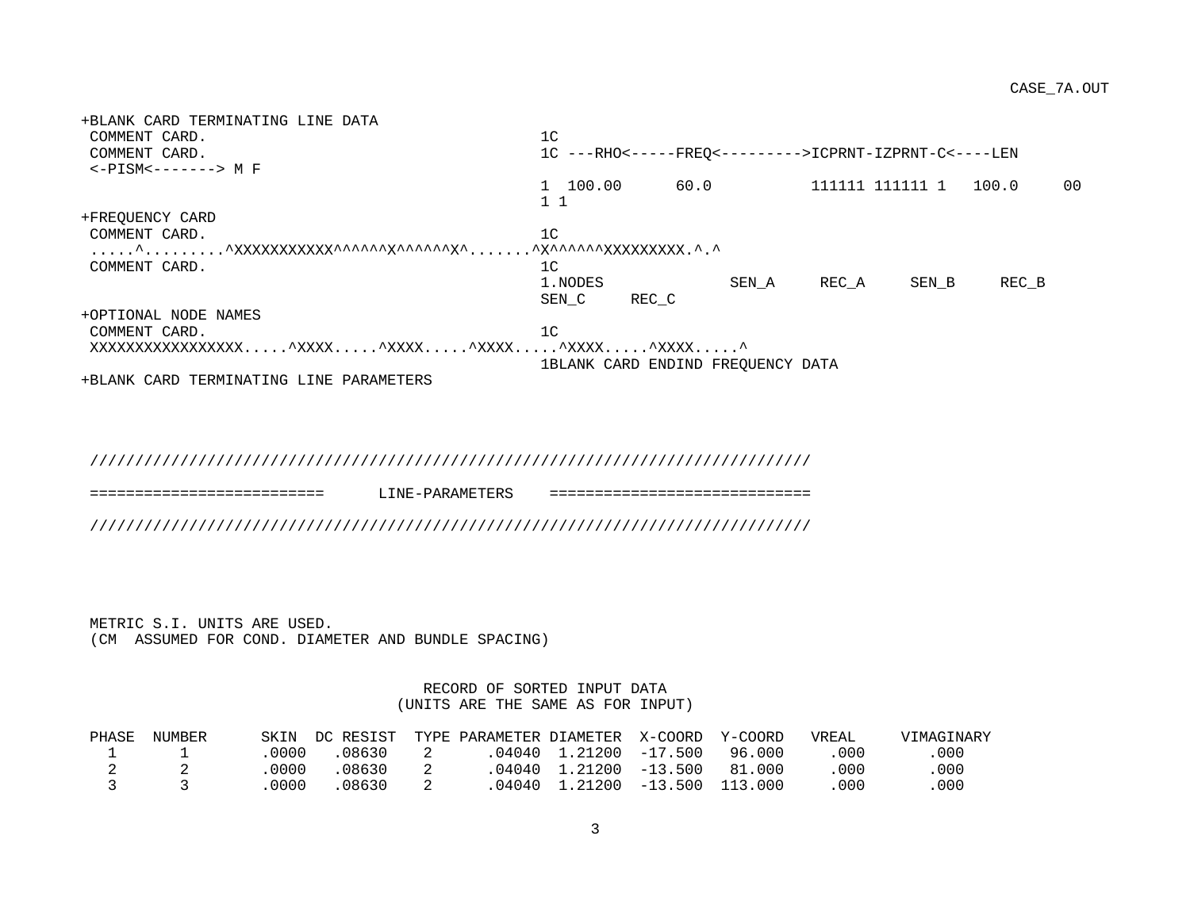```
+BLANK CARD TERMINATING LINE DATA
 COMMENT CARD.                                      1C
 COMMENT CARD.                                      1C ---RHO<-----FREQ<--------->ICPRNT-IZPRNT-C<----LEN
 <-PISM<-------> M F
                                                    1  100.00      60.0          111111 111111 1   100.0     00
                                                    1 1
+FREQUENCY CARD
 COMMENT CARD.                                      1C
 .....^.........^XXXXXXXXXXX^^^^^^X^^^^^^X^......^X^^^^^^XXXXXXXXX.^.^
 COMMENT CARD.                                      1C
                                                    1.NODES              SEN_A     REC_A     SEN_B     REC_B
                                                    SEN_C     REC_C
+OPTIONAL NODE NAMES
 COMMENT CARD.                                      1C
 XXXXXXXXXXXXXXXXX.....^XXXX.....^XXXX.....^XXXX.....^XXXX.....^XXXX.....^
                                                    1BLANK CARD ENDIND FREQUENCY DATA
+BLANK CARD TERMINATING LINE PARAMETERS



 ////////////////////////////////////////////////////////////////////////////////

 ==========================      LINE-PARAMETERS    ============================

 ////////////////////////////////////////////////////////////////////////////////




 METRIC S.I. UNITS ARE USED.
 (CM  ASSUMED FOR COND. DIAMETER AND BUNDLE SPACING)


                                    RECORD OF SORTED INPUT DATA
                                 (UNITS ARE THE SAME AS FOR INPUT)

 PHASE  NUMBER      SKIN  DC RESIST  TYPE PARAMETER DIAMETER  X-COORD  Y-COORD   VREAL     VIMAGINARY
   1       1        .0000   .08630    2      .04040  1.21200  -17.500   96.000     .000       .000
   2       2        .0000   .08630    2      .04040  1.21200  -13.500   81.000     .000       .000
   3       3        .0000   .08630    2      .04040  1.21200  -13.500  113.000     .000       .000
```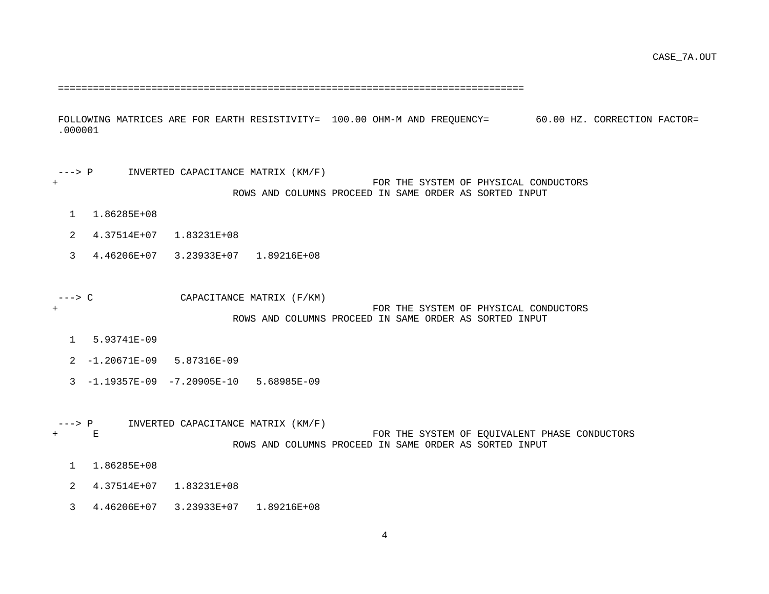```
 ==============================================================================

 FOLLOWING MATRICES ARE FOR EARTH RESISTIVITY=  100.00 OHM-M AND FREQUENCY=        60.00 HZ. CORRECTION FACTOR=
 .000001


 ---> P      INVERTED CAPACITANCE MATRIX (KM/F)
+                                                     FOR THE SYSTEM OF PHYSICAL CONDUCTORS
                              ROWS AND COLUMNS PROCEED IN SAME ORDER AS SORTED INPUT

   1   1.86285E+08

   2   4.37514E+07   1.83231E+08

   3   4.46206E+07   3.23933E+07   1.89216E+08



 ---> C              CAPACITANCE MATRIX (F/KM)
+                                                     FOR THE SYSTEM OF PHYSICAL CONDUCTORS
                              ROWS AND COLUMNS PROCEED IN SAME ORDER AS SORTED INPUT

   1   5.93741E-09

   2  -1.20671E-09   5.87316E-09

   3  -1.19357E-09  -7.20905E-10   5.68985E-09



 ---> P      INVERTED CAPACITANCE MATRIX (KM/F)
+      E                                              FOR THE SYSTEM OF EQUIVALENT PHASE CONDUCTORS
                              ROWS AND COLUMNS PROCEED IN SAME ORDER AS SORTED INPUT

   1   1.86285E+08

   2   4.37514E+07   1.83231E+08

   3   4.46206E+07   3.23933E+07   1.89216E+08
```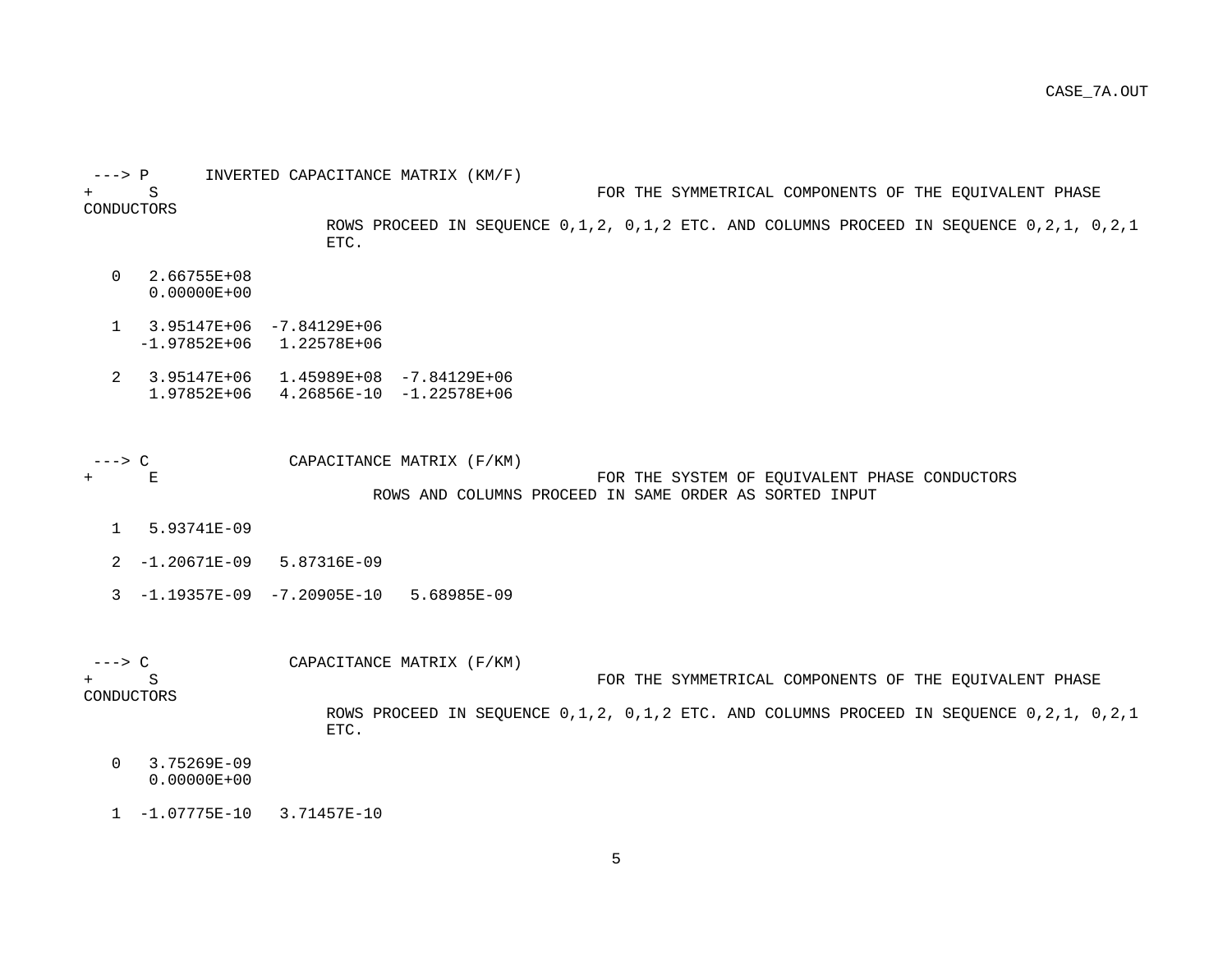```
 ---> P      INVERTED CAPACITANCE MATRIX (KM/F)
+     S                                            FOR THE SYMMETRICAL COMPONENTS OF THE EQUIVALENT PHASE
CONDUCTORS
                         ROWS PROCEED IN SEQUENCE 0,1,2, 0,1,2 ETC. AND COLUMNS PROCEED IN SEQUENCE 0,2,1, 0,2,1
                         ETC.

   0   2.66755E+08
       0.00000E+00

   1   3.95147E+06  -7.84129E+06
      -1.97852E+06   1.22578E+06

   2   3.95147E+06   1.45989E+08  -7.84129E+06
       1.97852E+06   4.26856E-10  -1.22578E+06



 ---> C               CAPACITANCE MATRIX (F/KM)
+     E                                            FOR THE SYSTEM OF EQUIVALENT PHASE CONDUCTORS
                              ROWS AND COLUMNS PROCEED IN SAME ORDER AS SORTED INPUT

   1   5.93741E-09

   2  -1.20671E-09   5.87316E-09

   3  -1.19357E-09  -7.20905E-10   5.68985E-09



 ---> C               CAPACITANCE MATRIX (F/KM)
+     S                                            FOR THE SYMMETRICAL COMPONENTS OF THE EQUIVALENT PHASE
CONDUCTORS
                         ROWS PROCEED IN SEQUENCE 0,1,2, 0,1,2 ETC. AND COLUMNS PROCEED IN SEQUENCE 0,2,1, 0,2,1
                         ETC.

   0   3.75269E-09
       0.00000E+00

   1  -1.07775E-10   3.71457E-10
```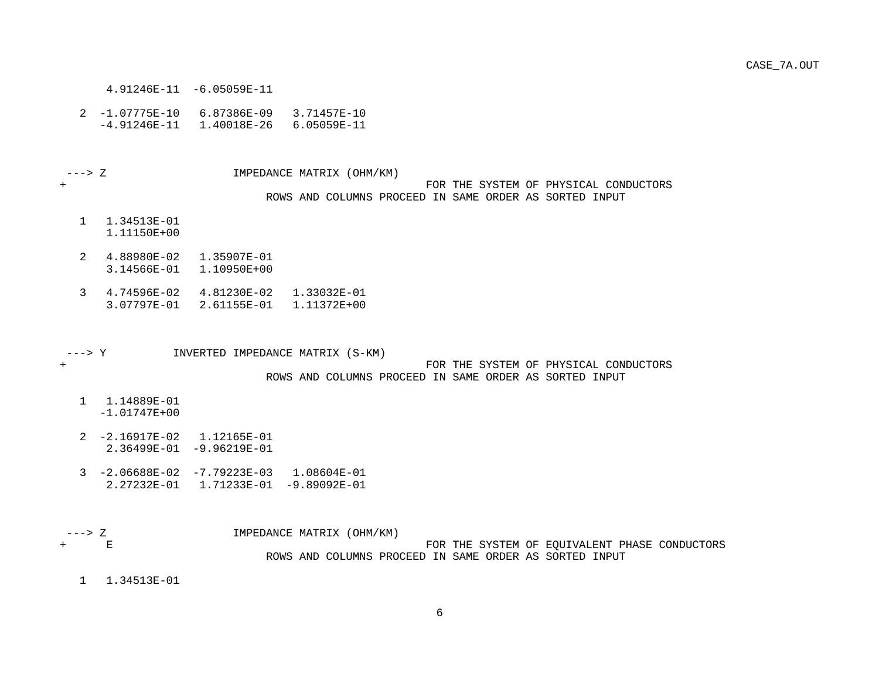```
      4.91246E-11  -6.05059E-11

   2  -1.07775E-10   6.87386E-09   3.71457E-10
      -4.91246E-11   1.40018E-26   6.05059E-11



 ---> Z                   IMPEDANCE MATRIX (OHM/KM)
+                                                       FOR THE SYSTEM OF PHYSICAL CONDUCTORS
                               ROWS AND COLUMNS PROCEED IN SAME ORDER AS SORTED INPUT

   1   1.34513E-01
       1.11150E+00

   2   4.88980E-02   1.35907E-01
       3.14566E-01   1.10950E+00

   3   4.74596E-02   4.81230E-02   1.33032E-01
       3.07797E-01   2.61155E-01   1.11372E+00



 ---> Y          INVERTED IMPEDANCE MATRIX (S-KM)
+                                                       FOR THE SYSTEM OF PHYSICAL CONDUCTORS
                               ROWS AND COLUMNS PROCEED IN SAME ORDER AS SORTED INPUT

   1   1.14889E-01
      -1.01747E+00

   2  -2.16917E-02   1.12165E-01
       2.36499E-01  -9.96219E-01

   3  -2.06688E-02  -7.79223E-03   1.08604E-01
       2.27232E-01   1.71233E-01  -9.89092E-01



 ---> Z                   IMPEDANCE MATRIX (OHM/KM)
+      E                                                FOR THE SYSTEM OF EQUIVALENT PHASE CONDUCTORS
                               ROWS AND COLUMNS PROCEED IN SAME ORDER AS SORTED INPUT

   1   1.34513E-01
```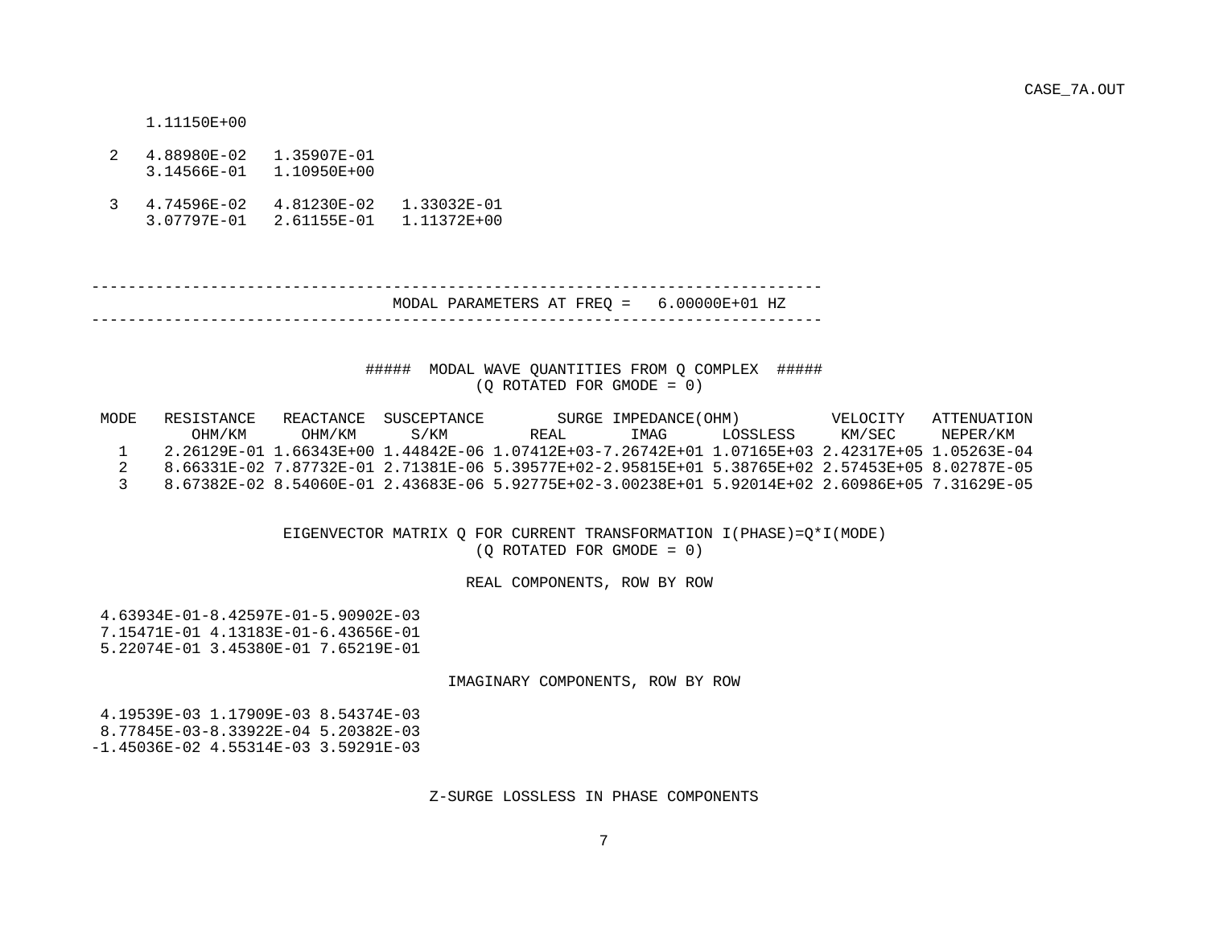```
     1.11150E+00

  2   4.88980E-02   1.35907E-01
      3.14566E-01   1.10950E+00

  3   4.74596E-02   4.81230E-02   1.33032E-01
      3.07797E-01   2.61155E-01   1.11372E+00
```

```
------------------------------------------------------------------------------
                              MODAL PARAMETERS AT FREQ =   6.00000E+01 HZ
------------------------------------------------------------------------------
```

```
                              #####  MODAL WAVE QUANTITIES FROM Q COMPLEX  #####
                                        (Q ROTATED FOR GMODE = 0)

 MODE   RESISTANCE   REACTANCE  SUSCEPTANCE        SURGE IMPEDANCE(OHM)          VELOCITY   ATTENUATION
          OHM/KM      OHM/KM      S/KM         REAL       IMAG      LOSSLESS     KM/SEC     NEPER/KM
   1    2.26129E-01 1.66343E+00 1.44842E-06 1.07412E+03-7.26742E+01 1.07165E+03 2.42317E+05 1.05263E-04
   2    8.66331E-02 7.87732E-01 2.71381E-06 5.39577E+02-2.95815E+01 5.38765E+02 2.57453E+05 8.02787E-05
   3    8.67382E-02 8.54060E-01 2.43683E-06 5.92775E+02-3.00238E+01 5.92014E+02 2.60986E+05 7.31629E-05
```

```
                        EIGENVECTOR MATRIX Q FOR CURRENT TRANSFORMATION I(PHASE)=Q*I(MODE)
                                        (Q ROTATED FOR GMODE = 0)

                                         REAL COMPONENTS, ROW BY ROW

 4.63934E-01-8.42597E-01-5.90902E-03
 7.15471E-01 4.13183E-01-6.43656E-01
 5.22074E-01 3.45380E-01 7.65219E-01

                                       IMAGINARY COMPONENTS, ROW BY ROW

 4.19539E-03 1.17909E-03 8.54374E-03
 8.77845E-03-8.33922E-04 5.20382E-03
-1.45036E-02 4.55314E-03 3.59291E-03

                                      Z-SURGE LOSSLESS IN PHASE COMPONENTS
```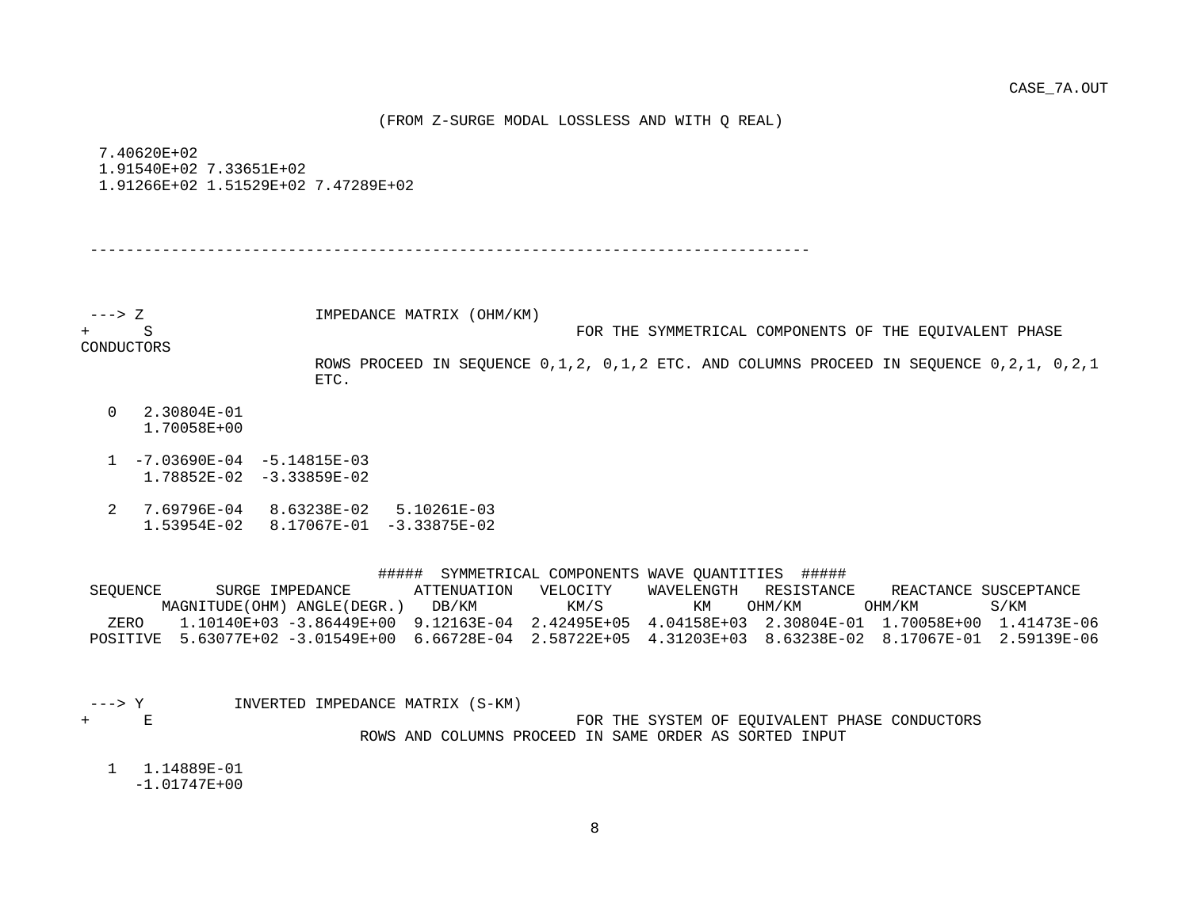(FROM Z-SURGE MODAL LOSSLESS AND WITH Q REAL)

```
  7.40620E+02
  1.91540E+02 7.33651E+02
  1.91266E+02 1.51529E+02 7.47289E+02
```

---

```
 ---> Z                  IMPEDANCE MATRIX (OHM/KM)
+     S                                          FOR THE SYMMETRICAL COMPONENTS OF THE EQUIVALENT PHASE
CONDUCTORS
                         ROWS PROCEED IN SEQUENCE 0,1,2, 0,1,2 ETC. AND COLUMNS PROCEED IN SEQUENCE 0,2,1, 0,2,1
                         ETC.

   0   2.30804E-01
       1.70058E+00

   1  -7.03690E-04  -5.14815E-03
       1.78852E-02  -3.33859E-02

   2   7.69796E-04   8.63238E-02   5.10261E-03
       1.53954E-02   8.17067E-01  -3.33875E-02
```

##### SYMMETRICAL COMPONENTS WAVE QUANTITIES #####

| SEQUENCE | SURGE IMPEDANCE MAGNITUDE(OHM) | SURGE IMPEDANCE ANGLE(DEGR.) | ATTENUATION DB/KM | VELOCITY KM/S | WAVELENGTH KM | RESISTANCE OHM/KM | REACTANCE OHM/KM | SUSCEPTANCE S/KM |
|---|---|---|---|---|---|---|---|---|
| ZERO | 1.10140E+03 | -3.86449E+00 | 9.12163E-04 | 2.42495E+05 | 4.04158E+03 | 2.30804E-01 | 1.70058E+00 | 1.41473E-06 |
| POSITIVE | 5.63077E+02 | -3.01549E+00 | 6.66728E-04 | 2.58722E+05 | 4.31203E+03 | 8.63238E-02 | 8.17067E-01 | 2.59139E-06 |

```
 ---> Y          INVERTED IMPEDANCE MATRIX (S-KM)
+     E                                          FOR THE SYSTEM OF EQUIVALENT PHASE CONDUCTORS
                             ROWS AND COLUMNS PROCEED IN SAME ORDER AS SORTED INPUT

   1   1.14889E-01
      -1.01747E+00
```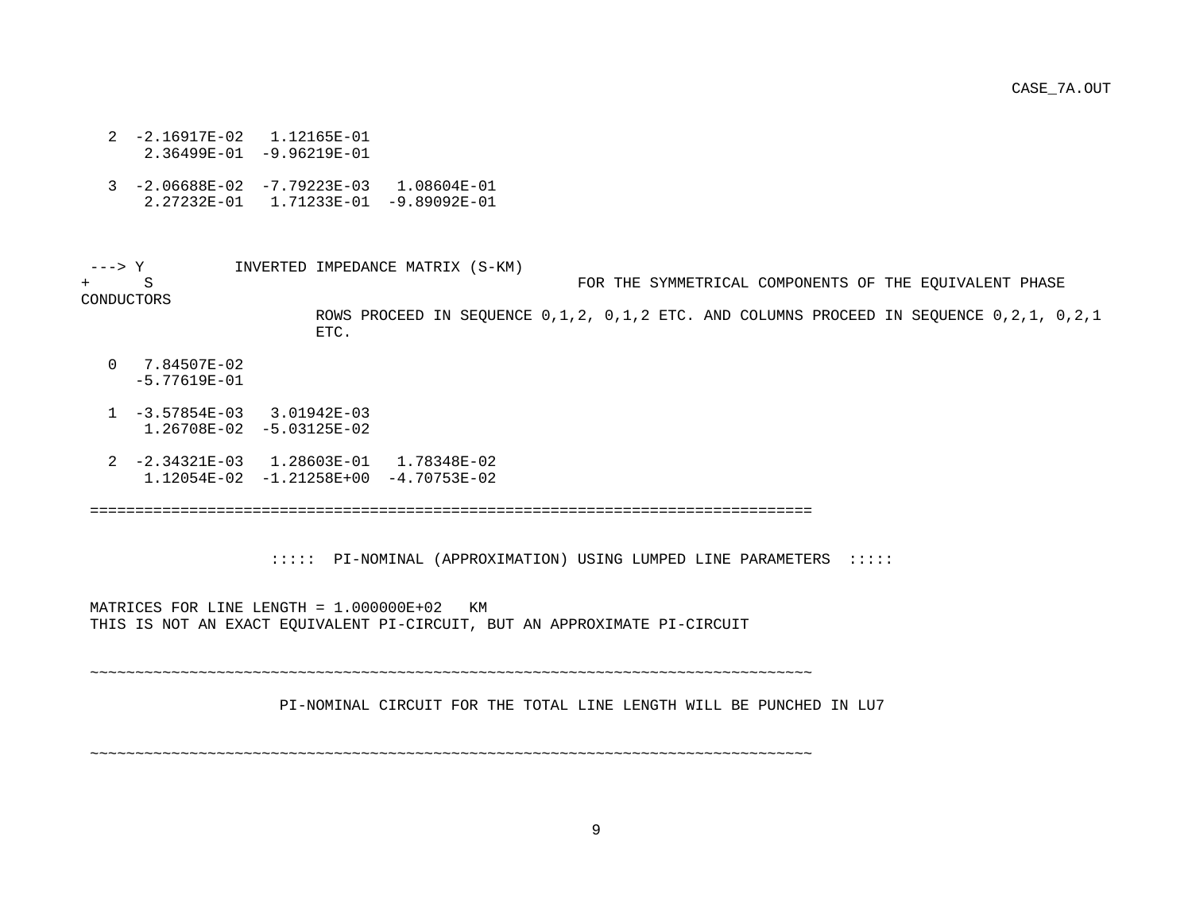```
   2  -2.16917E-02   1.12165E-01
       2.36499E-01  -9.96219E-01

   3  -2.06688E-02  -7.79223E-03   1.08604E-01
       2.27232E-01   1.71233E-01  -9.89092E-01



 ---> Y          INVERTED IMPEDANCE MATRIX (S-KM)
+     S                                           FOR THE SYMMETRICAL COMPONENTS OF THE EQUIVALENT PHASE
CONDUCTORS
                        ROWS PROCEED IN SEQUENCE 0,1,2, 0,1,2 ETC. AND COLUMNS PROCEED IN SEQUENCE 0,2,1, 0,2,1
                        ETC.

   0   7.84507E-02
      -5.77619E-01

   1  -3.57854E-03   3.01942E-03
       1.26708E-02  -5.03125E-02

   2  -2.34321E-03   1.28603E-01   1.78348E-02
       1.12054E-02  -1.21258E+00  -4.70753E-02

 ================================================================================


                    :::::  PI-NOMINAL (APPROXIMATION) USING LUMPED LINE PARAMETERS  :::::


 MATRICES FOR LINE LENGTH = 1.000000E+02   KM
 THIS IS NOT AN EXACT EQUIVALENT PI-CIRCUIT, BUT AN APPROXIMATE PI-CIRCUIT


 ~~~~~~~~~~~~~~~~~~~~~~~~~~~~~~~~~~~~~~~~~~~~~~~~~~~~~~~~~~~~~~~~~~~~~~~~~~~~~~~~

                     PI-NOMINAL CIRCUIT FOR THE TOTAL LINE LENGTH WILL BE PUNCHED IN LU7


 ~~~~~~~~~~~~~~~~~~~~~~~~~~~~~~~~~~~~~~~~~~~~~~~~~~~~~~~~~~~~~~~~~~~~~~~~~~~~~~~~
```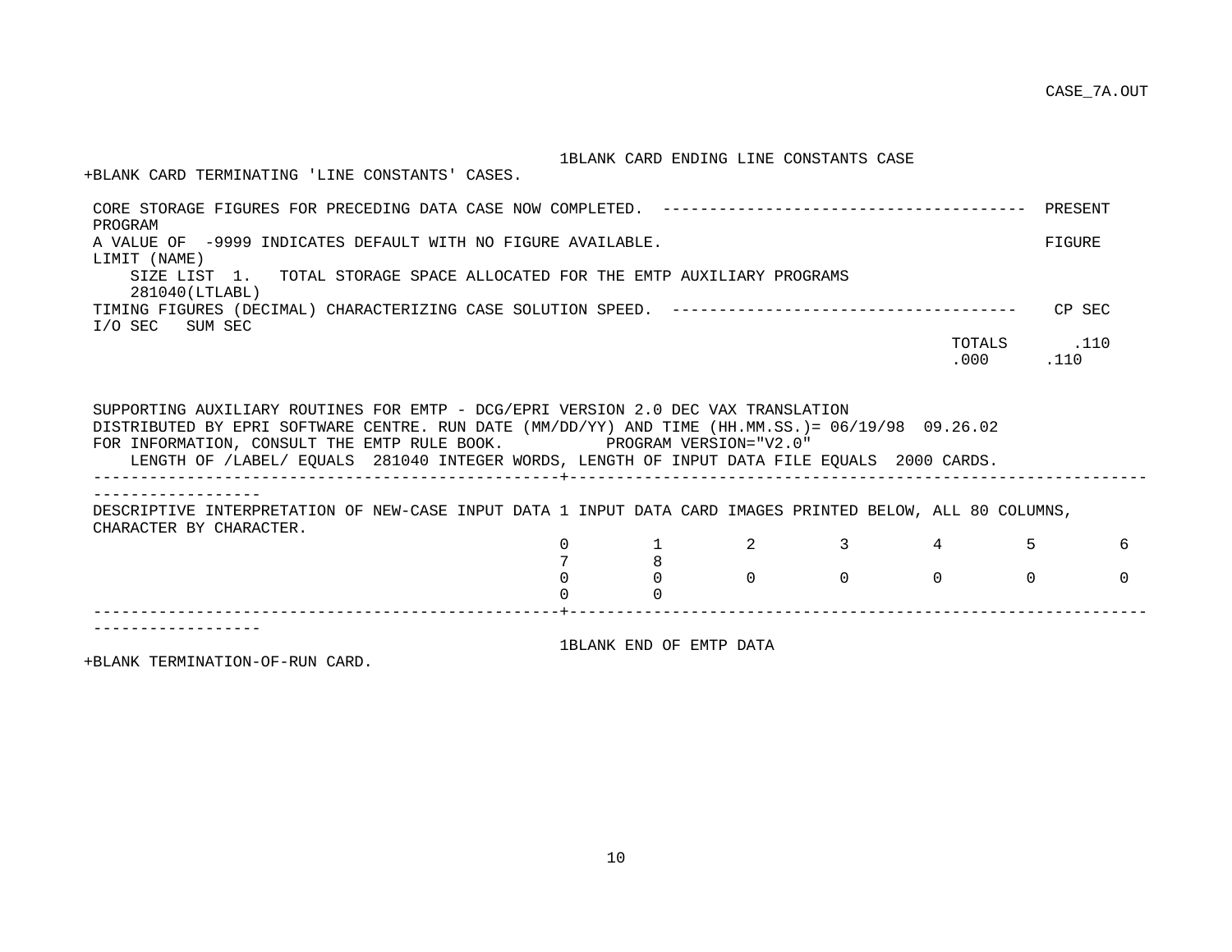```
                                                    1BLANK CARD ENDING LINE CONSTANTS CASE
+BLANK CARD TERMINATING 'LINE CONSTANTS' CASES.

 CORE STORAGE FIGURES FOR PRECEDING DATA CASE NOW COMPLETED.  --------------------------------------  PRESENT
 PROGRAM
 A VALUE OF  -9999 INDICATES DEFAULT WITH NO FIGURE AVAILABLE.                                        FIGURE
 LIMIT (NAME)
     SIZE LIST  1.   TOTAL STORAGE SPACE ALLOCATED FOR THE EMTP AUXILIARY PROGRAMS
     281040(LTLABL)
 TIMING FIGURES (DECIMAL) CHARACTERIZING CASE SOLUTION SPEED.  ------------------------------------   CP SEC
 I/O SEC   SUM SEC
                                                                                          TOTALS       .110
                                                                                            .000      .110


 SUPPORTING AUXILIARY ROUTINES FOR EMTP - DCG/EPRI VERSION 2.0 DEC VAX TRANSLATION
 DISTRIBUTED BY EPRI SOFTWARE CENTRE. RUN DATE (MM/DD/YY) AND TIME (HH.MM.SS.)= 06/19/98  09.26.02
 FOR INFORMATION, CONSULT THE EMTP RULE BOOK.           PROGRAM VERSION="V2.0"
     LENGTH OF /LABEL/ EQUALS  281040 INTEGER WORDS, LENGTH OF INPUT DATA FILE EQUALS  2000 CARDS.
 --------------------------------------------------+--------------------------------------------------------------
 ------------------
 DESCRIPTIVE INTERPRETATION OF NEW-CASE INPUT DATA 1 INPUT DATA CARD IMAGES PRINTED BELOW, ALL 80 COLUMNS,
 CHARACTER BY CHARACTER.
                                                   0         1         2         3         4         5         6
                                                   7         8
                                                   0         0         0         0         0         0         0
                                                   0         0
 --------------------------------------------------+--------------------------------------------------------------
 ------------------
                                                    1BLANK END OF EMTP DATA
+BLANK TERMINATION-OF-RUN CARD.
```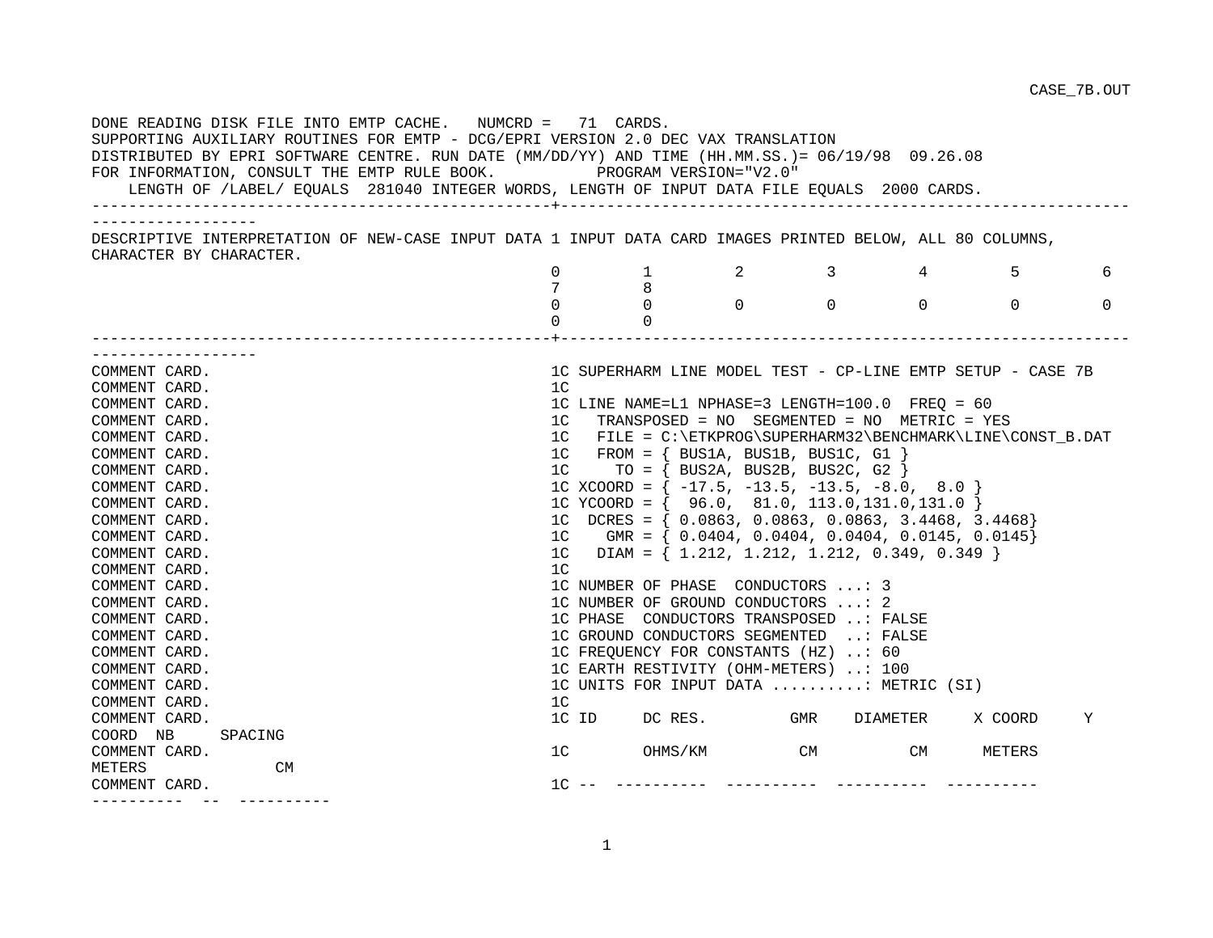```
DONE READING DISK FILE INTO EMTP CACHE.   NUMCRD =   71  CARDS.
SUPPORTING AUXILIARY ROUTINES FOR EMTP - DCG/EPRI VERSION 2.0 DEC VAX TRANSLATION
DISTRIBUTED BY EPRI SOFTWARE CENTRE. RUN DATE (MM/DD/YY) AND TIME (HH.MM.SS.)= 06/19/98  09.26.08
FOR INFORMATION, CONSULT THE EMTP RULE BOOK.          PROGRAM VERSION="V2.0"
    LENGTH OF /LABEL/ EQUALS  281040 INTEGER WORDS, LENGTH OF INPUT DATA FILE EQUALS  2000 CARDS.
--------------------------------------------------+-------------------------------------------------------------
------------------
DESCRIPTIVE INTERPRETATION OF NEW-CASE INPUT DATA 1 INPUT DATA CARD IMAGES PRINTED BELOW, ALL 80 COLUMNS,
CHARACTER BY CHARACTER.
                                                  0         1         2         3         4         5         6
                                                  7         8
                                                  0         0         0         0         0         0         0
                                                  0         0
--------------------------------------------------+-------------------------------------------------------------
------------------
COMMENT CARD.                                     1C SUPERHARM LINE MODEL TEST - CP-LINE EMTP SETUP - CASE 7B
COMMENT CARD.                                     1C
COMMENT CARD.                                     1C LINE NAME=L1 NPHASE=3 LENGTH=100.0  FREQ = 60
COMMENT CARD.                                     1C   TRANSPOSED = NO  SEGMENTED = NO  METRIC = YES
COMMENT CARD.                                     1C   FILE = C:\ETKPROG\SUPERHARM32\BENCHMARK\LINE\CONST_B.DAT
COMMENT CARD.                                     1C   FROM = { BUS1A, BUS1B, BUS1C, G1 }
COMMENT CARD.                                     1C     TO = { BUS2A, BUS2B, BUS2C, G2 }
COMMENT CARD.                                     1C XCOORD = { -17.5, -13.5, -13.5, -8.0,  8.0 }
COMMENT CARD.                                     1C YCOORD = {  96.0,  81.0, 113.0,131.0,131.0 }
COMMENT CARD.                                     1C  DCRES = { 0.0863, 0.0863, 0.0863, 3.4468, 3.4468}
COMMENT CARD.                                     1C    GMR = { 0.0404, 0.0404, 0.0404, 0.0145, 0.0145}
COMMENT CARD.                                     1C   DIAM = { 1.212, 1.212, 1.212, 0.349, 0.349 }
COMMENT CARD.                                     1C
COMMENT CARD.                                     1C NUMBER OF PHASE  CONDUCTORS ...: 3
COMMENT CARD.                                     1C NUMBER OF GROUND CONDUCTORS ...: 2
COMMENT CARD.                                     1C PHASE  CONDUCTORS TRANSPOSED ..: FALSE
COMMENT CARD.                                     1C GROUND CONDUCTORS SEGMENTED  ..: FALSE
COMMENT CARD.                                     1C FREQUENCY FOR CONSTANTS (HZ) ..: 60
COMMENT CARD.                                     1C EARTH RESTIVITY (OHM-METERS) ..: 100
COMMENT CARD.                                     1C UNITS FOR INPUT DATA ..........: METRIC (SI)
COMMENT CARD.                                     1C
COMMENT CARD.                                     1C ID     DC RES.         GMR    DIAMETER     X COORD     Y
COORD  NB     SPACING
COMMENT CARD.                                     1C        OHMS/KM          CM          CM      METERS
METERS              CM
COMMENT CARD.                                     1C --  ----------  ----------  ----------  ----------
----------  --  ----------
```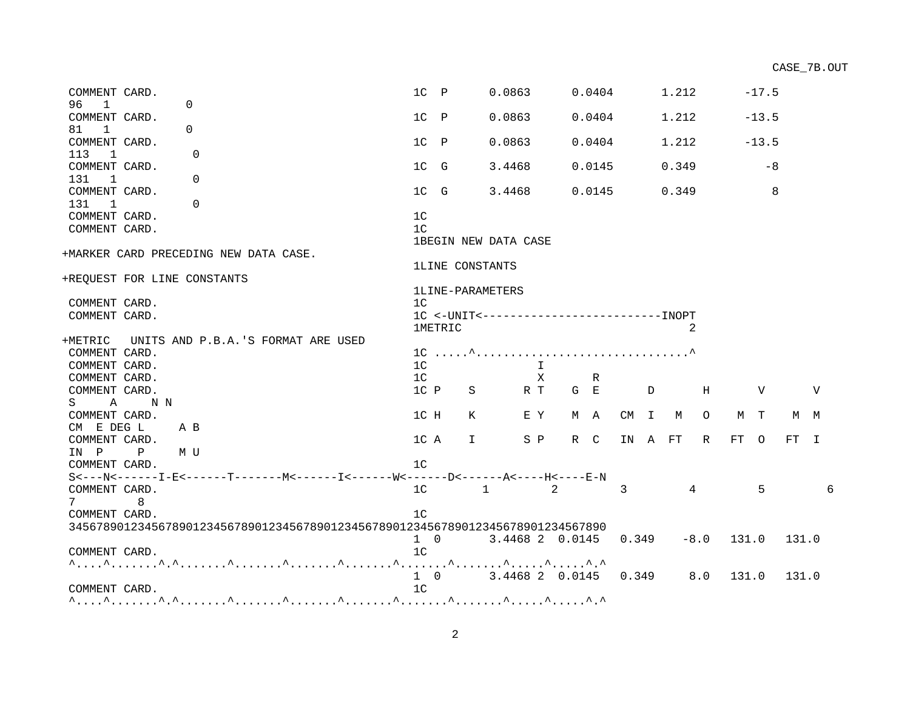```
 COMMENT CARD.                                      1C  P      0.0863      0.0404      1.212      -17.5
 96   1          0
 COMMENT CARD.                                      1C  P      0.0863      0.0404      1.212      -13.5
 81   1          0
 COMMENT CARD.                                      1C  P      0.0863      0.0404      1.212      -13.5
 113   1          0
 COMMENT CARD.                                      1C  G      3.4468      0.0145      0.349         -8
 131   1          0
 COMMENT CARD.                                      1C  G      3.4468      0.0145      0.349          8
 131   1          0
 COMMENT CARD.                                      1C
 COMMENT CARD.                                      1C
                                                    1BEGIN NEW DATA CASE
+MARKER CARD PRECEDING NEW DATA CASE.
                                                    1LINE CONSTANTS
+REQUEST FOR LINE CONSTANTS
                                                    1LINE-PARAMETERS
 COMMENT CARD.                                      1C
 COMMENT CARD.                                      1C <-UNIT<-------------------------INOPT
                                                    1METRIC                              2
+METRIC   UNITS AND P.B.A.'S FORMAT ARE USED
 COMMENT CARD.                                      1C .....^..............................^
 COMMENT CARD.                                      1C               I
 COMMENT CARD.                                      1C               X      R
 COMMENT CARD.                                      1C P    S      R T    G  E      D      H      V      V
 S     A     N N
 COMMENT CARD.                                      1C H    K      E Y    M  A   CM  I   M   O    M  T   M  M
 CM  E DEG L     A B
 COMMENT CARD.                                      1C A    I      S P    R  C   IN  A  FT   R   FT  O   FT  I
 IN  P     P     M U
 COMMENT CARD.                                      1C
 S<---N<------I-E<------T-------M<------I<------W<------D<------A<----H<----E-N
 COMMENT CARD.                                      1C       1        2        3        4        5        6
 7       8
 COMMENT CARD.                                      1C
 34567890123456789012345678901234567890123456789012345678901234567890123456789O
                                                    1  0      3.4468 2  0.0145   0.349    -8.0   131.0   131.0
 COMMENT CARD.                                      1C
 ^....^.......^.^.......^.......^.......^.......^.......^.......^.......^.....^.....^.^
                                                    1  0      3.4468 2  0.0145   0.349     8.0   131.0   131.0
 COMMENT CARD.                                      1C
 ^....^.......^.^.......^.......^.......^.......^.......^.......^.......^.....^.....^.^
```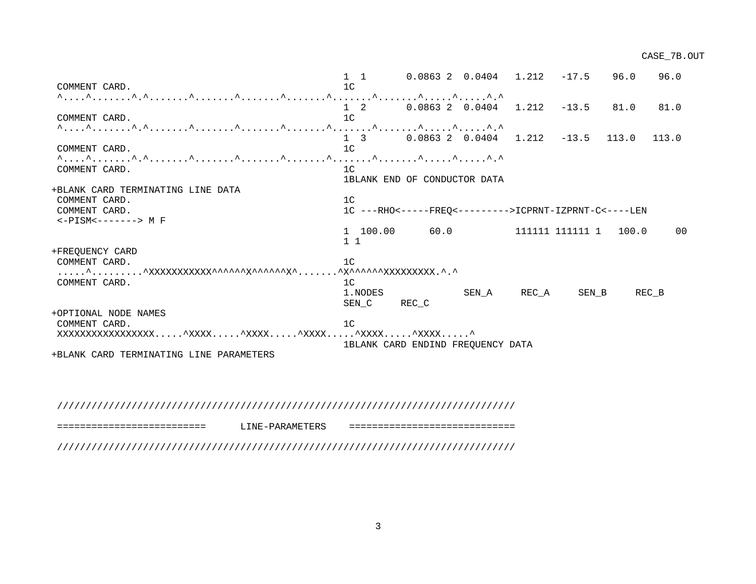```
                                                  1  1       0.0863 2  0.0404   1.212   -17.5    96.0    96.0
 COMMENT CARD.                                    1C
 ^....^.......^.^.......^.......^.......^.......^.......^.......^.....^.....^.^
                                                  1  2       0.0863 2  0.0404   1.212   -13.5    81.0    81.0
 COMMENT CARD.                                    1C
 ^....^.......^.^.......^.......^.......^.......^.......^.......^.....^.....^.^
                                                  1  3       0.0863 2  0.0404   1.212   -13.5   113.0   113.0
 COMMENT CARD.                                    1C
 ^....^.......^.^.......^.......^.......^.......^.......^.......^.....^.....^.^
 COMMENT CARD.                                    1C
                                                  1BLANK END OF CONDUCTOR DATA
+BLANK CARD TERMINATING LINE DATA
 COMMENT CARD.                                    1C
 COMMENT CARD.                                    1C ---RHO<-----FREQ<--------->ICPRNT-IZPRNT-C<----LEN
 <-PISM<-------> M F
                                                  1  100.00      60.0           111111 111111 1   100.0     00
                                                  1 1
+FREQUENCY CARD
 COMMENT CARD.                                    1C
 .....^.........^XXXXXXXXXXX^^^^^^X^^^^^^X^.......^X^^^^^^XXXXXXXXX.^.^
 COMMENT CARD.                                    1C
                                                  1.NODES             SEN_A     REC_A     SEN_B     REC_B
                                                  SEN_C     REC_C
+OPTIONAL NODE NAMES
 COMMENT CARD.                                    1C
 XXXXXXXXXXXXXXXXX.....^XXXX.....^XXXX.....^XXXX.....^XXXX.....^XXXX.....^
                                                  1BLANK CARD ENDIND FREQUENCY DATA
+BLANK CARD TERMINATING LINE PARAMETERS



 ////////////////////////////////////////////////////////////////////////////////

 =========================      LINE-PARAMETERS    ============================

 ////////////////////////////////////////////////////////////////////////////////
```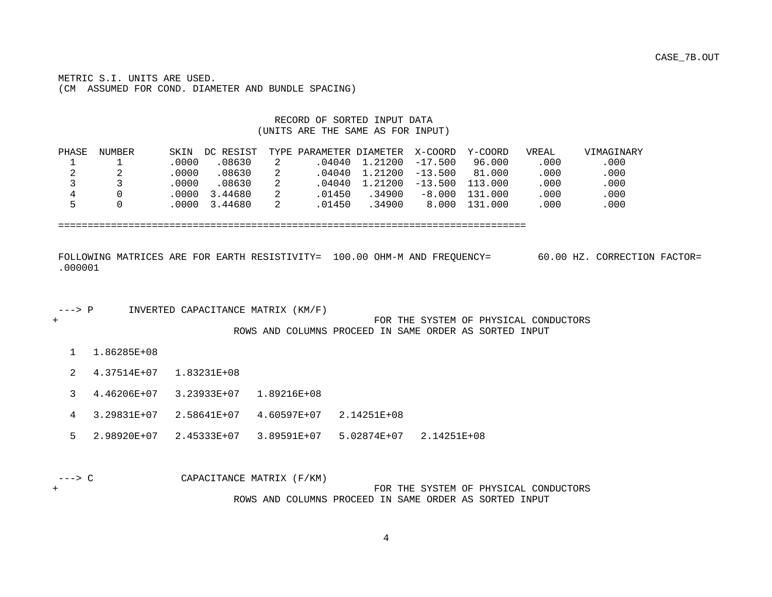METRIC S.I. UNITS ARE USED.
(CM ASSUMED FOR COND. DIAMETER AND BUNDLE SPACING)

RECORD OF SORTED INPUT DATA
(UNITS ARE THE SAME AS FOR INPUT)

| PHASE | NUMBER | SKIN | DC RESIST | TYPE | PARAMETER | DIAMETER | X-COORD | Y-COORD | VREAL | VIMAGINARY |
|---|---|---|---|---|---|---|---|---|---|---|
| 1 | 1 | .0000 | .08630 | 2 | .04040 | 1.21200 | -17.500 | 96.000 | .000 | .000 |
| 2 | 2 | .0000 | .08630 | 2 | .04040 | 1.21200 | -13.500 | 81.000 | .000 | .000 |
| 3 | 3 | .0000 | .08630 | 2 | .04040 | 1.21200 | -13.500 | 113.000 | .000 | .000 |
| 4 | 0 | .0000 | 3.44680 | 2 | .01450 | .34900 | -8.000 | 131.000 | .000 | .000 |
| 5 | 0 | .0000 | 3.44680 | 2 | .01450 | .34900 | 8.000 | 131.000 | .000 | .000 |

================================================================================

FOLLOWING MATRICES ARE FOR EARTH RESISTIVITY= 100.00 OHM-M AND FREQUENCY= 60.00 HZ. CORRECTION FACTOR= .000001

```
---> P       INVERTED CAPACITANCE MATRIX (KM/F)
+                                              FOR THE SYSTEM OF PHYSICAL CONDUCTORS
                              ROWS AND COLUMNS PROCEED IN SAME ORDER AS SORTED INPUT

  1   1.86285E+08

  2   4.37514E+07   1.83231E+08

  3   4.46206E+07   3.23933E+07   1.89216E+08

  4   3.29831E+07   2.58641E+07   4.60597E+07   2.14251E+08

  5   2.98920E+07   2.45333E+07   3.89591E+07   5.02874E+07   2.14251E+08
```

```
---> C                CAPACITANCE MATRIX (F/KM)
+                                              FOR THE SYSTEM OF PHYSICAL CONDUCTORS
                              ROWS AND COLUMNS PROCEED IN SAME ORDER AS SORTED INPUT
```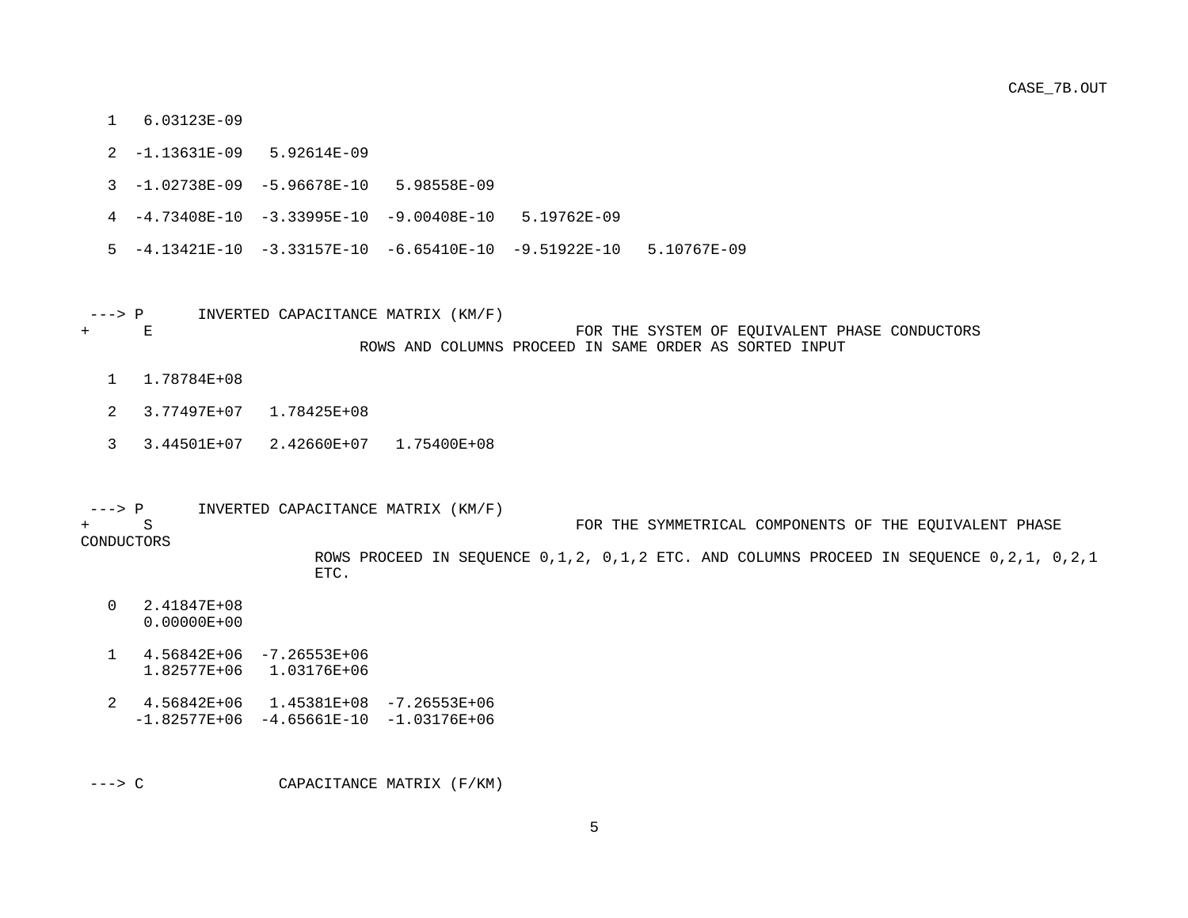```
   1   6.03123E-09

   2  -1.13631E-09   5.92614E-09

   3  -1.02738E-09  -5.96678E-10   5.98558E-09

   4  -4.73408E-10  -3.33995E-10  -9.00408E-10   5.19762E-09

   5  -4.13421E-10  -3.33157E-10  -6.65410E-10  -9.51922E-10   5.10767E-09



 ---> P      INVERTED CAPACITANCE MATRIX (KM/F)
+      E                                               FOR THE SYSTEM OF EQUIVALENT PHASE CONDUCTORS
                              ROWS AND COLUMNS PROCEED IN SAME ORDER AS SORTED INPUT

   1   1.78784E+08

   2   3.77497E+07   1.78425E+08

   3   3.44501E+07   2.42660E+07   1.75400E+08



 ---> P      INVERTED CAPACITANCE MATRIX (KM/F)
+      S                                               FOR THE SYMMETRICAL COMPONENTS OF THE EQUIVALENT PHASE
CONDUCTORS
                         ROWS PROCEED IN SEQUENCE 0,1,2, 0,1,2 ETC. AND COLUMNS PROCEED IN SEQUENCE 0,2,1, 0,2,1
                         ETC.

   0   2.41847E+08
       0.00000E+00

   1   4.56842E+06  -7.26553E+06
       1.82577E+06   1.03176E+06

   2   4.56842E+06   1.45381E+08  -7.26553E+06
      -1.82577E+06  -4.65661E-10  -1.03176E+06



 ---> C              CAPACITANCE MATRIX (F/KM)
```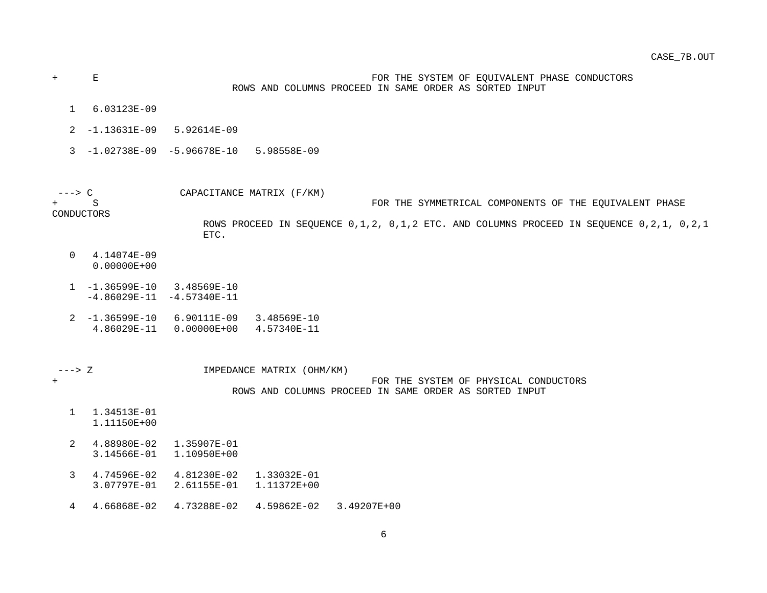```
+      E                                   FOR THE SYSTEM OF EQUIVALENT PHASE CONDUCTORS
                             ROWS AND COLUMNS PROCEED IN SAME ORDER AS SORTED INPUT

   1   6.03123E-09

   2  -1.13631E-09   5.92614E-09

   3  -1.02738E-09  -5.96678E-10   5.98558E-09



 ---> C               CAPACITANCE MATRIX (F/KM)
+      S                                   FOR THE SYMMETRICAL COMPONENTS OF THE EQUIVALENT PHASE
CONDUCTORS
                        ROWS PROCEED IN SEQUENCE 0,1,2, 0,1,2 ETC. AND COLUMNS PROCEED IN SEQUENCE 0,2,1, 0,2,1
                        ETC.

   0   4.14074E-09
       0.00000E+00

   1  -1.36599E-10   3.48569E-10
      -4.86029E-11  -4.57340E-11

   2  -1.36599E-10   6.90111E-09   3.48569E-10
       4.86029E-11   0.00000E+00   4.57340E-11



 ---> Z                   IMPEDANCE MATRIX (OHM/KM)
+                                          FOR THE SYSTEM OF PHYSICAL CONDUCTORS
                             ROWS AND COLUMNS PROCEED IN SAME ORDER AS SORTED INPUT

   1   1.34513E-01
       1.11150E+00

   2   4.88980E-02   1.35907E-01
       3.14566E-01   1.10950E+00

   3   4.74596E-02   4.81230E-02   1.33032E-01
       3.07797E-01   2.61155E-01   1.11372E+00

   4   4.66868E-02   4.73288E-02   4.59862E-02   3.49207E+00
```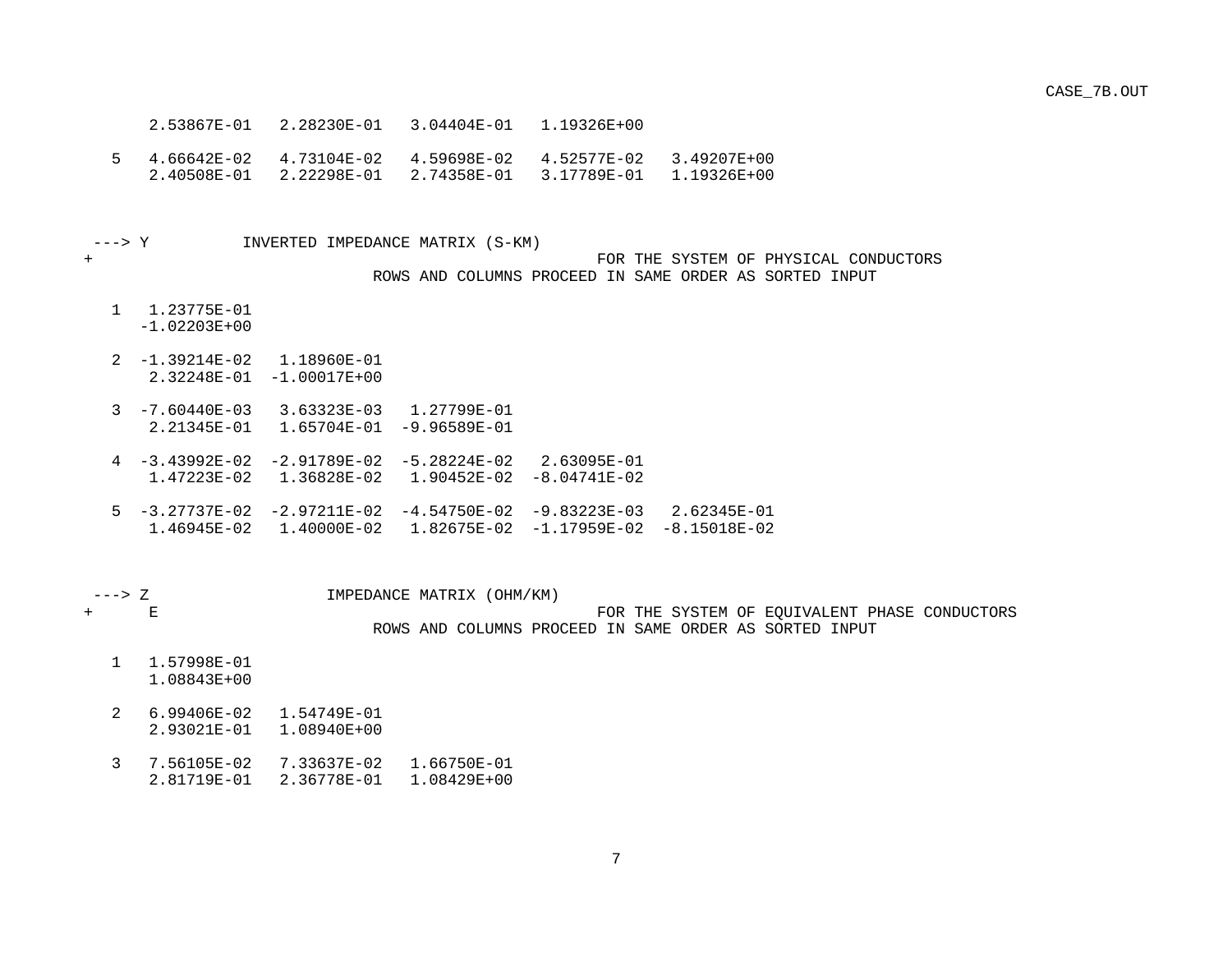```
      2.53867E-01   2.28230E-01   3.04404E-01   1.19326E+00

   5   4.66642E-02   4.73104E-02   4.59698E-02   4.52577E-02   3.49207E+00
       2.40508E-01   2.22298E-01   2.74358E-01   3.17789E-01   1.19326E+00



 ---> Y          INVERTED IMPEDANCE MATRIX (S-KM)
+                                                        FOR THE SYSTEM OF PHYSICAL CONDUCTORS
                              ROWS AND COLUMNS PROCEED IN SAME ORDER AS SORTED INPUT

   1   1.23775E-01
      -1.02203E+00

   2  -1.39214E-02   1.18960E-01
       2.32248E-01  -1.00017E+00

   3  -7.60440E-03   3.63323E-03   1.27799E-01
       2.21345E-01   1.65704E-01  -9.96589E-01

   4  -3.43992E-02  -2.91789E-02  -5.28224E-02   2.63095E-01
       1.47223E-02   1.36828E-02   1.90452E-02  -8.04741E-02

   5  -3.27737E-02  -2.97211E-02  -4.54750E-02  -9.83223E-03   2.62345E-01
       1.46945E-02   1.40000E-02   1.82675E-02  -1.17959E-02  -8.15018E-02



 ---> Z                  IMPEDANCE MATRIX (OHM/KM)
+      E                                                 FOR THE SYSTEM OF EQUIVALENT PHASE CONDUCTORS
                              ROWS AND COLUMNS PROCEED IN SAME ORDER AS SORTED INPUT

   1   1.57998E-01
       1.08843E+00

   2   6.99406E-02   1.54749E-01
       2.93021E-01   1.08940E+00

   3   7.56105E-02   7.33637E-02   1.66750E-01
       2.81719E-01   2.36778E-01   1.08429E+00
```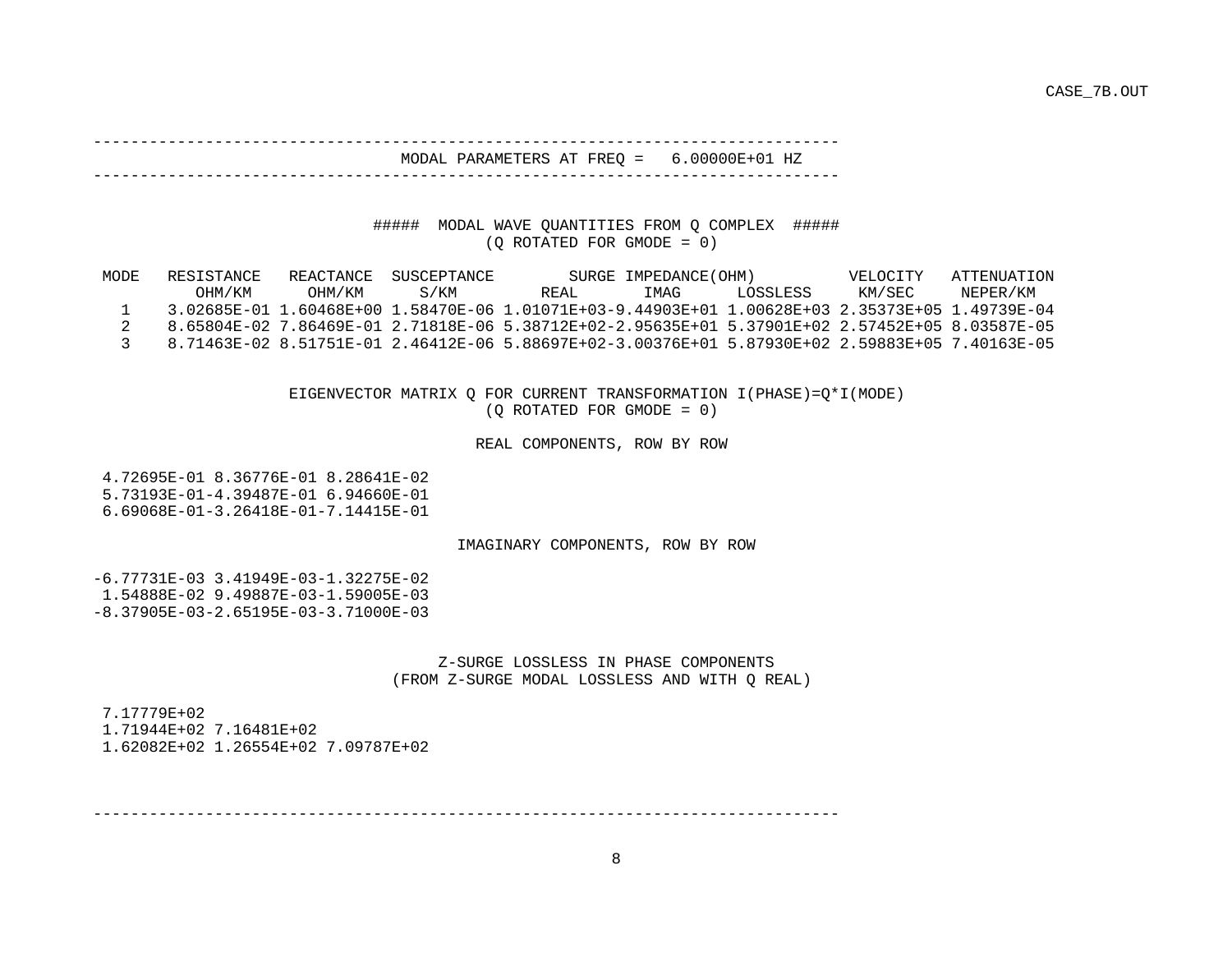```
--------------------------------------------------------------------------------
                                 MODAL PARAMETERS AT FREQ =   6.00000E+01 HZ
--------------------------------------------------------------------------------


                              #####  MODAL WAVE QUANTITIES FROM Q COMPLEX  #####
                                         (Q ROTATED FOR GMODE = 0)

 MODE   RESISTANCE   REACTANCE  SUSCEPTANCE        SURGE IMPEDANCE(OHM)          VELOCITY   ATTENUATION
          OHM/KM      OHM/KM      S/KM         REAL       IMAG      LOSSLESS     KM/SEC     NEPER/KM
   1    3.02685E-01 1.60468E+00 1.58470E-06 1.01071E+03-9.44903E+01 1.00628E+03 2.35373E+05 1.49739E-04
   2    8.65804E-02 7.86469E-01 2.71818E-06 5.38712E+02-2.95635E+01 5.37901E+02 2.57452E+05 8.03587E-05
   3    8.71463E-02 8.51751E-01 2.46412E-06 5.88697E+02-3.00376E+01 5.87930E+02 2.59883E+05 7.40163E-05


                     EIGENVECTOR MATRIX Q FOR CURRENT TRANSFORMATION I(PHASE)=Q*I(MODE)
                                         (Q ROTATED FOR GMODE = 0)

                                          REAL COMPONENTS, ROW BY ROW

 4.72695E-01 8.36776E-01 8.28641E-02
 5.73193E-01-4.39487E-01 6.94660E-01
 6.69068E-01-3.26418E-01-7.14415E-01

                                        IMAGINARY COMPONENTS, ROW BY ROW

-6.77731E-03 3.41949E-03-1.32275E-02
 1.54888E-02 9.49887E-03-1.59005E-03
-8.37905E-03-2.65195E-03-3.71000E-03


                                       Z-SURGE LOSSLESS IN PHASE COMPONENTS
                                  (FROM Z-SURGE MODAL LOSSLESS AND WITH Q REAL)

 7.17779E+02
 1.71944E+02 7.16481E+02
 1.62082E+02 1.26554E+02 7.09787E+02



--------------------------------------------------------------------------------
```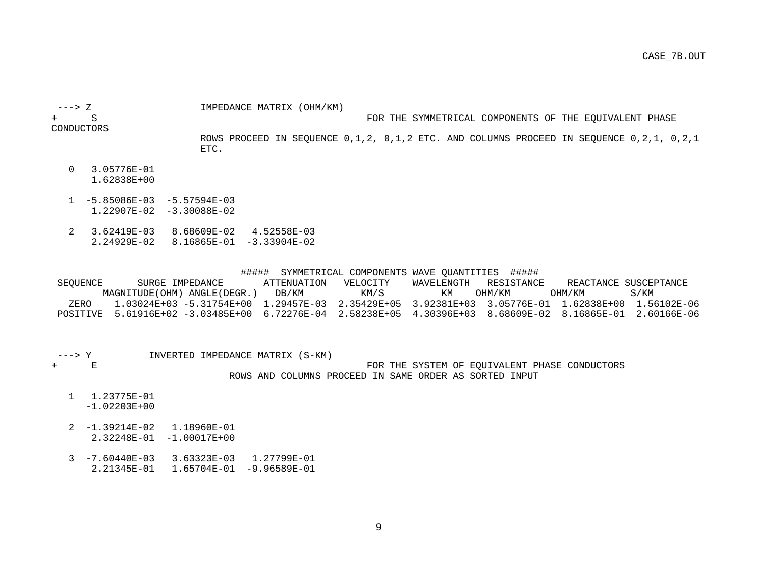```
 ---> Z                  IMPEDANCE MATRIX (OHM/KM)
+      S                                                    FOR THE SYMMETRICAL COMPONENTS OF THE EQUIVALENT PHASE
CONDUCTORS
                         ROWS PROCEED IN SEQUENCE 0,1,2, 0,1,2 ETC. AND COLUMNS PROCEED IN SEQUENCE 0,2,1, 0,2,1
                         ETC.

   0   3.05776E-01
       1.62838E+00

   1  -5.85086E-03  -5.57594E-03
       1.22907E-02  -3.30088E-02

   2   3.62419E-03   8.68609E-02   4.52558E-03
       2.24929E-02   8.16865E-01  -3.33904E-02


                                #####  SYMMETRICAL COMPONENTS WAVE QUANTITIES  #####
 SEQUENCE      SURGE IMPEDANCE       ATTENUATION   VELOCITY    WAVELENGTH   RESISTANCE    REACTANCE SUSCEPTANCE
        MAGNITUDE(OHM) ANGLE(DEGR.)   DB/KM          KM/S          KM    OHM/KM       OHM/KM        S/KM
   ZERO    1.03024E+03 -5.31754E+00  1.29457E-03  2.35429E+05  3.92381E+03  3.05776E-01  1.62838E+00  1.56102E-06
 POSITIVE  5.61916E+02 -3.03485E+00  6.72276E-04  2.58238E+05  4.30396E+03  8.68609E-02  8.16865E-01  2.60166E-06


 ---> Y          INVERTED IMPEDANCE MATRIX (S-KM)
+      E                                                    FOR THE SYSTEM OF EQUIVALENT PHASE CONDUCTORS
                             ROWS AND COLUMNS PROCEED IN SAME ORDER AS SORTED INPUT

   1   1.23775E-01
      -1.02203E+00

   2  -1.39214E-02   1.18960E-01
       2.32248E-01  -1.00017E+00

   3  -7.60440E-03   3.63323E-03   1.27799E-01
       2.21345E-01   1.65704E-01  -9.96589E-01
```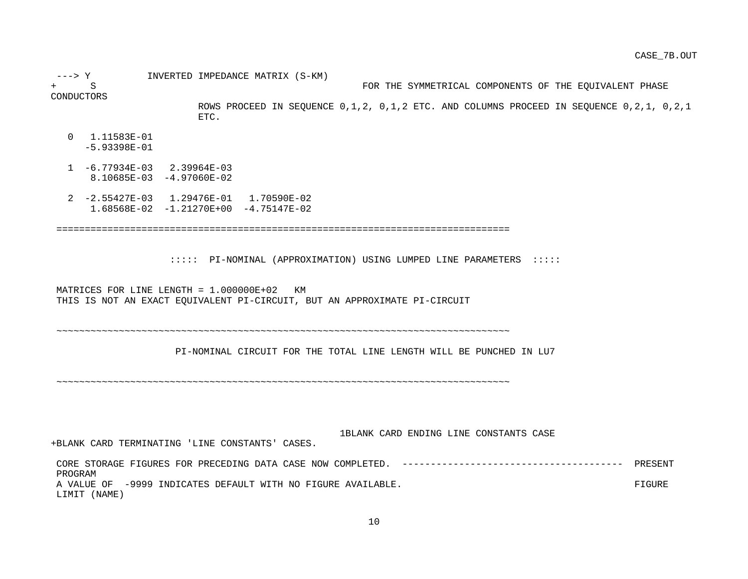```
 ---> Y          INVERTED IMPEDANCE MATRIX (S-KM)
+     S                                              FOR THE SYMMETRICAL COMPONENTS OF THE EQUIVALENT PHASE
CONDUCTORS
                           ROWS PROCEED IN SEQUENCE 0,1,2, 0,1,2 ETC. AND COLUMNS PROCEED IN SEQUENCE 0,2,1, 0,2,1
                           ETC.

   0   1.11583E-01
      -5.93398E-01

   1  -6.77934E-03   2.39964E-03
       8.10685E-03  -4.97060E-02

   2  -2.55427E-03   1.29476E-01   1.70590E-02
       1.68568E-02  -1.21270E+00  -4.75147E-02

 ================================================================================


                     :::::  PI-NOMINAL (APPROXIMATION) USING LUMPED LINE PARAMETERS  :::::


 MATRICES FOR LINE LENGTH = 1.000000E+02   KM
 THIS IS NOT AN EXACT EQUIVALENT PI-CIRCUIT, BUT AN APPROXIMATE PI-CIRCUIT



 ~~~~~~~~~~~~~~~~~~~~~~~~~~~~~~~~~~~~~~~~~~~~~~~~~~~~~~~~~~~~~~~~~~~~~~~~~~~~~~~~

                      PI-NOMINAL CIRCUIT FOR THE TOTAL LINE LENGTH WILL BE PUNCHED IN LU7


 ~~~~~~~~~~~~~~~~~~~~~~~~~~~~~~~~~~~~~~~~~~~~~~~~~~~~~~~~~~~~~~~~~~~~~~~~~~~~~~~~




                                                         1BLANK CARD ENDING LINE CONSTANTS CASE
+BLANK CARD TERMINATING 'LINE CONSTANTS' CASES.

 CORE STORAGE FIGURES FOR PRECEDING DATA CASE NOW COMPLETED.  --------------------------------------  PRESENT
 PROGRAM
 A VALUE OF  -9999 INDICATES DEFAULT WITH NO FIGURE AVAILABLE.                                          FIGURE
 LIMIT (NAME)
```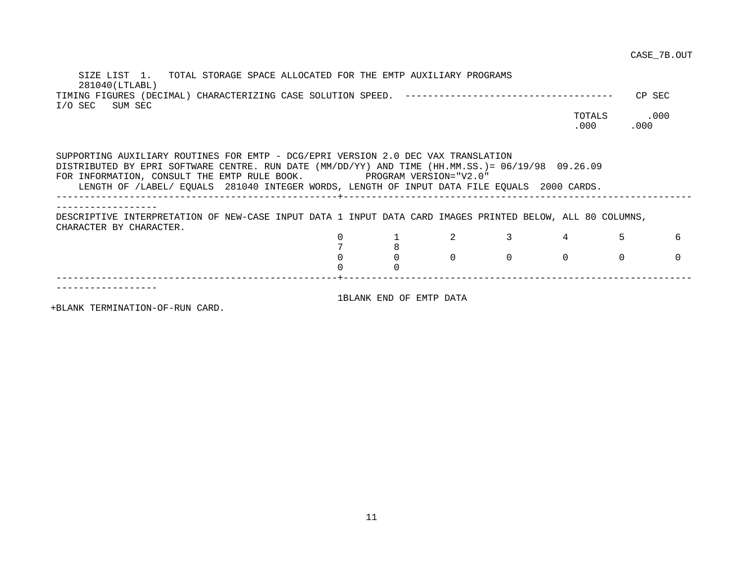```
    SIZE LIST  1.   TOTAL STORAGE SPACE ALLOCATED FOR THE EMTP AUXILIARY PROGRAMS
    281040(LTLABL)
 TIMING FIGURES (DECIMAL) CHARACTERIZING CASE SOLUTION SPEED.  ------------------------------------   CP SEC
 I/O SEC   SUM SEC
                                                                                                    TOTALS       .000
                                                                                                    .000      .000


 SUPPORTING AUXILIARY ROUTINES FOR EMTP - DCG/EPRI VERSION 2.0 DEC VAX TRANSLATION
 DISTRIBUTED BY EPRI SOFTWARE CENTRE. RUN DATE (MM/DD/YY) AND TIME (HH.MM.SS.)= 06/19/98  09.26.09
 FOR INFORMATION, CONSULT THE EMTP RULE BOOK.           PROGRAM VERSION="V2.0"
     LENGTH OF /LABEL/ EQUALS  281040 INTEGER WORDS, LENGTH OF INPUT DATA FILE EQUALS  2000 CARDS.
 --------------------------------------------------+--------------------------------------------------------------
 ------------------
 DESCRIPTIVE INTERPRETATION OF NEW-CASE INPUT DATA 1 INPUT DATA CARD IMAGES PRINTED BELOW, ALL 80 COLUMNS,
 CHARACTER BY CHARACTER.
                                                   0         1         2         3         4         5         6
                                                   7         8
                                                   0         0         0         0         0         0         0
                                                   0         0
 --------------------------------------------------+--------------------------------------------------------------
 ------------------
                                                   1BLANK END OF EMTP DATA
+BLANK TERMINATION-OF-RUN CARD.
```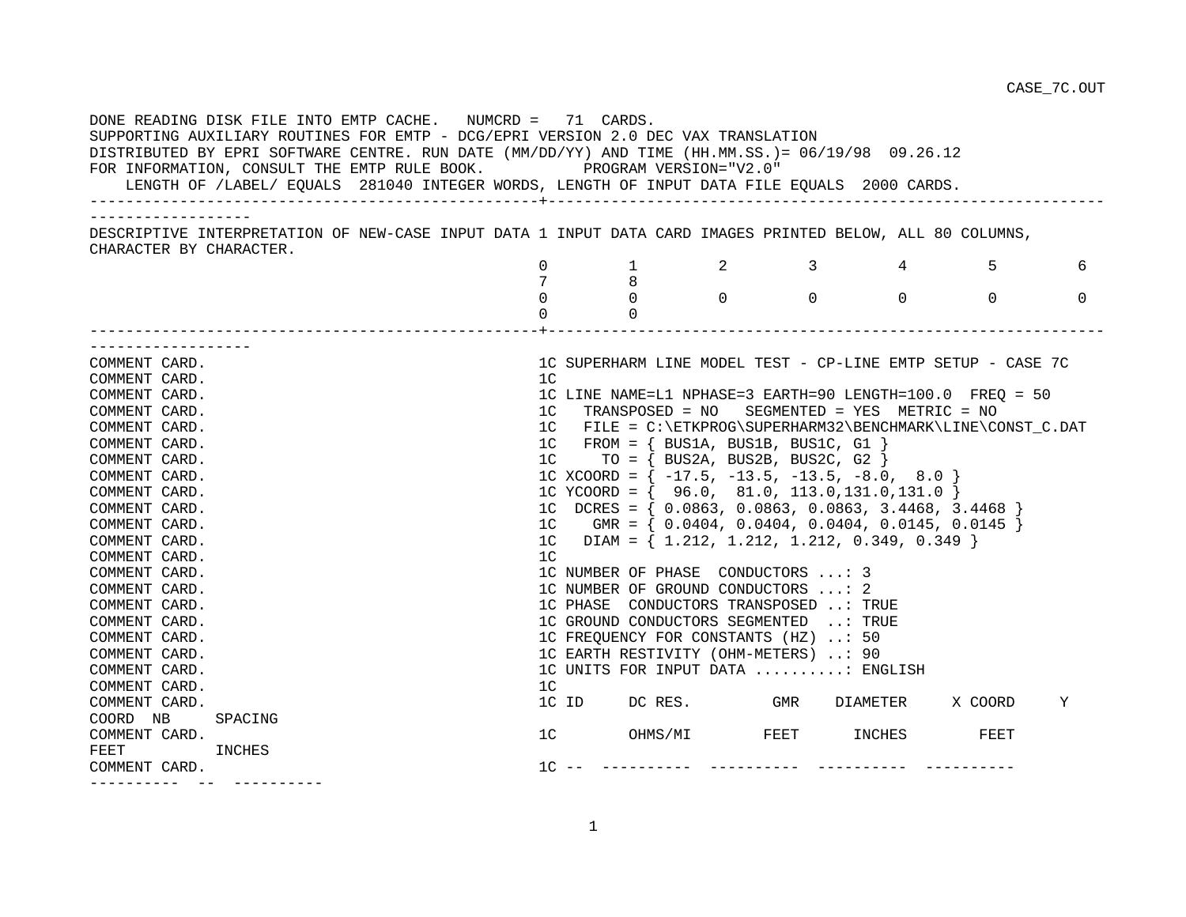```
DONE READING DISK FILE INTO EMTP CACHE.   NUMCRD =   71  CARDS.
SUPPORTING AUXILIARY ROUTINES FOR EMTP - DCG/EPRI VERSION 2.0 DEC VAX TRANSLATION
DISTRIBUTED BY EPRI SOFTWARE CENTRE. RUN DATE (MM/DD/YY) AND TIME (HH.MM.SS.)= 06/19/98  09.26.12
FOR INFORMATION, CONSULT THE EMTP RULE BOOK.          PROGRAM VERSION="V2.0"
    LENGTH OF /LABEL/ EQUALS  281040 INTEGER WORDS, LENGTH OF INPUT DATA FILE EQUALS  2000 CARDS.
-------------------------------------------------+------------------------------------------------------------
------------------
DESCRIPTIVE INTERPRETATION OF NEW-CASE INPUT DATA 1 INPUT DATA CARD IMAGES PRINTED BELOW, ALL 80 COLUMNS,
CHARACTER BY CHARACTER.
                                                 0         1         2         3         4         5         6
                                                 7         8
                                                 0         0         0         0         0         0         0
                                                 0         0
-------------------------------------------------+------------------------------------------------------------
------------------
COMMENT CARD.                                    1C SUPERHARM LINE MODEL TEST - CP-LINE EMTP SETUP - CASE 7C
COMMENT CARD.                                    1C
COMMENT CARD.                                    1C LINE NAME=L1 NPHASE=3 EARTH=90 LENGTH=100.0  FREQ = 50
COMMENT CARD.                                    1C   TRANSPOSED = NO   SEGMENTED = YES  METRIC = NO
COMMENT CARD.                                    1C   FILE = C:\ETKPROG\SUPERHARM32\BENCHMARK\LINE\CONST_C.DAT
COMMENT CARD.                                    1C   FROM = { BUS1A, BUS1B, BUS1C, G1 }
COMMENT CARD.                                    1C     TO = { BUS2A, BUS2B, BUS2C, G2 }
COMMENT CARD.                                    1C XCOORD = { -17.5, -13.5, -13.5, -8.0,  8.0 }
COMMENT CARD.                                    1C YCOORD = {  96.0,  81.0, 113.0,131.0,131.0 }
COMMENT CARD.                                    1C  DCRES = { 0.0863, 0.0863, 0.0863, 3.4468, 3.4468 }
COMMENT CARD.                                    1C    GMR = { 0.0404, 0.0404, 0.0404, 0.0145, 0.0145 }
COMMENT CARD.                                    1C   DIAM = { 1.212, 1.212, 1.212, 0.349, 0.349 }
COMMENT CARD.                                    1C
COMMENT CARD.                                    1C NUMBER OF PHASE  CONDUCTORS ...: 3
COMMENT CARD.                                    1C NUMBER OF GROUND CONDUCTORS ...: 2
COMMENT CARD.                                    1C PHASE  CONDUCTORS TRANSPOSED ..: TRUE
COMMENT CARD.                                    1C GROUND CONDUCTORS SEGMENTED  ..: TRUE
COMMENT CARD.                                    1C FREQUENCY FOR CONSTANTS (HZ) ..: 50
COMMENT CARD.                                    1C EARTH RESTIVITY (OHM-METERS) ..: 90
COMMENT CARD.                                    1C UNITS FOR INPUT DATA ..........: ENGLISH
COMMENT CARD.                                    1C
COMMENT CARD.                                    1C ID     DC RES.         GMR    DIAMETER     X COORD     Y
COORD  NB     SPACING
COMMENT CARD.                                    1C        OHMS/MI        FEET      INCHES        FEET
FEET          INCHES
COMMENT CARD.                                    1C --  ----------  ----------  ----------  ----------
----------  --  ----------
```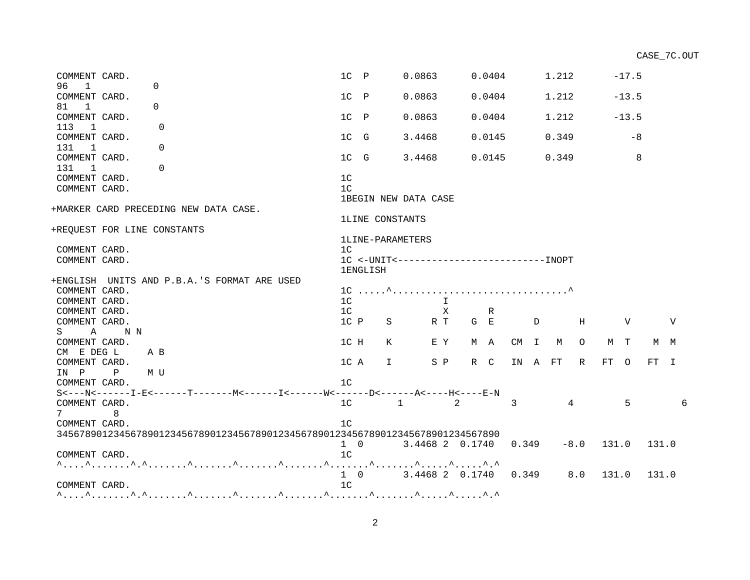```
 COMMENT CARD.                                         1C  P      0.0863      0.0404       1.212       -17.5
 96   1           0
 COMMENT CARD.                                         1C  P      0.0863      0.0404       1.212       -13.5
 81   1           0
 COMMENT CARD.                                         1C  P      0.0863      0.0404       1.212       -13.5
 113   1           0
 COMMENT CARD.                                         1C  G      3.4468      0.0145       0.349          -8
 131   1           0
 COMMENT CARD.                                         1C  G      3.4468      0.0145       0.349           8
 131   1           0
 COMMENT CARD.                                         1C
 COMMENT CARD.                                         1C
                                                       1BEGIN NEW DATA CASE
+MARKER CARD PRECEDING NEW DATA CASE.
                                                       1LINE CONSTANTS
+REQUEST FOR LINE CONSTANTS
                                                       1LINE-PARAMETERS
 COMMENT CARD.                                         1C
 COMMENT CARD.                                         1C <-UNIT<-------------------------INOPT
                                                       1ENGLISH
+ENGLISH  UNITS AND P.B.A.'S FORMAT ARE USED
 COMMENT CARD.                                         1C .....^..............................^
 COMMENT CARD.                                         1C                 I
 COMMENT CARD.                                         1C                 X       R
 COMMENT CARD.                                         1C P    S       R T    G  E       D       H       V       V
 S     A     N N
 COMMENT CARD.                                         1C H    K       E Y    M  A   CM  I   M   O    M  T    M  M
 CM  E DEG L     A B
 COMMENT CARD.                                         1C A    I       S P    R  C   IN  A  FT   R   FT  O   FT  I
 IN  P     P     M U
 COMMENT CARD.                                         1C
 S<---N<------I-E<------T-------M<------I<------W<------D<------A<----H<----E-N
 COMMENT CARD.                                         1C       1         2         3         4         5         6
 7         8
 COMMENT CARD.                                         1C
 34567890123456789012345678901234567890123456789012345678901234567890123456789O
                                                       1  0       3.4468 2  0.1740   0.349    -8.0   131.0   131.0
 COMMENT CARD.                                         1C
 ^....^.......^.^.......^.......^.......^.......^.......^.......^.......^.....^.....^.^
                                                       1  0       3.4468 2  0.1740   0.349     8.0   131.0   131.0
 COMMENT CARD.                                         1C
 ^....^.......^.^.......^.......^.......^.......^.......^.......^.......^.....^.....^.^
```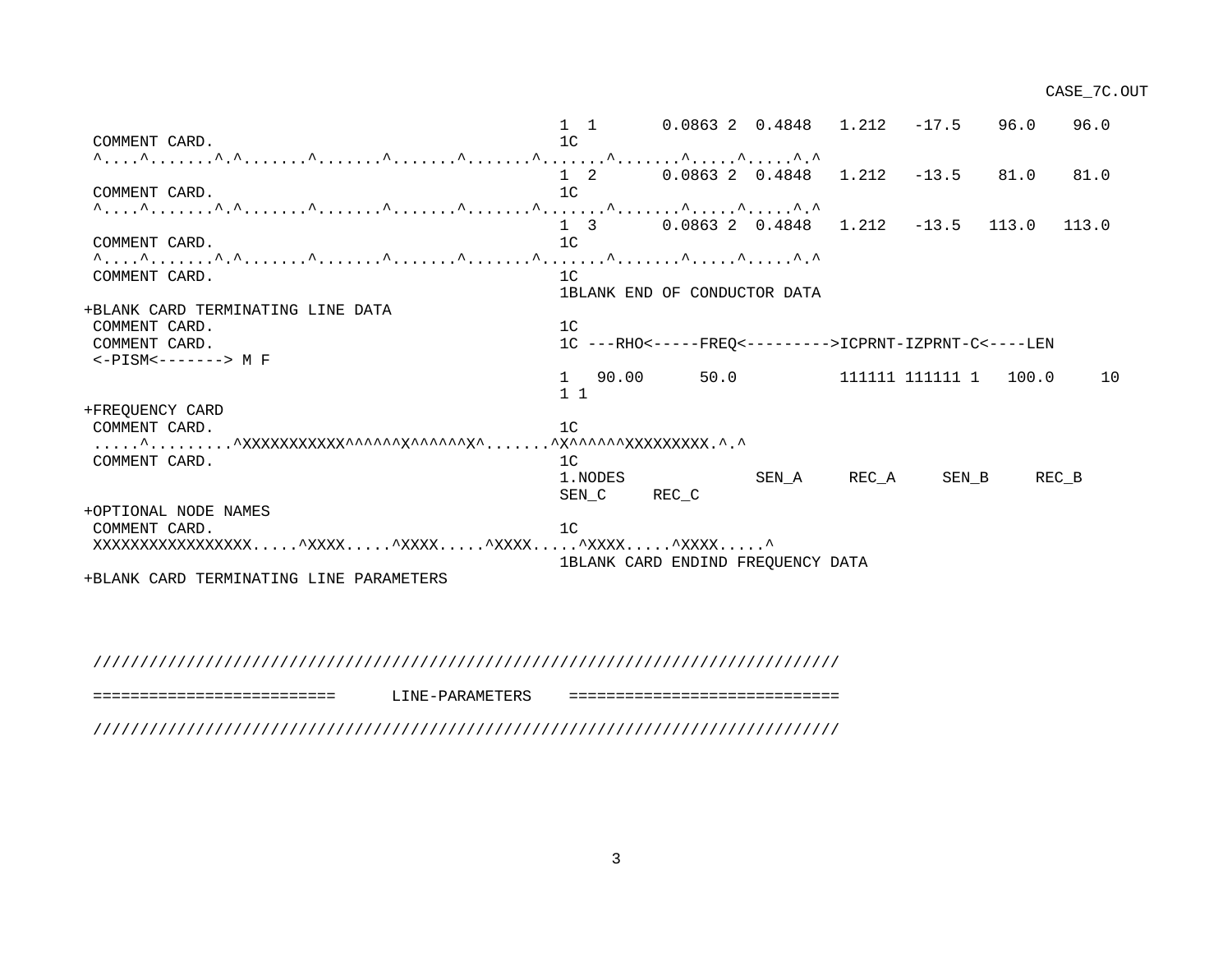```
                                                    1  1      0.0863 2  0.4848   1.212   -17.5    96.0    96.0
 COMMENT CARD.                                      1C
 ^....^.......^.^.......^.......^.......^.......^.......^.......^.....^.....^.^
                                                    1  2      0.0863 2  0.4848   1.212   -13.5    81.0    81.0
 COMMENT CARD.                                      1C
 ^....^.......^.^.......^.......^.......^.......^.......^.......^.....^.....^.^
                                                    1  3      0.0863 2  0.4848   1.212   -13.5   113.0   113.0
 COMMENT CARD.                                      1C
 ^....^.......^.^.......^.......^.......^.......^.......^.......^.....^.....^.^
 COMMENT CARD.                                      1C
                                                    1BLANK END OF CONDUCTOR DATA
+BLANK CARD TERMINATING LINE DATA
 COMMENT CARD.                                      1C
 COMMENT CARD.                                      1C ---RHO<-----FREQ<--------->ICPRNT-IZPRNT-C<----LEN
 <-PISM<-------> M F
                                                    1   90.00      50.0           111111 111111 1   100.0     10
                                                    1 1
+FREQUENCY CARD
 COMMENT CARD.                                      1C
 .....^.........^XXXXXXXXXXX^^^^^^X^^^^^^X^.......^X^^^^^^XXXXXXXXX.^.^
 COMMENT CARD.                                      1C
                                                    1.NODES            SEN_A     REC_A     SEN_B     REC_B
                                                    SEN_C     REC_C
+OPTIONAL NODE NAMES
 COMMENT CARD.                                      1C
 XXXXXXXXXXXXXXXXX.....^XXXX.....^XXXX.....^XXXX.....^XXXX.....^XXXX.....^
                                                    1BLANK CARD ENDIND FREQUENCY DATA
+BLANK CARD TERMINATING LINE PARAMETERS



 ////////////////////////////////////////////////////////////////////////////////

 =========================      LINE-PARAMETERS    ============================

 ////////////////////////////////////////////////////////////////////////////////
```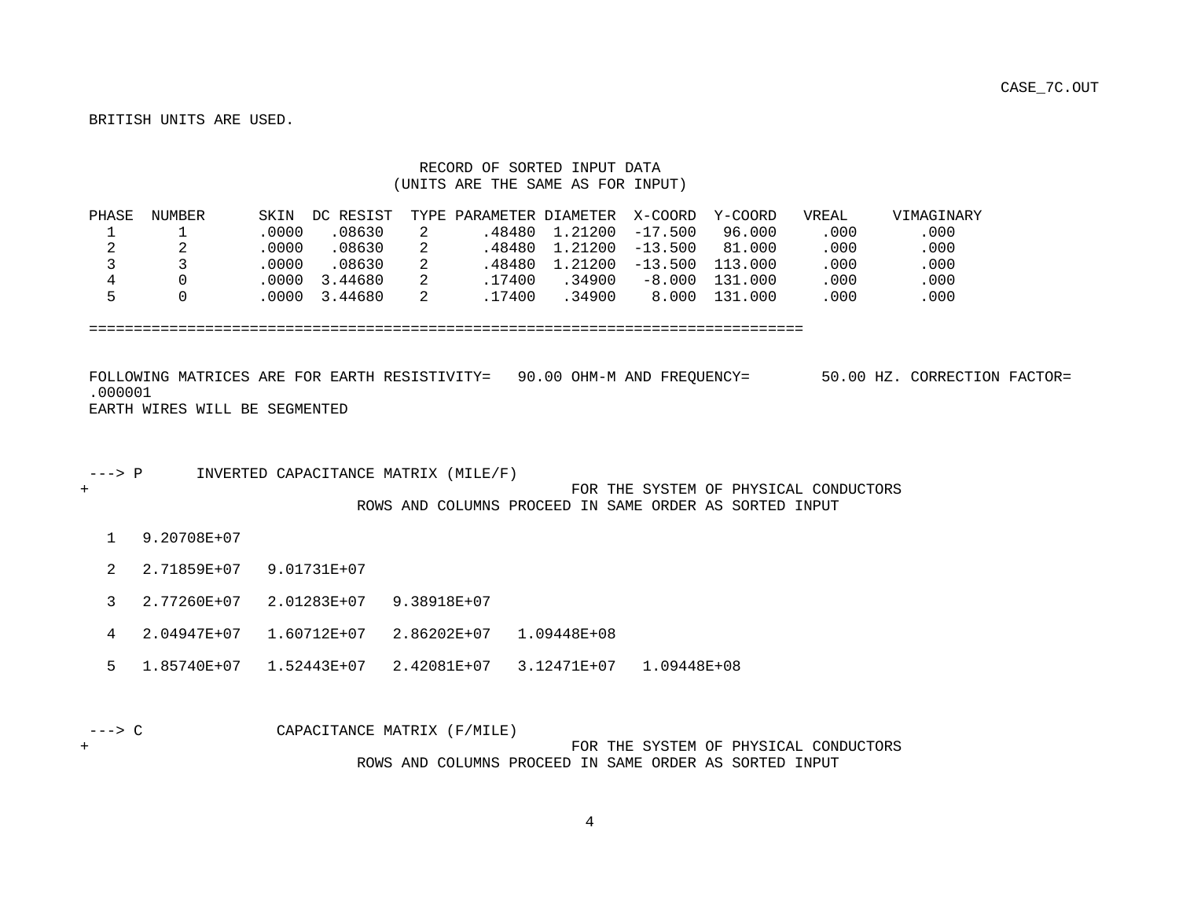CASE_7C.OUT

BRITISH UNITS ARE USED.

RECORD OF SORTED INPUT DATA
(UNITS ARE THE SAME AS FOR INPUT)

| PHASE | NUMBER | SKIN | DC RESIST | TYPE | PARAMETER | DIAMETER | X-COORD | Y-COORD | VREAL | VIMAGINARY |
|---|---|---|---|---|---|---|---|---|---|---|
| 1 | 1 | .0000 | .08630 | 2 | .48480 | 1.21200 | -17.500 | 96.000 | .000 | .000 |
| 2 | 2 | .0000 | .08630 | 2 | .48480 | 1.21200 | -13.500 | 81.000 | .000 | .000 |
| 3 | 3 | .0000 | .08630 | 2 | .48480 | 1.21200 | -13.500 | 113.000 | .000 | .000 |
| 4 | 0 | .0000 | 3.44680 | 2 | .17400 | .34900 | -8.000 | 131.000 | .000 | .000 |
| 5 | 0 | .0000 | 3.44680 | 2 | .17400 | .34900 | 8.000 | 131.000 | .000 | .000 |

==============================================================================

FOLLOWING MATRICES ARE FOR EARTH RESISTIVITY= 90.00 OHM-M AND FREQUENCY= 50.00 HZ. CORRECTION FACTOR= .000001
EARTH WIRES WILL BE SEGMENTED

```
---> P      INVERTED CAPACITANCE MATRIX (MILE/F)
+                                                FOR THE SYSTEM OF PHYSICAL CONDUCTORS
                             ROWS AND COLUMNS PROCEED IN SAME ORDER AS SORTED INPUT

  1   9.20708E+07

  2   2.71859E+07   9.01731E+07

  3   2.77260E+07   2.01283E+07   9.38918E+07

  4   2.04947E+07   1.60712E+07   2.86202E+07   1.09448E+08

  5   1.85740E+07   1.52443E+07   2.42081E+07   3.12471E+07   1.09448E+08
```

```
---> C              CAPACITANCE MATRIX (F/MILE)
+                                                FOR THE SYSTEM OF PHYSICAL CONDUCTORS
                             ROWS AND COLUMNS PROCEED IN SAME ORDER AS SORTED INPUT
```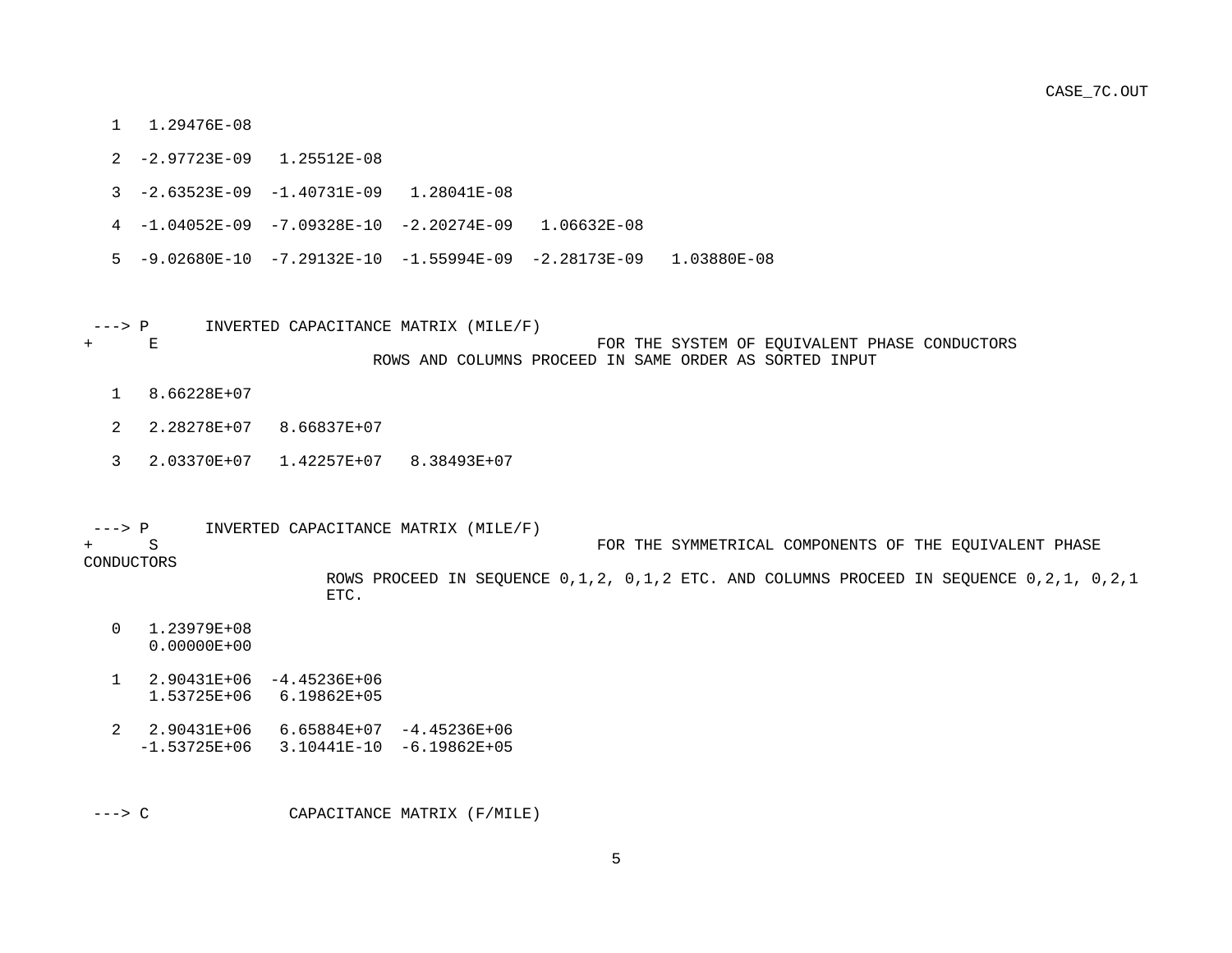```
   1   1.29476E-08

   2  -2.97723E-09   1.25512E-08

   3  -2.63523E-09  -1.40731E-09   1.28041E-08

   4  -1.04052E-09  -7.09328E-10  -2.20274E-09   1.06632E-08

   5  -9.02680E-10  -7.29132E-10  -1.55994E-09  -2.28173E-09   1.03880E-08


 ---> P      INVERTED CAPACITANCE MATRIX (MILE/F)
+     E                                                FOR THE SYSTEM OF EQUIVALENT PHASE CONDUCTORS
                                ROWS AND COLUMNS PROCEED IN SAME ORDER AS SORTED INPUT

   1   8.66228E+07

   2   2.28278E+07   8.66837E+07

   3   2.03370E+07   1.42257E+07   8.38493E+07


 ---> P      INVERTED CAPACITANCE MATRIX (MILE/F)
+     S                                                FOR THE SYMMETRICAL COMPONENTS OF THE EQUIVALENT PHASE
CONDUCTORS
                           ROWS PROCEED IN SEQUENCE 0,1,2, 0,1,2 ETC. AND COLUMNS PROCEED IN SEQUENCE 0,2,1, 0,2,1
                           ETC.

   0   1.23979E+08
       0.00000E+00

   1   2.90431E+06  -4.45236E+06
       1.53725E+06   6.19862E+05

   2   2.90431E+06   6.65884E+07  -4.45236E+06
      -1.53725E+06   3.10441E-10  -6.19862E+05


 ---> C              CAPACITANCE MATRIX (F/MILE)
```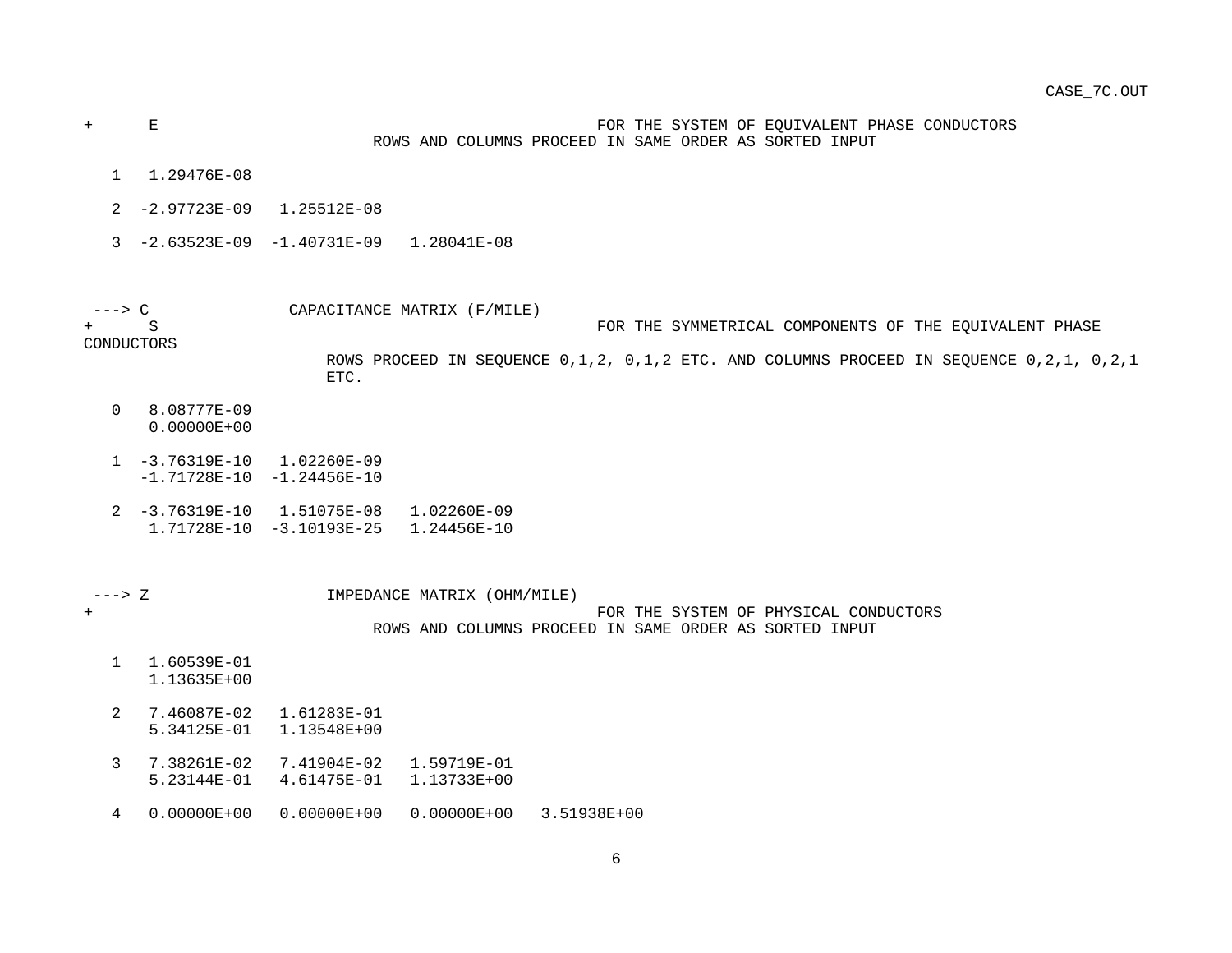```
+      E                                              FOR THE SYSTEM OF EQUIVALENT PHASE CONDUCTORS
                            ROWS AND COLUMNS PROCEED IN SAME ORDER AS SORTED INPUT

   1   1.29476E-08

   2  -2.97723E-09   1.25512E-08

   3  -2.63523E-09  -1.40731E-09   1.28041E-08



 ---> C               CAPACITANCE MATRIX (F/MILE)
+      S                                              FOR THE SYMMETRICAL COMPONENTS OF THE EQUIVALENT PHASE
CONDUCTORS
                        ROWS PROCEED IN SEQUENCE 0,1,2, 0,1,2 ETC. AND COLUMNS PROCEED IN SEQUENCE 0,2,1, 0,2,1
                        ETC.

   0   8.08777E-09
       0.00000E+00

   1  -3.76319E-10   1.02260E-09
      -1.71728E-10  -1.24456E-10

   2  -3.76319E-10   1.51075E-08   1.02260E-09
       1.71728E-10  -3.10193E-25   1.24456E-10



 ---> Z                   IMPEDANCE MATRIX (OHM/MILE)
+                                                     FOR THE SYSTEM OF PHYSICAL CONDUCTORS
                            ROWS AND COLUMNS PROCEED IN SAME ORDER AS SORTED INPUT

   1   1.60539E-01
       1.13635E+00

   2   7.46087E-02   1.61283E-01
       5.34125E-01   1.13548E+00

   3   7.38261E-02   7.41904E-02   1.59719E-01
       5.23144E-01   4.61475E-01   1.13733E+00

   4   0.00000E+00   0.00000E+00   0.00000E+00   3.51938E+00
```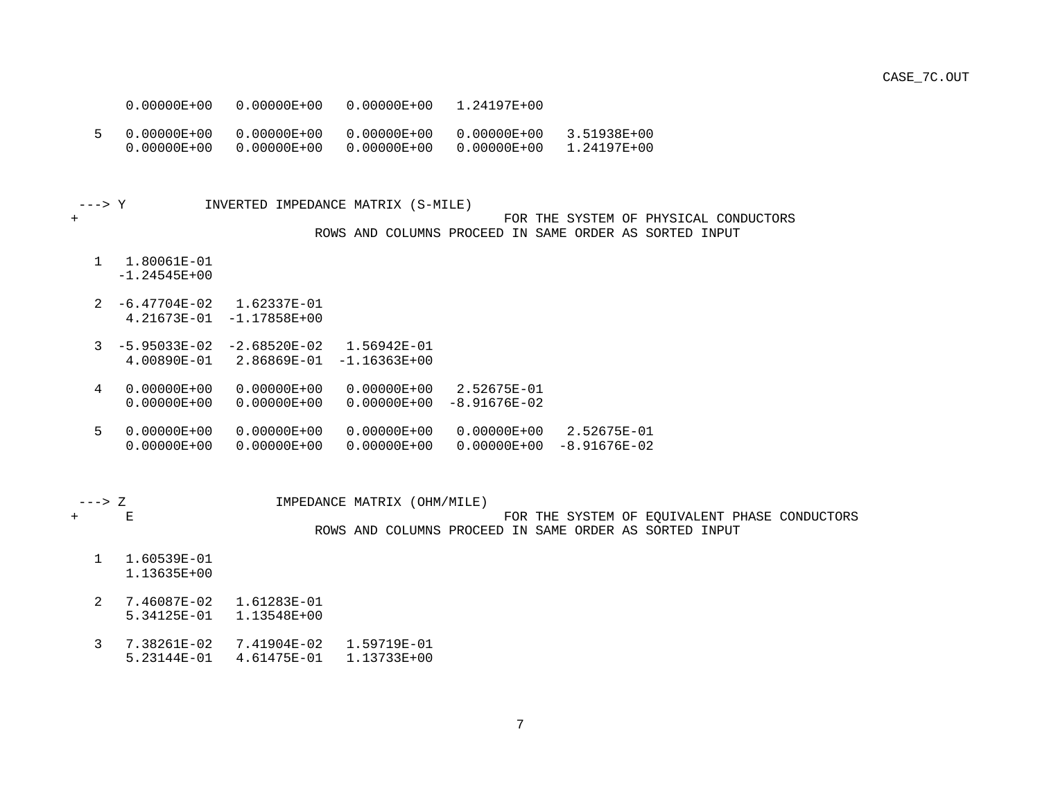```
      0.00000E+00   0.00000E+00   0.00000E+00   1.24197E+00

   5  0.00000E+00   0.00000E+00   0.00000E+00   0.00000E+00   3.51938E+00
      0.00000E+00   0.00000E+00   0.00000E+00   0.00000E+00   1.24197E+00



 ---> Y          INVERTED IMPEDANCE MATRIX (S-MILE)
+                                                     FOR THE SYSTEM OF PHYSICAL CONDUCTORS
                              ROWS AND COLUMNS PROCEED IN SAME ORDER AS SORTED INPUT

   1  1.80061E-01
     -1.24545E+00

   2 -6.47704E-02   1.62337E-01
      4.21673E-01  -1.17858E+00

   3 -5.95033E-02  -2.68520E-02   1.56942E-01
      4.00890E-01   2.86869E-01  -1.16363E+00

   4  0.00000E+00   0.00000E+00   0.00000E+00   2.52675E-01
      0.00000E+00   0.00000E+00   0.00000E+00  -8.91676E-02

   5  0.00000E+00   0.00000E+00   0.00000E+00   0.00000E+00   2.52675E-01
      0.00000E+00   0.00000E+00   0.00000E+00   0.00000E+00  -8.91676E-02



 ---> Z                  IMPEDANCE MATRIX (OHM/MILE)
+     E                                               FOR THE SYSTEM OF EQUIVALENT PHASE CONDUCTORS
                              ROWS AND COLUMNS PROCEED IN SAME ORDER AS SORTED INPUT

   1  1.60539E-01
      1.13635E+00

   2  7.46087E-02   1.61283E-01
      5.34125E-01   1.13548E+00

   3  7.38261E-02   7.41904E-02   1.59719E-01
      5.23144E-01   4.61475E-01   1.13733E+00
```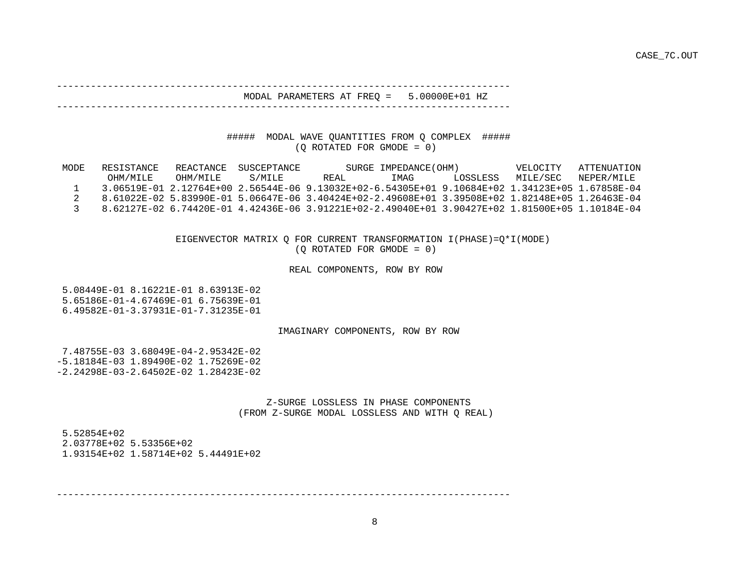---

MODAL PARAMETERS AT FREQ = 5.00000E+01 HZ

---

##### MODAL WAVE QUANTITIES FROM Q COMPLEX #####
(Q ROTATED FOR GMODE = 0)

| MODE | RESISTANCE OHM/MILE | REACTANCE OHM/MILE | SUSCEPTANCE S/MILE | SURGE IMPEDANCE(OHM) REAL | IMAG | LOSSLESS | VELOCITY MILE/SEC | ATTENUATION NEPER/MILE |
|---|---|---|---|---|---|---|---|---|
| 1 | 3.06519E-01 | 2.12764E+00 | 2.56544E-06 | 9.13032E+02 | -6.54305E+01 | 9.10684E+02 | 1.34123E+05 | 1.67858E-04 |
| 2 | 8.61022E-02 | 5.83990E-01 | 5.06647E-06 | 3.40424E+02 | -2.49608E+01 | 3.39508E+02 | 1.82148E+05 | 1.26463E-04 |
| 3 | 8.62127E-02 | 6.74420E-01 | 4.42436E-06 | 3.91221E+02 | -2.49040E+01 | 3.90427E+02 | 1.81500E+05 | 1.10184E-04 |

EIGENVECTOR MATRIX Q FOR CURRENT TRANSFORMATION I(PHASE)=Q*I(MODE)
(Q ROTATED FOR GMODE = 0)

REAL COMPONENTS, ROW BY ROW

```
 5.08449E-01 8.16221E-01 8.63913E-02
 5.65186E-01-4.67469E-01 6.75639E-01
 6.49582E-01-3.37931E-01-7.31235E-01
```

IMAGINARY COMPONENTS, ROW BY ROW

```
 7.48755E-03 3.68049E-04-2.95342E-02
-5.18184E-03 1.89490E-02 1.75269E-02
-2.24298E-03-2.64502E-02 1.28423E-02
```

Z-SURGE LOSSLESS IN PHASE COMPONENTS
(FROM Z-SURGE MODAL LOSSLESS AND WITH Q REAL)

```
 5.52854E+02
 2.03778E+02 5.53356E+02
 1.93154E+02 1.58714E+02 5.44491E+02
```

---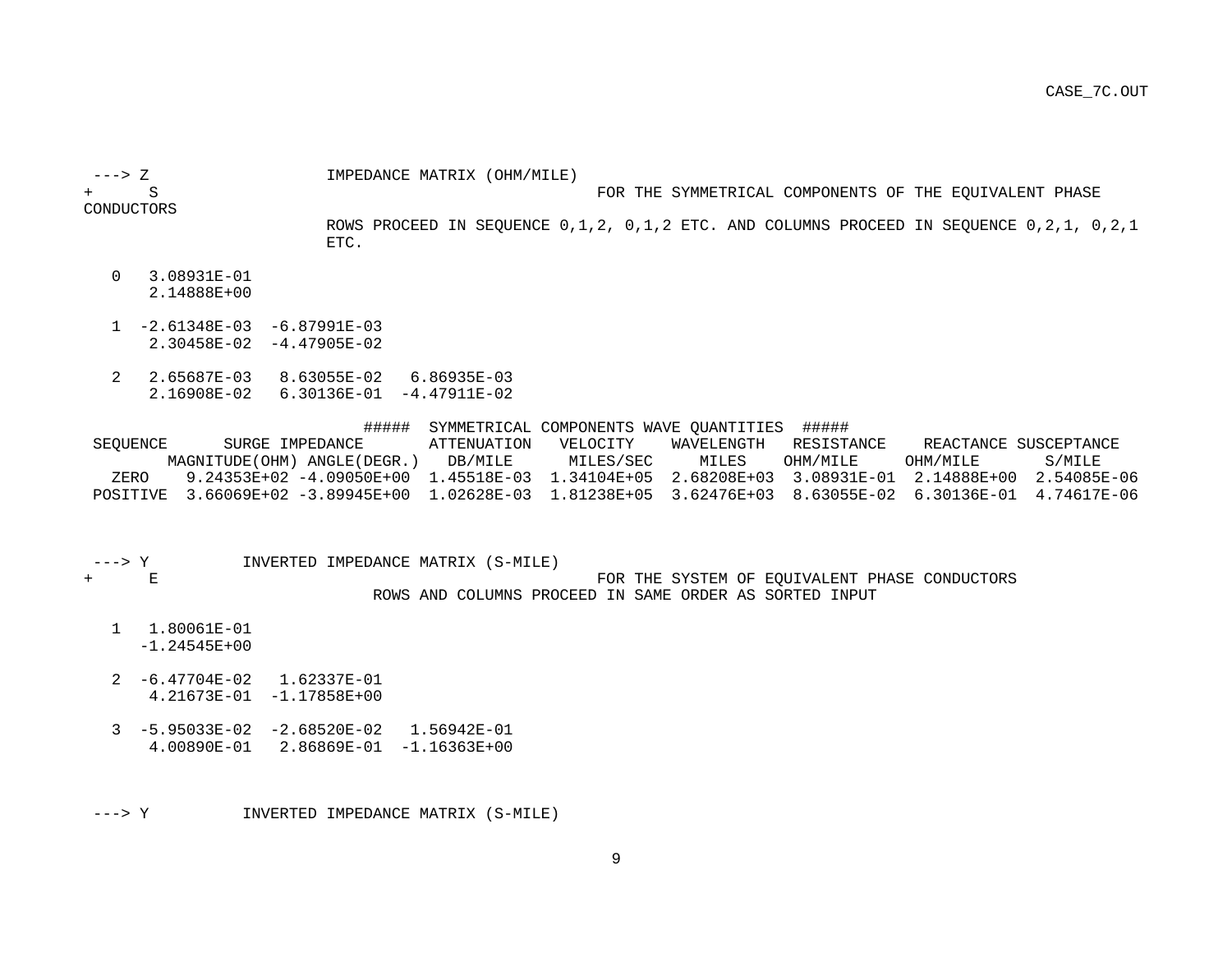```
 ---> Z                   IMPEDANCE MATRIX (OHM/MILE)
+      S                                                 FOR THE SYMMETRICAL COMPONENTS OF THE EQUIVALENT PHASE
CONDUCTORS
                          ROWS PROCEED IN SEQUENCE 0,1,2, 0,1,2 ETC. AND COLUMNS PROCEED IN SEQUENCE 0,2,1, 0,2,1
                          ETC.

   0   3.08931E-01
       2.14888E+00

   1  -2.61348E-03  -6.87991E-03
       2.30458E-02  -4.47905E-02

   2   2.65687E-03   8.63055E-02   6.86935E-03
       2.16908E-02   6.30136E-01  -4.47911E-02

                              #####  SYMMETRICAL COMPONENTS WAVE QUANTITIES  #####
 SEQUENCE      SURGE IMPEDANCE       ATTENUATION   VELOCITY    WAVELENGTH   RESISTANCE    REACTANCE SUSCEPTANCE
         MAGNITUDE(OHM) ANGLE(DEGR.)   DB/MILE      MILES/SEC     MILES    OHM/MILE     OHM/MILE       S/MILE
   ZERO    9.24353E+02 -4.09050E+00  1.45518E-03  1.34104E+05  2.68208E+03  3.08931E-01  2.14888E+00  2.54085E-06
 POSITIVE  3.66069E+02 -3.89945E+00  1.02628E-03  1.81238E+05  3.62476E+03  8.63055E-02  6.30136E-01  4.74617E-06



 ---> Y          INVERTED IMPEDANCE MATRIX (S-MILE)
+      E                                                 FOR THE SYSTEM OF EQUIVALENT PHASE CONDUCTORS
                               ROWS AND COLUMNS PROCEED IN SAME ORDER AS SORTED INPUT

   1   1.80061E-01
      -1.24545E+00

   2  -6.47704E-02   1.62337E-01
       4.21673E-01  -1.17858E+00

   3  -5.95033E-02  -2.68520E-02   1.56942E-01
       4.00890E-01   2.86869E-01  -1.16363E+00



 ---> Y          INVERTED IMPEDANCE MATRIX (S-MILE)
```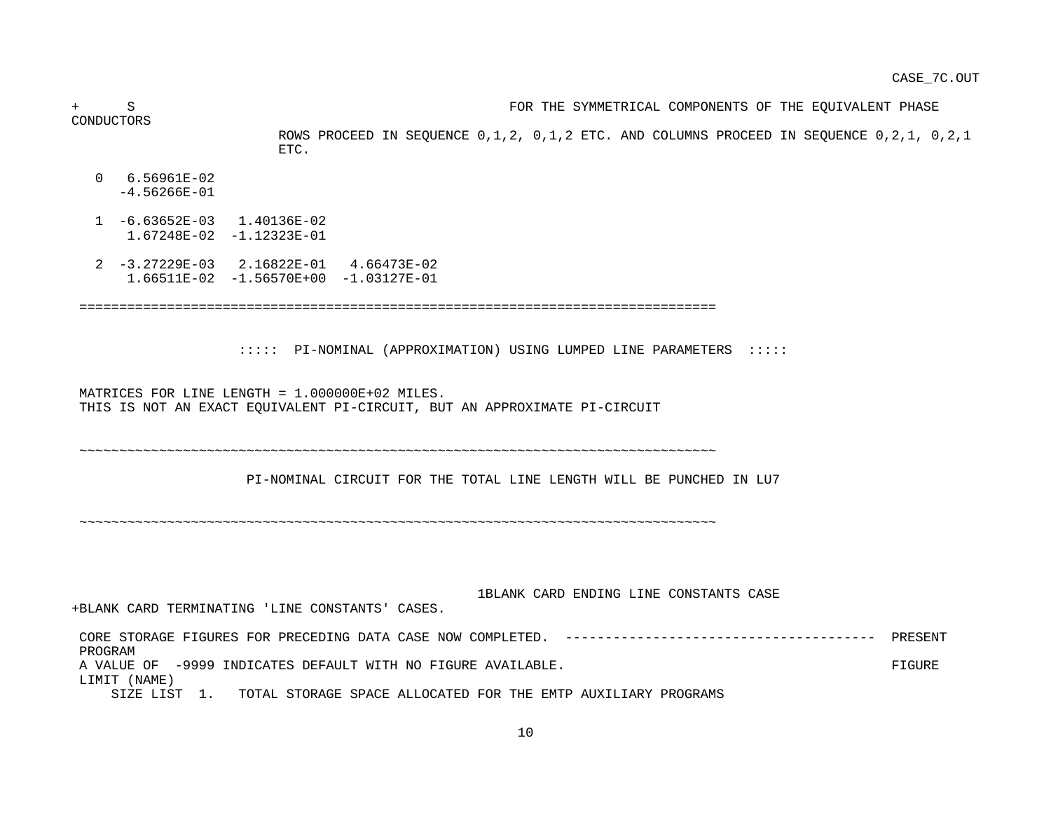```
+      S                                          FOR THE SYMMETRICAL COMPONENTS OF THE EQUIVALENT PHASE
CONDUCTORS
                        ROWS PROCEED IN SEQUENCE 0,1,2, 0,1,2 ETC. AND COLUMNS PROCEED IN SEQUENCE 0,2,1, 0,2,1
                        ETC.

   0   6.56961E-02
      -4.56266E-01

   1  -6.63652E-03   1.40136E-02
       1.67248E-02  -1.12323E-01

   2  -3.27229E-03   2.16822E-01   4.66473E-02
       1.66511E-02  -1.56570E+00  -1.03127E-01

 ================================================================================


                    :::::  PI-NOMINAL (APPROXIMATION) USING LUMPED LINE PARAMETERS  :::::


 MATRICES FOR LINE LENGTH = 1.000000E+02 MILES.
 THIS IS NOT AN EXACT EQUIVALENT PI-CIRCUIT, BUT AN APPROXIMATE PI-CIRCUIT



 ~~~~~~~~~~~~~~~~~~~~~~~~~~~~~~~~~~~~~~~~~~~~~~~~~~~~~~~~~~~~~~~~~~~~~~~~~~~~~~~~

                     PI-NOMINAL CIRCUIT FOR THE TOTAL LINE LENGTH WILL BE PUNCHED IN LU7


 ~~~~~~~~~~~~~~~~~~~~~~~~~~~~~~~~~~~~~~~~~~~~~~~~~~~~~~~~~~~~~~~~~~~~~~~~~~~~~~~~



                                                 1BLANK CARD ENDING LINE CONSTANTS CASE
+BLANK CARD TERMINATING 'LINE CONSTANTS' CASES.

 CORE STORAGE FIGURES FOR PRECEDING DATA CASE NOW COMPLETED.  ---------------------------------------  PRESENT
 PROGRAM
 A VALUE OF  -9999 INDICATES DEFAULT WITH NO FIGURE AVAILABLE.                                          FIGURE
 LIMIT (NAME)
     SIZE LIST  1.   TOTAL STORAGE SPACE ALLOCATED FOR THE EMTP AUXILIARY PROGRAMS
```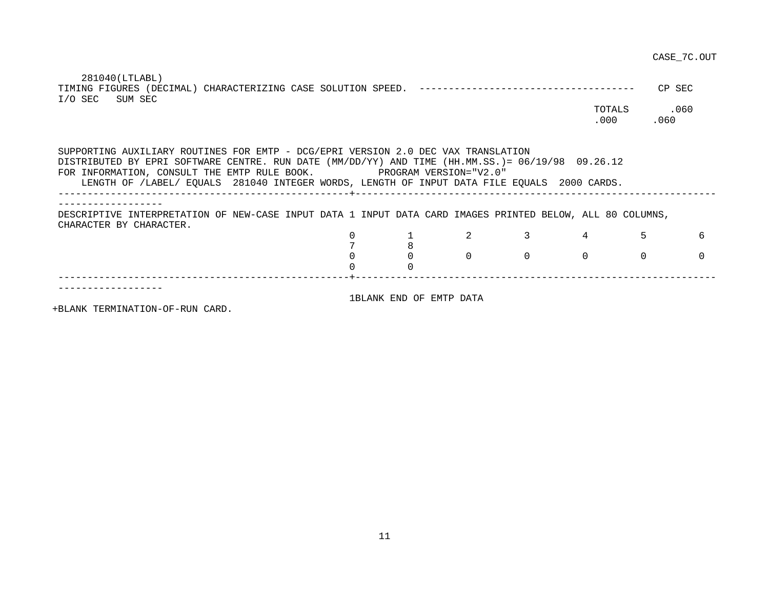```
    281040(LTLABL)
 TIMING FIGURES (DECIMAL) CHARACTERIZING CASE SOLUTION SPEED.  ------------------------------------    CP SEC
 I/O SEC   SUM SEC
                                                                                                    TOTALS       .060
                                                                                                    .000      .060


 SUPPORTING AUXILIARY ROUTINES FOR EMTP - DCG/EPRI VERSION 2.0 DEC VAX TRANSLATION
 DISTRIBUTED BY EPRI SOFTWARE CENTRE. RUN DATE (MM/DD/YY) AND TIME (HH.MM.SS.)= 06/19/98  09.26.12
 FOR INFORMATION, CONSULT THE EMTP RULE BOOK.           PROGRAM VERSION="V2.0"
     LENGTH OF /LABEL/ EQUALS  281040 INTEGER WORDS, LENGTH OF INPUT DATA FILE EQUALS  2000 CARDS.
 --------------------------------------------------+--------------------------------------------------------------
 ------------------
 DESCRIPTIVE INTERPRETATION OF NEW-CASE INPUT DATA 1 INPUT DATA CARD IMAGES PRINTED BELOW, ALL 80 COLUMNS,
 CHARACTER BY CHARACTER.
                                                   0         1         2         3         4         5         6
                                                   7         8
                                                   0         0         0         0         0         0         0
                                                   0         0
 --------------------------------------------------+--------------------------------------------------------------
 ------------------
                                                   1BLANK END OF EMTP DATA
+BLANK TERMINATION-OF-RUN CARD.
```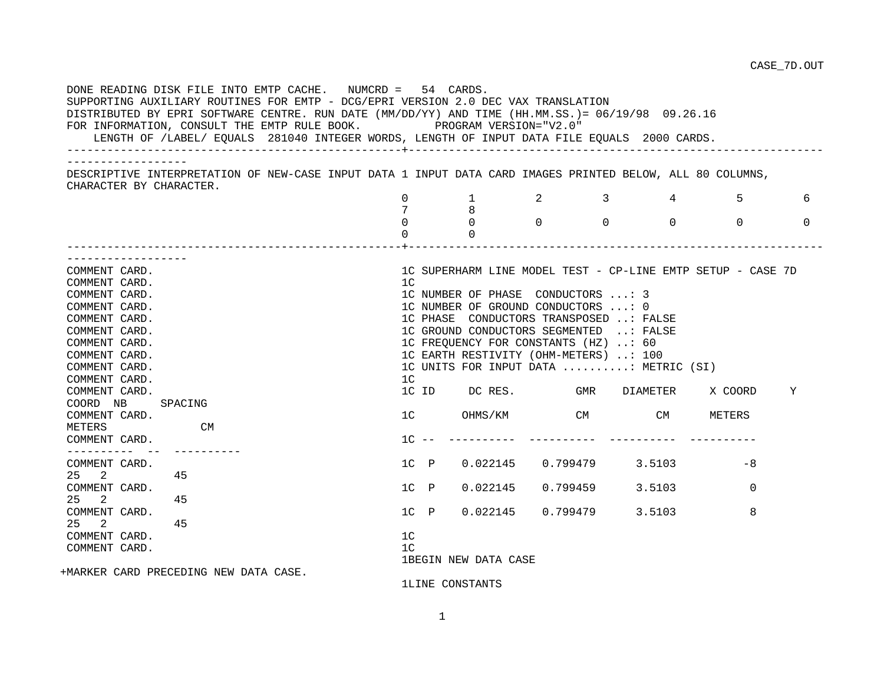```
CASE_7D.OUT

 DONE READING DISK FILE INTO EMTP CACHE.   NUMCRD =   54  CARDS.
 SUPPORTING AUXILIARY ROUTINES FOR EMTP - DCG/EPRI VERSION 2.0 DEC VAX TRANSLATION
 DISTRIBUTED BY EPRI SOFTWARE CENTRE. RUN DATE (MM/DD/YY) AND TIME (HH.MM.SS.)= 06/19/98  09.26.16
 FOR INFORMATION, CONSULT THE EMTP RULE BOOK.          PROGRAM VERSION="V2.0"
    LENGTH OF /LABEL/ EQUALS  281040 INTEGER WORDS, LENGTH OF INPUT DATA FILE EQUALS  2000 CARDS.
 -------------------------------------------------+--------------------------------------------------------------------------------
 DESCRIPTIVE INTERPRETATION OF NEW-CASE INPUT DATA 1 INPUT DATA CARD IMAGES PRINTED BELOW, ALL 80 COLUMNS,
 CHARACTER BY CHARACTER.
                                                  0         1         2         3         4         5         6         7         8
                                                  0         0         0         0         0         0         0         0         0
 -------------------------------------------------+--------------------------------------------------------------------------------
 COMMENT CARD.                                    1C SUPERHARM LINE MODEL TEST - CP-LINE EMTP SETUP - CASE 7D
 COMMENT CARD.                                    1C
 COMMENT CARD.                                    1C NUMBER OF PHASE  CONDUCTORS ...: 3
 COMMENT CARD.                                    1C NUMBER OF GROUND CONDUCTORS ...: 0
 COMMENT CARD.                                    1C PHASE  CONDUCTORS TRANSPOSED ..: FALSE
 COMMENT CARD.                                    1C GROUND CONDUCTORS SEGMENTED  ..: FALSE
 COMMENT CARD.                                    1C FREQUENCY FOR CONSTANTS (HZ) ..: 60
 COMMENT CARD.                                    1C EARTH RESTIVITY (OHM-METERS) ..: 100
 COMMENT CARD.                                    1C UNITS FOR INPUT DATA ..........: METRIC (SI)
 COMMENT CARD.                                    1C
 COMMENT CARD.                                    1C ID     DC RES.         GMR    DIAMETER     X COORD     Y COORD  NB     SPACING
 COMMENT CARD.                                    1C       OHMS/KM          CM          CM      METERS      METERS             CM
 COMMENT CARD.                                    1C --  ----------  ----------  ----------  ----------  ----------  --  ----------
 COMMENT CARD.                                    1C  P    0.022145    0.799479      3.5103          -8          25   2         45
 COMMENT CARD.                                    1C  P    0.022145    0.799459      3.5103           0          25   2         45
 COMMENT CARD.                                    1C  P    0.022145    0.799479      3.5103           8          25   2         45
 COMMENT CARD.                                    1C
 COMMENT CARD.                                    1C
                                                  1BEGIN NEW DATA CASE
+MARKER CARD PRECEDING NEW DATA CASE.
                                                  1LINE CONSTANTS
```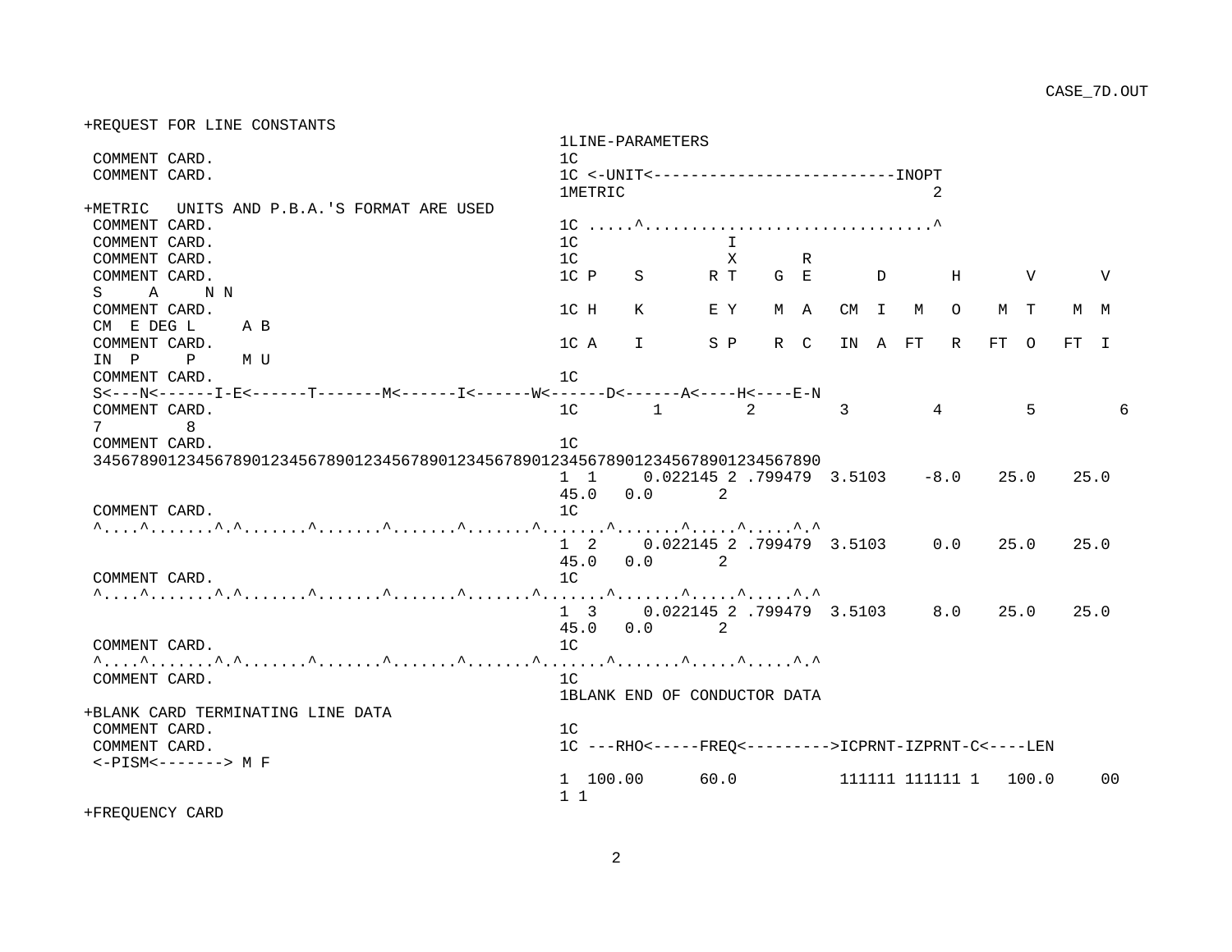```
+REQUEST FOR LINE CONSTANTS
                                                    1LINE-PARAMETERS
 COMMENT CARD.                                      1C
 COMMENT CARD.                                      1C <-UNIT<-------------------------INOPT
                                                    1METRIC                            2
+METRIC   UNITS AND P.B.A.'S FORMAT ARE USED
 COMMENT CARD.                                      1C .....^..............................^
 COMMENT CARD.                                      1C                I
 COMMENT CARD.                                      1C                X       R
 COMMENT CARD.                                      1C P    S       R T    G  E       D       H       V       V
 S     A     N N
 COMMENT CARD.                                      1C H    K       E Y    M  A   CM  I   M   O    M  T    M  M
 CM  E DEG L     A B
 COMMENT CARD.                                      1C A    I       S P    R  C   IN  A  FT   R   FT  O   FT  I
 IN  P     P     M U
 COMMENT CARD.                                      1C
 S<---N<------I-E<------T-------M<------I<------W<------D<------A<----H<----E-N
 COMMENT CARD.                                      1C        1         2         3         4         5         6
 7         8
 COMMENT CARD.                                      1C
 34567890123456789012345678901234567890123456789012345678901234567890123456789012
                                                    1  1     0.022145 2 .799479  3.5103    -8.0    25.0    25.0
                                                    45.0   0.0       2
 COMMENT CARD.                                      1C
 ^....^.......^.^.......^.......^.......^.......^.......^.......^.....^.....^.^
                                                    1  2     0.022145 2 .799479  3.5103     0.0    25.0    25.0
                                                    45.0   0.0       2
 COMMENT CARD.                                      1C
 ^....^.......^.^.......^.......^.......^.......^.......^.......^.....^.....^.^
                                                    1  3     0.022145 2 .799479  3.5103     8.0    25.0    25.0
                                                    45.0   0.0       2
 COMMENT CARD.                                      1C
 ^....^.......^.^.......^.......^.......^.......^.......^.......^.....^.....^.^
 COMMENT CARD.                                      1C
                                                    1BLANK END OF CONDUCTOR DATA
+BLANK CARD TERMINATING LINE DATA
 COMMENT CARD.                                      1C
 COMMENT CARD.                                      1C ---RHO<-----FREQ<--------->ICPRNT-IZPRNT-C<----LEN
 <-PISM<-------> M F
                                                    1  100.00      60.0           111111 111111 1   100.0     00
                                                    1 1
+FREQUENCY CARD
```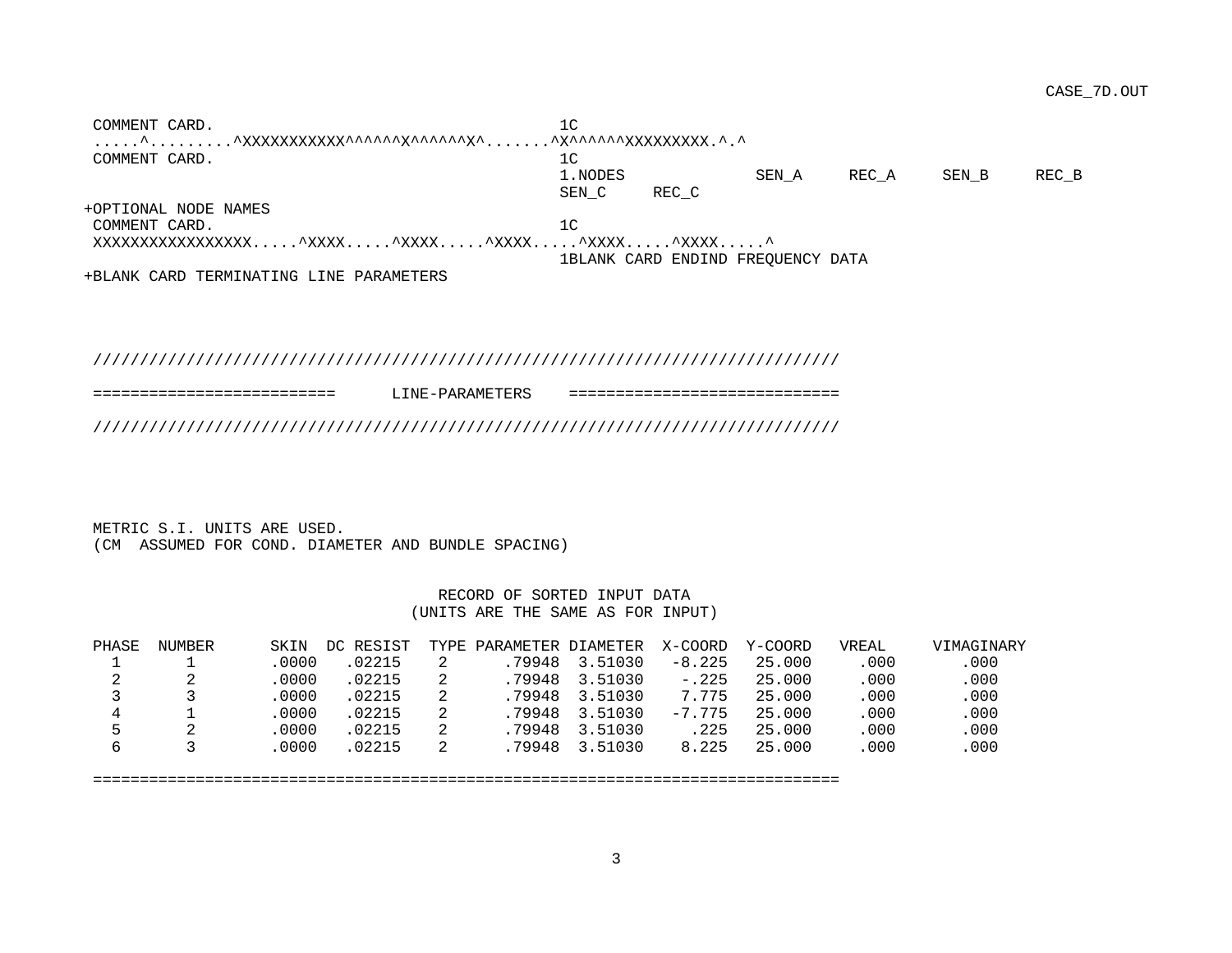```
 COMMENT CARD.                                            1C
 .....^.........^XXXXXXXXXXX^^^^^^X^^^^^^^X^.......^X^^^^^^XXXXXXXXX.^.^
 COMMENT CARD.                                            1C
                                                          1.NODES           SEN_A     REC_A     SEN_B     REC_B
                                                          SEN_C     REC_C
+OPTIONAL NODE NAMES
 COMMENT CARD.                                            1C
 XXXXXXXXXXXXXXXX.....^XXXX.....^XXXX.....^XXXX.....^XXXX.....^XXXX.....^
                                                          1BLANK CARD ENDIND FREQUENCY DATA
+BLANK CARD TERMINATING LINE PARAMETERS
```

```
 ////////////////////////////////////////////////////////////////////////////////

 ==========================      LINE-PARAMETERS    ============================

 ////////////////////////////////////////////////////////////////////////////////
```

```
 METRIC S.I. UNITS ARE USED.
 (CM  ASSUMED FOR COND. DIAMETER AND BUNDLE SPACING)
```

RECORD OF SORTED INPUT DATA
(UNITS ARE THE SAME AS FOR INPUT)

| PHASE | NUMBER | SKIN | DC RESIST | TYPE | PARAMETER | DIAMETER | X-COORD | Y-COORD | VREAL | VIMAGINARY |
|---|---|---|---|---|---|---|---|---|---|---|
| 1 | 1 | .0000 | .02215 | 2 | .79948 | 3.51030 | -8.225 | 25.000 | .000 | .000 |
| 2 | 2 | .0000 | .02215 | 2 | .79948 | 3.51030 | -.225 | 25.000 | .000 | .000 |
| 3 | 3 | .0000 | .02215 | 2 | .79948 | 3.51030 | 7.775 | 25.000 | .000 | .000 |
| 4 | 1 | .0000 | .02215 | 2 | .79948 | 3.51030 | -7.775 | 25.000 | .000 | .000 |
| 5 | 2 | .0000 | .02215 | 2 | .79948 | 3.51030 | .225 | 25.000 | .000 | .000 |
| 6 | 3 | .0000 | .02215 | 2 | .79948 | 3.51030 | 8.225 | 25.000 | .000 | .000 |

```
 ================================================================================
```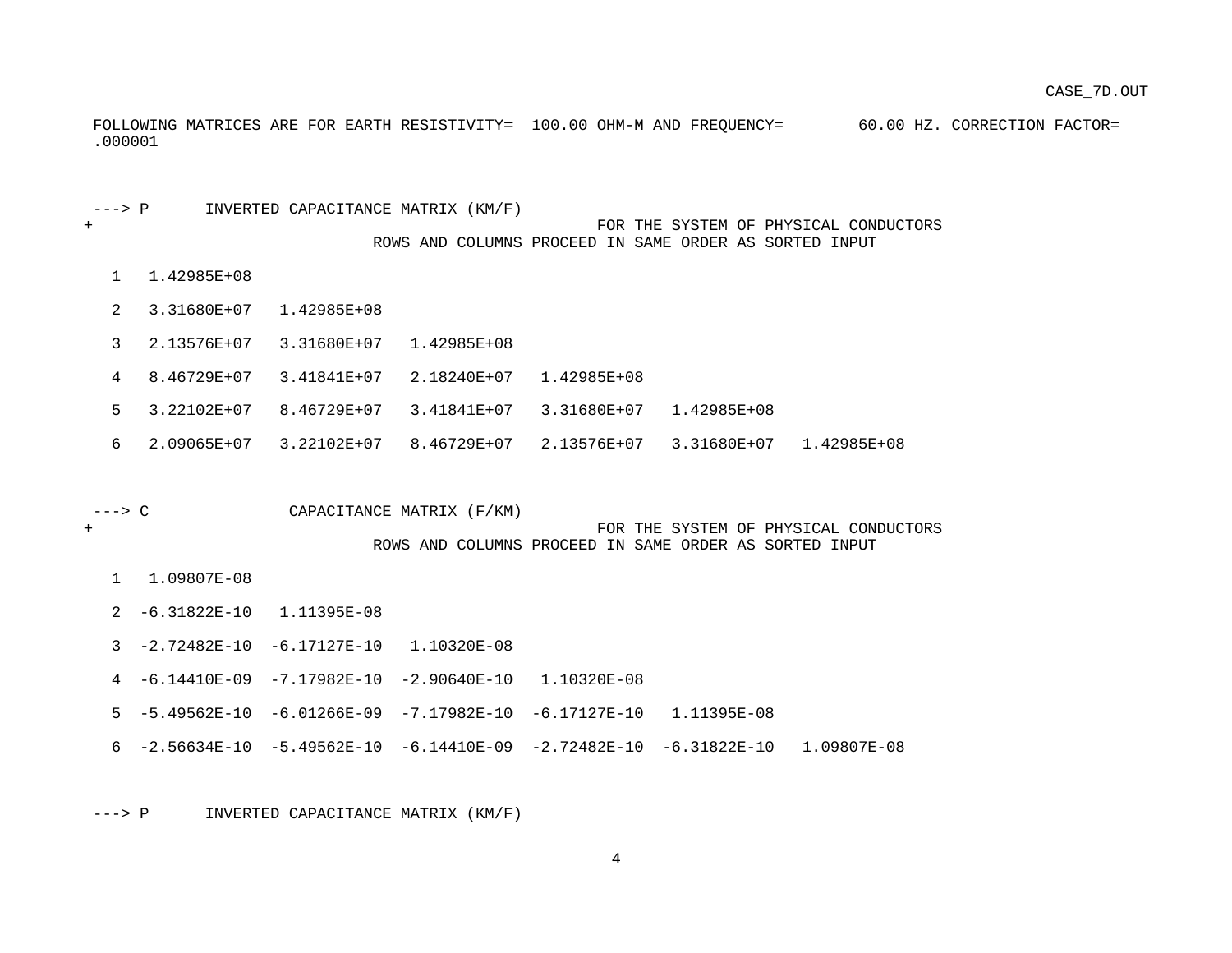```
 FOLLOWING MATRICES ARE FOR EARTH RESISTIVITY=  100.00 OHM-M AND FREQUENCY=        60.00 HZ. CORRECTION FACTOR=
 .000001


 ---> P      INVERTED CAPACITANCE MATRIX (KM/F)
+                                                     FOR THE SYSTEM OF PHYSICAL CONDUCTORS
                              ROWS AND COLUMNS PROCEED IN SAME ORDER AS SORTED INPUT

   1   1.42985E+08

   2   3.31680E+07   1.42985E+08

   3   2.13576E+07   3.31680E+07   1.42985E+08

   4   8.46729E+07   3.41841E+07   2.18240E+07   1.42985E+08

   5   3.22102E+07   8.46729E+07   3.41841E+07   3.31680E+07   1.42985E+08

   6   2.09065E+07   3.22102E+07   8.46729E+07   2.13576E+07   3.31680E+07   1.42985E+08


 ---> C               CAPACITANCE MATRIX (F/KM)
+                                                     FOR THE SYSTEM OF PHYSICAL CONDUCTORS
                              ROWS AND COLUMNS PROCEED IN SAME ORDER AS SORTED INPUT

   1   1.09807E-08

   2  -6.31822E-10   1.11395E-08

   3  -2.72482E-10  -6.17127E-10   1.10320E-08

   4  -6.14410E-09  -7.17982E-10  -2.90640E-10   1.10320E-08

   5  -5.49562E-10  -6.01266E-09  -7.17982E-10  -6.17127E-10   1.11395E-08

   6  -2.56634E-10  -5.49562E-10  -6.14410E-09  -2.72482E-10  -6.31822E-10   1.09807E-08


 ---> P      INVERTED CAPACITANCE MATRIX (KM/F)
```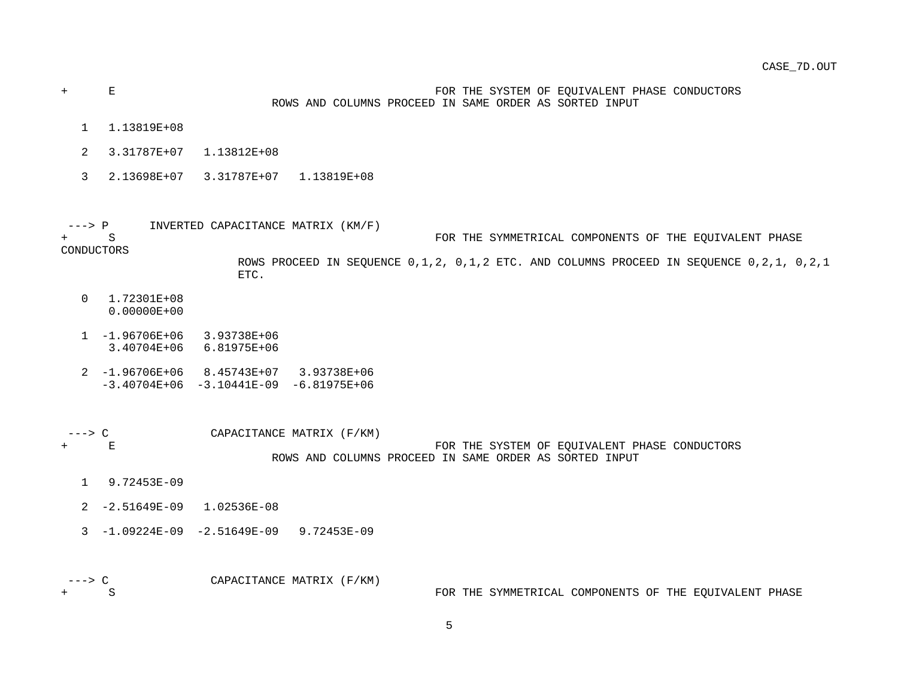```
+      E                                              FOR THE SYSTEM OF EQUIVALENT PHASE CONDUCTORS
                            ROWS AND COLUMNS PROCEED IN SAME ORDER AS SORTED INPUT

   1   1.13819E+08

   2   3.31787E+07   1.13812E+08

   3   2.13698E+07   3.31787E+07   1.13819E+08



 ---> P      INVERTED CAPACITANCE MATRIX (KM/F)
+      S                                              FOR THE SYMMETRICAL COMPONENTS OF THE EQUIVALENT PHASE
CONDUCTORS
                       ROWS PROCEED IN SEQUENCE 0,1,2, 0,1,2 ETC. AND COLUMNS PROCEED IN SEQUENCE 0,2,1, 0,2,1
                       ETC.

   0   1.72301E+08
       0.00000E+00

   1  -1.96706E+06   3.93738E+06
       3.40704E+06   6.81975E+06

   2  -1.96706E+06   8.45743E+07   3.93738E+06
      -3.40704E+06  -3.10441E-09  -6.81975E+06



 ---> C              CAPACITANCE MATRIX (F/KM)
+      E                                              FOR THE SYSTEM OF EQUIVALENT PHASE CONDUCTORS
                            ROWS AND COLUMNS PROCEED IN SAME ORDER AS SORTED INPUT

   1   9.72453E-09

   2  -2.51649E-09   1.02536E-08

   3  -1.09224E-09  -2.51649E-09   9.72453E-09



 ---> C              CAPACITANCE MATRIX (F/KM)
+      S                                              FOR THE SYMMETRICAL COMPONENTS OF THE EQUIVALENT PHASE
```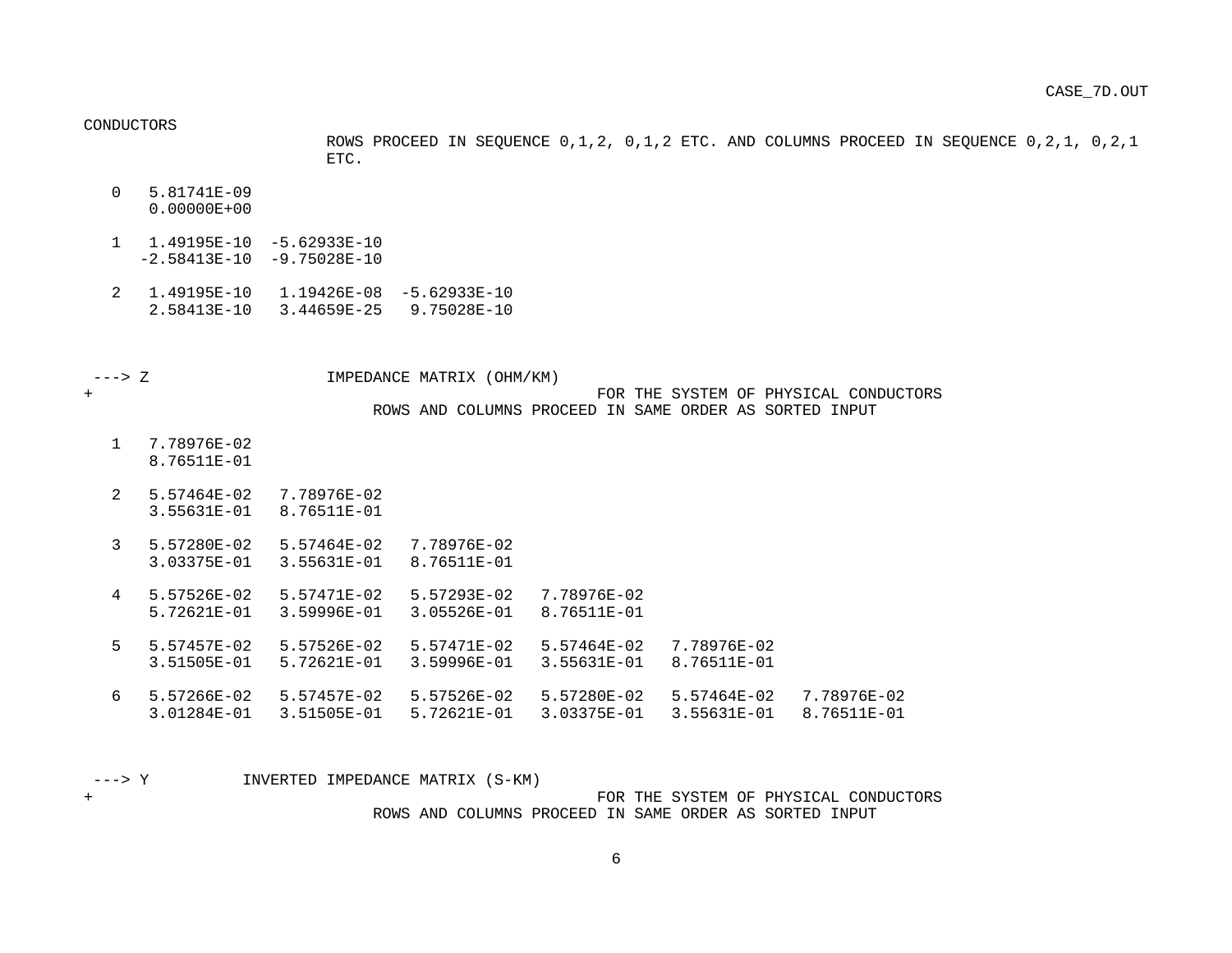```
CONDUCTORS
                        ROWS PROCEED IN SEQUENCE 0,1,2, 0,1,2 ETC. AND COLUMNS PROCEED IN SEQUENCE 0,2,1, 0,2,1
                        ETC.

   0   5.81741E-09
       0.00000E+00

   1   1.49195E-10  -5.62933E-10
      -2.58413E-10  -9.75028E-10

   2   1.49195E-10   1.19426E-08  -5.62933E-10
       2.58413E-10   3.44659E-25   9.75028E-10



 ---> Z                 IMPEDANCE MATRIX (OHM/KM)
+                                                        FOR THE SYSTEM OF PHYSICAL CONDUCTORS
                             ROWS AND COLUMNS PROCEED IN SAME ORDER AS SORTED INPUT

   1   7.78976E-02
       8.76511E-01

   2   5.57464E-02   7.78976E-02
       3.55631E-01   8.76511E-01

   3   5.57280E-02   5.57464E-02   7.78976E-02
       3.03375E-01   3.55631E-01   8.76511E-01

   4   5.57526E-02   5.57471E-02   5.57293E-02   7.78976E-02
       5.72621E-01   3.59996E-01   3.05526E-01   8.76511E-01

   5   5.57457E-02   5.57526E-02   5.57471E-02   5.57464E-02   7.78976E-02
       3.51505E-01   5.72621E-01   3.59996E-01   3.55631E-01   8.76511E-01

   6   5.57266E-02   5.57457E-02   5.57526E-02   5.57280E-02   5.57464E-02   7.78976E-02
       3.01284E-01   3.51505E-01   5.72621E-01   3.03375E-01   3.55631E-01   8.76511E-01



 ---> Y          INVERTED IMPEDANCE MATRIX (S-KM)
+                                                        FOR THE SYSTEM OF PHYSICAL CONDUCTORS
                             ROWS AND COLUMNS PROCEED IN SAME ORDER AS SORTED INPUT
```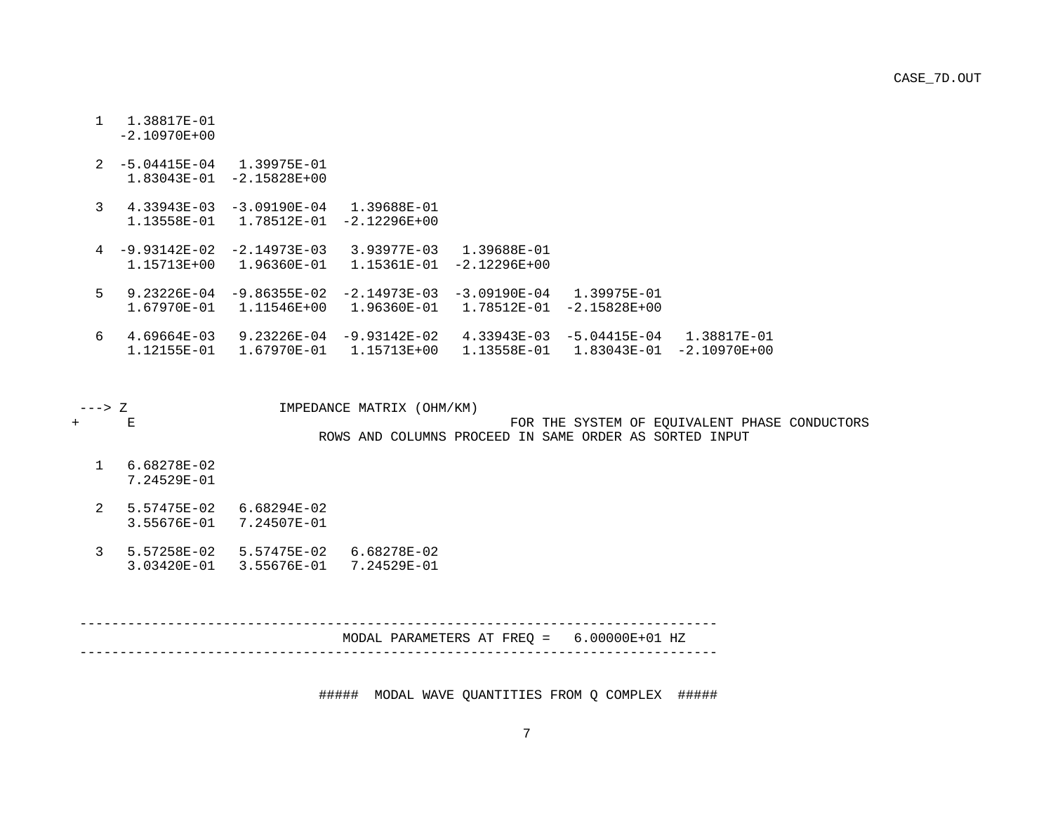```
  1   1.38817E-01
     -2.10970E+00

  2  -5.04415E-04   1.39975E-01
      1.83043E-01  -2.15828E+00

  3   4.33943E-03  -3.09190E-04   1.39688E-01
      1.13558E-01   1.78512E-01  -2.12296E+00

  4  -9.93142E-02  -2.14973E-03   3.93977E-03   1.39688E-01
      1.15713E+00   1.96360E-01   1.15361E-01  -2.12296E+00

  5   9.23226E-04  -9.86355E-02  -2.14973E-03  -3.09190E-04   1.39975E-01
      1.67970E-01   1.11546E+00   1.96360E-01   1.78512E-01  -2.15828E+00

  6   4.69664E-03   9.23226E-04  -9.93142E-02   4.33943E-03  -5.04415E-04   1.38817E-01
      1.12155E-01   1.67970E-01   1.15713E+00   1.13558E-01   1.83043E-01  -2.10970E+00



 ---> Z                   IMPEDANCE MATRIX (OHM/KM)
+      E                                             FOR THE SYSTEM OF EQUIVALENT PHASE CONDUCTORS
                               ROWS AND COLUMNS PROCEED IN SAME ORDER AS SORTED INPUT

  1   6.68278E-02
      7.24529E-01

  2   5.57475E-02   6.68294E-02
      3.55676E-01   7.24507E-01

  3   5.57258E-02   5.57475E-02   6.68278E-02
      3.03420E-01   3.55676E-01   7.24529E-01



 --------------------------------------------------------------------------------
                                 MODAL PARAMETERS AT FREQ =   6.00000E+01 HZ
 --------------------------------------------------------------------------------


                              #####  MODAL WAVE QUANTITIES FROM Q COMPLEX  #####
```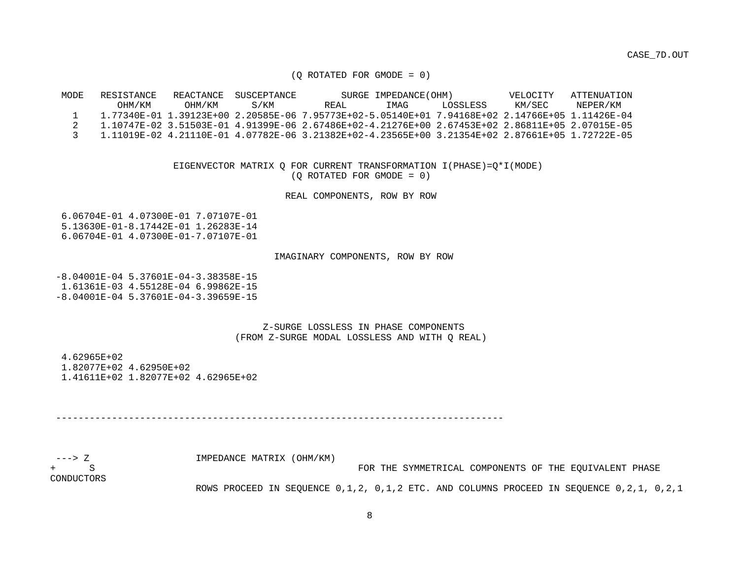(Q ROTATED FOR GMODE = 0)

| MODE | RESISTANCE OHM/KM | REACTANCE OHM/KM | SUSCEPTANCE S/KM | SURGE IMPEDANCE(OHM) REAL | IMAG | LOSSLESS | VELOCITY KM/SEC | ATTENUATION NEPER/KM |
|---|---|---|---|---|---|---|---|---|
| 1 | 1.77340E-01 | 1.39123E+00 | 2.20585E-06 | 7.95773E+02 | -5.05140E+01 | 7.94168E+02 | 2.14766E+05 | 1.11426E-04 |
| 2 | 1.10747E-02 | 3.51503E-01 | 4.91399E-06 | 2.67486E+02 | -4.21276E+00 | 2.67453E+02 | 2.86811E+05 | 2.07015E-05 |
| 3 | 1.11019E-02 | 4.21110E-01 | 4.07782E-06 | 3.21382E+02 | -4.23565E+00 | 3.21354E+02 | 2.87661E+05 | 1.72722E-05 |

EIGENVECTOR MATRIX Q FOR CURRENT TRANSFORMATION I(PHASE)=Q*I(MODE)
(Q ROTATED FOR GMODE = 0)

REAL COMPONENTS, ROW BY ROW

```
 6.06704E-01 4.07300E-01 7.07107E-01
 5.13630E-01-8.17442E-01 1.26283E-14
 6.06704E-01 4.07300E-01-7.07107E-01
```

IMAGINARY COMPONENTS, ROW BY ROW

```
-8.04001E-04 5.37601E-04-3.38358E-15
 1.61361E-03 4.55128E-04 6.99862E-15
-8.04001E-04 5.37601E-04-3.39659E-15
```

Z-SURGE LOSSLESS IN PHASE COMPONENTS
(FROM Z-SURGE MODAL LOSSLESS AND WITH Q REAL)

```
 4.62965E+02
 1.82077E+02 4.62950E+02
 1.41611E+02 1.82077E+02 4.62965E+02
```

---

```
 ---> Z                  IMPEDANCE MATRIX (OHM/KM)
+      S                                              FOR THE SYMMETRICAL COMPONENTS OF THE EQUIVALENT PHASE
CONDUCTORS
                         ROWS PROCEED IN SEQUENCE 0,1,2, 0,1,2 ETC. AND COLUMNS PROCEED IN SEQUENCE 0,2,1, 0,2,1
```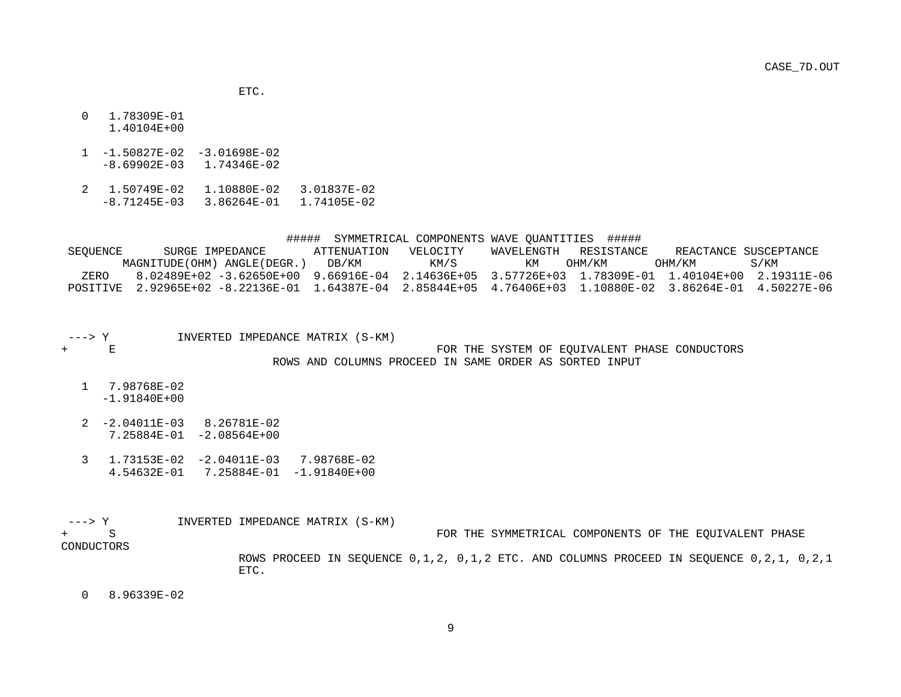```
                        ETC.

   0   1.78309E-01
       1.40104E+00

   1  -1.50827E-02  -3.01698E-02
      -8.69902E-03   1.74346E-02

   2   1.50749E-02   1.10880E-02   3.01837E-02
      -8.71245E-03   3.86264E-01   1.74105E-02
```

```
                                  #####  SYMMETRICAL COMPONENTS WAVE QUANTITIES  #####
 SEQUENCE      SURGE IMPEDANCE       ATTENUATION   VELOCITY    WAVELENGTH   RESISTANCE    REACTANCE SUSCEPTANCE
         MAGNITUDE(OHM) ANGLE(DEGR.)   DB/KM          KM/S          KM    OHM/KM       OHM/KM        S/KM
   ZERO    8.02489E+02 -3.62650E+00  9.66916E-04  2.14636E+05  3.57726E+03  1.78309E-01  1.40104E+00  2.19311E-06
 POSITIVE  2.92965E+02 -8.22136E-01  1.64387E-04  2.85844E+05  4.76406E+03  1.10880E-02  3.86264E-01  4.50227E-06
```

```
 ---> Y          INVERTED IMPEDANCE MATRIX (S-KM)
+      E                                              FOR THE SYSTEM OF EQUIVALENT PHASE CONDUCTORS
                                ROWS AND COLUMNS PROCEED IN SAME ORDER AS SORTED INPUT

   1   7.98768E-02
      -1.91840E+00

   2  -2.04011E-03   8.26781E-02
       7.25884E-01  -2.08564E+00

   3   1.73153E-02  -2.04011E-03   7.98768E-02
       4.54632E-01   7.25884E-01  -1.91840E+00
```

```
 ---> Y          INVERTED IMPEDANCE MATRIX (S-KM)
+      S                                              FOR THE SYMMETRICAL COMPONENTS OF THE EQUIVALENT PHASE
CONDUCTORS
                        ROWS PROCEED IN SEQUENCE 0,1,2, 0,1,2 ETC. AND COLUMNS PROCEED IN SEQUENCE 0,2,1, 0,2,1
                        ETC.

   0   8.96339E-02
```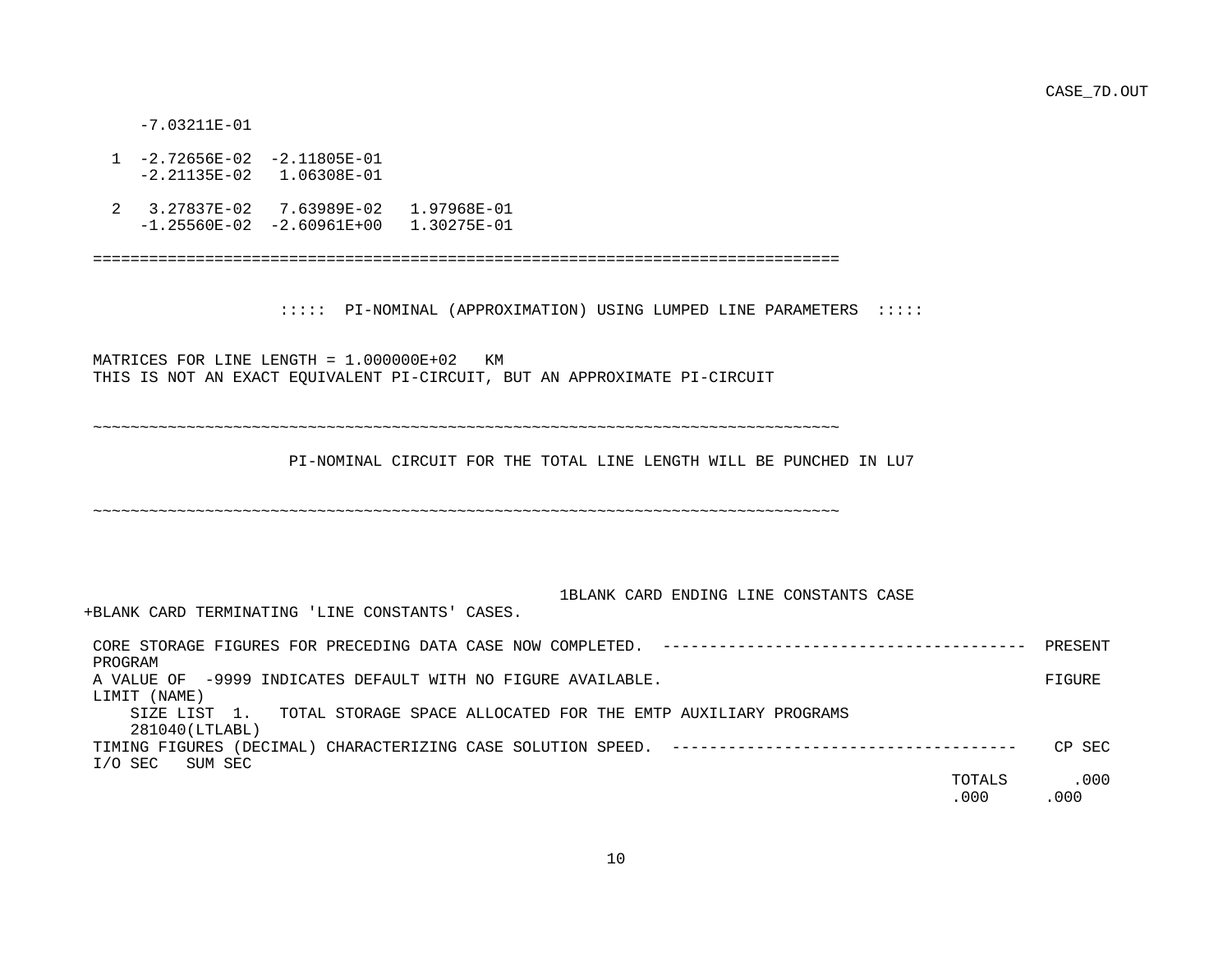```
     -7.03211E-01

   1  -2.72656E-02  -2.11805E-01
      -2.21135E-02   1.06308E-01

   2   3.27837E-02   7.63989E-02   1.97968E-01
      -1.25560E-02  -2.60961E+00   1.30275E-01

 ================================================================================

                    :::::  PI-NOMINAL (APPROXIMATION) USING LUMPED LINE PARAMETERS  :::::

 MATRICES FOR LINE LENGTH = 1.000000E+02   KM
 THIS IS NOT AN EXACT EQUIVALENT PI-CIRCUIT, BUT AN APPROXIMATE PI-CIRCUIT

 ~~~~~~~~~~~~~~~~~~~~~~~~~~~~~~~~~~~~~~~~~~~~~~~~~~~~~~~~~~~~~~~~~~~~~~~~~~~~~~~~

                     PI-NOMINAL CIRCUIT FOR THE TOTAL LINE LENGTH WILL BE PUNCHED IN LU7

 ~~~~~~~~~~~~~~~~~~~~~~~~~~~~~~~~~~~~~~~~~~~~~~~~~~~~~~~~~~~~~~~~~~~~~~~~~~~~~~~~

                                                            1BLANK CARD ENDING LINE CONSTANTS CASE
+BLANK CARD TERMINATING 'LINE CONSTANTS' CASES.

 CORE STORAGE FIGURES FOR PRECEDING DATA CASE NOW COMPLETED.  --------------------------------------  PRESENT
 PROGRAM
 A VALUE OF  -9999 INDICATES DEFAULT WITH NO FIGURE AVAILABLE.                                         FIGURE
 LIMIT (NAME)
     SIZE LIST  1.   TOTAL STORAGE SPACE ALLOCATED FOR THE EMTP AUXILIARY PROGRAMS
     281040(LTLABL)
 TIMING FIGURES (DECIMAL) CHARACTERIZING CASE SOLUTION SPEED.  ------------------------------------   CP SEC
 I/O SEC   SUM SEC
                                                                                           TOTALS       .000
                                                                                            .000       .000
```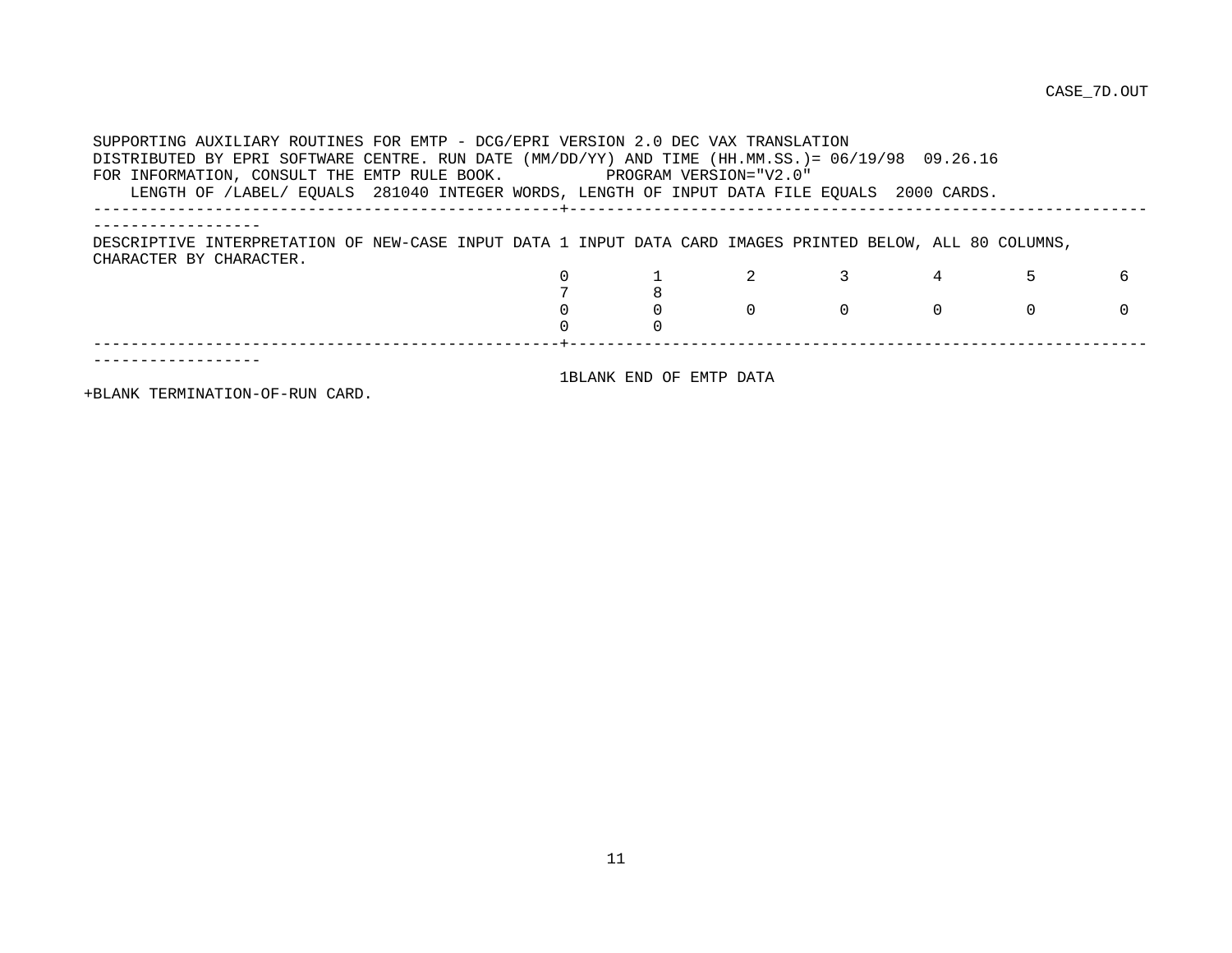```
 SUPPORTING AUXILIARY ROUTINES FOR EMTP - DCG/EPRI VERSION 2.0 DEC VAX TRANSLATION
 DISTRIBUTED BY EPRI SOFTWARE CENTRE. RUN DATE (MM/DD/YY) AND TIME (HH.MM.SS.)= 06/19/98  09.26.16
 FOR INFORMATION, CONSULT THE EMTP RULE BOOK.           PROGRAM VERSION="V2.0"
     LENGTH OF /LABEL/ EQUALS  281040 INTEGER WORDS, LENGTH OF INPUT DATA FILE EQUALS  2000 CARDS.
 ------------------------------------------------+-------------------------------------------------------------
 ------------------
 DESCRIPTIVE INTERPRETATION OF NEW-CASE INPUT DATA 1 INPUT DATA CARD IMAGES PRINTED BELOW, ALL 80 COLUMNS,
 CHARACTER BY CHARACTER.
                                                 0         1         2         3         4         5         6
                                                 7         8
                                                 0         0         0         0         0         0         0
                                                 0         0
 ------------------------------------------------+-------------------------------------------------------------
 ------------------
                                                 1BLANK END OF EMTP DATA
+BLANK TERMINATION-OF-RUN CARD.
```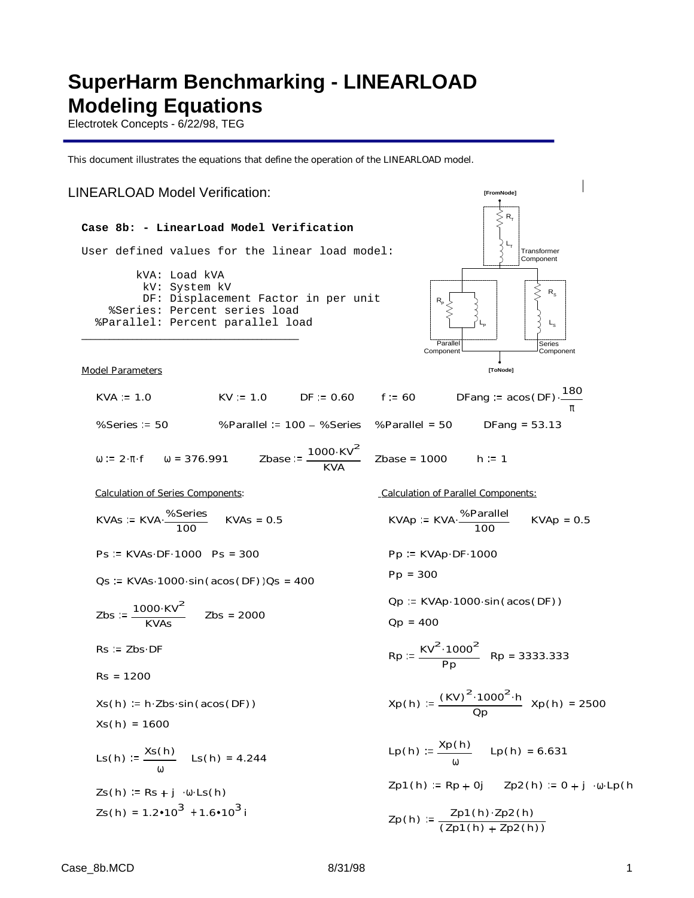# SuperHarm Benchmarking - LINEARLOAD Modeling Equations

Electrotek Concepts - 6/22/98, TEG

This document illustrates the equations that define the operation of the LINEARLOAD model.

## LINEARLOAD Model Verification:

[FromNode]

$R_T$

$L_T$

Transformer Component

$R_P$ $L_P$

Parallel Component

$R_S$ $L_S$

Series Component

[ToNode]

**Case 8b: - LinearLoad Model Verification**

```
User defined values for the linear load model:

        kVA: Load kVA
         kV: System kV
         DF: Displacement Factor in per unit
    %Series: Percent series load
  %Parallel: Percent parallel load
```

Model Parameters

$KVA := 1.0 \qquad KV := 1.0 \qquad DF := 0.60 \qquad f := 60 \qquad DFang := acos(DF)\cdot\frac{180}{\pi}$

$\%Series := 50 \qquad \%Parallel := 100 - \%Series \qquad \%Parallel = 50 \qquad DFang = 53.13$

$\omega := 2\cdot\pi\cdot f \qquad \omega = 376.991 \qquad Zbase := \frac{1000\cdot KV^2}{KVA} \qquad Zbase = 1000 \qquad h := 1$

Calculation of Series Components:

$KVAs := KVA\cdot\frac{\%Series}{100} \qquad KVAs = 0.5$

$Ps := KVAs\cdot DF\cdot 1000 \qquad Ps = 300$

$Qs := KVAs\cdot 1000\cdot\sin(acos(DF)) \qquad Qs = 400$

$Zbs := \frac{1000\cdot KV^2}{KVAs} \qquad Zbs = 2000$

$Rs := Zbs\cdot DF$

$Rs = 1200$

$Xs(h) := h\cdot Zbs\cdot\sin(acos(DF))$

$Xs(h) = 1600$

$Ls(h) := \frac{Xs(h)}{\omega} \qquad Ls(h) = 4.244$

$Zs(h) := Rs + j\cdot\omega\cdot Ls(h)$

$Zs(h) = 1.2\cdot 10^3 + 1.6\cdot 10^3 i$

Calculation of Parallel Components:

$KVAp := KVA\cdot\frac{\%Parallel}{100} \qquad KVAp = 0.5$

$Pp := KVAp\cdot DF\cdot 1000$

$Pp = 300$

$Qp := KVAp\cdot 1000\cdot\sin(acos(DF))$

$Qp = 400$

$Rp := \frac{KV^2\cdot 1000^2}{Pp} \qquad Rp = 3333.333$

$Xp(h) := \frac{(KV)^2\cdot 1000^2\cdot h}{Qp} \qquad Xp(h) = 2500$

$Lp(h) := \frac{Xp(h)}{\omega} \qquad Lp(h) = 6.631$

$Zp1(h) := Rp + 0j \qquad Zp2(h) := 0 + j\cdot\omega\cdot Lp(h)$

$Zp(h) := \frac{Zp1(h)\cdot Zp2(h)}{(Zp1(h) + Zp2(h))}$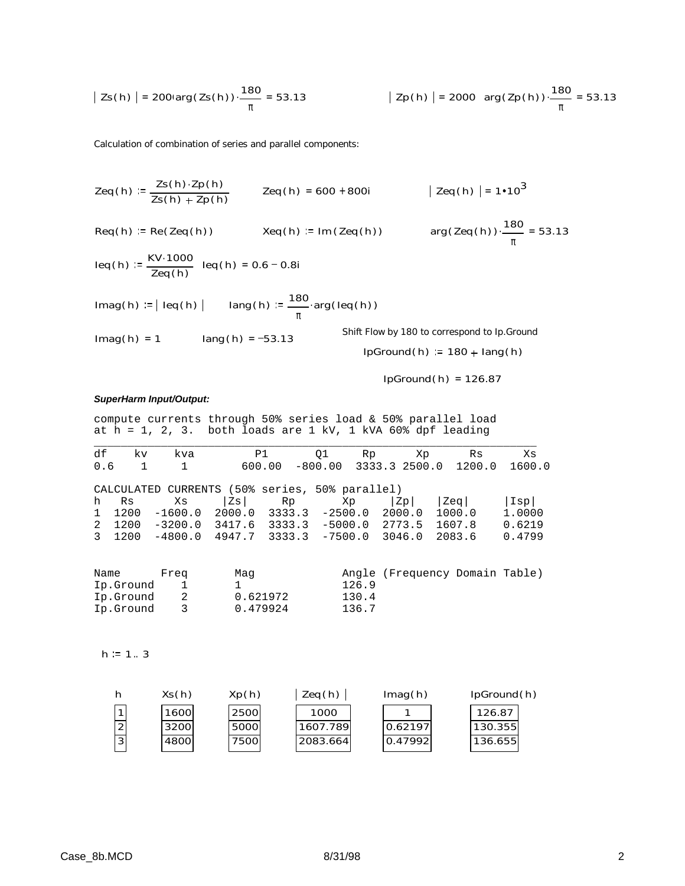$|Zs(h)| = 2000 \quad arg(Zs(h)) \cdot \frac{180}{\pi} = 53.13$ $\qquad |Zp(h)| = 2000 \quad arg(Zp(h)) \cdot \frac{180}{\pi} = 53.13$

Calculation of combination of series and parallel components:

$Zeq(h) := \frac{Zs(h) \cdot Zp(h)}{Zs(h) + Zp(h)} \qquad Zeq(h) = 600 + 800i \qquad |Zeq(h)| = 1 \cdot 10^3$

$Req(h) := Re(Zeq(h)) \qquad Xeq(h) := Im(Zeq(h)) \qquad arg(Zeq(h)) \cdot \frac{180}{\pi} = 53.13$

$Ieq(h) := \frac{KV \cdot 1000}{Zeq(h)} \quad Ieq(h) = 0.6 - 0.8i$

$Imag(h) := |Ieq(h)| \qquad Iang(h) := \frac{180}{\pi} \cdot arg(Ieq(h))$

$Imag(h) = 1 \qquad Iang(h) = -53.13$

Shift Flow by 180 to correspond to Ip.Ground

$IpGround(h) := 180 + Iang(h)$

$IpGround(h) = 126.87$

***SuperHarm Input/Output:***

```
compute currents through 50% series load & 50% parallel load
at h = 1, 2, 3.  both loads are 1 kV, 1 kVA 60% dpf leading
_______________________________________________________________
df    kv    kva         P1       Q1      Rp      Xp      Rs      Xs
0.6   1     1        600.00  -800.00  3333.3 2500.0  1200.0  1600.0

CALCULATED CURRENTS (50% series, 50% parallel)
h   Rs      Xs      |Zs|    Rp       Xp      |Zp|    |Zeq|     |Isp|
1  1200  -1600.0  2000.0  3333.3  -2500.0  2000.0  1000.0    1.0000
2  1200  -3200.0  3417.6  3333.3  -5000.0  2773.5  1607.8    0.6219
3  1200  -4800.0  4947.7  3333.3  -7500.0  3046.0  2083.6    0.4799


Name      Freq       Mag             Angle (Frequency Domain Table)
Ip.Ground   1        1               126.9
Ip.Ground   2        0.621972        130.4
Ip.Ground   3        0.479924        136.7
```

$h := 1 .. 3$

| h | Xs(h) | Xp(h) | \|Zeq(h)\| | Imag(h) | IpGround(h) |
|---|---|---|---|---|---|
| 1 | 1600 | 2500 | 1000 | 1 | 126.87 |
| 2 | 3200 | 5000 | 1607.789 | 0.62197 | 130.355 |
| 3 | 4800 | 7500 | 2083.664 | 0.47992 | 136.655 |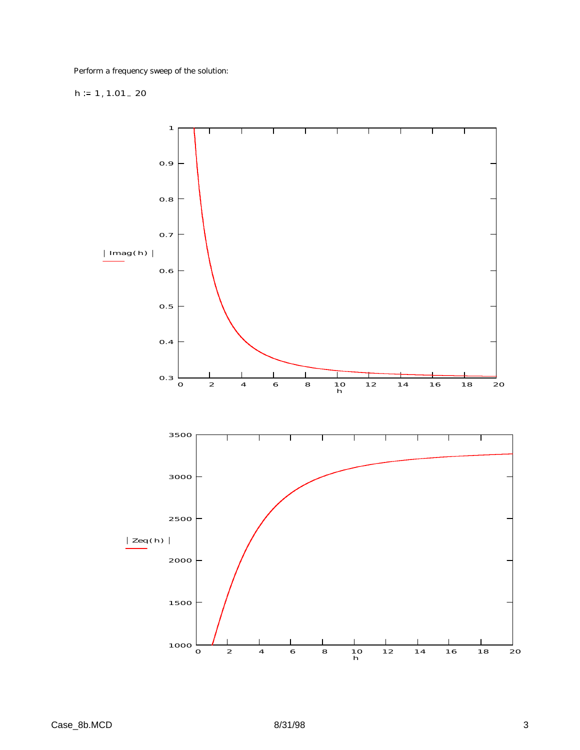Perform a frequency sweep of the solution:

$h := 1, 1.01 .. 20$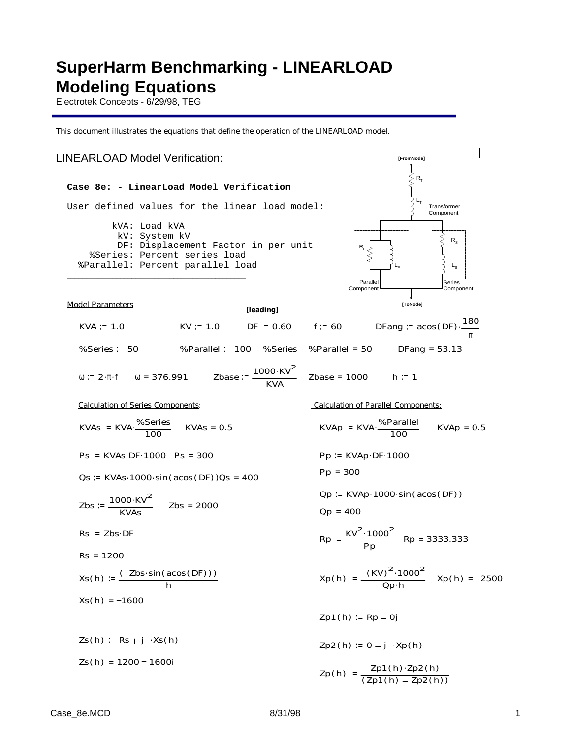# SuperHarm Benchmarking - LINEARLOAD Modeling Equations

Electrotek Concepts - 6/29/98, TEG

This document illustrates the equations that define the operation of the LINEARLOAD model.

## LINEARLOAD Model Verification:

**Case 8e: - LinearLoad Model Verification**

User defined values for the linear load model:

```
        kVA: Load kVA
         kV: System kV
         DF: Displacement Factor in per unit
    %Series: Percent series load
  %Parallel: Percent parallel load
```

[FromNode] — $R_T$, $L_T$ Transformer Component; $R_P$, $L_P$ Parallel Component; $R_S$, $L_S$ Series Component — [ToNode]

Model Parameters

$KVA := 1.0$ $\quad KV := 1.0$ $\quad DF := 0.60$ [leading] $\quad f := 60$ $\quad DFang := acos(DF) \cdot \frac{180}{\pi}$

$\%Series := 50$ $\quad \%Parallel := 100 - \%Series$ $\quad \%Parallel = 50$ $\quad DFang = 53.13$

$\omega := 2 \cdot \pi \cdot f$ $\quad \omega = 376.991$ $\quad Zbase := \frac{1000 \cdot KV^2}{KVA}$ $\quad Zbase = 1000$ $\quad h := 1$

Calculation of Series Components:

$KVAs := KVA \cdot \frac{\%Series}{100}$ $\quad KVAs = 0.5$

$Ps := KVAs \cdot DF \cdot 1000$ $\quad Ps = 300$

$Qs := KVAs \cdot 1000 \cdot \sin(acos(DF))$ $\quad Qs = 400$

$Zbs := \frac{1000 \cdot KV^2}{KVAs}$ $\quad Zbs = 2000$

$Rs := Zbs \cdot DF$

$Rs = 1200$

$Xs(h) := \frac{(-Zbs \cdot \sin(acos(DF)))}{h}$

$Xs(h) = -1600$

$Zs(h) := Rs + j \cdot Xs(h)$

$Zs(h) = 1200 - 1600i$

Calculation of Parallel Components:

$KVAp := KVA \cdot \frac{\%Parallel}{100}$ $\quad KVAp = 0.5$

$Pp := KVAp \cdot DF \cdot 1000$

$Pp = 300$

$Qp := KVAp \cdot 1000 \cdot \sin(acos(DF))$

$Qp = 400$

$Rp := \frac{KV^2 \cdot 1000^2}{Pp}$ $\quad Rp = 3333.333$

$Xp(h) := \frac{-(KV)^2 \cdot 1000^2}{Qp \cdot h}$ $\quad Xp(h) = -2500$

$Zp1(h) := Rp + 0j$

$Zp2(h) := 0 + j \cdot Xp(h)$

$Zp(h) := \frac{Zp1(h) \cdot Zp2(h)}{(Zp1(h) + Zp2(h))}$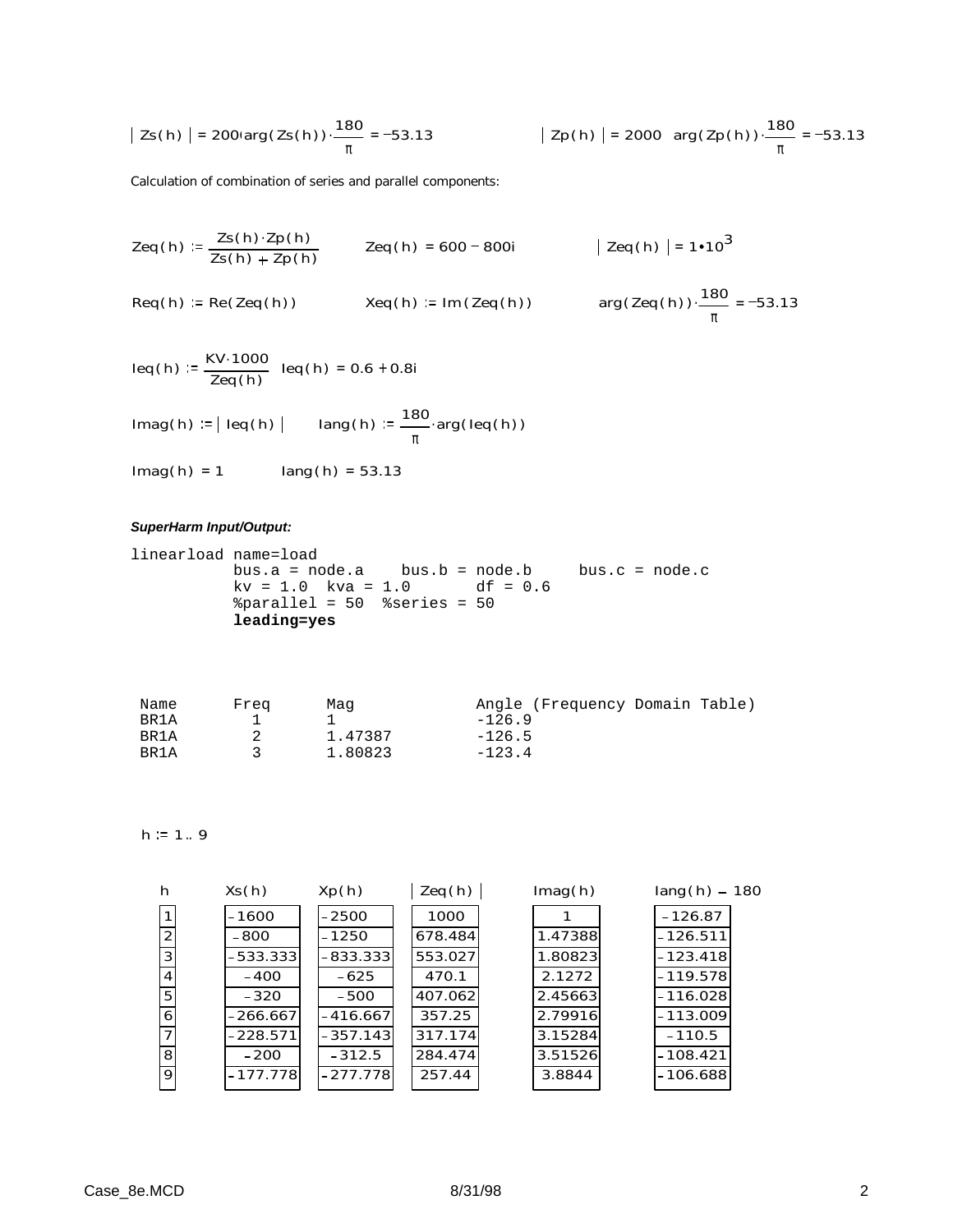$|Zs(h)| = 2000 \quad \arg(Zs(h)) \cdot \frac{180}{\pi} = -53.13$ $\qquad |Zp(h)| = 2000 \quad \arg(Zp(h)) \cdot \frac{180}{\pi} = -53.13$

Calculation of combination of series and parallel components:

$Zeq(h) := \frac{Zs(h) \cdot Zp(h)}{Zs(h) + Zp(h)} \qquad Zeq(h) = 600 - 800i \qquad |Zeq(h)| = 1 \cdot 10^3$

$Req(h) := Re(Zeq(h)) \qquad Xeq(h) := Im(Zeq(h)) \qquad \arg(Zeq(h)) \cdot \frac{180}{\pi} = -53.13$

$Ieq(h) := \frac{KV \cdot 1000}{Zeq(h)} \quad Ieq(h) = 0.6 + 0.8i$

$Imag(h) := |Ieq(h)| \qquad Iang(h) := \frac{180}{\pi} \cdot \arg(Ieq(h))$

$Imag(h) = 1 \qquad Iang(h) = 53.13$

***SuperHarm Input/Output:***

```
linearload name=load
          bus.a = node.a    bus.b = node.b     bus.c = node.c
          kv = 1.0  kva = 1.0       df = 0.6
          %parallel = 50  %series = 50
          leading=yes
```

```
 Name     Freq      Mag            Angle (Frequency Domain Table)
 BR1A       1       1              -126.9
 BR1A       2       1.47387        -126.5
 BR1A       3       1.80823        -123.4
```

$h := 1..9$

| h | Xs(h) | Xp(h) | \|Zeq(h)\| | Imag(h) | Iang(h) − 180 |
|---|---|---|---|---|---|
| 1 | -1600 | -2500 | 1000 | 1 | -126.87 |
| 2 | -800 | -1250 | 678.484 | 1.47388 | -126.511 |
| 3 | -533.333 | -833.333 | 553.027 | 1.80823 | -123.418 |
| 4 | -400 | -625 | 470.1 | 2.1272 | -119.578 |
| 5 | -320 | -500 | 407.062 | 2.45663 | -116.028 |
| 6 | -266.667 | -416.667 | 357.25 | 2.79916 | -113.009 |
| 7 | -228.571 | -357.143 | 317.174 | 3.15284 | -110.5 |
| 8 | -200 | -312.5 | 284.474 | 3.51526 | -108.421 |
| 9 | -177.778 | -277.778 | 257.44 | 3.8844 | -106.688 |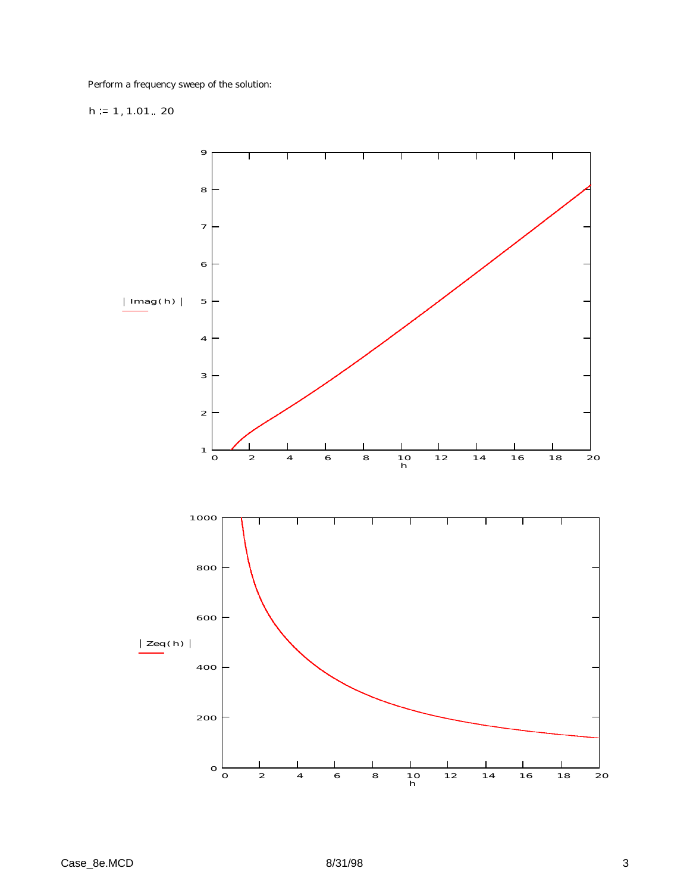Perform a frequency sweep of the solution:

$h := 1, 1.01 .. 20$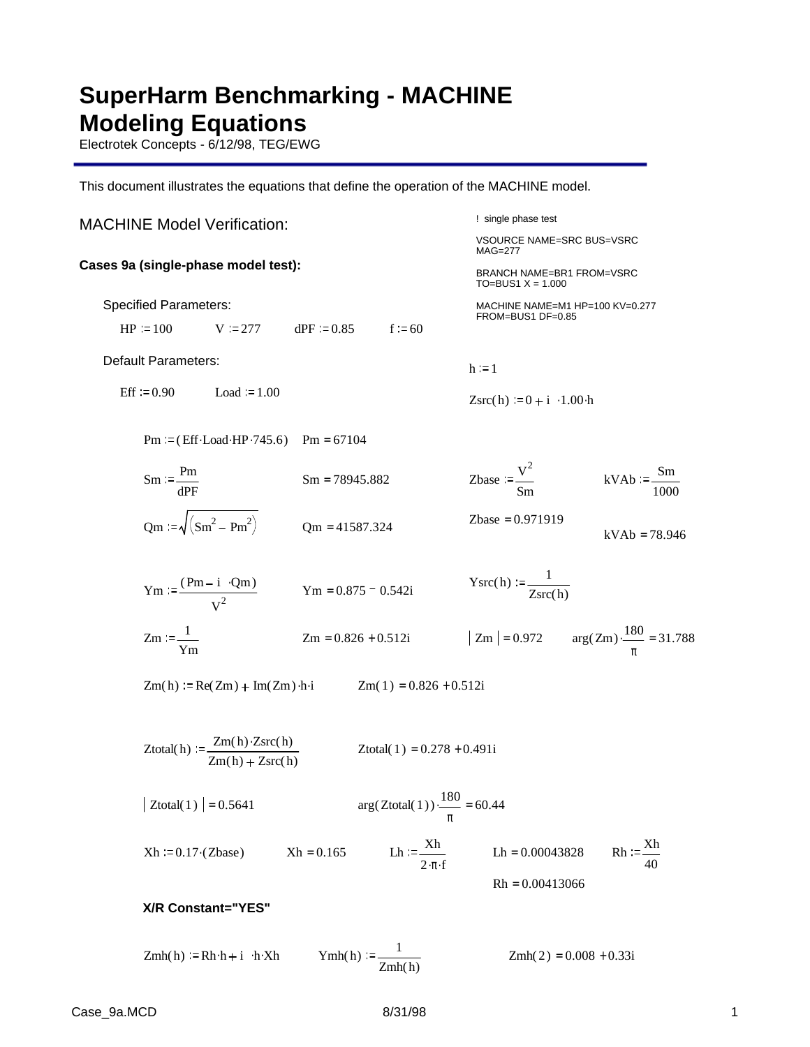# SuperHarm Benchmarking - MACHINE Modeling Equations

Electrotek Concepts - 6/12/98, TEG/EWG

This document illustrates the equations that define the operation of the MACHINE model.

## MACHINE Model Verification:

```
! single phase test

VSOURCE NAME=SRC BUS=VSRC
MAG=277

BRANCH NAME=BR1 FROM=VSRC
TO=BUS1 X = 1.000

MACHINE NAME=M1 HP=100 KV=0.277
FROM=BUS1 DF=0.85
```

### Cases 9a (single-phase model test):

Specified Parameters:

$HP := 100 \quad V := 277 \quad dPF := 0.85 \quad f := 60$

Default Parameters:

$Eff := 0.90 \quad Load := 1.00$

$h := 1$

$Zsrc(h) := 0 + i \cdot 1.00 \cdot h$

$Pm := (Eff \cdot Load \cdot HP \cdot 745.6) \qquad Pm = 67104$

$Sm := \dfrac{Pm}{dPF} \qquad Sm = 78945.882$

$Zbase := \dfrac{V^2}{Sm} \qquad Zbase = 0.971919$

$kVAb := \dfrac{Sm}{1000} \qquad kVAb = 78.946$

$Qm := \sqrt{(Sm^2 - Pm^2)} \qquad Qm = 41587.324$

$Ym := \dfrac{(Pm - i \cdot Qm)}{V^2} \qquad Ym = 0.875 - 0.542i$

$Ysrc(h) := \dfrac{1}{Zsrc(h)}$

$Zm := \dfrac{1}{Ym} \qquad Zm = 0.826 + 0.512i$

$|Zm| = 0.972 \qquad arg(Zm) \cdot \dfrac{180}{\pi} = 31.788$

$Zm(h) := Re(Zm) + Im(Zm) \cdot h \cdot i \qquad Zm(1) = 0.826 + 0.512i$

$Ztotal(h) := \dfrac{Zm(h) \cdot Zsrc(h)}{Zm(h) + Zsrc(h)} \qquad Ztotal(1) = 0.278 + 0.491i$

$|Ztotal(1)| = 0.5641 \qquad arg(Ztotal(1)) \cdot \dfrac{180}{\pi} = 60.44$

$Xh := 0.17 \cdot (Zbase) \qquad Xh = 0.165$

$Lh := \dfrac{Xh}{2 \cdot \pi \cdot f} \qquad Lh = 0.00043828$

$Rh := \dfrac{Xh}{40} \qquad Rh = 0.00413066$

**X/R Constant="YES"**

$Zmh(h) := Rh \cdot h + i \cdot h \cdot Xh \qquad Ymh(h) := \dfrac{1}{Zmh(h)} \qquad Zmh(2) = 0.008 + 0.33i$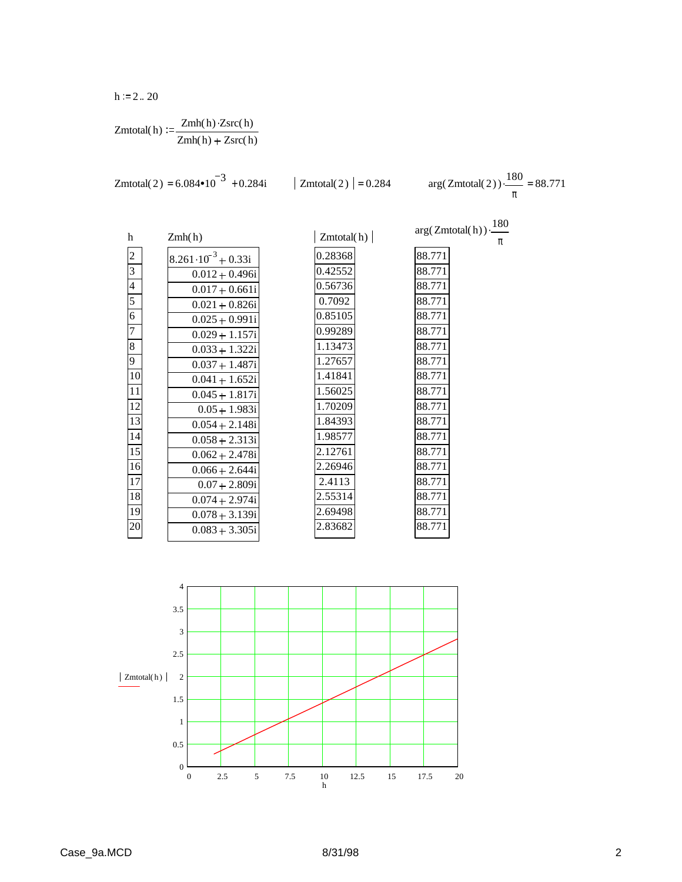$h := 2 .. 20$

$$Zmtotal(h) := \frac{Zmh(h) \cdot Zsrc(h)}{Zmh(h) + Zsrc(h)}$$

$Zmtotal(2) = 6.084 \cdot 10^{-3} + 0.284i$ $\quad\quad |Zmtotal(2)| = 0.284$ $\quad\quad arg(Zmtotal(2)) \cdot \frac{180}{\pi} = 88.771$

| h | Zmh(h) | \|Zmtotal(h)\| | $arg(Zmtotal(h)) \cdot \frac{180}{\pi}$ |
|---|---|---|---|
| 2 | $8.261 \cdot 10^{-3} + 0.33i$ | 0.28368 | 88.771 |
| 3 | 0.012 + 0.496i | 0.42552 | 88.771 |
| 4 | 0.017 + 0.661i | 0.56736 | 88.771 |
| 5 | 0.021 + 0.826i | 0.7092 | 88.771 |
| 6 | 0.025 + 0.991i | 0.85105 | 88.771 |
| 7 | 0.029 + 1.157i | 0.99289 | 88.771 |
| 8 | 0.033 + 1.322i | 1.13473 | 88.771 |
| 9 | 0.037 + 1.487i | 1.27657 | 88.771 |
| 10 | 0.041 + 1.652i | 1.41841 | 88.771 |
| 11 | 0.045 + 1.817i | 1.56025 | 88.771 |
| 12 | 0.05 + 1.983i | 1.70209 | 88.771 |
| 13 | 0.054 + 2.148i | 1.84393 | 88.771 |
| 14 | 0.058 + 2.313i | 1.98577 | 88.771 |
| 15 | 0.062 + 2.478i | 2.12761 | 88.771 |
| 16 | 0.066 + 2.644i | 2.26946 | 88.771 |
| 17 | 0.07 + 2.809i | 2.4113 | 88.771 |
| 18 | 0.074 + 2.974i | 2.55314 | 88.771 |
| 19 | 0.078 + 3.139i | 2.69498 | 88.771 |
| 20 | 0.083 + 3.305i | 2.83682 | 88.771 |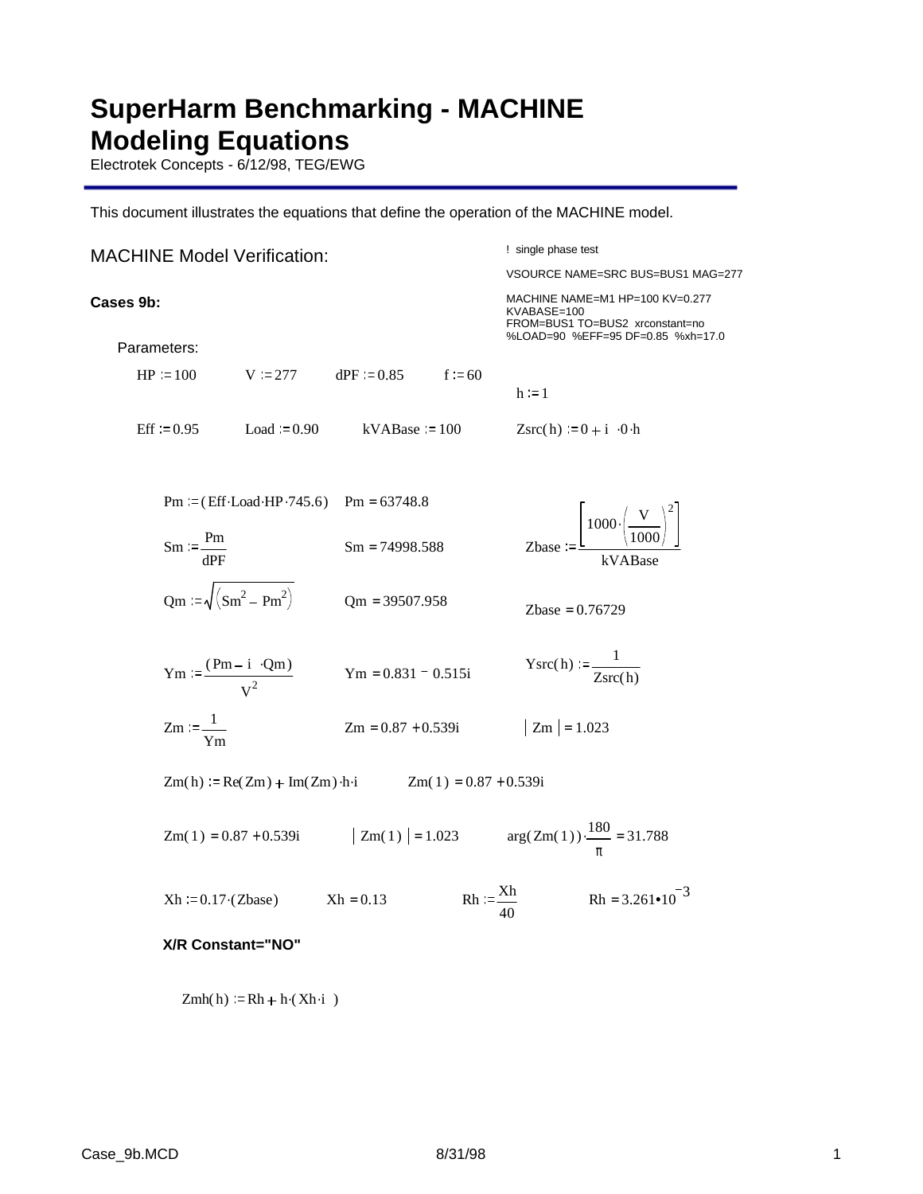# SuperHarm Benchmarking - MACHINE Modeling Equations

Electrotek Concepts - 6/12/98, TEG/EWG

This document illustrates the equations that define the operation of the MACHINE model.

## MACHINE Model Verification:

```
! single phase test

VSOURCE NAME=SRC BUS=BUS1 MAG=277

MACHINE NAME=M1 HP=100 KV=0.277
KVABASE=100
FROM=BUS1 TO=BUS2  xrconstant=no
%LOAD=90  %EFF=95 DF=0.85  %xh=17.0
```

**Cases 9b:**

Parameters:

$HP := 100 \qquad V := 277 \qquad dPF := 0.85 \qquad f := 60 \qquad h := 1$

$Eff := 0.95 \qquad Load := 0.90 \qquad kVABase := 100 \qquad Zsrc(h) := 0 + i \cdot 0 \cdot h$

$Pm := (Eff \cdot Load \cdot HP \cdot 745.6) \qquad Pm = 63748.8$

$Sm := \dfrac{Pm}{dPF} \qquad Sm = 74998.588$

$Zbase := \dfrac{\left[1000 \cdot \left(\dfrac{V}{1000}\right)^2\right]}{kVABase}$

$Qm := \sqrt{\left(Sm^2 - Pm^2\right)} \qquad Qm = 39507.958$

$Zbase = 0.76729$

$Ym := \dfrac{(Pm - i \cdot Qm)}{V^2} \qquad Ym = 0.831 - 0.515i$

$Ysrc(h) := \dfrac{1}{Zsrc(h)}$

$Zm := \dfrac{1}{Ym} \qquad Zm = 0.87 + 0.539i \qquad |Zm| = 1.023$

$Zm(h) := Re(Zm) + Im(Zm) \cdot h \cdot i \qquad Zm(1) = 0.87 + 0.539i$

$Zm(1) = 0.87 + 0.539i \qquad |Zm(1)| = 1.023 \qquad arg(Zm(1)) \cdot \dfrac{180}{\pi} = 31.788$

$Xh := 0.17 \cdot (Zbase) \qquad Xh = 0.13 \qquad Rh := \dfrac{Xh}{40} \qquad Rh = 3.261 \cdot 10^{-3}$

**X/R Constant="NO"**

$Zmh(h) := Rh + h \cdot (Xh \cdot i)$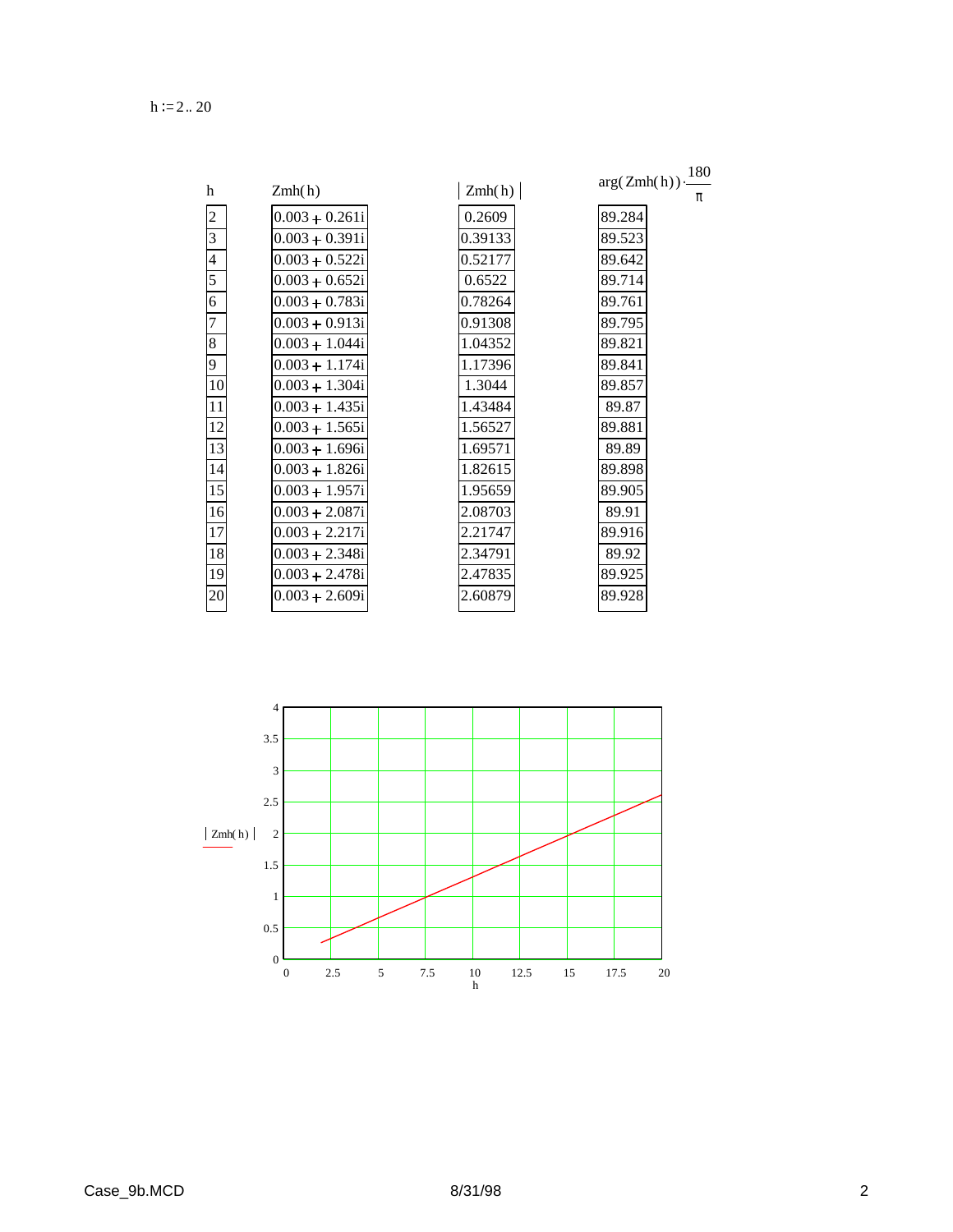$h := 2 .. 20$

| $h$ | $Zmh(h)$ | $\left\|Zmh(h)\right\|$ | $\arg(Zmh(h))\cdot\frac{180}{\pi}$ |
|---|---|---|---|
| 2 | 0.003 + 0.261i | 0.2609 | 89.284 |
| 3 | 0.003 + 0.391i | 0.39133 | 89.523 |
| 4 | 0.003 + 0.522i | 0.52177 | 89.642 |
| 5 | 0.003 + 0.652i | 0.6522 | 89.714 |
| 6 | 0.003 + 0.783i | 0.78264 | 89.761 |
| 7 | 0.003 + 0.913i | 0.91308 | 89.795 |
| 8 | 0.003 + 1.044i | 1.04352 | 89.821 |
| 9 | 0.003 + 1.174i | 1.17396 | 89.841 |
| 10 | 0.003 + 1.304i | 1.3044 | 89.857 |
| 11 | 0.003 + 1.435i | 1.43484 | 89.87 |
| 12 | 0.003 + 1.565i | 1.56527 | 89.881 |
| 13 | 0.003 + 1.696i | 1.69571 | 89.89 |
| 14 | 0.003 + 1.826i | 1.82615 | 89.898 |
| 15 | 0.003 + 1.957i | 1.95659 | 89.905 |
| 16 | 0.003 + 2.087i | 2.08703 | 89.91 |
| 17 | 0.003 + 2.217i | 2.21747 | 89.916 |
| 18 | 0.003 + 2.348i | 2.34791 | 89.92 |
| 19 | 0.003 + 2.478i | 2.47835 | 89.925 |
| 20 | 0.003 + 2.609i | 2.60879 | 89.928 |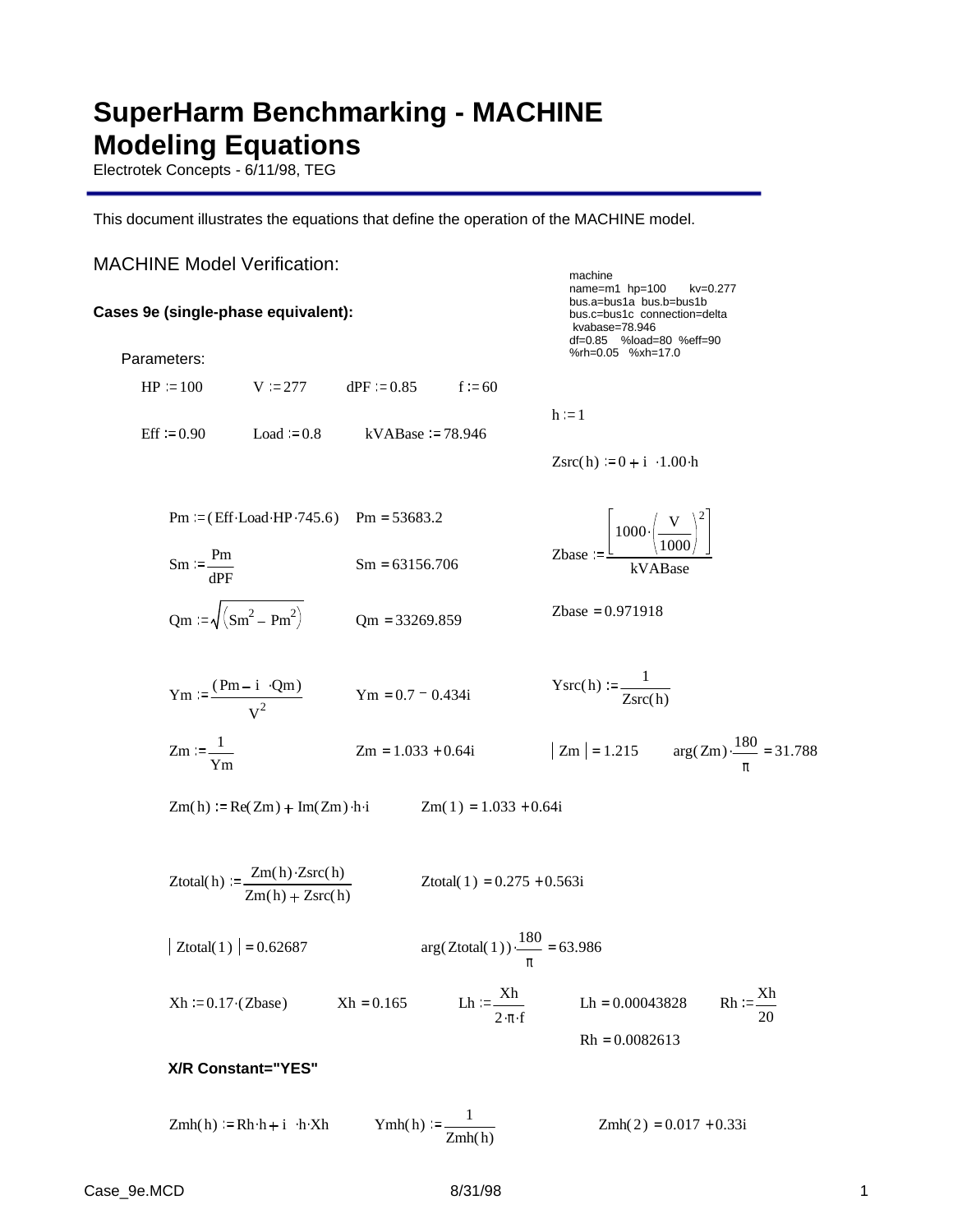# SuperHarm Benchmarking - MACHINE Modeling Equations

Electrotek Concepts - 6/11/98, TEG

This document illustrates the equations that define the operation of the MACHINE model.

## MACHINE Model Verification:

```
machine
name=m1  hp=100      kv=0.277
bus.a=bus1a  bus.b=bus1b
bus.c=bus1c  connection=delta
 kvabase=78.946
df=0.85    %load=80  %eff=90
%rh=0.05   %xh=17.0
```

**Cases 9e (single-phase equivalent):**

Parameters:

$HP := 100 \qquad V := 277 \qquad dPF := 0.85 \qquad f := 60$

$Eff := 0.90 \qquad Load := 0.8 \qquad kVABase := 78.946$

$h := 1$

$Zsrc(h) := 0 + i \cdot 1.00 \cdot h$

$Pm := (Eff \cdot Load \cdot HP \cdot 745.6) \qquad Pm = 53683.2$

$Sm := \dfrac{Pm}{dPF} \qquad Sm = 63156.706$

$Qm := \sqrt{\left(Sm^2 - Pm^2\right)} \qquad Qm = 33269.859$

$$Zbase := \frac{\left[1000 \cdot \left(\frac{V}{1000}\right)^2\right]}{kVABase}$$

$Zbase = 0.971918$

$Ym := \dfrac{(Pm - i \cdot Qm)}{V^2} \qquad Ym = 0.7 - 0.434i$

$Ysrc(h) := \dfrac{1}{Zsrc(h)}$

$Zm := \dfrac{1}{Ym} \qquad Zm = 1.033 + 0.64i$

$|Zm| = 1.215 \qquad arg(Zm) \cdot \dfrac{180}{\pi} = 31.788$

$Zm(h) := Re(Zm) + Im(Zm) \cdot h \cdot i \qquad Zm(1) = 1.033 + 0.64i$

$Ztotal(h) := \dfrac{Zm(h) \cdot Zsrc(h)}{Zm(h) + Zsrc(h)} \qquad Ztotal(1) = 0.275 + 0.563i$

$|Ztotal(1)| = 0.62687 \qquad arg(Ztotal(1)) \cdot \dfrac{180}{\pi} = 63.986$

$Xh := 0.17 \cdot (Zbase) \qquad Xh = 0.165 \qquad Lh := \dfrac{Xh}{2 \cdot \pi \cdot f} \qquad Lh = 0.00043828 \qquad Rh := \dfrac{Xh}{20}$

$Rh = 0.0082613$

**X/R Constant="YES"**

$Zmh(h) := Rh \cdot h + i \cdot h \cdot Xh \qquad Ymh(h) := \dfrac{1}{Zmh(h)} \qquad Zmh(2) = 0.017 + 0.33i$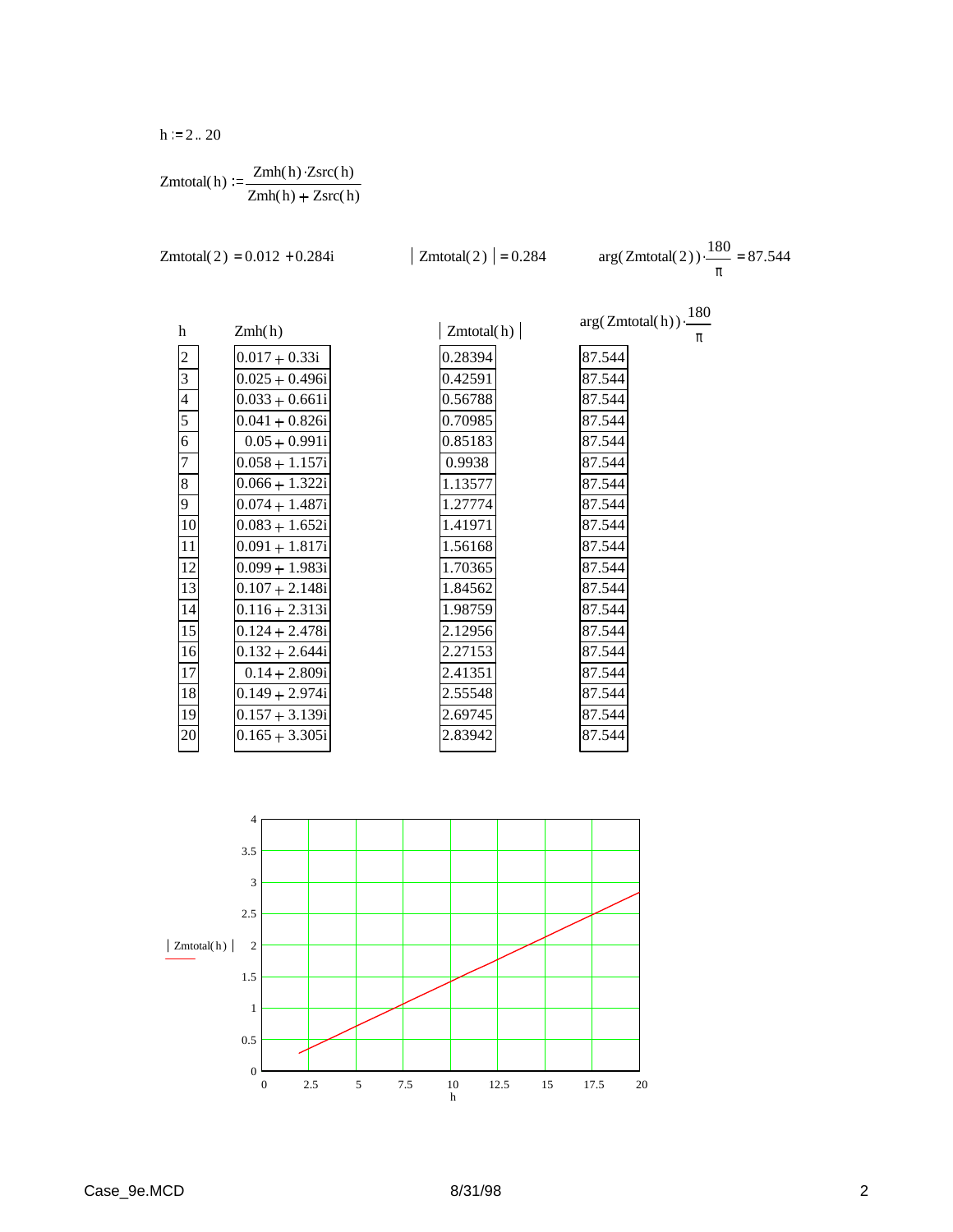$h := 2 .. 20$

$$Zmtotal(h) := \frac{Zmh(h) \cdot Zsrc(h)}{Zmh(h) + Zsrc(h)}$$

$Zmtotal(2) = 0.012 + 0.284i$ $\qquad |Zmtotal(2)| = 0.284$ $\qquad arg(Zmtotal(2)) \cdot \frac{180}{\pi} = 87.544$

| h | Zmh(h) | $\lvert Zmtotal(h) \rvert$ | $arg(Zmtotal(h)) \cdot \frac{180}{\pi}$ |
|---|---|---|---|
| 2 | 0.017 + 0.33i | 0.28394 | 87.544 |
| 3 | 0.025 + 0.496i | 0.42591 | 87.544 |
| 4 | 0.033 + 0.661i | 0.56788 | 87.544 |
| 5 | 0.041 + 0.826i | 0.70985 | 87.544 |
| 6 | 0.05 + 0.991i | 0.85183 | 87.544 |
| 7 | 0.058 + 1.157i | 0.9938 | 87.544 |
| 8 | 0.066 + 1.322i | 1.13577 | 87.544 |
| 9 | 0.074 + 1.487i | 1.27774 | 87.544 |
| 10 | 0.083 + 1.652i | 1.41971 | 87.544 |
| 11 | 0.091 + 1.817i | 1.56168 | 87.544 |
| 12 | 0.099 + 1.983i | 1.70365 | 87.544 |
| 13 | 0.107 + 2.148i | 1.84562 | 87.544 |
| 14 | 0.116 + 2.313i | 1.98759 | 87.544 |
| 15 | 0.124 + 2.478i | 2.12956 | 87.544 |
| 16 | 0.132 + 2.644i | 2.27153 | 87.544 |
| 17 | 0.14 + 2.809i | 2.41351 | 87.544 |
| 18 | 0.149 + 2.974i | 2.55548 | 87.544 |
| 19 | 0.157 + 3.139i | 2.69745 | 87.544 |
| 20 | 0.165 + 3.305i | 2.83942 | 87.544 |

$|Zmtotal(h)|$ vs. $h$ (plot: y-axis 0 to 4, x-axis 0 to 20)

Case_9e.MCD 8/31/98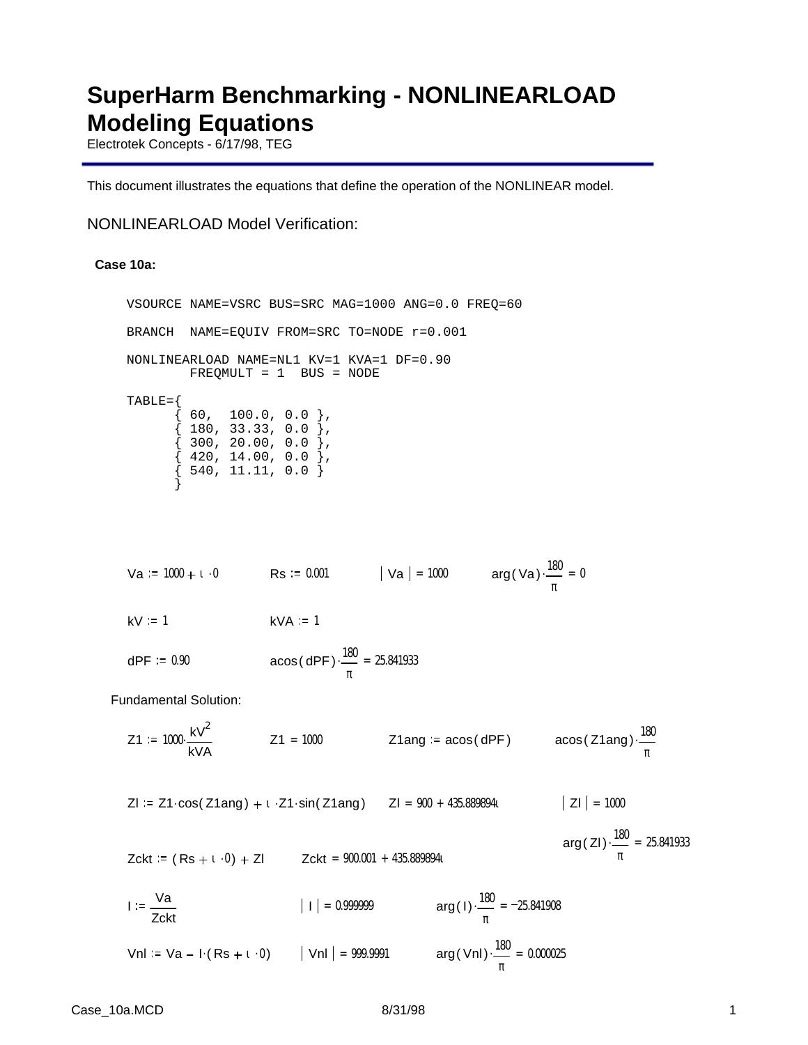# SuperHarm Benchmarking - NONLINEARLOAD Modeling Equations

Electrotek Concepts - 6/17/98, TEG

This document illustrates the equations that define the operation of the NONLINEAR model.

## NONLINEARLOAD Model Verification:

**Case 10a:**

```
VSOURCE NAME=VSRC BUS=SRC MAG=1000 ANG=0.0 FREQ=60

BRANCH  NAME=EQUIV FROM=SRC TO=NODE r=0.001

NONLINEARLOAD NAME=NL1 KV=1 KVA=1 DF=0.90
        FREQMULT = 1  BUS = NODE

TABLE={
      { 60,  100.0, 0.0 },
      { 180, 33.33, 0.0 },
      { 300, 20.00, 0.0 },
      { 420, 14.00, 0.0 },
      { 540, 11.11, 0.0 }
      }
```

$Va := 1000 + i \cdot 0$ $\quad Rs := 0.001$ $\quad |Va| = 1000$ $\quad arg(Va) \cdot \frac{180}{\pi} = 0$

$kV := 1$ $\quad kVA := 1$

$dPF := 0.90$ $\quad acos(dPF) \cdot \frac{180}{\pi} = 25.841933$

Fundamental Solution:

$Z1 := 1000 \cdot \frac{kV^2}{kVA}$ $\quad Z1 = 1000$ $\quad Z1ang := acos(dPF)$ $\quad acos(Z1ang) \cdot \frac{180}{\pi}$

$Zl := Z1 \cdot cos(Z1ang) + i \cdot Z1 \cdot sin(Z1ang)$ $\quad Zl = 900 + 435.889894i$ $\quad |Zl| = 1000$

$arg(Zl) \cdot \frac{180}{\pi} = 25.841933$

$Zckt := (Rs + i \cdot 0) + Zl$ $\quad Zckt = 900.001 + 435.889894i$

$I := \frac{Va}{Zckt}$ $\quad |I| = 0.999999$ $\quad arg(I) \cdot \frac{180}{\pi} = -25.841908$

$Vnl := Va - I \cdot (Rs + i \cdot 0)$ $\quad |Vnl| = 999.9991$ $\quad arg(Vnl) \cdot \frac{180}{\pi} = 0.000025$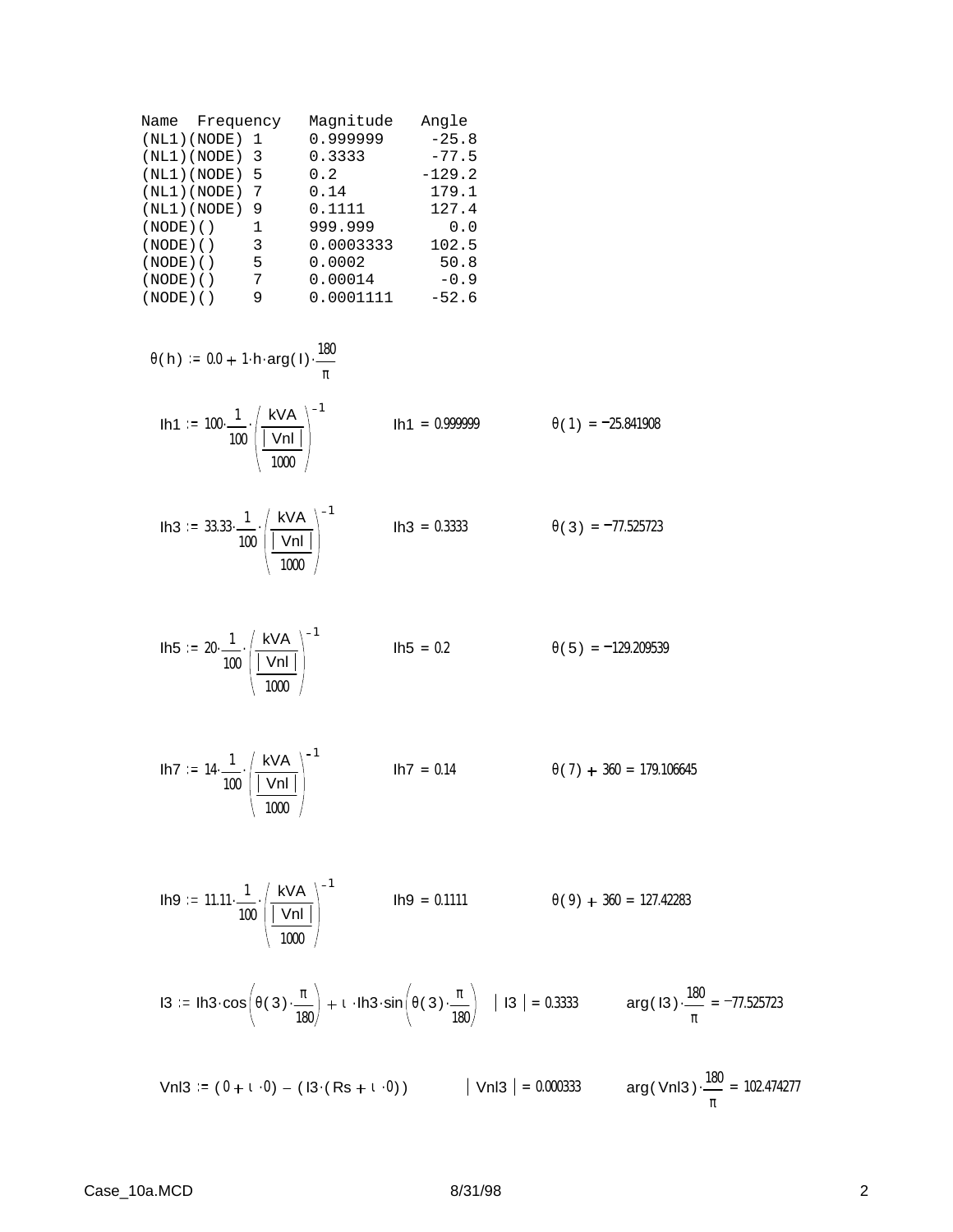```
Name  Frequency   Magnitude   Angle
(NL1)(NODE) 1     0.999999     -25.8
(NL1)(NODE) 3     0.3333       -77.5
(NL1)(NODE) 5     0.2         -129.2
(NL1)(NODE) 7     0.14         179.1
(NL1)(NODE) 9     0.1111       127.4
(NODE)()    1     999.999        0.0
(NODE)()    3     0.0003333    102.5
(NODE)()    5     0.0002        50.8
(NODE)()    7     0.00014       -0.9
(NODE)()    9     0.0001111    -52.6
```

$$\theta(h) := 0.0 + 1 \cdot h \cdot \arg(I) \cdot \frac{180}{\pi}$$

$$Ih1 := 100 \cdot \frac{1}{100} \cdot \left( \frac{kVA}{\frac{|Vnl|}{1000}} \right)^{-1} \qquad Ih1 = 0.999999 \qquad \theta(1) = -25.841908$$

$$Ih3 := 33.33 \cdot \frac{1}{100} \cdot \left( \frac{kVA}{\frac{|Vnl|}{1000}} \right)^{-1} \qquad Ih3 = 0.3333 \qquad \theta(3) = -77.525723$$

$$Ih5 := 20 \cdot \frac{1}{100} \cdot \left( \frac{kVA}{\frac{|Vnl|}{1000}} \right)^{-1} \qquad Ih5 = 0.2 \qquad \theta(5) = -129.209539$$

$$Ih7 := 14 \cdot \frac{1}{100} \cdot \left( \frac{kVA}{\frac{|Vnl|}{1000}} \right)^{-1} \qquad Ih7 = 0.14 \qquad \theta(7) + 360 = 179.106645$$

$$Ih9 := 11.11 \cdot \frac{1}{100} \cdot \left( \frac{kVA}{\frac{|Vnl|}{1000}} \right)^{-1} \qquad Ih9 = 0.1111 \qquad \theta(9) + 360 = 127.42283$$

$$I3 := Ih3 \cdot \cos\left(\theta(3) \cdot \frac{\pi}{180}\right) + \iota \cdot Ih3 \cdot \sin\left(\theta(3) \cdot \frac{\pi}{180}\right) \qquad |I3| = 0.3333 \qquad \arg(I3) \cdot \frac{180}{\pi} = -77.525723$$

$$Vnl3 := (0 + \iota \cdot 0) - (I3 \cdot (Rs + \iota \cdot 0)) \qquad |Vnl3| = 0.000333 \qquad \arg(Vnl3) \cdot \frac{180}{\pi} = 102.474277$$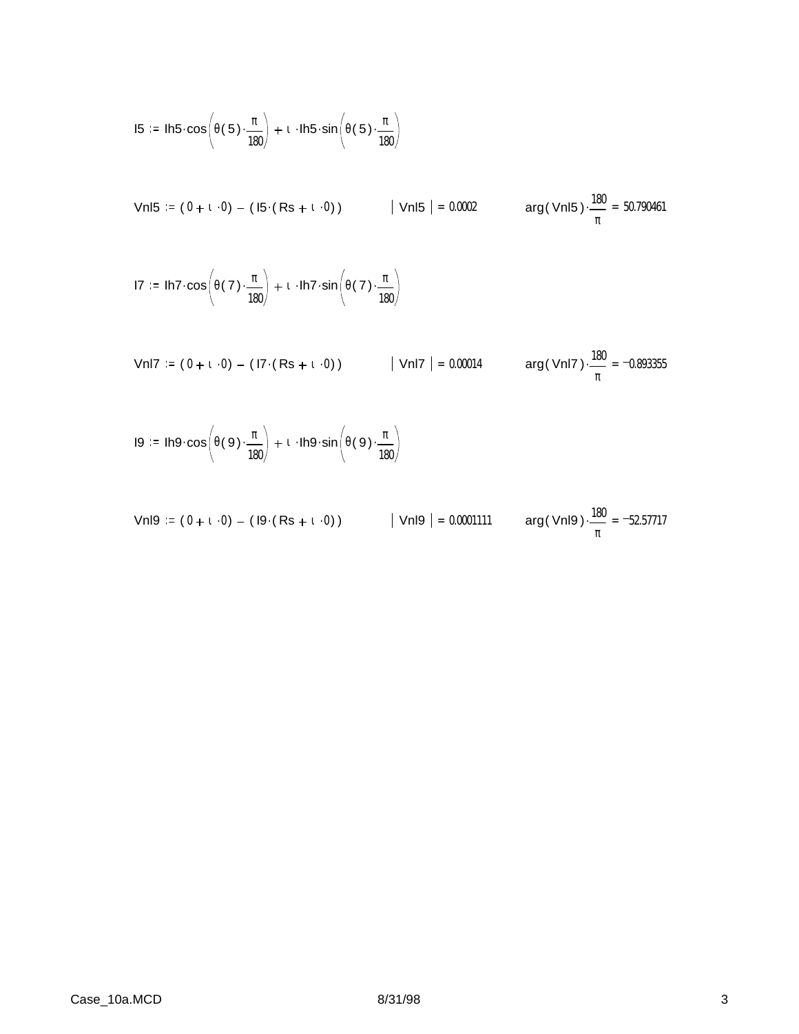$$I5 := Ih5 \cdot \cos\left(\theta(5) \cdot \frac{\pi}{180}\right) + \iota \cdot Ih5 \cdot \sin\left(\theta(5) \cdot \frac{\pi}{180}\right)$$

$$Vnl5 := (0 + \iota \cdot 0) - (I5 \cdot (Rs + \iota \cdot 0)) \qquad |Vnl5| = 0.0002 \qquad \arg(Vnl5) \cdot \frac{180}{\pi} = 50.790461$$

$$I7 := Ih7 \cdot \cos\left(\theta(7) \cdot \frac{\pi}{180}\right) + \iota \cdot Ih7 \cdot \sin\left(\theta(7) \cdot \frac{\pi}{180}\right)$$

$$Vnl7 := (0 + \iota \cdot 0) - (I7 \cdot (Rs + \iota \cdot 0)) \qquad |Vnl7| = 0.00014 \qquad \arg(Vnl7) \cdot \frac{180}{\pi} = -0.893355$$

$$I9 := Ih9 \cdot \cos\left(\theta(9) \cdot \frac{\pi}{180}\right) + \iota \cdot Ih9 \cdot \sin\left(\theta(9) \cdot \frac{\pi}{180}\right)$$

$$Vnl9 := (0 + \iota \cdot 0) - (I9 \cdot (Rs + \iota \cdot 0)) \qquad |Vnl9| = 0.0001111 \qquad \arg(Vnl9) \cdot \frac{180}{\pi} = -52.57717$$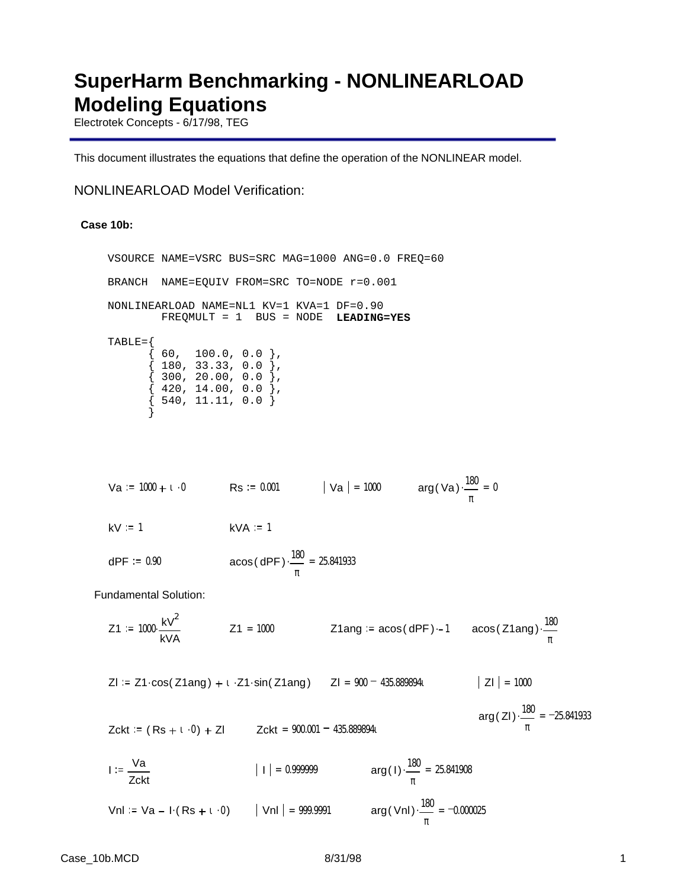# SuperHarm Benchmarking - NONLINEARLOAD Modeling Equations

Electrotek Concepts - 6/17/98, TEG

This document illustrates the equations that define the operation of the NONLINEAR model.

## NONLINEARLOAD Model Verification:

**Case 10b:**

```
VSOURCE NAME=VSRC BUS=SRC MAG=1000 ANG=0.0 FREQ=60

BRANCH  NAME=EQUIV FROM=SRC TO=NODE r=0.001

NONLINEARLOAD NAME=NL1 KV=1 KVA=1 DF=0.90
        FREQMULT = 1  BUS = NODE  LEADING=YES

TABLE={
      { 60,  100.0, 0.0 },
      { 180, 33.33, 0.0 },
      { 300, 20.00, 0.0 },
      { 420, 14.00, 0.0 },
      { 540, 11.11, 0.0 }
      }
```

$Va := 1000 + i \cdot 0$ $\quad Rs := 0.001$ $\quad |Va| = 1000$ $\quad arg(Va) \cdot \frac{180}{\pi} = 0$

$kV := 1$ $\quad kVA := 1$

$dPF := 0.90$ $\quad acos(dPF) \cdot \frac{180}{\pi} = 25.841933$

Fundamental Solution:

$Z1 := 1000 \cdot \frac{kV^2}{kVA}$ $\quad Z1 = 1000$ $\quad Z1ang := acos(dPF) \cdot -1$ $\quad acos(Z1ang) \cdot \frac{180}{\pi}$

$Zl := Z1 \cdot cos(Z1ang) + i \cdot Z1 \cdot sin(Z1ang)$ $\quad Zl = 900 - 435.889894i$ $\quad |Zl| = 1000$

$arg(Zl) \cdot \frac{180}{\pi} = -25.841933$

$Zckt := (Rs + i \cdot 0) + Zl$ $\quad Zckt = 900.001 - 435.889894i$

$I := \frac{Va}{Zckt}$ $\quad |I| = 0.999999$ $\quad arg(I) \cdot \frac{180}{\pi} = 25.841908$

$Vnl := Va - I \cdot (Rs + i \cdot 0)$ $\quad |Vnl| = 999.9991$ $\quad arg(Vnl) \cdot \frac{180}{\pi} = -0.000025$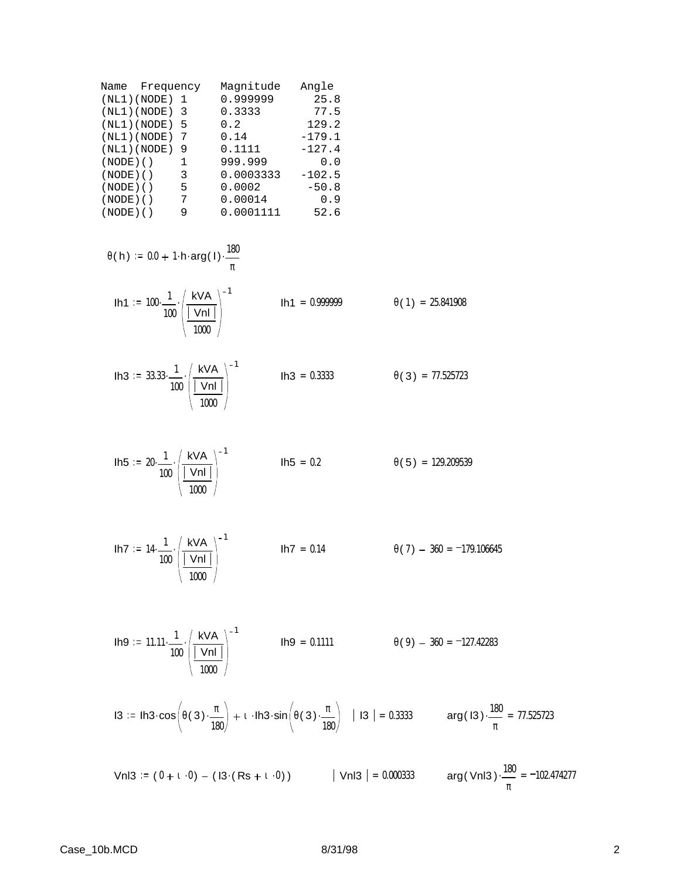```
Name  Frequency   Magnitude   Angle
(NL1)(NODE) 1     0.999999      25.8
(NL1)(NODE) 3     0.3333        77.5
(NL1)(NODE) 5     0.2          129.2
(NL1)(NODE) 7     0.14        -179.1
(NL1)(NODE) 9     0.1111      -127.4
(NODE)()    1     999.999        0.0
(NODE)()    3     0.0003333   -102.5
(NODE)()    5     0.0002       -50.8
(NODE)()    7     0.00014        0.9
(NODE)()    9     0.0001111     52.6
```

$$\theta(h) := 0.0 + 1 \cdot h \cdot \arg(I) \cdot \frac{180}{\pi}$$

$$Ih1 := 100 \cdot \frac{1}{100} \cdot \left( \frac{kVA}{\frac{|Vnl|}{1000}} \right)^{-1} \qquad Ih1 = 0.999999 \qquad \theta(1) = 25.841908$$

$$Ih3 := 33.33 \cdot \frac{1}{100} \cdot \left( \frac{kVA}{\frac{|Vnl|}{1000}} \right)^{-1} \qquad Ih3 = 0.3333 \qquad \theta(3) = 77.525723$$

$$Ih5 := 20 \cdot \frac{1}{100} \cdot \left( \frac{kVA}{\frac{|Vnl|}{1000}} \right)^{-1} \qquad Ih5 = 0.2 \qquad \theta(5) = 129.209539$$

$$Ih7 := 14 \cdot \frac{1}{100} \cdot \left( \frac{kVA}{\frac{|Vnl|}{1000}} \right)^{-1} \qquad Ih7 = 0.14 \qquad \theta(7) - 360 = -179.106645$$

$$Ih9 := 11.11 \cdot \frac{1}{100} \cdot \left( \frac{kVA}{\frac{|Vnl|}{1000}} \right)^{-1} \qquad Ih9 = 0.1111 \qquad \theta(9) - 360 = -127.42283$$

$$I3 := Ih3 \cdot \cos\left(\theta(3) \cdot \frac{\pi}{180}\right) + \iota \cdot Ih3 \cdot \sin\left(\theta(3) \cdot \frac{\pi}{180}\right) \qquad |I3| = 0.3333 \qquad \arg(I3) \cdot \frac{180}{\pi} = 77.525723$$

$$Vnl3 := (0 + \iota \cdot 0) - (I3 \cdot (Rs + \iota \cdot 0)) \qquad |Vnl3| = 0.000333 \qquad \arg(Vnl3) \cdot \frac{180}{\pi} = -102.474277$$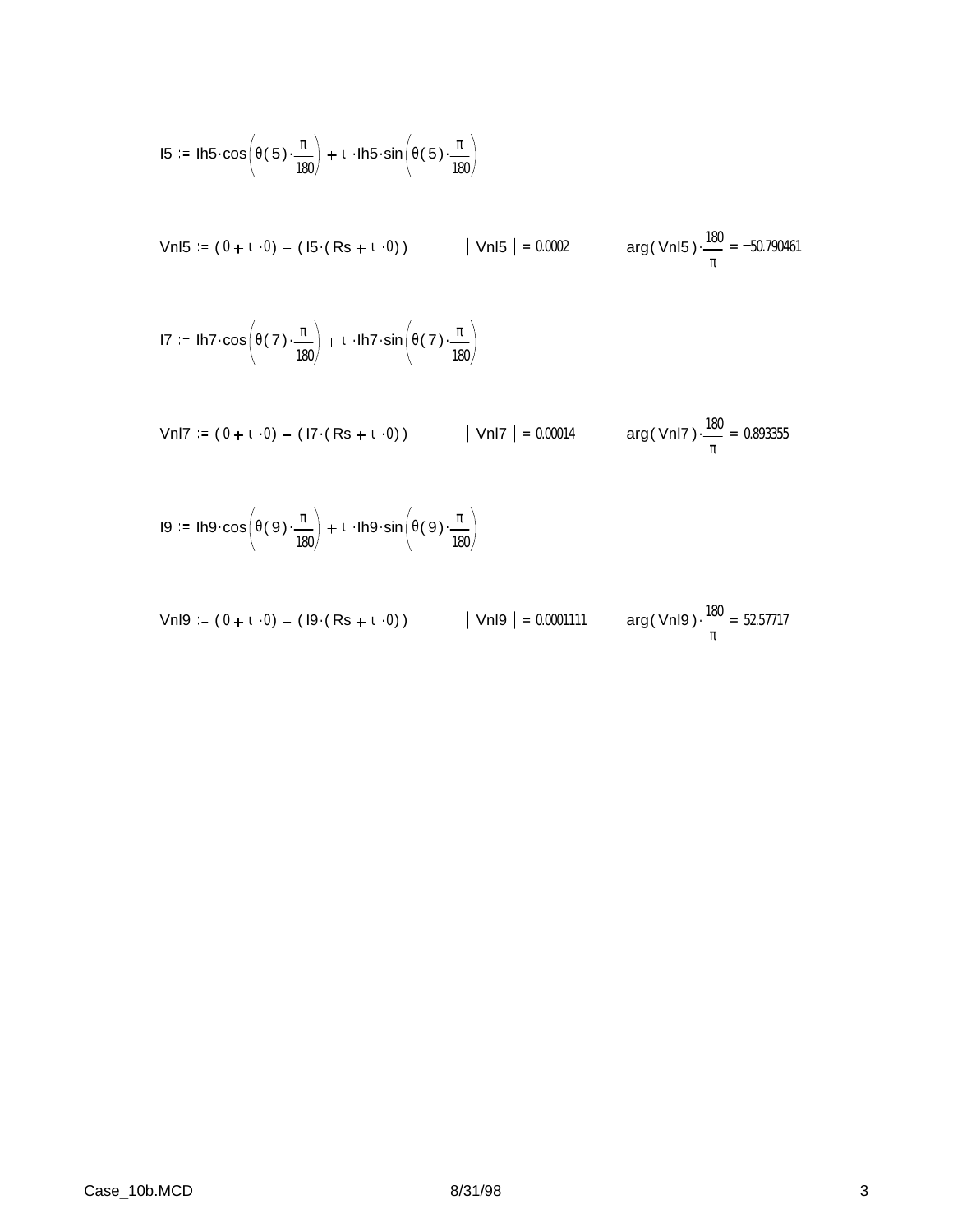$$I5 := Ih5 \cdot \cos\left(\theta(5) \cdot \frac{\pi}{180}\right) + \iota \cdot Ih5 \cdot \sin\left(\theta(5) \cdot \frac{\pi}{180}\right)$$

$$Vnl5 := (0 + \iota \cdot 0) - (I5 \cdot (Rs + \iota \cdot 0)) \qquad |Vnl5| = 0.0002 \qquad \arg(Vnl5) \cdot \frac{180}{\pi} = -50.790461$$

$$I7 := Ih7 \cdot \cos\left(\theta(7) \cdot \frac{\pi}{180}\right) + \iota \cdot Ih7 \cdot \sin\left(\theta(7) \cdot \frac{\pi}{180}\right)$$

$$Vnl7 := (0 + \iota \cdot 0) - (I7 \cdot (Rs + \iota \cdot 0)) \qquad |Vnl7| = 0.00014 \qquad \arg(Vnl7) \cdot \frac{180}{\pi} = 0.893355$$

$$I9 := Ih9 \cdot \cos\left(\theta(9) \cdot \frac{\pi}{180}\right) + \iota \cdot Ih9 \cdot \sin\left(\theta(9) \cdot \frac{\pi}{180}\right)$$

$$Vnl9 := (0 + \iota \cdot 0) - (I9 \cdot (Rs + \iota \cdot 0)) \qquad |Vnl9| = 0.0001111 \qquad \arg(Vnl9) \cdot \frac{180}{\pi} = 52.57717$$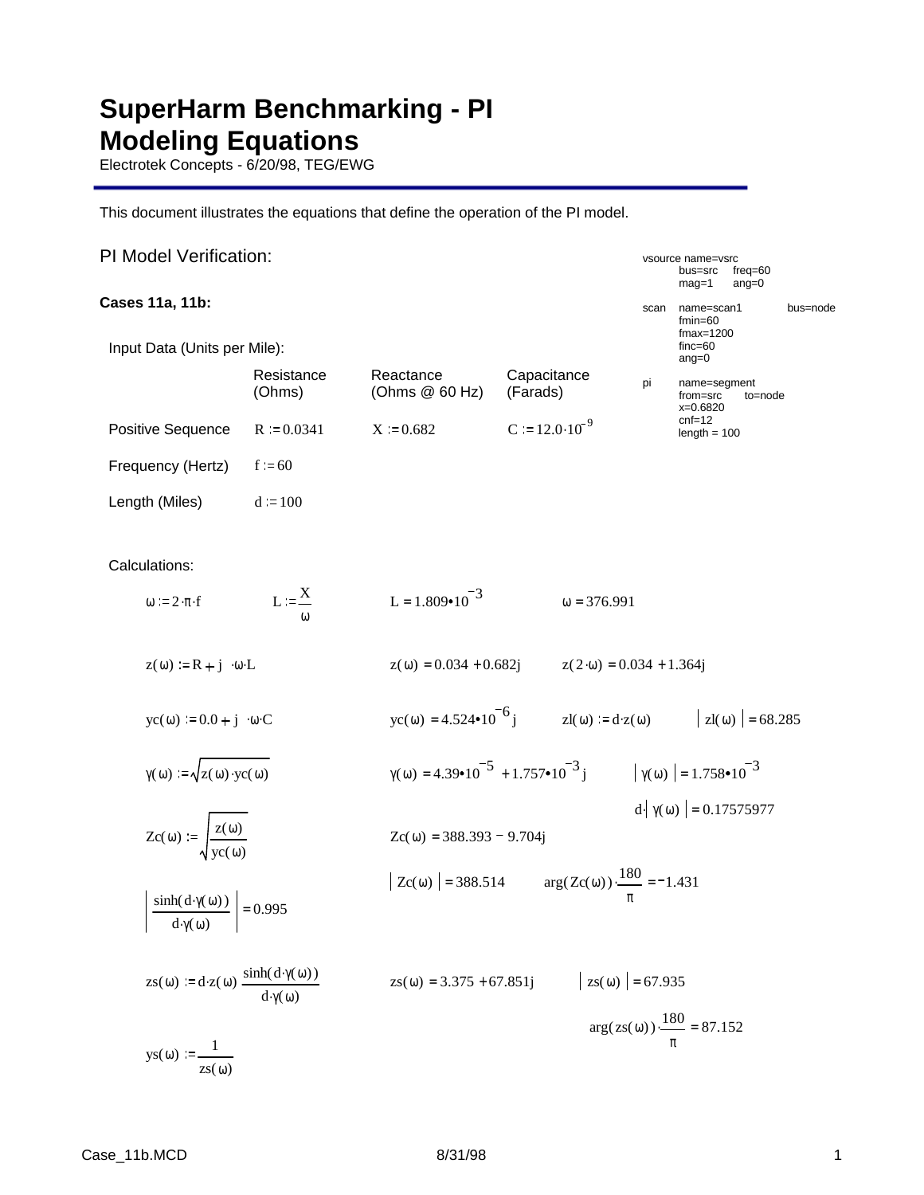# SuperHarm Benchmarking - PI Modeling Equations

Electrotek Concepts - 6/20/98, TEG/EWG

This document illustrates the equations that define the operation of the PI model.

## PI Model Verification:

```
vsource name=vsrc
        bus=src    freq=60
        mag=1      ang=0

scan    name=scan1          bus=node
        fmin=60
        fmax=1200
        finc=60
        ang=0

pi      name=segment
        from=src     to=node
        x=0.6820
        cnf=12
        length = 100
```

### Cases 11a, 11b:

Input Data (Units per Mile):

| | Resistance (Ohms) | Reactance (Ohms @ 60 Hz) | Capacitance (Farads) |
|---|---|---|---|
| Positive Sequence | $R := 0.0341$ | $X := 0.682$ | $C := 12.0 \cdot 10^{-9}$ |
| Frequency (Hertz) | $f := 60$ | | |
| Length (Miles) | $d := 100$ | | |

Calculations:

$\omega := 2 \cdot \pi \cdot f \qquad L := \dfrac{X}{\omega} \qquad L = 1.809 \cdot 10^{-3} \qquad \omega = 376.991$

$z(\omega) := R + j \cdot \omega \cdot L \qquad z(\omega) = 0.034 + 0.682j \qquad z(2 \cdot \omega) = 0.034 + 1.364j$

$yc(\omega) := 0.0 + j \cdot \omega \cdot C \qquad yc(\omega) = 4.524 \cdot 10^{-6} j \qquad zl(\omega) := d \cdot z(\omega) \qquad |zl(\omega)| = 68.285$

$\gamma(\omega) := \sqrt{z(\omega) \cdot yc(\omega)} \qquad \gamma(\omega) = 4.39 \cdot 10^{-5} + 1.757 \cdot 10^{-3} j \qquad |\gamma(\omega)| = 1.758 \cdot 10^{-3}$

$d \cdot |\gamma(\omega)| = 0.17575977$

$Zc(\omega) := \sqrt{\dfrac{z(\omega)}{yc(\omega)}} \qquad Zc(\omega) = 388.393 - 9.704j$

$|Zc(\omega)| = 388.514 \qquad \arg(Zc(\omega)) \cdot \dfrac{180}{\pi} = -1.431$

$\left| \dfrac{\sinh(d \cdot \gamma(\omega))}{d \cdot \gamma(\omega)} \right| = 0.995$

$zs(\omega) := d \cdot z(\omega) \cdot \dfrac{\sinh(d \cdot \gamma(\omega))}{d \cdot \gamma(\omega)} \qquad zs(\omega) = 3.375 + 67.851j \qquad |zs(\omega)| = 67.935$

$\arg(zs(\omega)) \cdot \dfrac{180}{\pi} = 87.152$

$ys(\omega) := \dfrac{1}{zs(\omega)}$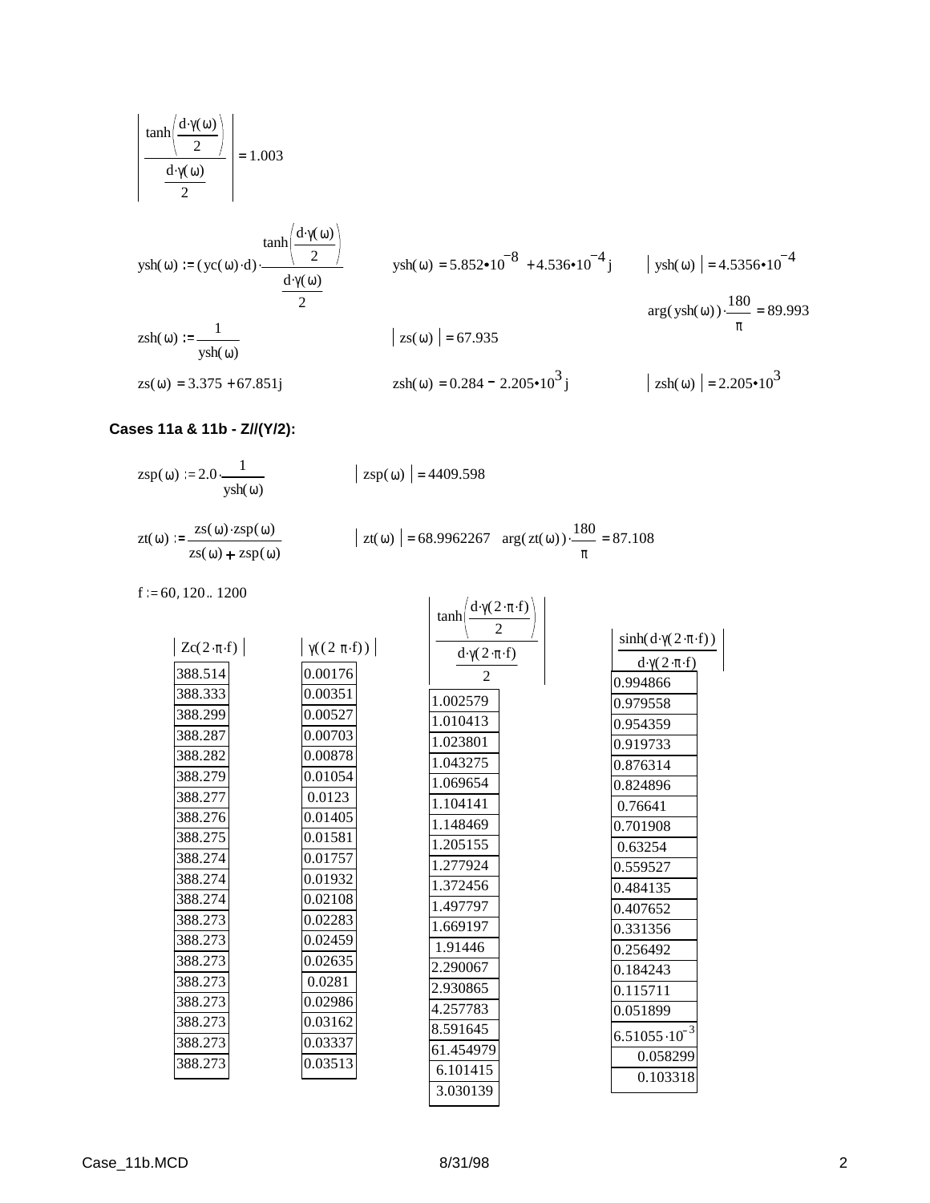$$\left| \frac{\tanh\left(\frac{d \cdot \gamma(\omega)}{2}\right)}{\frac{d \cdot \gamma(\omega)}{2}} \right| = 1.003$$

$$ysh(\omega) := (yc(\omega) \cdot d) \cdot \frac{\tanh\left(\frac{d \cdot \gamma(\omega)}{2}\right)}{\frac{d \cdot \gamma(\omega)}{2}} \qquad ysh(\omega) = 5.852 \cdot 10^{-8} + 4.536 \cdot 10^{-4} j \qquad |ysh(\omega)| = 4.5356 \cdot 10^{-4}$$

$$\arg(ysh(\omega)) \cdot \frac{180}{\pi} = 89.993$$

$$zsh(\omega) := \frac{1}{ysh(\omega)} \qquad |zs(\omega)| = 67.935$$

$$zs(\omega) = 3.375 + 67.851j \qquad zsh(\omega) = 0.284 - 2.205 \cdot 10^{3} j \qquad |zsh(\omega)| = 2.205 \cdot 10^{3}$$

**Cases 11a & 11b - Z//(Y/2):**

$$zsp(\omega) := 2.0 \cdot \frac{1}{ysh(\omega)} \qquad |zsp(\omega)| = 4409.598$$

$$zt(\omega) := \frac{zs(\omega) \cdot zsp(\omega)}{zs(\omega) + zsp(\omega)} \qquad |zt(\omega)| = 68.9962267 \quad \arg(zt(\omega)) \cdot \frac{180}{\pi} = 87.108$$

$f := 60, 120 .. 1200$

| $\lvert Zc(2 \cdot \pi \cdot f) \rvert$ | $\lvert \gamma((2 \cdot \pi \cdot f)) \rvert$ | $\left\lvert \frac{\tanh\left(\frac{d \cdot \gamma(2 \cdot \pi \cdot f)}{2}\right)}{\frac{d \cdot \gamma(2 \cdot \pi \cdot f)}{2}} \right\rvert$ | $\left\lvert \frac{\sinh(d \cdot \gamma(2 \cdot \pi \cdot f))}{d \cdot \gamma(2 \cdot \pi \cdot f)} \right\rvert$ |
|---|---|---|---|
| 388.514 | 0.00176 | 1.002579 | 0.994866 |
| 388.333 | 0.00351 | 1.010413 | 0.979558 |
| 388.299 | 0.00527 | 1.023801 | 0.954359 |
| 388.287 | 0.00703 | 1.043275 | 0.919733 |
| 388.282 | 0.00878 | 1.069654 | 0.876314 |
| 388.279 | 0.01054 | 1.104141 | 0.824896 |
| 388.277 | 0.0123 | 1.148469 | 0.76641 |
| 388.276 | 0.01405 | 1.205155 | 0.701908 |
| 388.275 | 0.01581 | 1.277924 | 0.63254 |
| 388.274 | 0.01757 | 1.372456 | 0.559527 |
| 388.274 | 0.01932 | 1.497797 | 0.484135 |
| 388.274 | 0.02108 | 1.669197 | 0.407652 |
| 388.273 | 0.02283 | 1.91446 | 0.331356 |
| 388.273 | 0.02459 | 2.290067 | 0.256492 |
| 388.273 | 0.02635 | 2.930865 | 0.184243 |
| 388.273 | 0.0281 | 4.257783 | 0.115711 |
| 388.273 | 0.02986 | 8.591645 | 0.051899 |
| 388.273 | 0.03162 | 61.454979 | $6.51055 \cdot 10^{-3}$ |
| 388.273 | 0.03337 | 6.101415 | 0.058299 |
| 388.273 | 0.03513 | 3.030139 | 0.103318 |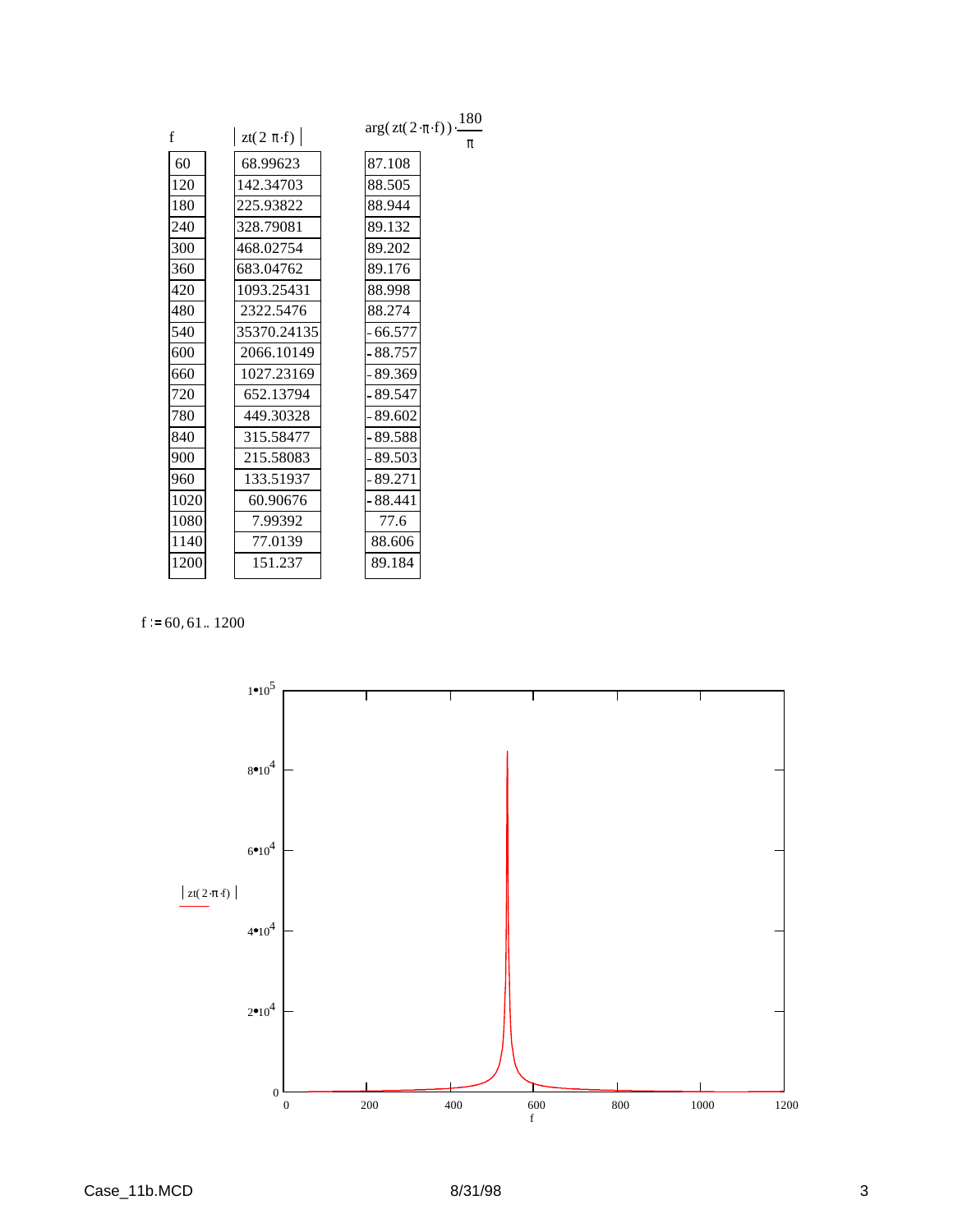| $f$ | $\left\|zt(2\pi \cdot f)\right\|$ | $\arg(zt(2\cdot\pi\cdot f))\cdot\frac{180}{\pi}$ |
|---|---|---|
| 60 | 68.99623 | 87.108 |
| 120 | 142.34703 | 88.505 |
| 180 | 225.93822 | 88.944 |
| 240 | 328.79081 | 89.132 |
| 300 | 468.02754 | 89.202 |
| 360 | 683.04762 | 89.176 |
| 420 | 1093.25431 | 88.998 |
| 480 | 2322.5476 | 88.274 |
| 540 | 35370.24135 | -66.577 |
| 600 | 2066.10149 | -88.757 |
| 660 | 1027.23169 | -89.369 |
| 720 | 652.13794 | -89.547 |
| 780 | 449.30328 | -89.602 |
| 840 | 315.58477 | -89.588 |
| 900 | 215.58083 | -89.503 |
| 960 | 133.51937 | -89.271 |
| 1020 | 60.90676 | -88.441 |
| 1080 | 7.99392 | 77.6 |
| 1140 | 77.0139 | 88.606 |
| 1200 | 151.237 | 89.184 |

$f := 60, 61 .. 1200$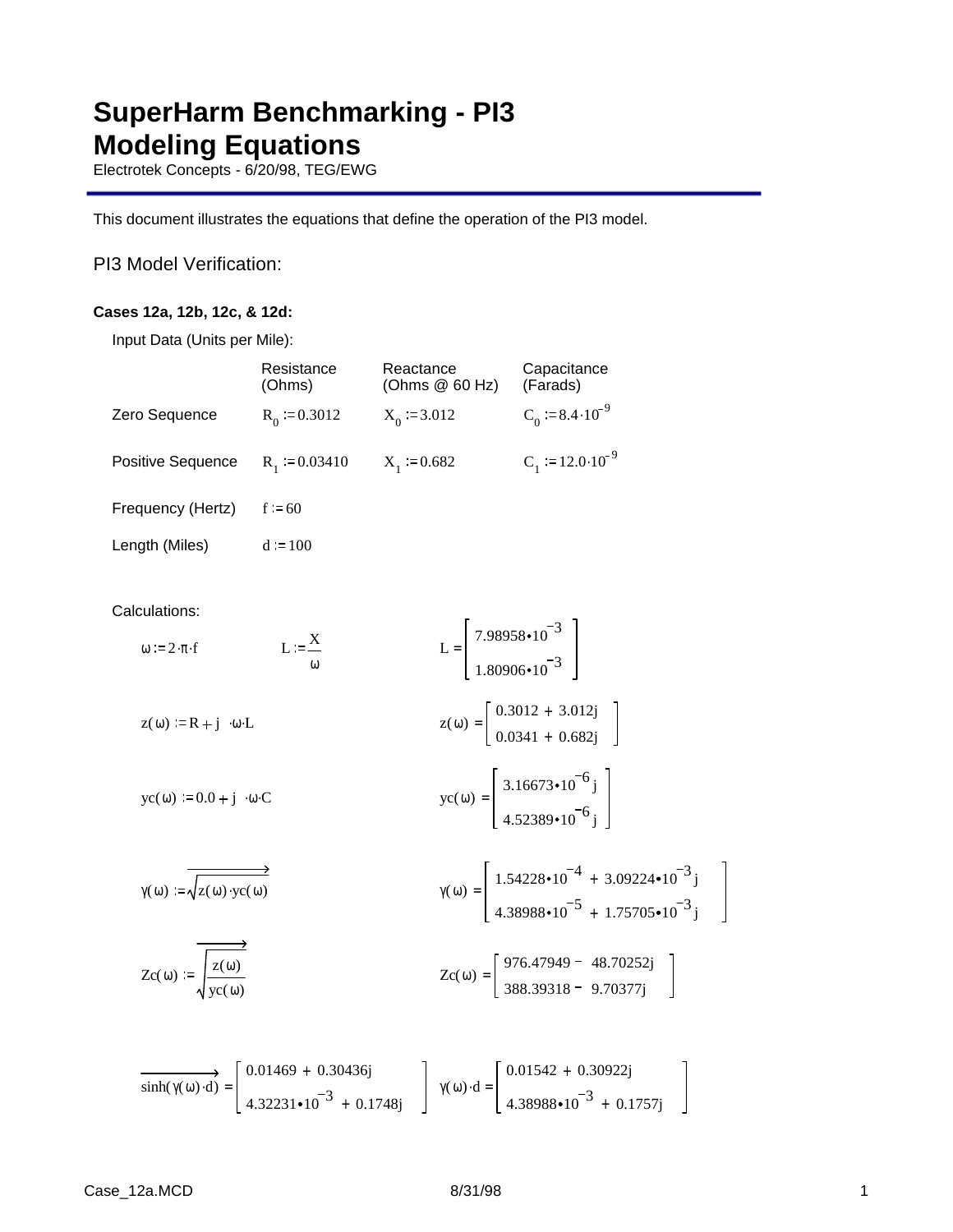# SuperHarm Benchmarking - PI3 Modeling Equations

Electrotek Concepts - 6/20/98, TEG/EWG

This document illustrates the equations that define the operation of the PI3 model.

## PI3 Model Verification:

### Cases 12a, 12b, 12c, & 12d:

Input Data (Units per Mile):

| | Resistance (Ohms) | Reactance (Ohms @ 60 Hz) | Capacitance (Farads) |
|---|---|---|---|
| Zero Sequence | $R_0 := 0.3012$ | $X_0 := 3.012$ | $C_0 := 8.4 \cdot 10^{-9}$ |
| Positive Sequence | $R_1 := 0.03410$ | $X_1 := 0.682$ | $C_1 := 12.0 \cdot 10^{-9}$ |
| Frequency (Hertz) | $f := 60$ | | |
| Length (Miles) | $d := 100$ | | |

Calculations:

$$\omega := 2 \cdot \pi \cdot f \qquad L := \frac{X}{\omega} \qquad L = \begin{bmatrix} 7.98958 \cdot 10^{-3} \\ 1.80906 \cdot 10^{-3} \end{bmatrix}$$

$$z(\omega) := R + j \cdot \omega \cdot L \qquad z(\omega) = \begin{bmatrix} 0.3012 + 3.012j \\ 0.0341 + 0.682j \end{bmatrix}$$

$$yc(\omega) := 0.0 + j \cdot \omega \cdot C \qquad yc(\omega) = \begin{bmatrix} 3.16673 \cdot 10^{-6} j \\ 4.52389 \cdot 10^{-6} j \end{bmatrix}$$

$$\gamma(\omega) := \overrightarrow{\sqrt{z(\omega) \cdot yc(\omega)}} \qquad \gamma(\omega) = \begin{bmatrix} 1.54228 \cdot 10^{-4} + 3.09224 \cdot 10^{-3} j \\ 4.38988 \cdot 10^{-5} + 1.75705 \cdot 10^{-3} j \end{bmatrix}$$

$$Zc(\omega) := \overrightarrow{\sqrt{\frac{z(\omega)}{yc(\omega)}}} \qquad Zc(\omega) = \begin{bmatrix} 976.47949 - 48.70252j \\ 388.39318 - 9.70377j \end{bmatrix}$$

$$\overrightarrow{\sinh(\gamma(\omega) \cdot d)} = \begin{bmatrix} 0.01469 + 0.30436j \\ 4.32231 \cdot 10^{-3} + 0.1748j \end{bmatrix} \qquad \gamma(\omega) \cdot d = \begin{bmatrix} 0.01542 + 0.30922j \\ 4.38988 \cdot 10^{-3} + 0.1757j \end{bmatrix}$$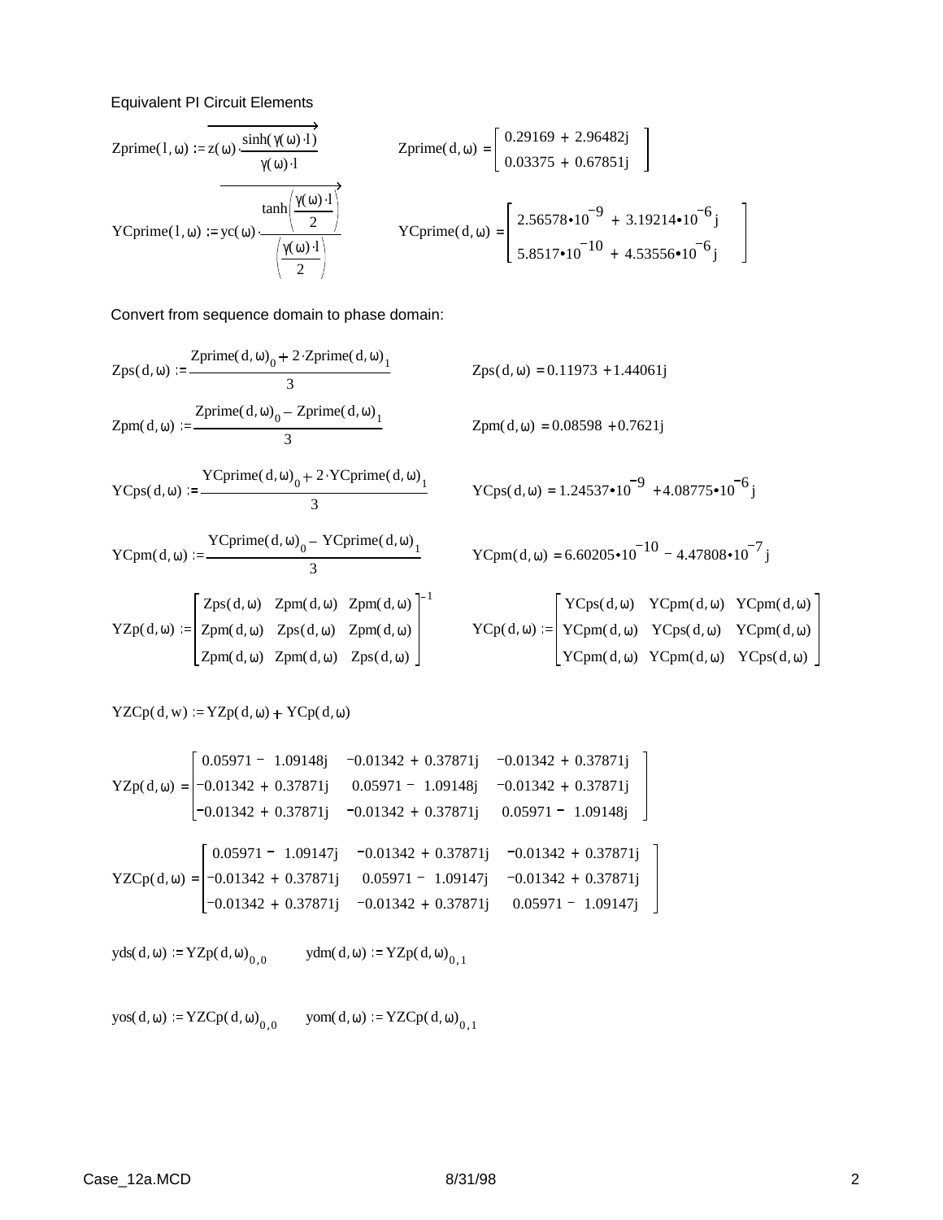Equivalent PI Circuit Elements

$$\text{Zprime}(l,\omega) := \overrightarrow{z(\omega)\cdot\frac{\sinh(\gamma(\omega)\cdot l)}{\gamma(\omega)\cdot l}}$$

$$\text{Zprime}(d,\omega) = \begin{bmatrix} 0.29169 + 2.96482j \\ 0.03375 + 0.67851j \end{bmatrix}$$

$$\text{YCprime}(l,\omega) := \overrightarrow{yc(\omega)\cdot\frac{\tanh\left(\frac{\gamma(\omega)\cdot l}{2}\right)}{\left(\frac{\gamma(\omega)\cdot l}{2}\right)}}$$

$$\text{YCprime}(d,\omega) = \begin{bmatrix} 2.56578\cdot10^{-9} + 3.19214\cdot10^{-6}j \\ 5.8517\cdot10^{-10} + 4.53556\cdot10^{-6}j \end{bmatrix}$$

Convert from sequence domain to phase domain:

$$\text{Zps}(d,\omega) := \frac{\text{Zprime}(d,\omega)_0 + 2\cdot\text{Zprime}(d,\omega)_1}{3} \qquad \text{Zps}(d,\omega) = 0.11973 + 1.44061j$$

$$\text{Zpm}(d,\omega) := \frac{\text{Zprime}(d,\omega)_0 - \text{Zprime}(d,\omega)_1}{3} \qquad \text{Zpm}(d,\omega) = 0.08598 + 0.7621j$$

$$\text{YCps}(d,\omega) := \frac{\text{YCprime}(d,\omega)_0 + 2\cdot\text{YCprime}(d,\omega)_1}{3} \qquad \text{YCps}(d,\omega) = 1.24537\cdot10^{-9} + 4.08775\cdot10^{-6}j$$

$$\text{YCpm}(d,\omega) := \frac{\text{YCprime}(d,\omega)_0 - \text{YCprime}(d,\omega)_1}{3} \qquad \text{YCpm}(d,\omega) = 6.60205\cdot10^{-10} - 4.47808\cdot10^{-7}j$$

$$\text{YZp}(d,\omega) := \begin{bmatrix} \text{Zps}(d,\omega) & \text{Zpm}(d,\omega) & \text{Zpm}(d,\omega) \\ \text{Zpm}(d,\omega) & \text{Zps}(d,\omega) & \text{Zpm}(d,\omega) \\ \text{Zpm}(d,\omega) & \text{Zpm}(d,\omega) & \text{Zps}(d,\omega) \end{bmatrix}^{-1} \qquad \text{YCp}(d,\omega) := \begin{bmatrix} \text{YCps}(d,\omega) & \text{YCpm}(d,\omega) & \text{YCpm}(d,\omega) \\ \text{YCpm}(d,\omega) & \text{YCps}(d,\omega) & \text{YCpm}(d,\omega) \\ \text{YCpm}(d,\omega) & \text{YCpm}(d,\omega) & \text{YCps}(d,\omega) \end{bmatrix}$$

$$\text{YZCp}(d,w) := \text{YZp}(d,\omega) + \text{YCp}(d,\omega)$$

$$\text{YZp}(d,\omega) = \begin{bmatrix} 0.05971 - 1.09148j & -0.01342 + 0.37871j & -0.01342 + 0.37871j \\ -0.01342 + 0.37871j & 0.05971 - 1.09148j & -0.01342 + 0.37871j \\ -0.01342 + 0.37871j & -0.01342 + 0.37871j & 0.05971 - 1.09148j \end{bmatrix}$$

$$\text{YZCp}(d,\omega) = \begin{bmatrix} 0.05971 - 1.09147j & -0.01342 + 0.37871j & -0.01342 + 0.37871j \\ -0.01342 + 0.37871j & 0.05971 - 1.09147j & -0.01342 + 0.37871j \\ -0.01342 + 0.37871j & -0.01342 + 0.37871j & 0.05971 - 1.09147j \end{bmatrix}$$

$$\text{yds}(d,\omega) := \text{YZp}(d,\omega)_{0,0} \qquad \text{ydm}(d,\omega) := \text{YZp}(d,\omega)_{0,1}$$

$$\text{yos}(d,\omega) := \text{YZCp}(d,\omega)_{0,0} \qquad \text{yom}(d,\omega) := \text{YZCp}(d,\omega)_{0,1}$$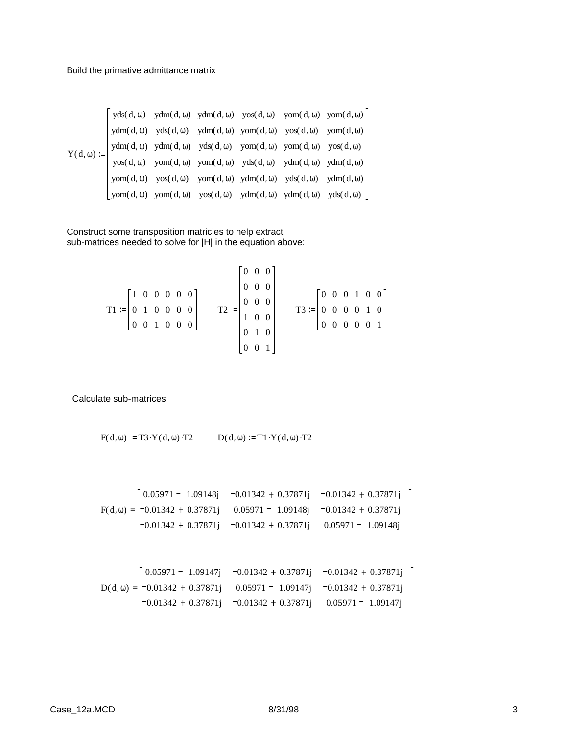Build the primative admittance matrix

$$
Y(d,\omega) := \begin{bmatrix} yds(d,\omega) & ydm(d,\omega) & ydm(d,\omega) & yos(d,\omega) & yom(d,\omega) & yom(d,\omega) \\ ydm(d,\omega) & yds(d,\omega) & ydm(d,\omega) & yom(d,\omega) & yos(d,\omega) & yom(d,\omega) \\ ydm(d,\omega) & ydm(d,\omega) & yds(d,\omega) & yom(d,\omega) & yom(d,\omega) & yos(d,\omega) \\ yos(d,\omega) & yom(d,\omega) & yom(d,\omega) & yds(d,\omega) & ydm(d,\omega) & ydm(d,\omega) \\ yom(d,\omega) & yos(d,\omega) & yom(d,\omega) & ydm(d,\omega) & yds(d,\omega) & ydm(d,\omega) \\ yom(d,\omega) & yom(d,\omega) & yos(d,\omega) & ydm(d,\omega) & ydm(d,\omega) & yds(d,\omega) \end{bmatrix}
$$

Construct some transposition matricies to help extract
sub-matrices needed to solve for |H| in the equation above:

$$
T1 := \begin{bmatrix} 1 & 0 & 0 & 0 & 0 & 0 \\ 0 & 1 & 0 & 0 & 0 & 0 \\ 0 & 0 & 1 & 0 & 0 & 0 \end{bmatrix} \qquad T2 := \begin{bmatrix} 0 & 0 & 0 \\ 0 & 0 & 0 \\ 0 & 0 & 0 \\ 1 & 0 & 0 \\ 0 & 1 & 0 \\ 0 & 0 & 1 \end{bmatrix} \qquad T3 := \begin{bmatrix} 0 & 0 & 0 & 1 & 0 & 0 \\ 0 & 0 & 0 & 0 & 1 & 0 \\ 0 & 0 & 0 & 0 & 0 & 1 \end{bmatrix}
$$

Calculate sub-matrices

$$
F(d,\omega) := T3 \cdot Y(d,\omega) \cdot T2 \qquad D(d,\omega) := T1 \cdot Y(d,\omega) \cdot T2
$$

$$
F(d,\omega) = \begin{bmatrix} 0.05971 - 1.09148j & -0.01342 + 0.37871j & -0.01342 + 0.37871j \\ -0.01342 + 0.37871j & 0.05971 - 1.09148j & -0.01342 + 0.37871j \\ -0.01342 + 0.37871j & -0.01342 + 0.37871j & 0.05971 - 1.09148j \end{bmatrix}
$$

$$
D(d,\omega) = \begin{bmatrix} 0.05971 - 1.09147j & -0.01342 + 0.37871j & -0.01342 + 0.37871j \\ -0.01342 + 0.37871j & 0.05971 - 1.09147j & -0.01342 + 0.37871j \\ -0.01342 + 0.37871j & -0.01342 + 0.37871j & 0.05971 - 1.09147j \end{bmatrix}
$$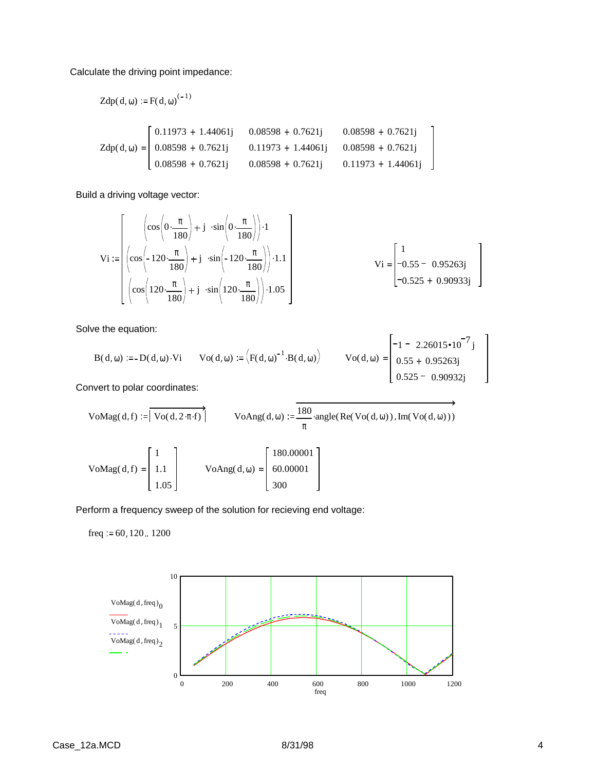Calculate the driving point impedance:

$$Zdp(d, \omega) := F(d, \omega)^{(-1)}$$

$$Zdp(d, \omega) = \begin{bmatrix} 0.11973 + 1.44061j & 0.08598 + 0.7621j & 0.08598 + 0.7621j \\ 0.08598 + 0.7621j & 0.11973 + 1.44061j & 0.08598 + 0.7621j \\ 0.08598 + 0.7621j & 0.08598 + 0.7621j & 0.11973 + 1.44061j \end{bmatrix}$$

Build a driving voltage vector:

$$Vi := \begin{bmatrix} \left(\cos\left(0 \cdot \frac{\pi}{180}\right) + j \cdot \sin\left(0 \cdot \frac{\pi}{180}\right)\right) \cdot 1 \\ \left(\cos\left(-120 \cdot \frac{\pi}{180}\right) + j \cdot \sin\left(-120 \cdot \frac{\pi}{180}\right)\right) \cdot 1.1 \\ \left(\cos\left(120 \cdot \frac{\pi}{180}\right) + j \cdot \sin\left(120 \cdot \frac{\pi}{180}\right)\right) \cdot 1.05 \end{bmatrix} \qquad Vi = \begin{bmatrix} 1 \\ -0.55 - 0.95263j \\ -0.525 + 0.90933j \end{bmatrix}$$

Solve the equation:

$$B(d, \omega) := -D(d, \omega) \cdot Vi \qquad Vo(d, \omega) := \left(F(d, \omega)^{-1} \cdot B(d, \omega)\right) \qquad Vo(d, \omega) = \begin{bmatrix} -1 - 2.26015 \cdot 10^{-7} j \\ 0.55 + 0.95263j \\ 0.525 - 0.90932j \end{bmatrix}$$

Convert to polar coordinates:

$$VoMag(d, f) := \overrightarrow{\left| Vo(d, 2 \cdot \pi \cdot f) \right|} \qquad VoAng(d, \omega) := \overrightarrow{\frac{180}{\pi} \cdot \text{angle}(\text{Re}(Vo(d, \omega)), \text{Im}(Vo(d, \omega)))}$$

$$VoMag(d, f) = \begin{bmatrix} 1 \\ 1.1 \\ 1.05 \end{bmatrix} \qquad VoAng(d, \omega) = \begin{bmatrix} 180.00001 \\ 60.00001 \\ 300 \end{bmatrix}$$

Perform a frequency sweep of the solution for recieving end voltage:

$$freq := 60, 120 .. 1200$$

Legend: $VoMag(d, freq)_0$ (red solid), $VoMag(d, freq)_1$ (blue dashed), $VoMag(d, freq)_2$ (green dash-dot); x-axis: freq (0 to 1200); y-axis: 0 to 10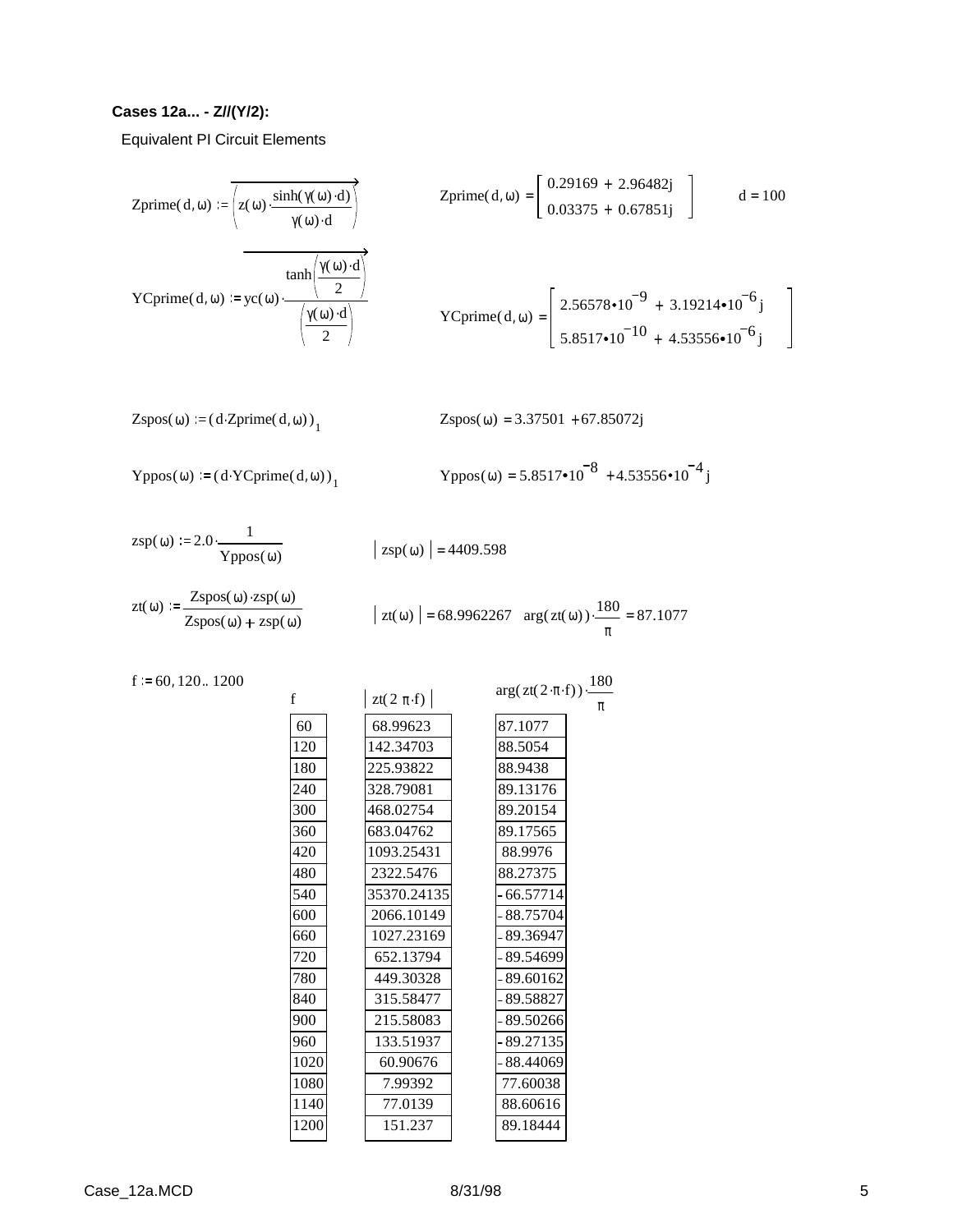**Cases 12a... - Z//(Y/2):**

Equivalent PI Circuit Elements

$$\mathrm{Zprime}(d,\omega) := \overrightarrow{\left(z(\omega)\cdot\frac{\sinh(\gamma(\omega)\cdot d)}{\gamma(\omega)\cdot d}\right)} \qquad \mathrm{Zprime}(d,\omega) = \begin{bmatrix} 0.29169 + 2.96482j \\ 0.03375 + 0.67851j \end{bmatrix} \qquad d = 100$$

$$\mathrm{YCprime}(d,\omega) := \overrightarrow{yc(\omega)\cdot\frac{\tanh\left(\frac{\gamma(\omega)\cdot d}{2}\right)}{\left(\frac{\gamma(\omega)\cdot d}{2}\right)}} \qquad \mathrm{YCprime}(d,\omega) = \begin{bmatrix} 2.56578\cdot10^{-9} + 3.19214\cdot10^{-6}j \\ 5.8517\cdot10^{-10} + 4.53556\cdot10^{-6}j \end{bmatrix}$$

$$\mathrm{Zspos}(\omega) := (d\cdot\mathrm{Zprime}(d,\omega))_1 \qquad \mathrm{Zspos}(\omega) = 3.37501 + 67.85072j$$

$$\mathrm{Yppos}(\omega) := (d\cdot\mathrm{YCprime}(d,\omega))_1 \qquad \mathrm{Yppos}(\omega) = 5.8517\cdot10^{-8} + 4.53556\cdot10^{-4}j$$

$$\mathrm{zsp}(\omega) := 2.0\cdot\frac{1}{\mathrm{Yppos}(\omega)} \qquad |\mathrm{zsp}(\omega)| = 4409.598$$

$$\mathrm{zt}(\omega) := \frac{\mathrm{Zspos}(\omega)\cdot\mathrm{zsp}(\omega)}{\mathrm{Zspos}(\omega) + \mathrm{zsp}(\omega)} \qquad |\mathrm{zt}(\omega)| = 68.9962267 \quad \arg(\mathrm{zt}(\omega))\cdot\frac{180}{\pi} = 87.1077$$

$f := 60, 120 .. 1200$

| $f$ | $\lvert zt(2\pi\cdot f)\rvert$ | $\arg(zt(2\cdot\pi\cdot f))\cdot\frac{180}{\pi}$ |
|---|---|---|
| 60 | 68.99623 | 87.1077 |
| 120 | 142.34703 | 88.5054 |
| 180 | 225.93822 | 88.9438 |
| 240 | 328.79081 | 89.13176 |
| 300 | 468.02754 | 89.20154 |
| 360 | 683.04762 | 89.17565 |
| 420 | 1093.25431 | 88.9976 |
| 480 | 2322.5476 | 88.27375 |
| 540 | 35370.24135 | -66.57714 |
| 600 | 2066.10149 | -88.75704 |
| 660 | 1027.23169 | -89.36947 |
| 720 | 652.13794 | -89.54699 |
| 780 | 449.30328 | -89.60162 |
| 840 | 315.58477 | -89.58827 |
| 900 | 215.58083 | -89.50266 |
| 960 | 133.51937 | -89.27135 |
| 1020 | 60.90676 | -88.44069 |
| 1080 | 7.99392 | 77.60038 |
| 1140 | 77.0139 | 88.60616 |
| 1200 | 151.237 | 89.18444 |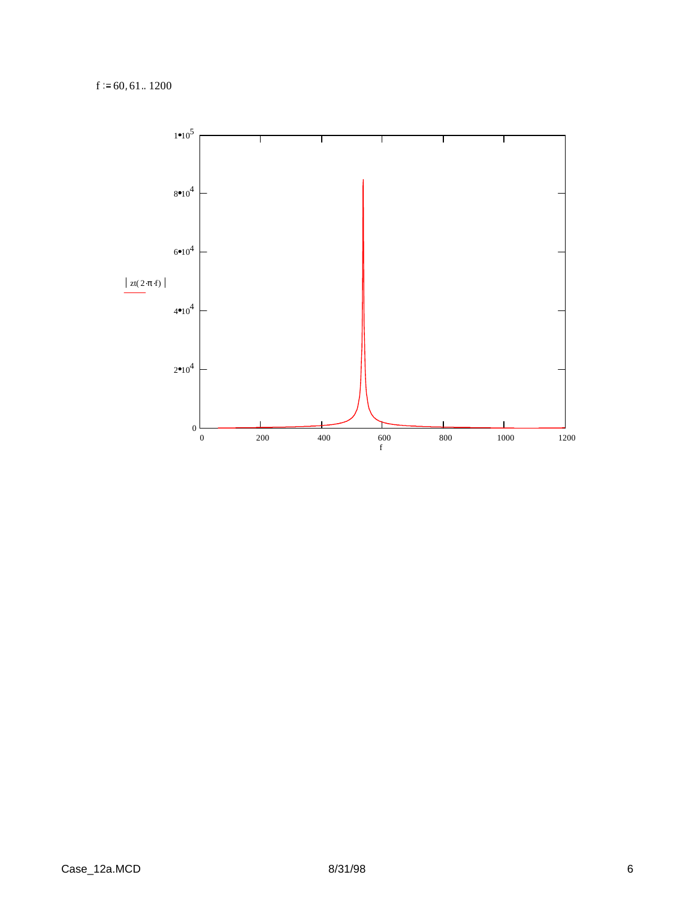$f := 60, 61 .. 1200$

$|zt(2 \cdot \pi \cdot f)|$

f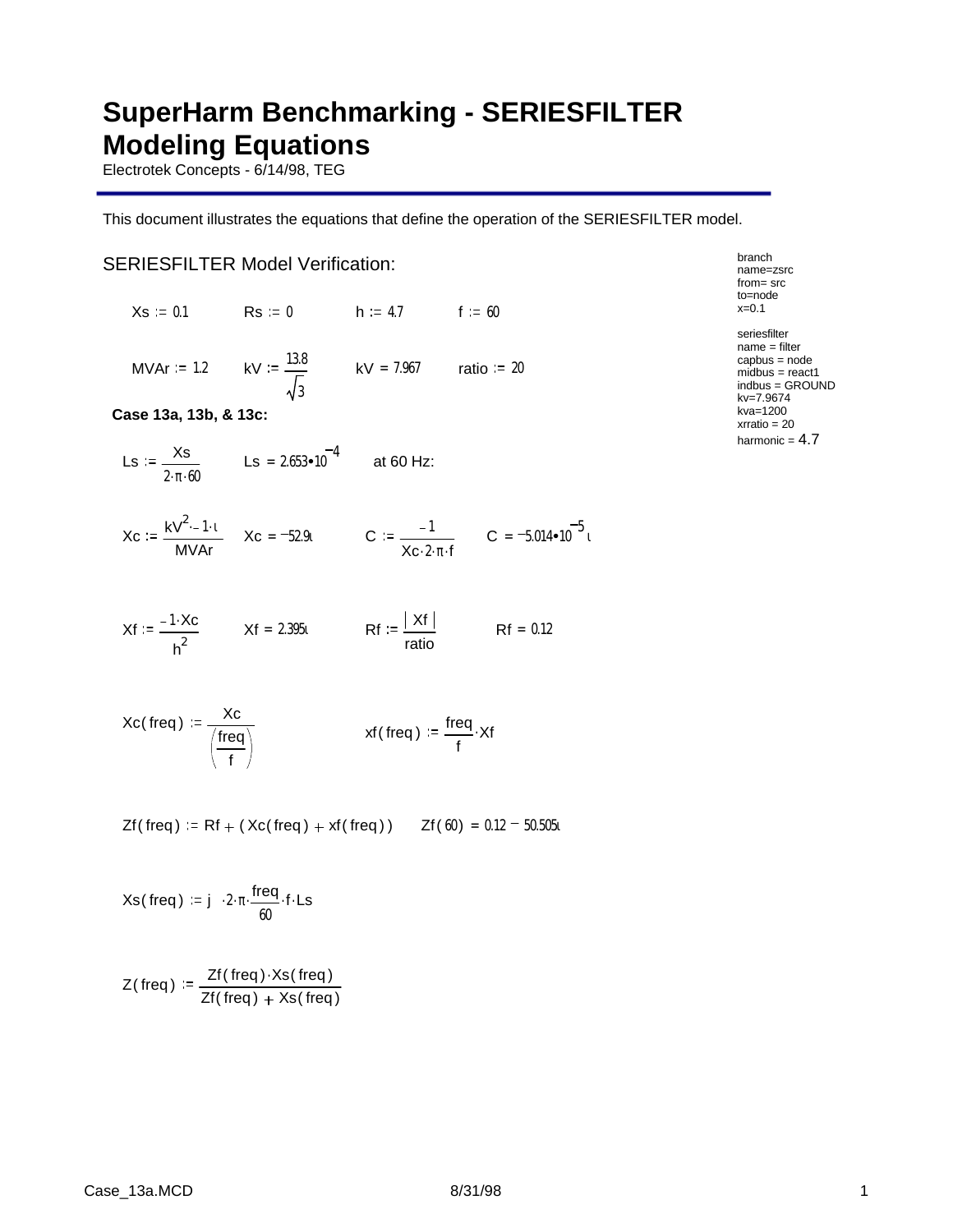# SuperHarm Benchmarking - SERIESFILTER Modeling Equations

Electrotek Concepts - 6/14/98, TEG

This document illustrates the equations that define the operation of the SERIESFILTER model.

## SERIESFILTER Model Verification:

```
branch
name=zsrc
from= src
to=node
x=0.1

seriesfilter
name = filter
capbus = node
midbus = react1
indbus = GROUND
kv=7.9674
kva=1200
xrratio = 20
harmonic = 4.7
```

$Xs := 0.1$ $\quad Rs := 0$ $\quad h := 4.7$ $\quad f := 60$

$MVAr := 1.2$ $\quad kV := \dfrac{13.8}{\sqrt{3}}$ $\quad kV = 7.967$ $\quad ratio := 20$

**Case 13a, 13b, & 13c:**

$Ls := \dfrac{Xs}{2 \cdot \pi \cdot 60}$ $\quad Ls = 2.653 \cdot 10^{-4}$ at 60 Hz:

$Xc := \dfrac{kV^2 \cdot -1 \cdot \iota}{MVAr}$ $\quad Xc = -52.9\iota$ $\quad C := \dfrac{-1}{Xc \cdot 2 \cdot \pi \cdot f}$ $\quad C = -5.014 \cdot 10^{-5}\iota$

$Xf := \dfrac{-1 \cdot Xc}{h^2}$ $\quad Xf = 2.395\iota$ $\quad Rf := \dfrac{|Xf|}{ratio}$ $\quad Rf = 0.12$

$Xc(freq) := \dfrac{Xc}{\left(\dfrac{freq}{f}\right)}$ $\quad xf(freq) := \dfrac{freq}{f} \cdot Xf$

$Zf(freq) := Rf + (Xc(freq) + xf(freq))$ $\quad Zf(60) = 0.12 - 50.505\iota$

$Xs(freq) := j \cdot 2 \cdot \pi \cdot \dfrac{freq}{60} \cdot f \cdot Ls$

$Z(freq) := \dfrac{Zf(freq) \cdot Xs(freq)}{Zf(freq) + Xs(freq)}$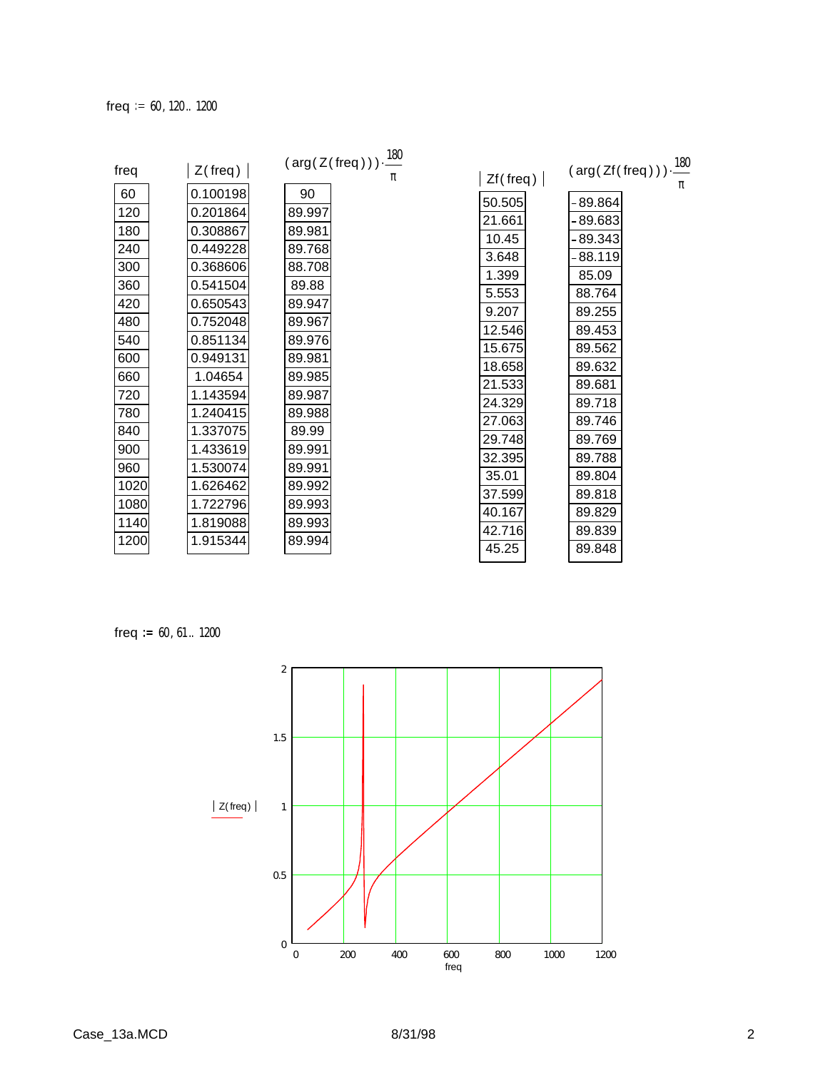$freq := 60, 120 .. 1200$

| $freq$ | $\lvert Z(freq) \rvert$ | $(\arg(Z(freq)))\cdot\frac{180}{\pi}$ | $\lvert Zf(freq) \rvert$ | $(\arg(Zf(freq)))\cdot\frac{180}{\pi}$ |
|---|---|---|---|---|
| 60 | 0.100198 | 90 | 50.505 | -89.864 |
| 120 | 0.201864 | 89.997 | 21.661 | -89.683 |
| 180 | 0.308867 | 89.981 | 10.45 | -89.343 |
| 240 | 0.449228 | 89.768 | 3.648 | -88.119 |
| 300 | 0.368606 | 88.708 | 1.399 | 85.09 |
| 360 | 0.541504 | 89.88 | 5.553 | 88.764 |
| 420 | 0.650543 | 89.947 | 9.207 | 89.255 |
| 480 | 0.752048 | 89.967 | 12.546 | 89.453 |
| 540 | 0.851134 | 89.976 | 15.675 | 89.562 |
| 600 | 0.949131 | 89.981 | 18.658 | 89.632 |
| 660 | 1.04654 | 89.985 | 21.533 | 89.681 |
| 720 | 1.143594 | 89.987 | 24.329 | 89.718 |
| 780 | 1.240415 | 89.988 | 27.063 | 89.746 |
| 840 | 1.337075 | 89.99 | 29.748 | 89.769 |
| 900 | 1.433619 | 89.991 | 32.395 | 89.788 |
| 960 | 1.530074 | 89.991 | 35.01 | 89.804 |
| 1020 | 1.626462 | 89.992 | 37.599 | 89.818 |
| 1080 | 1.722796 | 89.993 | 40.167 | 89.829 |
| 1140 | 1.819088 | 89.993 | 42.716 | 89.839 |
| 1200 | 1.915344 | 89.994 | 45.25 | 89.848 |

$freq := 60, 61 .. 1200$

$\lvert Z(freq) \rvert$ vs. freq (axis: 0 to 1200; $\lvert Z(freq) \rvert$: 0 to 2)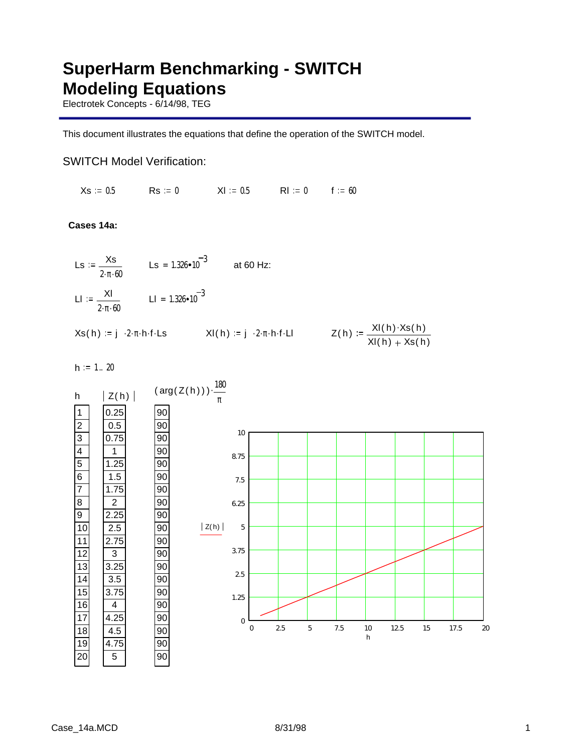# SuperHarm Benchmarking - SWITCH Modeling Equations

Electrotek Concepts - 6/14/98, TEG

This document illustrates the equations that define the operation of the SWITCH model.

## SWITCH Model Verification:

$Xs := 0.5$ $Rs := 0$ $Xl := 0.5$ $Rl := 0$ $f := 60$

**Cases 14a:**

$Ls := \frac{Xs}{2 \cdot \pi \cdot 60}$ $Ls = 1.326 \cdot 10^{-3}$ at 60 Hz:

$Ll := \frac{Xl}{2 \cdot \pi \cdot 60}$ $Ll = 1.326 \cdot 10^{-3}$

$Xs(h) := j \cdot 2 \cdot \pi \cdot h \cdot f \cdot Ls$ $Xl(h) := j \cdot 2 \cdot \pi \cdot h \cdot f \cdot Ll$ $Z(h) := \frac{Xl(h) \cdot Xs(h)}{Xl(h) + Xs(h)}$

$h := 1..20$

| $h$ | $\lvert Z(h) \rvert$ | $(\arg(Z(h))) \cdot \frac{180}{\pi}$ |
|---|---|---|
| 1 | 0.25 | 90 |
| 2 | 0.5 | 90 |
| 3 | 0.75 | 90 |
| 4 | 1 | 90 |
| 5 | 1.25 | 90 |
| 6 | 1.5 | 90 |
| 7 | 1.75 | 90 |
| 8 | 2 | 90 |
| 9 | 2.25 | 90 |
| 10 | 2.5 | 90 |
| 11 | 2.75 | 90 |
| 12 | 3 | 90 |
| 13 | 3.25 | 90 |
| 14 | 3.5 | 90 |
| 15 | 3.75 | 90 |
| 16 | 4 | 90 |
| 17 | 4.25 | 90 |
| 18 | 4.5 | 90 |
| 19 | 4.75 | 90 |
| 20 | 5 | 90 |

Plot: $\lvert Z(h) \rvert$ vs. $h$ (y-axis 0 to 10, x-axis 0 to 20)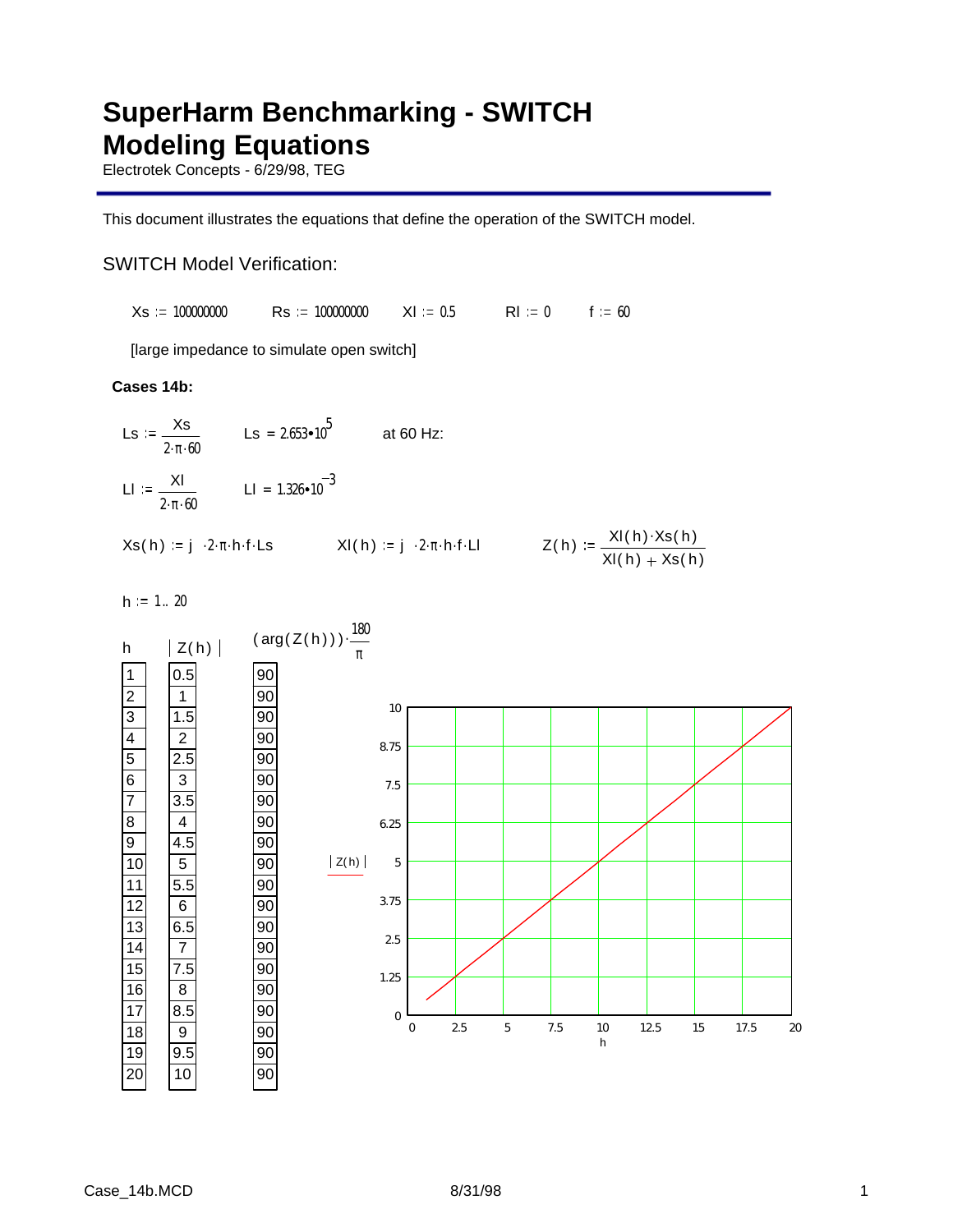# SuperHarm Benchmarking - SWITCH Modeling Equations

Electrotek Concepts - 6/29/98, TEG

This document illustrates the equations that define the operation of the SWITCH model.

## SWITCH Model Verification:

$Xs := 100000000$ $\quad Rs := 100000000$ $\quad Xl := 0.5$ $\quad Rl := 0$ $\quad f := 60$

[large impedance to simulate open switch]

**Cases 14b:**

$$Ls := \frac{Xs}{2 \cdot \pi \cdot 60} \qquad Ls = 2.653 \cdot 10^{5} \qquad \text{at 60 Hz:}$$

$$Ll := \frac{Xl}{2 \cdot \pi \cdot 60} \qquad Ll = 1.326 \cdot 10^{-3}$$

$$Xs(h) := j \cdot 2 \cdot \pi \cdot h \cdot f \cdot Ls \qquad Xl(h) := j \cdot 2 \cdot \pi \cdot h \cdot f \cdot Ll \qquad Z(h) := \frac{Xl(h) \cdot Xs(h)}{Xl(h) + Xs(h)}$$

$h := 1 .. 20$

| $h$ | $\lvert Z(h) \rvert$ | $(\arg(Z(h))) \cdot \frac{180}{\pi}$ |
|---|---|---|
| 1 | 0.5 | 90 |
| 2 | 1 | 90 |
| 3 | 1.5 | 90 |
| 4 | 2 | 90 |
| 5 | 2.5 | 90 |
| 6 | 3 | 90 |
| 7 | 3.5 | 90 |
| 8 | 4 | 90 |
| 9 | 4.5 | 90 |
| 10 | 5 | 90 |
| 11 | 5.5 | 90 |
| 12 | 6 | 90 |
| 13 | 6.5 | 90 |
| 14 | 7 | 90 |
| 15 | 7.5 | 90 |
| 16 | 8 | 90 |
| 17 | 8.5 | 90 |
| 18 | 9 | 90 |
| 19 | 9.5 | 90 |
| 20 | 10 | 90 |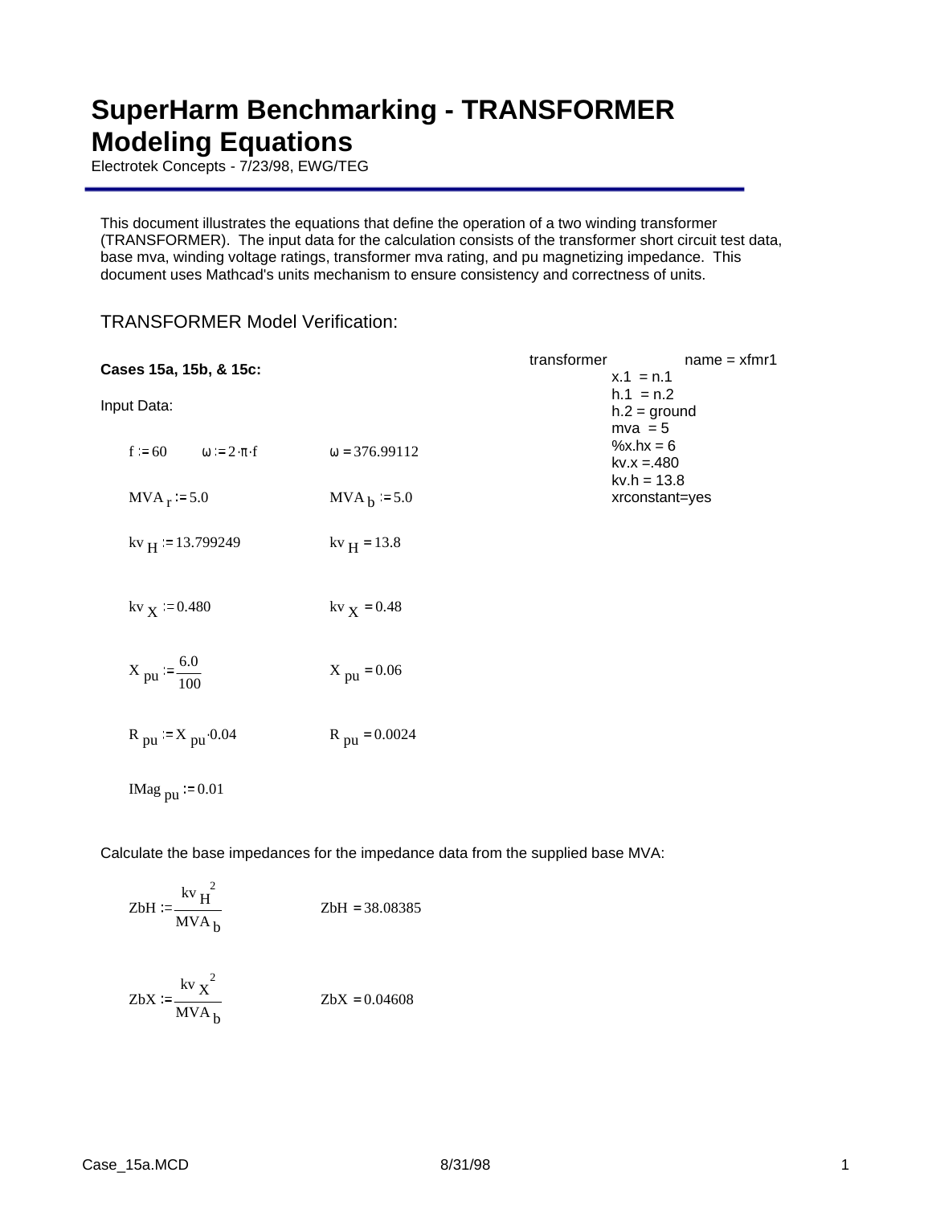# SuperHarm Benchmarking - TRANSFORMER Modeling Equations

Electrotek Concepts - 7/23/98, EWG/TEG

This document illustrates the equations that define the operation of a two winding transformer (TRANSFORMER). The input data for the calculation consists of the transformer short circuit test data, base mva, winding voltage ratings, transformer mva rating, and pu magnetizing impedance. This document uses Mathcad's units mechanism to ensure consistency and correctness of units.

## TRANSFORMER Model Verification:

**Cases 15a, 15b, & 15c:**

```
transformer        name = xfmr1
        x.1  = n.1
        h.1  = n.2
        h.2 = ground
        mva  = 5
        %x.hx = 6
        kv.x =.480
        kv.h = 13.8
        xrconstant=yes
```

Input Data:

$f := 60 \qquad \omega := 2 \cdot \pi \cdot f \qquad \omega = 376.99112$

$MVA_r := 5.0 \qquad MVA_b := 5.0$

$kv_H := 13.799249 \qquad kv_H = 13.8$

$kv_X := 0.480 \qquad kv_X = 0.48$

$X_{pu} := \frac{6.0}{100} \qquad X_{pu} = 0.06$

$R_{pu} := X_{pu} \cdot 0.04 \qquad R_{pu} = 0.0024$

$IMag_{pu} := 0.01$

Calculate the base impedances for the impedance data from the supplied base MVA:

$$ZbH := \frac{kv_H^{\ 2}}{MVA_b} \qquad ZbH = 38.08385$$

$$ZbX := \frac{kv_X^{\ 2}}{MVA_b} \qquad ZbX = 0.04608$$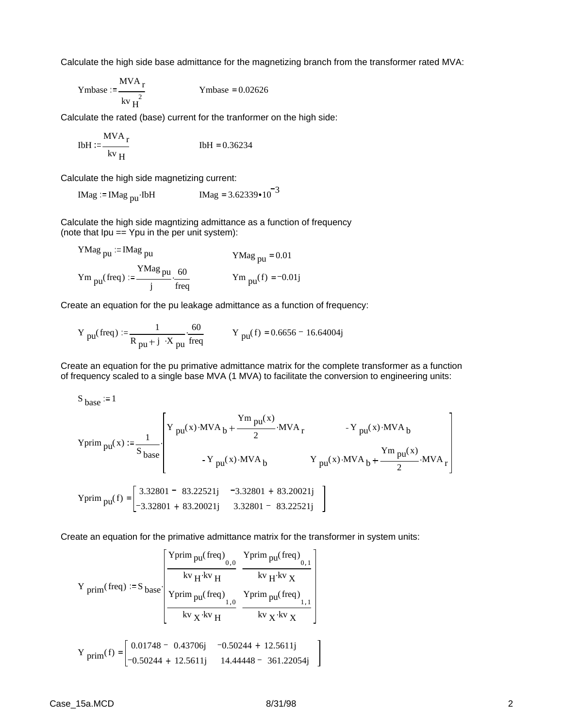Calculate the high side base admittance for the magnetizing branch from the transformer rated MVA:

$$Ymbase := \frac{MVA_r}{kv_H^{\,2}} \qquad Ymbase = 0.02626$$

Calculate the rated (base) current for the tranformer on the high side:

$$IbH := \frac{MVA_r}{kv_H} \qquad IbH = 0.36234$$

Calculate the high side magnetizing current:

$$IMag := IMag_{pu} \cdot IbH \qquad IMag = 3.62339 \cdot 10^{-3}$$

Calculate the high side magntizing admittance as a function of frequency
(note that Ipu == Ypu in the per unit system):

$$YMag_{pu} := IMag_{pu} \qquad YMag_{pu} = 0.01$$

$$Ym_{pu}(freq) := \frac{YMag_{pu}}{j} \cdot \frac{60}{freq} \qquad Ym_{pu}(f) = -0.01j$$

Create an equation for the pu leakage admittance as a function of frequency:

$$Y_{pu}(freq) := \frac{1}{R_{pu} + j \cdot X_{pu}} \cdot \frac{60}{freq} \qquad Y_{pu}(f) = 0.6656 - 16.64004j$$

Create an equation for the pu primative admittance matrix for the complete transformer as a function of frequency scaled to a single base MVA (1 MVA) to facilitate the conversion to engineering units:

$$S_{base} := 1$$

$$Yprim_{pu}(x) := \frac{1}{S_{base}} \cdot \begin{bmatrix} Y_{pu}(x) \cdot MVA_b + \frac{Ym_{pu}(x)}{2} \cdot MVA_r & -Y_{pu}(x) \cdot MVA_b \\ -Y_{pu}(x) \cdot MVA_b & Y_{pu}(x) \cdot MVA_b + \frac{Ym_{pu}(x)}{2} \cdot MVA_r \end{bmatrix}$$

$$Yprim_{pu}(f) = \begin{bmatrix} 3.32801 - 83.22521j & -3.32801 + 83.20021j \\ -3.32801 + 83.20021j & 3.32801 - 83.22521j \end{bmatrix}$$

Create an equation for the primative admittance matrix for the transformer in system units:

$$Y_{prim}(freq) := S_{base} \cdot \begin{bmatrix} \frac{Yprim_{pu}(freq)_{0,0}}{kv_H \cdot kv_H} & \frac{Yprim_{pu}(freq)_{0,1}}{kv_H \cdot kv_X} \\ \frac{Yprim_{pu}(freq)_{1,0}}{kv_X \cdot kv_H} & \frac{Yprim_{pu}(freq)_{1,1}}{kv_X \cdot kv_X} \end{bmatrix}$$

$$Y_{prim}(f) = \begin{bmatrix} 0.01748 - 0.43706j & -0.50244 + 12.5611j \\ -0.50244 + 12.5611j & 14.44448 - 361.22054j \end{bmatrix}$$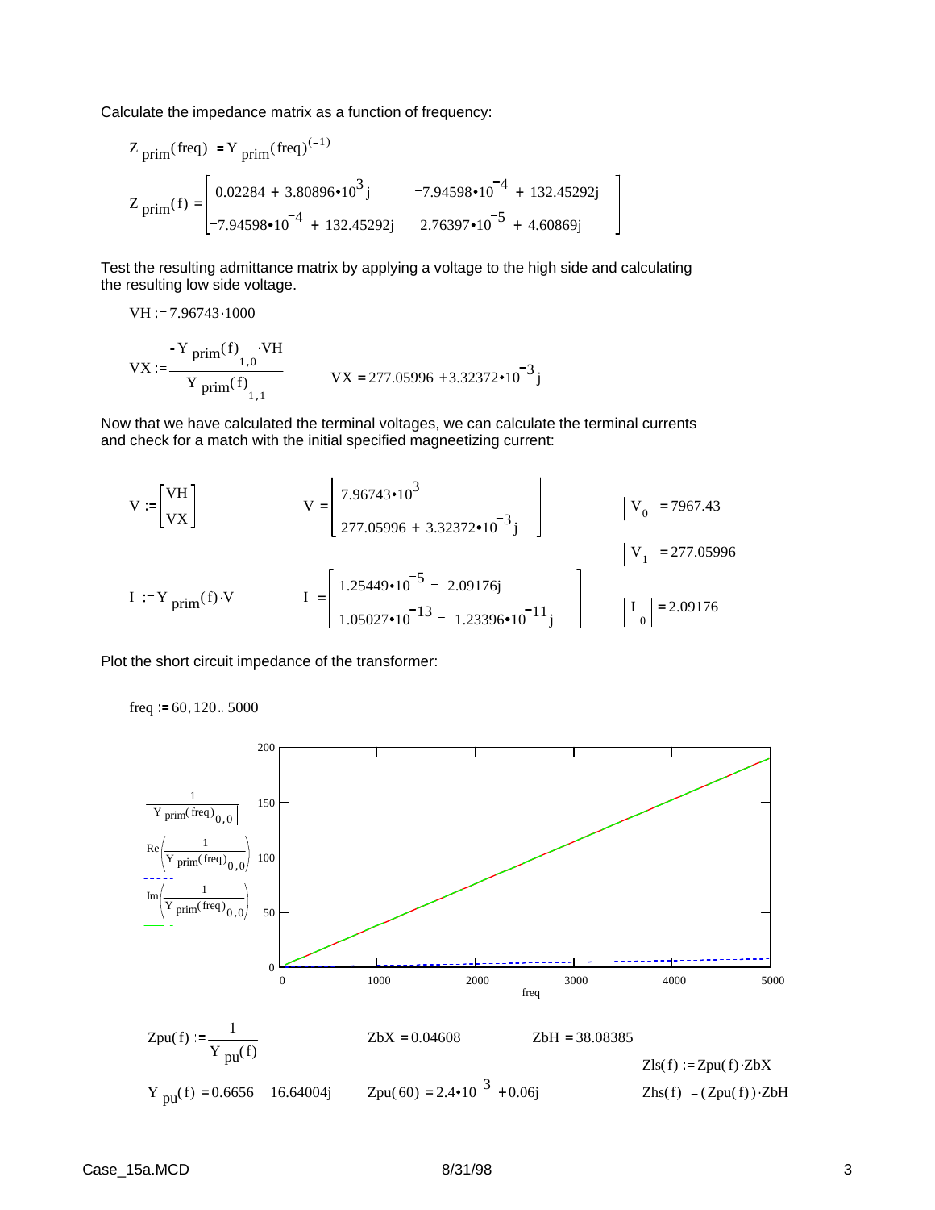Calculate the impedance matrix as a function of frequency:

$$Z_{prim}(freq) := Y_{prim}(freq)^{(-1)}$$

$$Z_{prim}(f) = \begin{bmatrix} 0.02284 + 3.80896 \cdot 10^{3} j & -7.94598 \cdot 10^{-4} + 132.45292j \\ -7.94598 \cdot 10^{-4} + 132.45292j & 2.76397 \cdot 10^{-5} + 4.60869j \end{bmatrix}$$

Test the resulting admittance matrix by applying a voltage to the high side and calculating the resulting low side voltage.

$$VH := 7.96743 \cdot 1000$$

$$VX := \frac{-Y_{prim}(f)_{1,0} \cdot VH}{Y_{prim}(f)_{1,1}} \qquad VX = 277.05996 + 3.32372 \cdot 10^{-3} j$$

Now that we have calculated the terminal voltages, we can calculate the terminal currents and check for a match with the initial specified magneetizing current:

$$V := \begin{bmatrix} VH \\ VX \end{bmatrix} \qquad V = \begin{bmatrix} 7.96743 \cdot 10^{3} \\ 277.05996 + 3.32372 \cdot 10^{-3} j \end{bmatrix} \qquad \left| V_0 \right| = 7967.43$$

$$\left| V_1 \right| = 277.05996$$

$$I := Y_{prim}(f) \cdot V \qquad I = \begin{bmatrix} 1.25449 \cdot 10^{-5} - 2.09176j \\ 1.05027 \cdot 10^{-13} - 1.23396 \cdot 10^{-11} j \end{bmatrix} \qquad \left| I_0 \right| = 2.09176$$

Plot the short circuit impedance of the transformer:

$$freq := 60, 120 .. 5000$$

Plot traces: $\frac{1}{\left| Y_{prim}(freq)_{0,0} \right|}$ (solid), $Re\left(\frac{1}{Y_{prim}(freq)_{0,0}}\right)$ (dashed), $Im\left(\frac{1}{Y_{prim}(freq)_{0,0}}\right)$ (solid) versus freq (0 to 5000); vertical axis 0 to 200.

$$Zpu(f) := \frac{1}{Y_{pu}(f)} \qquad ZbX = 0.04608 \qquad ZbH = 38.08385$$

$$Zls(f) := Zpu(f) \cdot ZbX$$

$$Y_{pu}(f) = 0.6656 - 16.64004j \qquad Zpu(60) = 2.4 \cdot 10^{-3} + 0.06j \qquad Zhs(f) := (Zpu(f)) \cdot ZbH$$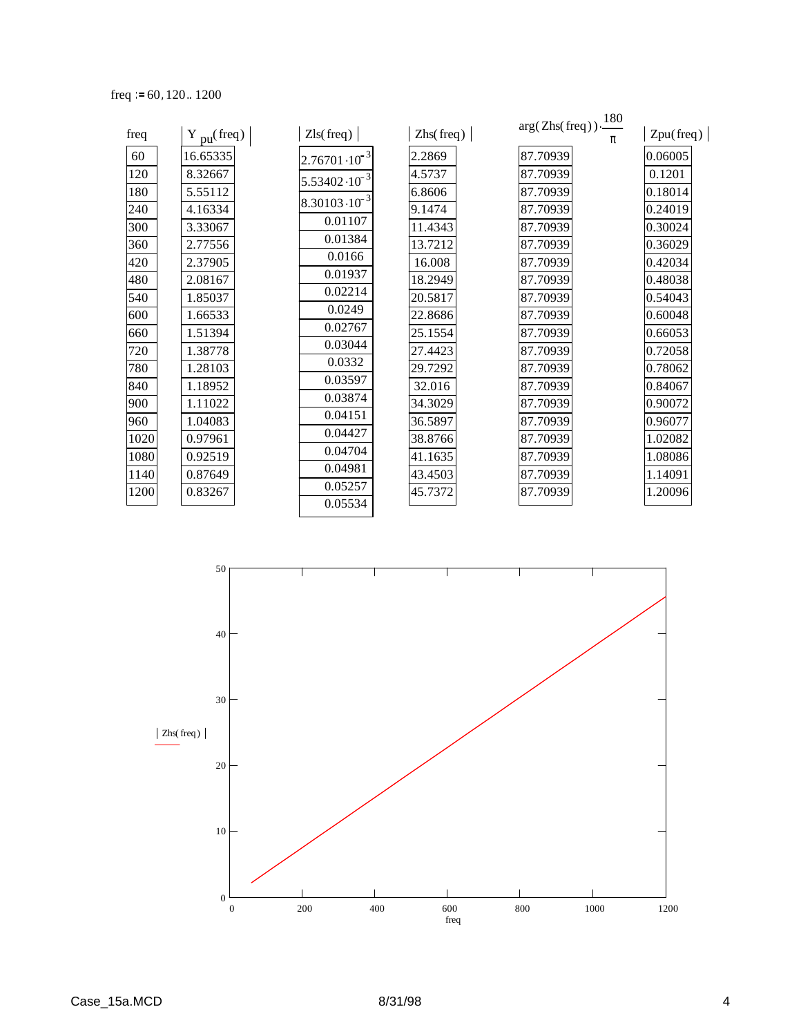$freq := 60, 120 .. 1200$

| freq | $\lvert Y_{pu}(freq) \rvert$ | $\lvert Zls(freq) \rvert$ | $\lvert Zhs(freq) \rvert$ | $arg(Zhs(freq)) \cdot \frac{180}{\pi}$ | $\lvert Zpu(freq) \rvert$ |
|---|---|---|---|---|---|
| 60 | 16.65335 | $2.76701 \cdot 10^{-3}$ | 2.2869 | 87.70939 | 0.06005 |
| 120 | 8.32667 | $5.53402 \cdot 10^{-3}$ | 4.5737 | 87.70939 | 0.1201 |
| 180 | 5.55112 | $8.30103 \cdot 10^{-3}$ | 6.8606 | 87.70939 | 0.18014 |
| 240 | 4.16334 | 0.01107 | 9.1474 | 87.70939 | 0.24019 |
| 300 | 3.33067 | 0.01384 | 11.4343 | 87.70939 | 0.30024 |
| 360 | 2.77556 | 0.0166 | 13.7212 | 87.70939 | 0.36029 |
| 420 | 2.37905 | 0.01937 | 16.008 | 87.70939 | 0.42034 |
| 480 | 2.08167 | 0.02214 | 18.2949 | 87.70939 | 0.48038 |
| 540 | 1.85037 | 0.0249 | 20.5817 | 87.70939 | 0.54043 |
| 600 | 1.66533 | 0.02767 | 22.8686 | 87.70939 | 0.60048 |
| 660 | 1.51394 | 0.03044 | 25.1554 | 87.70939 | 0.66053 |
| 720 | 1.38778 | 0.0332 | 27.4423 | 87.70939 | 0.72058 |
| 780 | 1.28103 | 0.03597 | 29.7292 | 87.70939 | 0.78062 |
| 840 | 1.18952 | 0.03874 | 32.016 | 87.70939 | 0.84067 |
| 900 | 1.11022 | 0.04151 | 34.3029 | 87.70939 | 0.90072 |
| 960 | 1.04083 | 0.04427 | 36.5897 | 87.70939 | 0.96077 |
| 1020 | 0.97961 | 0.04704 | 38.8766 | 87.70939 | 1.02082 |
| 1080 | 0.92519 | 0.04981 | 41.1635 | 87.70939 | 1.08086 |
| 1140 | 0.87649 | 0.05257 | 43.4503 | 87.70939 | 1.14091 |
| 1200 | 0.83267 | 0.05534 | 45.7372 | 87.70939 | 1.20096 |

$\lvert Zhs(freq) \rvert$ vs. freq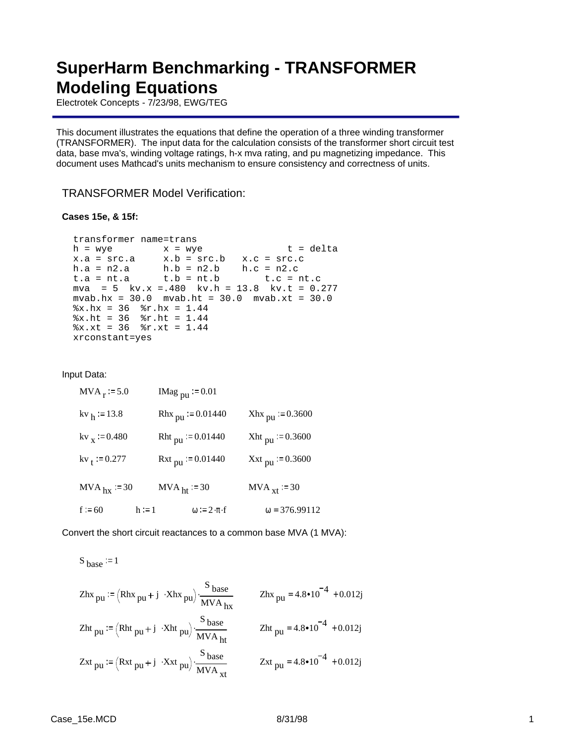# SuperHarm Benchmarking - TRANSFORMER Modeling Equations

Electrotek Concepts - 7/23/98, EWG/TEG

This document illustrates the equations that define the operation of a three winding transformer (TRANSFORMER). The input data for the calculation consists of the transformer short circuit test data, base mva's, winding voltage ratings, h-x mva rating, and pu magnetizing impedance. This document uses Mathcad's units mechanism to ensure consistency and correctness of units.

## TRANSFORMER Model Verification:

**Cases 15e, & 15f:**

```
transformer name=trans
h = wye         x = wye              t = delta
x.a = src.a     x.b = src.b   x.c = src.c
h.a = n2.a      h.b = n2.b    h.c = n2.c
t.a = nt.a      t.b = nt.b        t.c = nt.c
mva  = 5  kv.x =.480  kv.h = 13.8  kv.t = 0.277
mvab.hx = 30.0  mvab.ht = 30.0  mvab.xt = 30.0
%x.hx = 36  %r.hx = 1.44
%x.ht = 36  %r.ht = 1.44
%x.xt = 36  %r.xt = 1.44
xrconstant=yes
```

Input Data:

$MVA_r := 5.0 \qquad IMag_{pu} := 0.01$

$kv_h := 13.8 \qquad Rhx_{pu} := 0.01440 \qquad Xhx_{pu} := 0.3600$

$kv_x := 0.480 \qquad Rht_{pu} := 0.01440 \qquad Xht_{pu} := 0.3600$

$kv_t := 0.277 \qquad Rxt_{pu} := 0.01440 \qquad Xxt_{pu} := 0.3600$

$MVA_{hx} := 30 \qquad MVA_{ht} := 30 \qquad MVA_{xt} := 30$

$f := 60 \qquad h := 1 \qquad \omega := 2 \cdot \pi \cdot f \qquad \omega = 376.99112$

Convert the short circuit reactances to a common base MVA (1 MVA):

$S_{base} := 1$

$$Zhx_{pu} := \left(Rhx_{pu} + j \cdot Xhx_{pu}\right) \cdot \frac{S_{base}}{MVA_{hx}} \qquad Zhx_{pu} = 4.8 \cdot 10^{-4} + 0.012j$$

$$Zht_{pu} := \left(Rht_{pu} + j \cdot Xht_{pu}\right) \cdot \frac{S_{base}}{MVA_{ht}} \qquad Zht_{pu} = 4.8 \cdot 10^{-4} + 0.012j$$

$$Zxt_{pu} := \left(Rxt_{pu} + j \cdot Xxt_{pu}\right) \cdot \frac{S_{base}}{MVA_{xt}} \qquad Zxt_{pu} = 4.8 \cdot 10^{-4} + 0.012j$$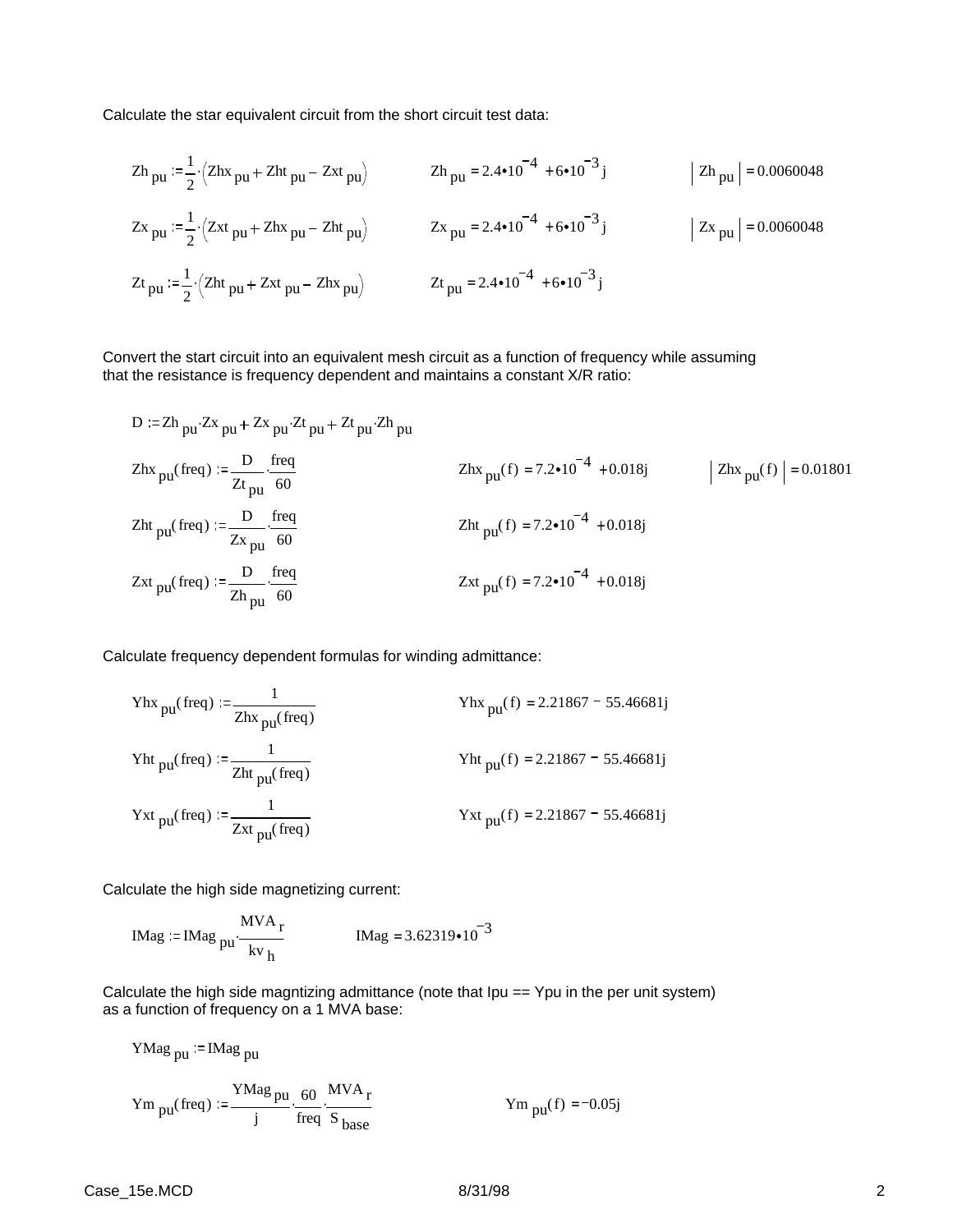Calculate the star equivalent circuit from the short circuit test data:

$$Zh_{pu} := \frac{1}{2}\cdot\left(Zhx_{pu} + Zht_{pu} - Zxt_{pu}\right) \qquad Zh_{pu} = 2.4\cdot10^{-4} + 6\cdot10^{-3}j \qquad \left|Zh_{pu}\right| = 0.0060048$$

$$Zx_{pu} := \frac{1}{2}\cdot\left(Zxt_{pu} + Zhx_{pu} - Zht_{pu}\right) \qquad Zx_{pu} = 2.4\cdot10^{-4} + 6\cdot10^{-3}j \qquad \left|Zx_{pu}\right| = 0.0060048$$

$$Zt_{pu} := \frac{1}{2}\cdot\left(Zht_{pu} + Zxt_{pu} - Zhx_{pu}\right) \qquad Zt_{pu} = 2.4\cdot10^{-4} + 6\cdot10^{-3}j$$

Convert the start circuit into an equivalent mesh circuit as a function of frequency while assuming that the resistance is frequency dependent and maintains a constant X/R ratio:

$$D := Zh_{pu}\cdot Zx_{pu} + Zx_{pu}\cdot Zt_{pu} + Zt_{pu}\cdot Zh_{pu}$$

$$Zhx_{pu}(freq) := \frac{D}{Zt_{pu}}\cdot\frac{freq}{60} \qquad Zhx_{pu}(f) = 7.2\cdot10^{-4} + 0.018j \qquad \left|Zhx_{pu}(f)\right| = 0.01801$$

$$Zht_{pu}(freq) := \frac{D}{Zx_{pu}}\cdot\frac{freq}{60} \qquad Zht_{pu}(f) = 7.2\cdot10^{-4} + 0.018j$$

$$Zxt_{pu}(freq) := \frac{D}{Zh_{pu}}\cdot\frac{freq}{60} \qquad Zxt_{pu}(f) = 7.2\cdot10^{-4} + 0.018j$$

Calculate frequency dependent formulas for winding admittance:

$$Yhx_{pu}(freq) := \frac{1}{Zhx_{pu}(freq)} \qquad Yhx_{pu}(f) = 2.21867 - 55.46681j$$

$$Yht_{pu}(freq) := \frac{1}{Zht_{pu}(freq)} \qquad Yht_{pu}(f) = 2.21867 - 55.46681j$$

$$Yxt_{pu}(freq) := \frac{1}{Zxt_{pu}(freq)} \qquad Yxt_{pu}(f) = 2.21867 - 55.46681j$$

Calculate the high side magnetizing current:

$$IMag := IMag_{pu}\cdot\frac{MVA_r}{kv_h} \qquad IMag = 3.62319\cdot10^{-3}$$

Calculate the high side magntizing admittance (note that Ipu == Ypu in the per unit system) as a function of frequency on a 1 MVA base:

$$YMag_{pu} := IMag_{pu}$$

$$Ym_{pu}(freq) := \frac{YMag_{pu}}{j}\cdot\frac{60}{freq}\cdot\frac{MVA_r}{S_{base}} \qquad Ym_{pu}(f) = -0.05j$$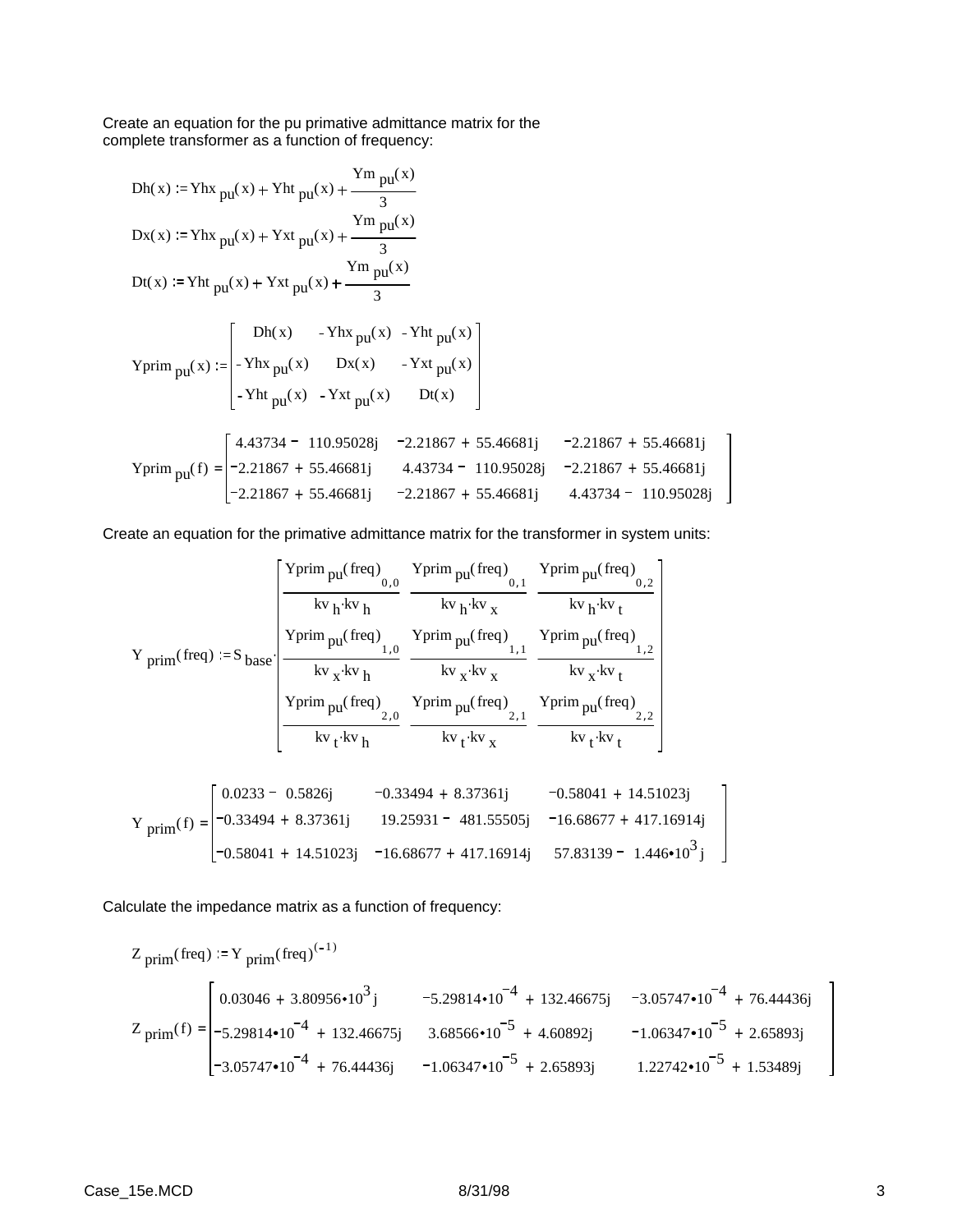Create an equation for the pu primative admittance matrix for the complete transformer as a function of frequency:

$$Dh(x) := Yhx_{pu}(x) + Yht_{pu}(x) + \frac{Ym_{pu}(x)}{3}$$

$$Dx(x) := Yhx_{pu}(x) + Yxt_{pu}(x) + \frac{Ym_{pu}(x)}{3}$$

$$Dt(x) := Yht_{pu}(x) + Yxt_{pu}(x) + \frac{Ym_{pu}(x)}{3}$$

$$Yprim_{pu}(x) := \begin{bmatrix} Dh(x) & -Yhx_{pu}(x) & -Yht_{pu}(x) \\ -Yhx_{pu}(x) & Dx(x) & -Yxt_{pu}(x) \\ -Yht_{pu}(x) & -Yxt_{pu}(x) & Dt(x) \end{bmatrix}$$

$$Yprim_{pu}(f) = \begin{bmatrix} 4.43734 - 110.95028j & -2.21867 + 55.46681j & -2.21867 + 55.46681j \\ -2.21867 + 55.46681j & 4.43734 - 110.95028j & -2.21867 + 55.46681j \\ -2.21867 + 55.46681j & -2.21867 + 55.46681j & 4.43734 - 110.95028j \end{bmatrix}$$

Create an equation for the primative admittance matrix for the transformer in system units:

$$Y_{prim}(freq) := S_{base} \cdot \begin{bmatrix} \dfrac{Yprim_{pu}(freq)_{0,0}}{kv_h \cdot kv_h} & \dfrac{Yprim_{pu}(freq)_{0,1}}{kv_h \cdot kv_x} & \dfrac{Yprim_{pu}(freq)_{0,2}}{kv_h \cdot kv_t} \\ \dfrac{Yprim_{pu}(freq)_{1,0}}{kv_x \cdot kv_h} & \dfrac{Yprim_{pu}(freq)_{1,1}}{kv_x \cdot kv_x} & \dfrac{Yprim_{pu}(freq)_{1,2}}{kv_x \cdot kv_t} \\ \dfrac{Yprim_{pu}(freq)_{2,0}}{kv_t \cdot kv_h} & \dfrac{Yprim_{pu}(freq)_{2,1}}{kv_t \cdot kv_x} & \dfrac{Yprim_{pu}(freq)_{2,2}}{kv_t \cdot kv_t} \end{bmatrix}$$

$$Y_{prim}(f) = \begin{bmatrix} 0.0233 - 0.5826j & -0.33494 + 8.37361j & -0.58041 + 14.51023j \\ -0.33494 + 8.37361j & 19.25931 - 481.55505j & -16.68677 + 417.16914j \\ -0.58041 + 14.51023j & -16.68677 + 417.16914j & 57.83139 - 1.446 \cdot 10^{3}j \end{bmatrix}$$

Calculate the impedance matrix as a function of frequency:

$$Z_{prim}(freq) := Y_{prim}(freq)^{(-1)}$$

$$Z_{prim}(f) = \begin{bmatrix} 0.03046 + 3.80956 \cdot 10^{3}j & -5.29814 \cdot 10^{-4} + 132.46675j & -3.05747 \cdot 10^{-4} + 76.44436j \\ -5.29814 \cdot 10^{-4} + 132.46675j & 3.68566 \cdot 10^{-5} + 4.60892j & -1.06347 \cdot 10^{-5} + 2.65893j \\ -3.05747 \cdot 10^{-4} + 76.44436j & -1.06347 \cdot 10^{-5} + 2.65893j & 1.22742 \cdot 10^{-5} + 1.53489j \end{bmatrix}$$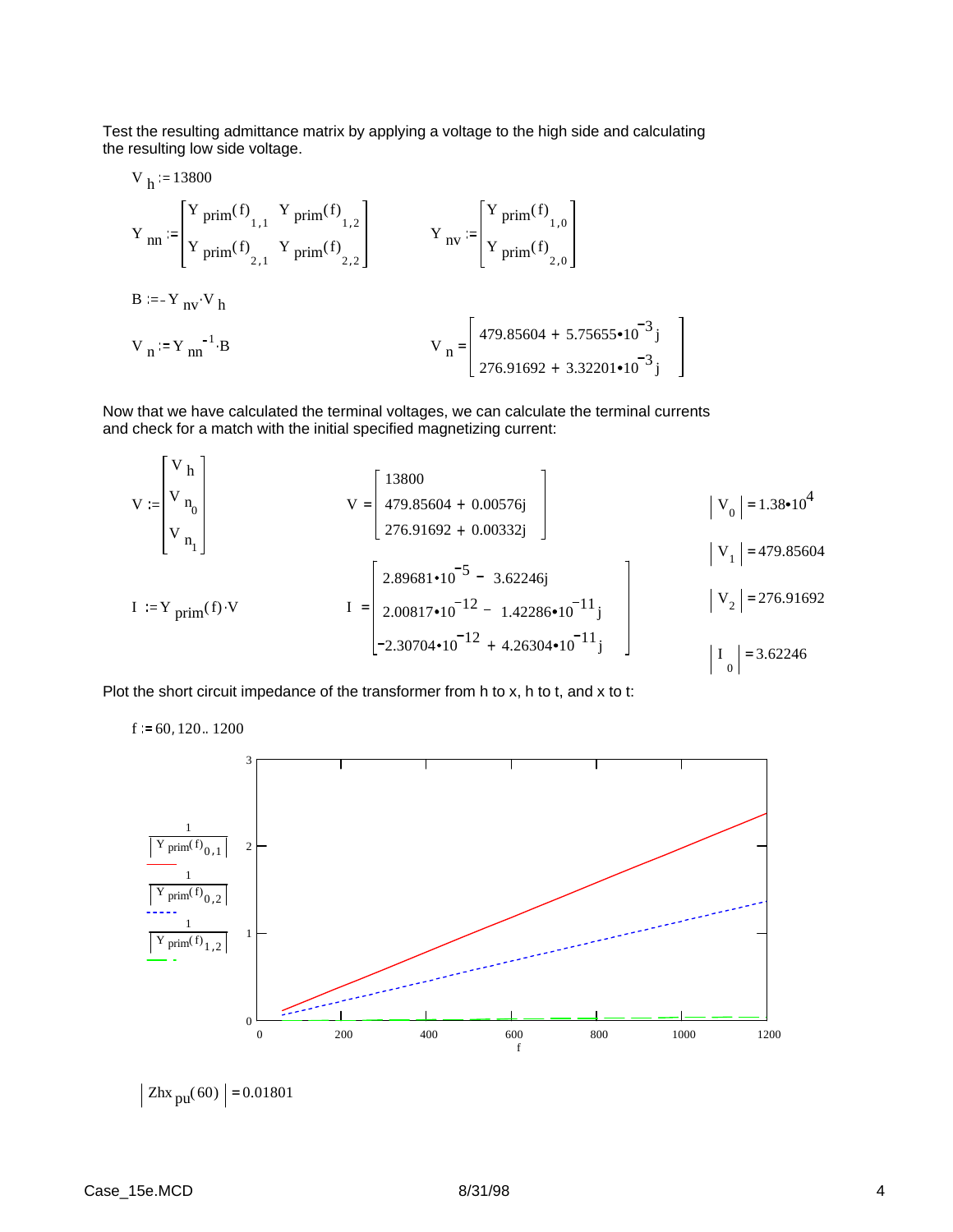Test the resulting admittance matrix by applying a voltage to the high side and calculating the resulting low side voltage.

$$V_h := 13800$$

$$Y_{nn} := \begin{bmatrix} Y_{prim}(f)_{1,1} & Y_{prim}(f)_{1,2} \\ Y_{prim}(f)_{2,1} & Y_{prim}(f)_{2,2} \end{bmatrix} \qquad Y_{nv} := \begin{bmatrix} Y_{prim}(f)_{1,0} \\ Y_{prim}(f)_{2,0} \end{bmatrix}$$

$$B := -Y_{nv} \cdot V_h$$

$$V_n := Y_{nn}^{-1} \cdot B \qquad V_n = \begin{bmatrix} 479.85604 + 5.75655 \cdot 10^{-3} j \\ 276.91692 + 3.32201 \cdot 10^{-3} j \end{bmatrix}$$

Now that we have calculated the terminal voltages, we can calculate the terminal currents and check for a match with the initial specified magnetizing current:

$$V := \begin{bmatrix} V_h \\ V_{n_0} \\ V_{n_1} \end{bmatrix} \qquad V = \begin{bmatrix} 13800 \\ 479.85604 + 0.00576j \\ 276.91692 + 0.00332j \end{bmatrix}$$

$$I := Y_{prim}(f) \cdot V \qquad I = \begin{bmatrix} 2.89681 \cdot 10^{-5} - 3.62246j \\ 2.00817 \cdot 10^{-12} - 1.42286 \cdot 10^{-11} j \\ -2.30704 \cdot 10^{-12} + 4.26304 \cdot 10^{-11} j \end{bmatrix}$$

$$|V_0| = 1.38 \cdot 10^4 \qquad |V_1| = 479.85604 \qquad |V_2| = 276.91692 \qquad |I_0| = 3.62246$$

Plot the short circuit impedance of the transformer from h to x, h to t, and x to t:

$$f := 60, 120 .. 1200$$

[Plot: y-axis 0 to 3; x-axis f from 0 to 1200. Traces: $\frac{1}{|Y_{prim}(f)_{0,1}|}$ (solid red), $\frac{1}{|Y_{prim}(f)_{0,2}|}$ (dashed blue), $\frac{1}{|Y_{prim}(f)_{1,2}|}$ (dashed green)]

$$|Zhx_{pu}(60)| = 0.01801$$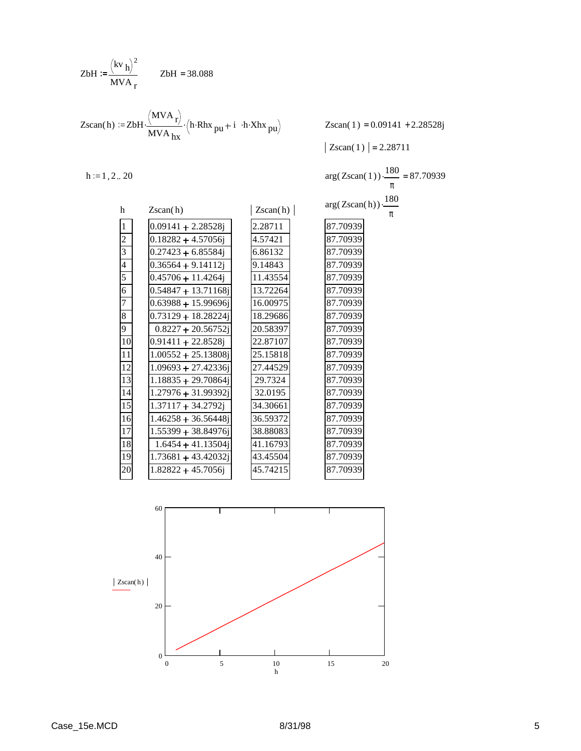$$ZbH := \frac{\left(kv_{h}\right)^{2}}{MVA_{r}} \qquad ZbH = 38.088$$

$$Zscan(h) := ZbH \cdot \frac{\left(MVA_{r}\right)}{MVA_{hx}} \cdot \left(h \cdot Rhx_{pu} + i \cdot h \cdot Xhx_{pu}\right)$$

$$Zscan(1) = 0.09141 + 2.28528j$$

$$\left| Zscan(1) \right| = 2.28711$$

$$h := 1, 2 .. 20$$

$$\arg(Zscan(1)) \cdot \frac{180}{\pi} = 87.70939$$

| h | Zscan(h) | \|Zscan(h)\| | arg(Zscan(h))·180/π |
|---|---|---|---|
| 1 | 0.09141 + 2.28528j | 2.28711 | 87.70939 |
| 2 | 0.18282 + 4.57056j | 4.57421 | 87.70939 |
| 3 | 0.27423 + 6.85584j | 6.86132 | 87.70939 |
| 4 | 0.36564 + 9.14112j | 9.14843 | 87.70939 |
| 5 | 0.45706 + 11.4264j | 11.43554 | 87.70939 |
| 6 | 0.54847 + 13.71168j | 13.72264 | 87.70939 |
| 7 | 0.63988 + 15.99696j | 16.00975 | 87.70939 |
| 8 | 0.73129 + 18.28224j | 18.29686 | 87.70939 |
| 9 | 0.8227 + 20.56752j | 20.58397 | 87.70939 |
| 10 | 0.91411 + 22.8528j | 22.87107 | 87.70939 |
| 11 | 1.00552 + 25.13808j | 25.15818 | 87.70939 |
| 12 | 1.09693 + 27.42336j | 27.44529 | 87.70939 |
| 13 | 1.18835 + 29.70864j | 29.7324 | 87.70939 |
| 14 | 1.27976 + 31.99392j | 32.0195 | 87.70939 |
| 15 | 1.37117 + 34.2792j | 34.30661 | 87.70939 |
| 16 | 1.46258 + 36.56448j | 36.59372 | 87.70939 |
| 17 | 1.55399 + 38.84976j | 38.88083 | 87.70939 |
| 18 | 1.6454 + 41.13504j | 41.16793 | 87.70939 |
| 19 | 1.73681 + 43.42032j | 43.45504 | 87.70939 |
| 20 | 1.82822 + 45.7056j | 45.74215 | 87.70939 |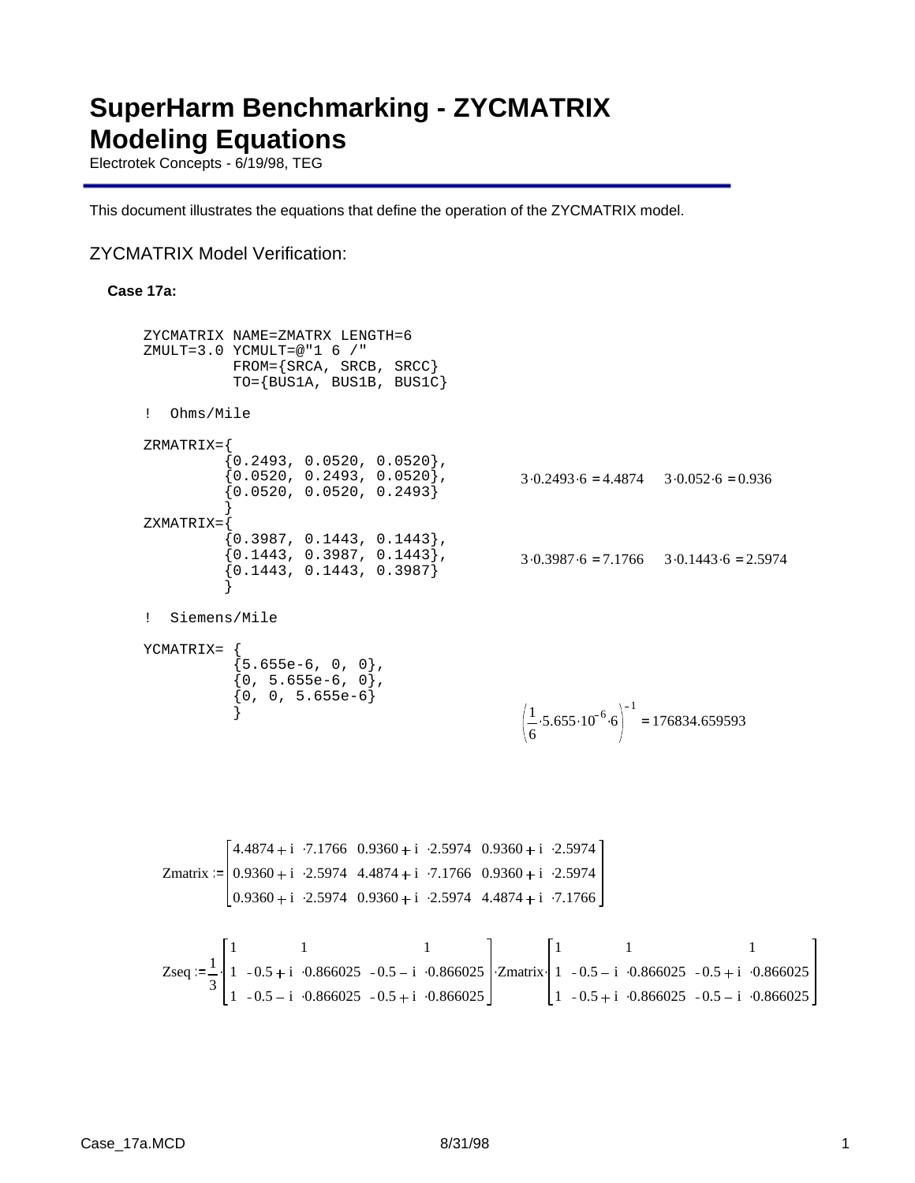# SuperHarm Benchmarking - ZYCMATRIX Modeling Equations

Electrotek Concepts - 6/19/98, TEG

This document illustrates the equations that define the operation of the ZYCMATRIX model.

## ZYCMATRIX Model Verification:

**Case 17a:**

```
ZYCMATRIX NAME=ZMATRX LENGTH=6
ZMULT=3.0 YCMULT=@"1 6 /"
          FROM={SRCA, SRCB, SRCC}
          TO={BUS1A, BUS1B, BUS1C}

!  Ohms/Mile

ZRMATRIX={
         {0.2493, 0.0520, 0.0520},
         {0.0520, 0.2493, 0.0520},
         {0.0520, 0.0520, 0.2493}
         }
ZXMATRIX={
         {0.3987, 0.1443, 0.1443},
         {0.1443, 0.3987, 0.1443},
         {0.1443, 0.1443, 0.3987}
         }

!  Siemens/Mile

YCMATRIX= {
          {5.655e-6, 0, 0},
          {0, 5.655e-6, 0},
          {0, 0, 5.655e-6}
          }
```

$$3 \cdot 0.2493 \cdot 6 = 4.4874 \qquad 3 \cdot 0.052 \cdot 6 = 0.936$$

$$3 \cdot 0.3987 \cdot 6 = 7.1766 \qquad 3 \cdot 0.1443 \cdot 6 = 2.5974$$

$$\left(\frac{1}{6} \cdot 5.655 \cdot 10^{-6} \cdot 6\right)^{-1} = 176834.659593$$

$$\text{Zmatrix} := \begin{bmatrix} 4.4874 + i \cdot 7.1766 & 0.9360 + i \cdot 2.5974 & 0.9360 + i \cdot 2.5974 \\ 0.9360 + i \cdot 2.5974 & 4.4874 + i \cdot 7.1766 & 0.9360 + i \cdot 2.5974 \\ 0.9360 + i \cdot 2.5974 & 0.9360 + i \cdot 2.5974 & 4.4874 + i \cdot 7.1766 \end{bmatrix}$$

$$\text{Zseq} := \frac{1}{3} \cdot \begin{bmatrix} 1 & 1 & 1 \\ 1 & -0.5 + i \cdot 0.866025 & -0.5 - i \cdot 0.866025 \\ 1 & -0.5 - i \cdot 0.866025 & -0.5 + i \cdot 0.866025 \end{bmatrix} \cdot \text{Zmatrix} \cdot \begin{bmatrix} 1 & 1 & 1 \\ 1 & -0.5 - i \cdot 0.866025 & -0.5 + i \cdot 0.866025 \\ 1 & -0.5 + i \cdot 0.866025 & -0.5 - i \cdot 0.866025 \end{bmatrix}$$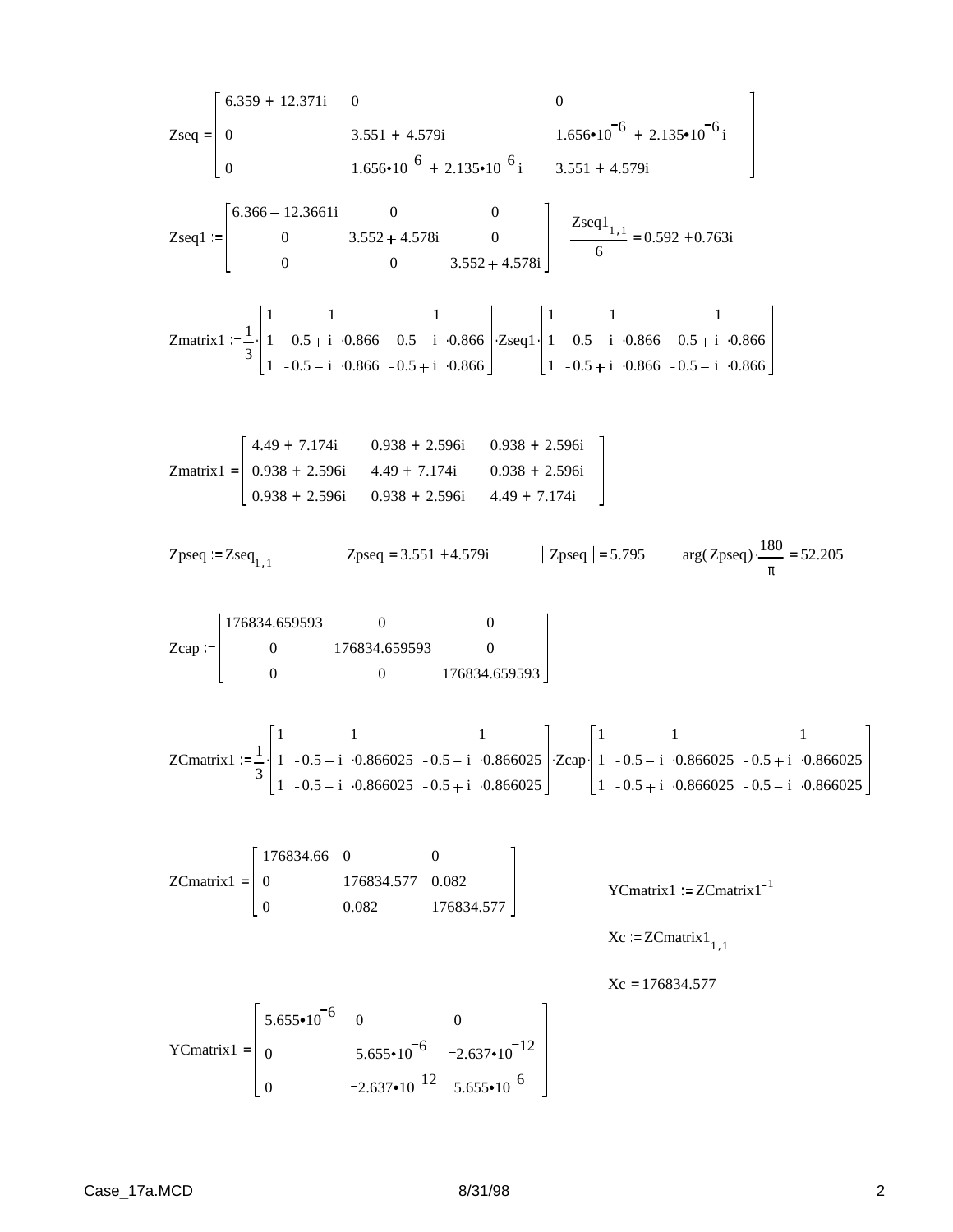$$\text{Zseq} = \begin{bmatrix} 6.359 + 12.371i & 0 & 0 \\ 0 & 3.551 + 4.579i & 1.656\cdot 10^{-6} + 2.135\cdot 10^{-6} i \\ 0 & 1.656\cdot 10^{-6} + 2.135\cdot 10^{-6} i & 3.551 + 4.579i \end{bmatrix}$$

$$\text{Zseq1} := \begin{bmatrix} 6.366 + 12.3661i & 0 & 0 \\ 0 & 3.552 + 4.578i & 0 \\ 0 & 0 & 3.552 + 4.578i \end{bmatrix} \qquad \frac{\text{Zseq1}_{1,1}}{6} = 0.592 + 0.763i$$

$$\text{Zmatrix1} := \frac{1}{3} \cdot \begin{bmatrix} 1 & 1 & 1 \\ 1 & -0.5 + i \cdot 0.866 & -0.5 - i \cdot 0.866 \\ 1 & -0.5 - i \cdot 0.866 & -0.5 + i \cdot 0.866 \end{bmatrix} \cdot \text{Zseq1} \cdot \begin{bmatrix} 1 & 1 & 1 \\ 1 & -0.5 - i \cdot 0.866 & -0.5 + i \cdot 0.866 \\ 1 & -0.5 + i \cdot 0.866 & -0.5 - i \cdot 0.866 \end{bmatrix}$$

$$\text{Zmatrix1} = \begin{bmatrix} 4.49 + 7.174i & 0.938 + 2.596i & 0.938 + 2.596i \\ 0.938 + 2.596i & 4.49 + 7.174i & 0.938 + 2.596i \\ 0.938 + 2.596i & 0.938 + 2.596i & 4.49 + 7.174i \end{bmatrix}$$

$\text{Zpseq} := \text{Zseq}_{1,1}$ $\qquad$ $\text{Zpseq} = 3.551 + 4.579i$ $\qquad$ $|\text{Zpseq}| = 5.795$ $\qquad$ $\arg(\text{Zpseq}) \cdot \frac{180}{\pi} = 52.205$

$$\text{Zcap} := \begin{bmatrix} 176834.659593 & 0 & 0 \\ 0 & 176834.659593 & 0 \\ 0 & 0 & 176834.659593 \end{bmatrix}$$

$$\text{ZCmatrix1} := \frac{1}{3} \cdot \begin{bmatrix} 1 & 1 & 1 \\ 1 & -0.5 + i \cdot 0.866025 & -0.5 - i \cdot 0.866025 \\ 1 & -0.5 - i \cdot 0.866025 & -0.5 + i \cdot 0.866025 \end{bmatrix} \cdot \text{Zcap} \cdot \begin{bmatrix} 1 & 1 & 1 \\ 1 & -0.5 - i \cdot 0.866025 & -0.5 + i \cdot 0.866025 \\ 1 & -0.5 + i \cdot 0.866025 & -0.5 - i \cdot 0.866025 \end{bmatrix}$$

$$\text{ZCmatrix1} = \begin{bmatrix} 176834.66 & 0 & 0 \\ 0 & 176834.577 & 0.082 \\ 0 & 0.082 & 176834.577 \end{bmatrix}$$

$\text{YCmatrix1} := \text{ZCmatrix1}^{-1}$

$\text{Xc} := \text{ZCmatrix1}_{1,1}$

$\text{Xc} = 176834.577$

$$\text{YCmatrix1} = \begin{bmatrix} 5.655\cdot 10^{-6} & 0 & 0 \\ 0 & 5.655\cdot 10^{-6} & -2.637\cdot 10^{-12} \\ 0 & -2.637\cdot 10^{-12} & 5.655\cdot 10^{-6} \end{bmatrix}$$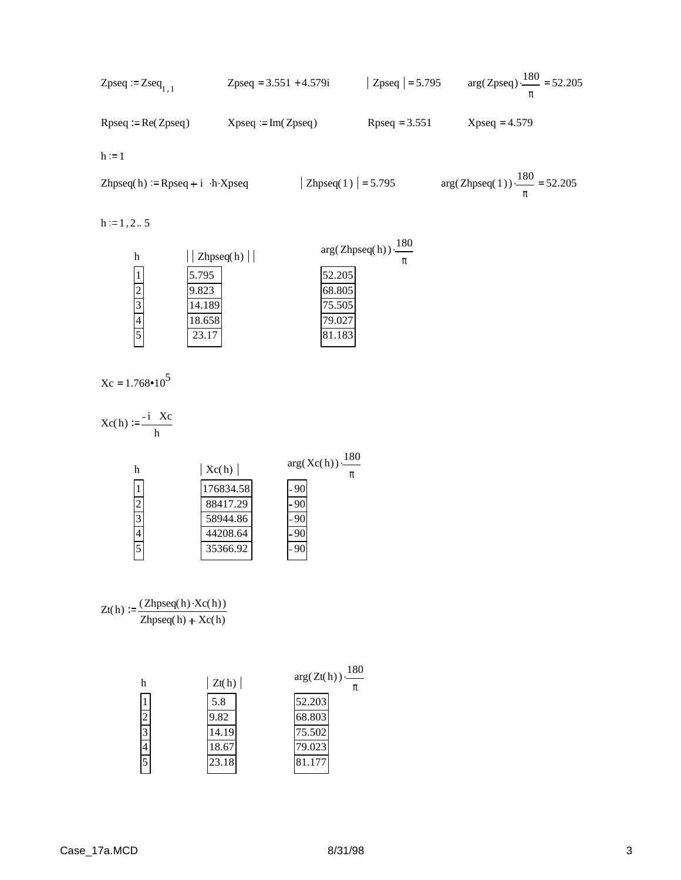$Zpseq := Zseq_{1,1}$ $Zpseq = 3.551 + 4.579i$ $|Zpseq| = 5.795$ $arg(Zpseq) \cdot \frac{180}{\pi} = 52.205$

$Rpseq := Re(Zpseq)$ $Xpseq := Im(Zpseq)$ $Rpseq = 3.551$ $Xpseq = 4.579$

$h := 1$

$Zhpseq(h) := Rpseq + i \cdot h \cdot Xpseq$ $|Zhpseq(1)| = 5.795$ $arg(Zhpseq(1)) \cdot \frac{180}{\pi} = 52.205$

$h := 1, 2 .. 5$

| $h$ | $\|Zhpseq(h)\|$ | $arg(Zhpseq(h)) \cdot \frac{180}{\pi}$ |
|---|---|---|
| 1 | 5.795 | 52.205 |
| 2 | 9.823 | 68.805 |
| 3 | 14.189 | 75.505 |
| 4 | 18.658 | 79.027 |
| 5 | 23.17 | 81.183 |

$Xc = 1.768 \cdot 10^{5}$

$Xc(h) := \frac{-i \cdot Xc}{h}$

| $h$ | $\|Xc(h)\|$ | $arg(Xc(h)) \cdot \frac{180}{\pi}$ |
|---|---|---|
| 1 | 176834.58 | -90 |
| 2 | 88417.29 | -90 |
| 3 | 58944.86 | -90 |
| 4 | 44208.64 | -90 |
| 5 | 35366.92 | -90 |

$Zt(h) := \frac{(Zhpseq(h) \cdot Xc(h))}{Zhpseq(h) + Xc(h)}$

| $h$ | $\|Zt(h)\|$ | $arg(Zt(h)) \cdot \frac{180}{\pi}$ |
|---|---|---|
| 1 | 5.8 | 52.203 |
| 2 | 9.82 | 68.803 |
| 3 | 14.19 | 75.502 |
| 4 | 18.67 | 79.023 |
| 5 | 23.18 | 81.177 |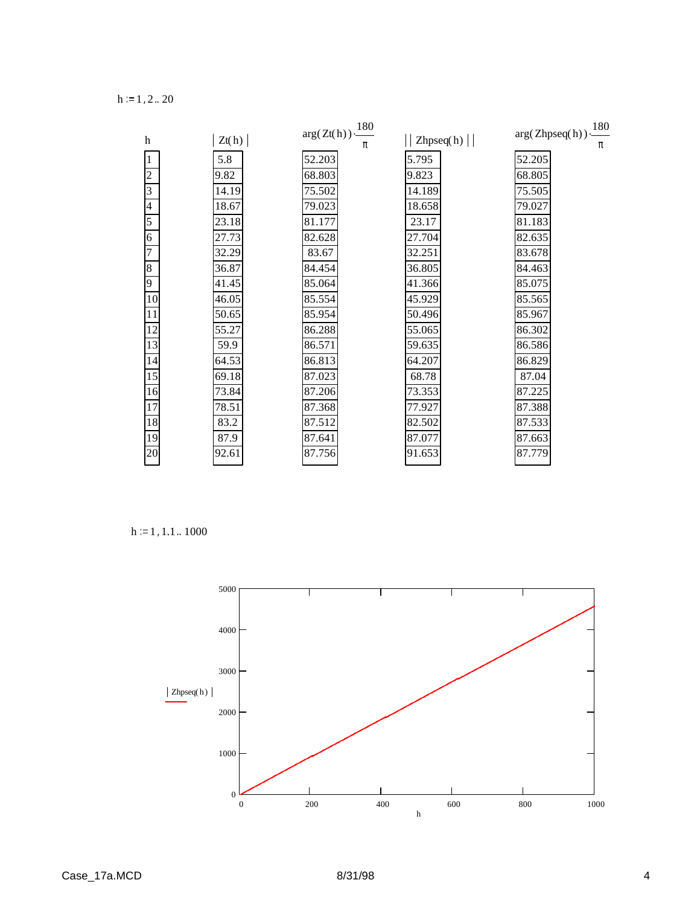$h := 1, 2 .. 20$

| $h$ | $\lvert Zt(h) \rvert$ | $\arg(Zt(h)) \cdot \frac{180}{\pi}$ | $\lvert Zhpseq(h) \rvert$ | $\arg(Zhpseq(h)) \cdot \frac{180}{\pi}$ |
|---|---|---|---|---|
| 1 | 5.8 | 52.203 | 5.795 | 52.205 |
| 2 | 9.82 | 68.803 | 9.823 | 68.805 |
| 3 | 14.19 | 75.502 | 14.189 | 75.505 |
| 4 | 18.67 | 79.023 | 18.658 | 79.027 |
| 5 | 23.18 | 81.177 | 23.17 | 81.183 |
| 6 | 27.73 | 82.628 | 27.704 | 82.635 |
| 7 | 32.29 | 83.67 | 32.251 | 83.678 |
| 8 | 36.87 | 84.454 | 36.805 | 84.463 |
| 9 | 41.45 | 85.064 | 41.366 | 85.075 |
| 10 | 46.05 | 85.554 | 45.929 | 85.565 |
| 11 | 50.65 | 85.954 | 50.496 | 85.967 |
| 12 | 55.27 | 86.288 | 55.065 | 86.302 |
| 13 | 59.9 | 86.571 | 59.635 | 86.586 |
| 14 | 64.53 | 86.813 | 64.207 | 86.829 |
| 15 | 69.18 | 87.023 | 68.78 | 87.04 |
| 16 | 73.84 | 87.206 | 73.353 | 87.225 |
| 17 | 78.51 | 87.368 | 77.927 | 87.388 |
| 18 | 83.2 | 87.512 | 82.502 | 87.533 |
| 19 | 87.9 | 87.641 | 87.077 | 87.663 |
| 20 | 92.61 | 87.756 | 91.653 | 87.779 |

$h := 1, 1.1 .. 1000$

5000
4000
3000
$\lvert Zhpseq(h) \rvert$
2000
1000
0
0
200
400
600
800
1000
h